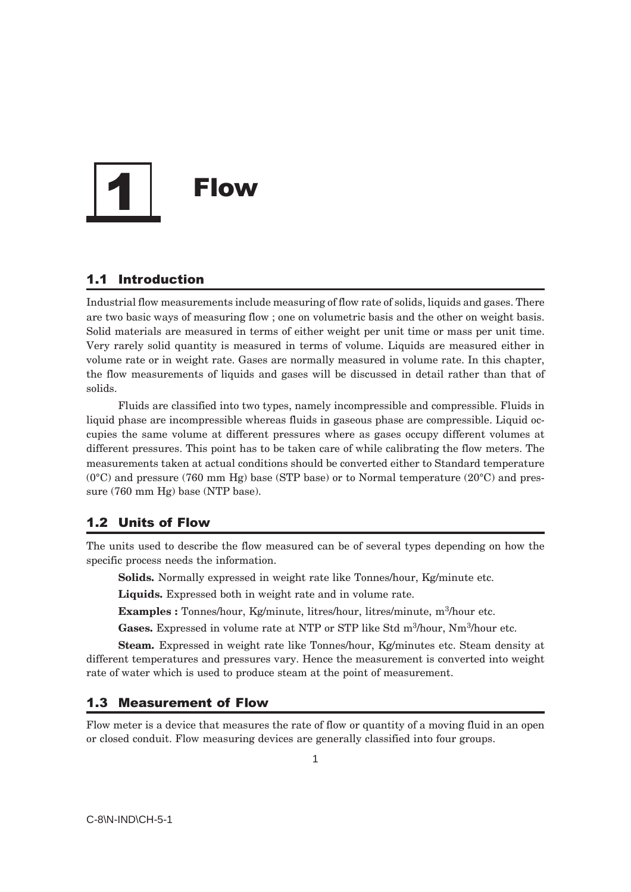# 1 Flow

## 1.1 Introduction

Industrial flow measurements include measuring of flow rate of solids, liquids and gases. There are two basic ways of measuring flow ; one on volumetric basis and the other on weight basis. Solid materials are measured in terms of either weight per unit time or mass per unit time. Very rarely solid quantity is measured in terms of volume. Liquids are measured either in volume rate or in weight rate. Gases are normally measured in volume rate. In this chapter, the flow measurements of liquids and gases will be discussed in detail rather than that of solids.

Fluids are classified into two types, namely incompressible and compressible. Fluids in liquid phase are incompressible whereas fluids in gaseous phase are compressible. Liquid occupies the same volume at different pressures where as gases occupy different volumes at different pressures. This point has to be taken care of while calibrating the flow meters. The measurements taken at actual conditions should be converted either to Standard temperature (0°C) and pressure (760 mm Hg) base (STP base) or to Normal temperature (20°C) and pressure (760 mm Hg) base (NTP base).

## 1.2 Units of Flow

The units used to describe the flow measured can be of several types depending on how the specific process needs the information.

**Solids.** Normally expressed in weight rate like Tonnes/hour, Kg/minute etc.

**Liquids.** Expressed both in weight rate and in volume rate.

**Examples :** Tonnes/hour, Kg/minute, litres/hour, litres/minute, $m^3$/hour etc.

**Gases.** Expressed in volume rate at NTP or STP like Std $m^3$/hour, $Nm^3$/hour etc.

**Steam.** Expressed in weight rate like Tonnes/hour, Kg/minutes etc. Steam density at different temperatures and pressures vary. Hence the measurement is converted into weight rate of water which is used to produce steam at the point of measurement.

## 1.3 Measurement of Flow

Flow meter is a device that measures the rate of flow or quantity of a moving fluid in an open or closed conduit. Flow measuring devices are generally classified into four groups.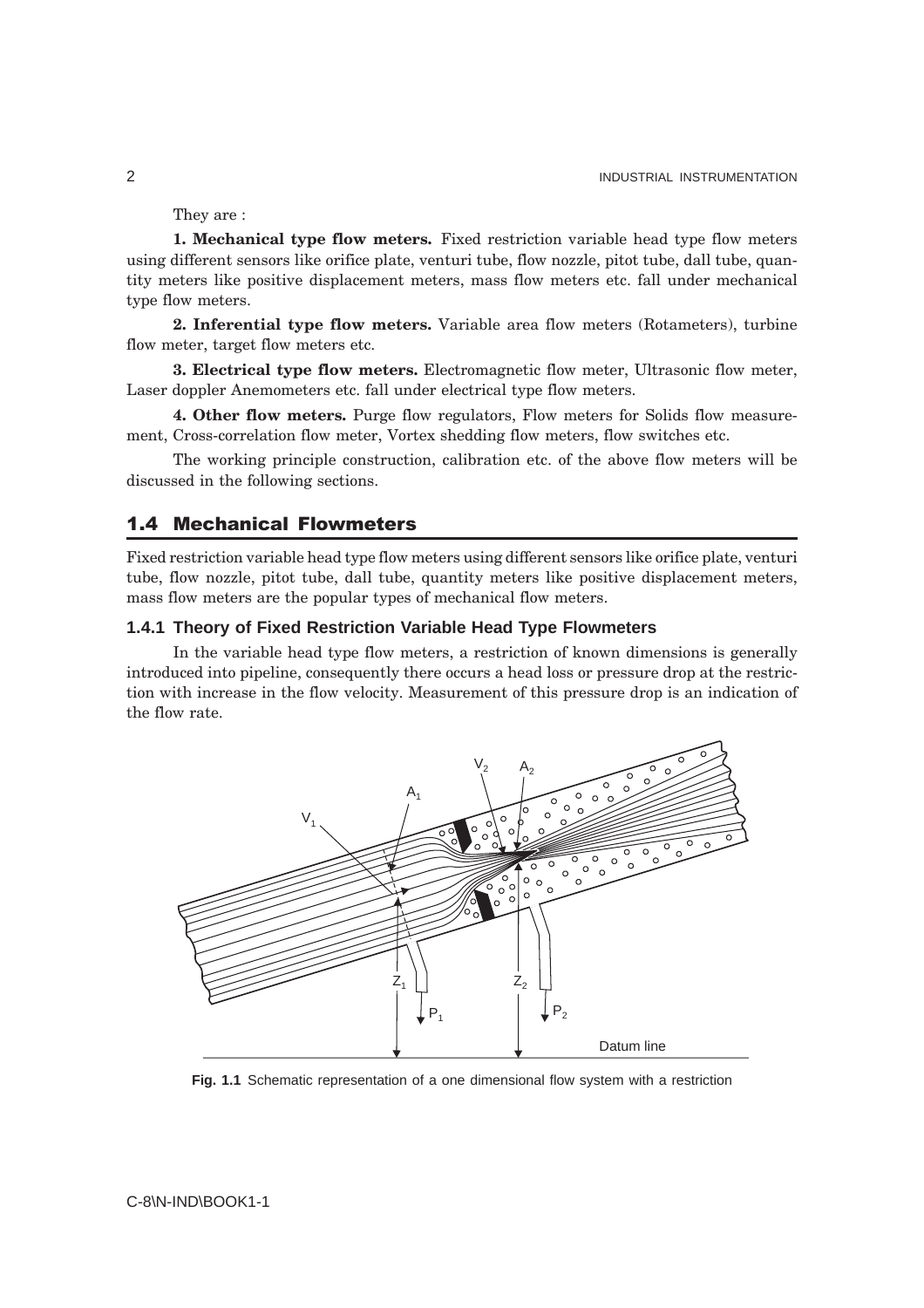They are :

**1. Mechanical type flow meters.** Fixed restriction variable head type flow meters using different sensors like orifice plate, venturi tube, flow nozzle, pitot tube, dall tube, quantity meters like positive displacement meters, mass flow meters etc. fall under mechanical type flow meters.

**2. Inferential type flow meters.** Variable area flow meters (Rotameters), turbine flow meter, target flow meters etc.

**3. Electrical type flow meters.** Electromagnetic flow meter, Ultrasonic flow meter, Laser doppler Anemometers etc. fall under electrical type flow meters.

**4. Other flow meters.** Purge flow regulators, Flow meters for Solids flow measurement, Cross-correlation flow meter, Vortex shedding flow meters, flow switches etc.

The working principle construction, calibration etc. of the above flow meters will be discussed in the following sections.

## 1.4 Mechanical Flowmeters

Fixed restriction variable head type flow meters using different sensors like orifice plate, venturi tube, flow nozzle, pitot tube, dall tube, quantity meters like positive displacement meters, mass flow meters are the popular types of mechanical flow meters.

### 1.4.1 Theory of Fixed Restriction Variable Head Type Flowmeters

In the variable head type flow meters, a restriction of known dimensions is generally introduced into pipeline, consequently there occurs a head loss or pressure drop at the restriction with increase in the flow velocity. Measurement of this pressure drop is an indication of the flow rate.

$V_2$ $A_2$ $A_1$ $V_1$ $Z_1$ $P_1$ $Z_2$ $P_2$ Datum line

**Fig. 1.1** Schematic representation of a one dimensional flow system with a restriction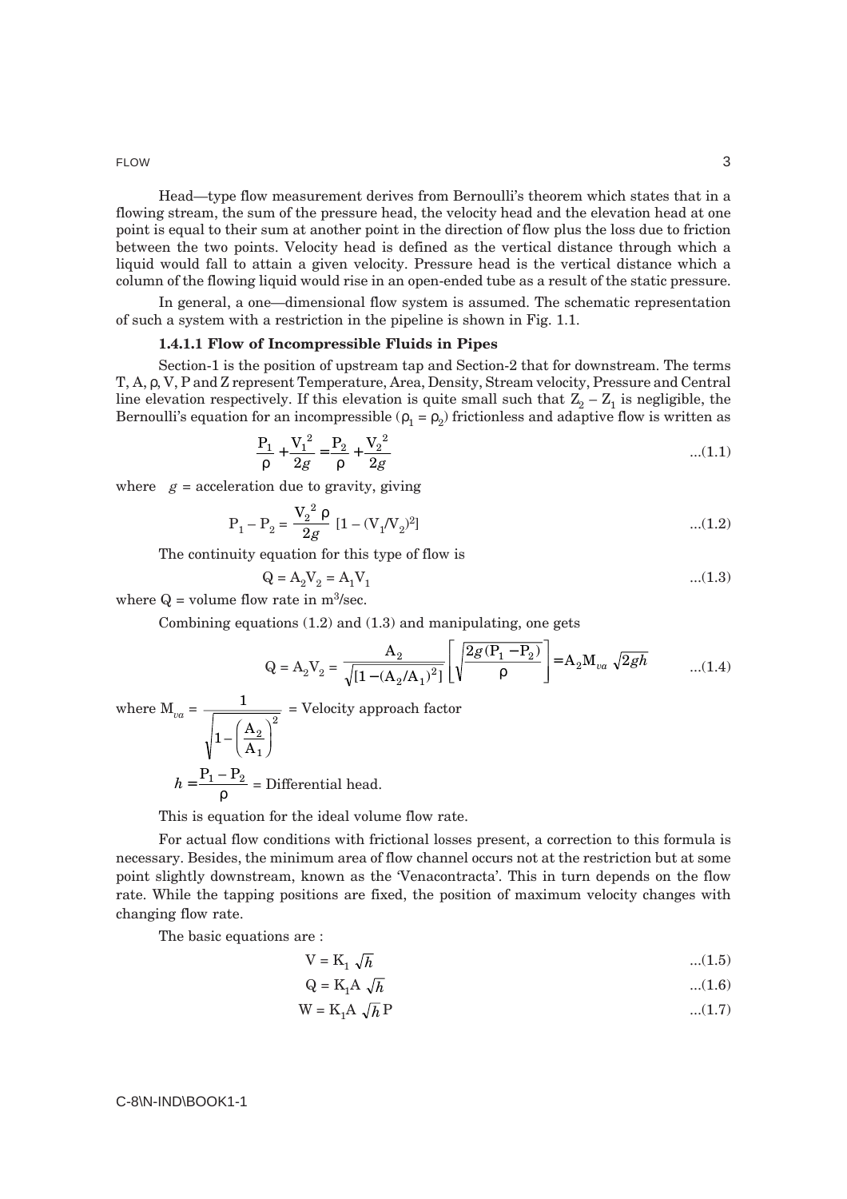Head—type flow measurement derives from Bernoulli's theorem which states that in a flowing stream, the sum of the pressure head, the velocity head and the elevation head at one point is equal to their sum at another point in the direction of flow plus the loss due to friction between the two points. Velocity head is defined as the vertical distance through which a liquid would fall to attain a given velocity. Pressure head is the vertical distance which a column of the flowing liquid would rise in an open-ended tube as a result of the static pressure.

In general, a one—dimensional flow system is assumed. The schematic representation of such a system with a restriction in the pipeline is shown in Fig. 1.1.

#### 1.4.1.1 Flow of Incompressible Fluids in Pipes

Section-1 is the position of upstream tap and Section-2 that for downstream. The terms T, A, ρ, V, P and Z represent Temperature, Area, Density, Stream velocity, Pressure and Central line elevation respectively. If this elevation is quite small such that $Z_2 - Z_1$ is negligible, the Bernoulli's equation for an incompressible ($\rho_1 = \rho_2$) frictionless and adaptive flow is written as

$$\frac{P_1}{\rho} + \frac{V_1^2}{2g} = \frac{P_2}{\rho} + \frac{V_2^2}{2g} \qquad ...(1.1)$$

where $g$ = acceleration due to gravity, giving

$$P_1 - P_2 = \frac{V_2^2 \rho}{2g} [1 - (V_1/V_2)^2] \qquad ...(1.2)$$

The continuity equation for this type of flow is

$$Q = A_2V_2 = A_1V_1 \qquad ...(1.3)$$

where Q = volume flow rate in m³/sec.

Combining equations (1.2) and (1.3) and manipulating, one gets

$$Q = A_2V_2 = \frac{A_2}{\sqrt{[1 - (A_2/A_1)^2]}} \left[ \sqrt{\frac{2g(P_1 - P_2)}{\rho}} \right] = A_2 M_{va} \sqrt{2gh} \qquad ...(1.4)$$

where $M_{va} = \dfrac{1}{\sqrt{1 - \left(\dfrac{A_2}{A_1}\right)^2}}$ = Velocity approach factor

$h = \dfrac{P_1 - P_2}{\rho}$ = Differential head.

This is equation for the ideal volume flow rate.

For actual flow conditions with frictional losses present, a correction to this formula is necessary. Besides, the minimum area of flow channel occurs not at the restriction but at some point slightly downstream, known as the 'Venacontracta'. This in turn depends on the flow rate. While the tapping positions are fixed, the position of maximum velocity changes with changing flow rate.

The basic equations are :

$$V = K_1 \sqrt{h} \qquad ...(1.5)$$

$$Q = K_1 A \sqrt{h} \qquad ...(1.6)$$

$$W = K_1 A \sqrt{h}\, P \qquad ...(1.7)$$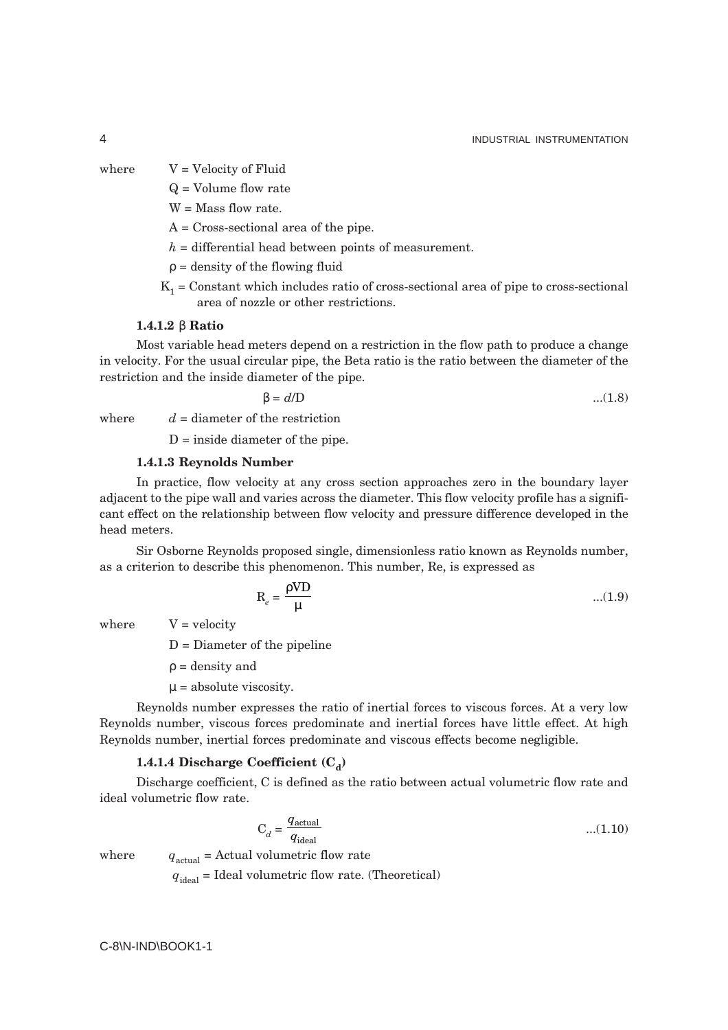where V = Velocity of Fluid

Q = Volume flow rate

W = Mass flow rate.

A = Cross-sectional area of the pipe.

$h$ = differential head between points of measurement.

$\rho$ = density of the flowing fluid

$K_1$ = Constant which includes ratio of cross-sectional area of pipe to cross-sectional area of nozzle or other restrictions.

#### 1.4.1.2 β Ratio

Most variable head meters depend on a restriction in the flow path to produce a change in velocity. For the usual circular pipe, the Beta ratio is the ratio between the diameter of the restriction and the inside diameter of the pipe.

$$\beta = d/D \qquad \text{...(1.8)}$$

where $d$ = diameter of the restriction

D = inside diameter of the pipe.

#### 1.4.1.3 Reynolds Number

In practice, flow velocity at any cross section approaches zero in the boundary layer adjacent to the pipe wall and varies across the diameter. This flow velocity profile has a significant effect on the relationship between flow velocity and pressure difference developed in the head meters.

Sir Osborne Reynolds proposed single, dimensionless ratio known as Reynolds number, as a criterion to describe this phenomenon. This number, Re, is expressed as

$$R_e = \frac{\rho V D}{\mu} \qquad \text{...(1.9)}$$

where V = velocity

D = Diameter of the pipeline

$\rho$ = density and

$\mu$ = absolute viscosity.

Reynolds number expresses the ratio of inertial forces to viscous forces. At a very low Reynolds number, viscous forces predominate and inertial forces have little effect. At high Reynolds number, inertial forces predominate and viscous effects become negligible.

#### 1.4.1.4 Discharge Coefficient ($C_d$)

Discharge coefficient, C is defined as the ratio between actual volumetric flow rate and ideal volumetric flow rate.

$$C_d = \frac{q_{\text{actual}}}{q_{\text{ideal}}} \qquad \text{...(1.10)}$$

where $q_{\text{actual}}$ = Actual volumetric flow rate

$q_{\text{ideal}}$ = Ideal volumetric flow rate. (Theoretical)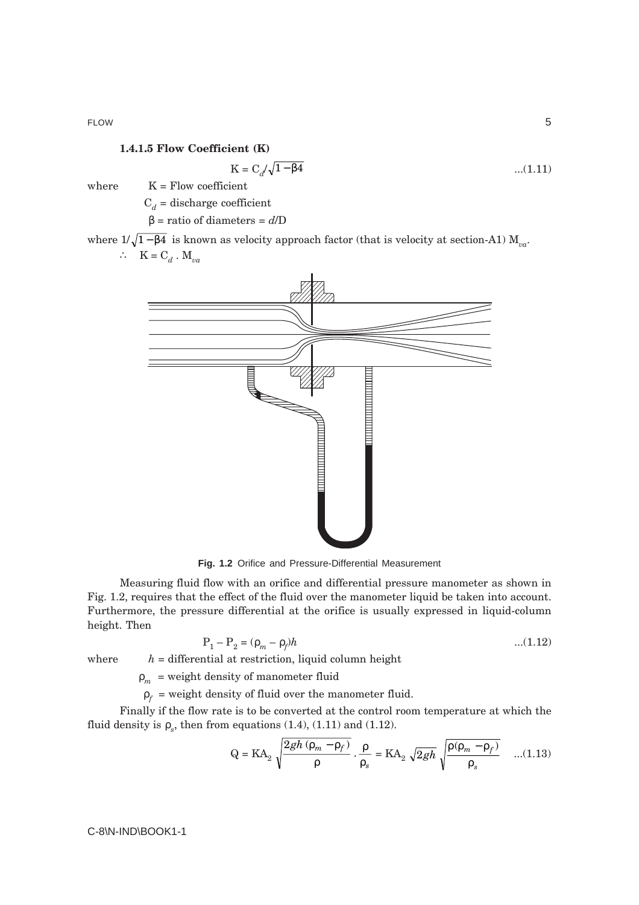### 1.4.1.5 Flow Coefficient (K)

$$K = C_d / \sqrt{1 - \beta 4} \qquad ...(1.11)$$

where $K$ = Flow coefficient

$C_d$ = discharge coefficient

$\beta$ = ratio of diameters = $d$/D

where $1/\sqrt{1 - \beta 4}$ is known as velocity approach factor (that is velocity at section-A1) $M_{va}$.

$\therefore \quad K = C_d \cdot M_{va}$

Fig. 1.2 Orifice and Pressure-Differential Measurement

Measuring fluid flow with an orifice and differential pressure manometer as shown in Fig. 1.2, requires that the effect of the fluid over the manometer liquid be taken into account. Furthermore, the pressure differential at the orifice is usually expressed in liquid-column height. Then

$$P_1 - P_2 = (\rho_m - \rho_f)h \qquad ...(1.12)$$

where $h$ = differential at restriction, liquid column height

$\rho_m$ = weight density of manometer fluid

$\rho_f$ = weight density of fluid over the manometer fluid.

Finally if the flow rate is to be converted at the control room temperature at which the fluid density is $\rho_s$, then from equations (1.4), (1.11) and (1.12).

$$Q = KA_2 \sqrt{\frac{2gh\,(\rho_m - \rho_f)}{\rho}} \cdot \frac{\rho}{\rho_s} = KA_2 \sqrt{2gh} \sqrt{\frac{\rho(\rho_m - \rho_f)}{\rho_s}} \qquad ...(1.13)$$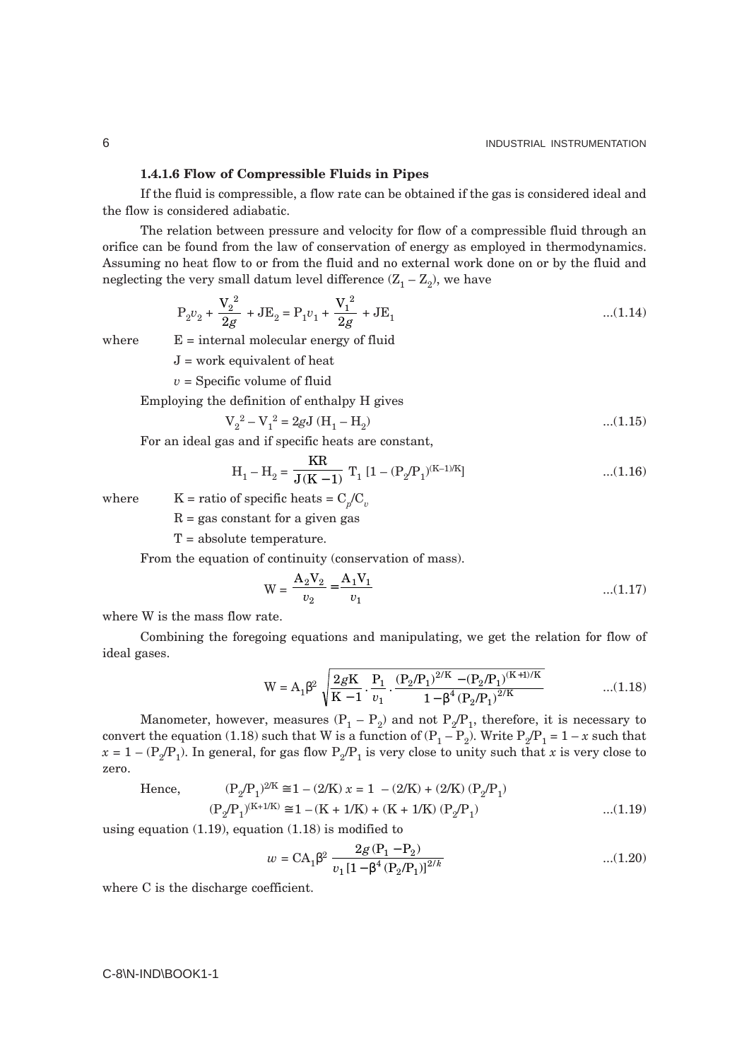### 1.4.1.6 Flow of Compressible Fluids in Pipes

If the fluid is compressible, a flow rate can be obtained if the gas is considered ideal and the flow is considered adiabatic.

The relation between pressure and velocity for flow of a compressible fluid through an orifice can be found from the law of conservation of energy as employed in thermodynamics. Assuming no heat flow to or from the fluid and no external work done on or by the fluid and neglecting the very small datum level difference $(Z_1 - Z_2)$, we have

$$P_2 v_2 + \frac{V_2^2}{2g} + JE_2 = P_1 v_1 + \frac{V_1^2}{2g} + JE_1 \quad ...(1.14)$$

where $E$ = internal molecular energy of fluid

$J$ = work equivalent of heat

$v$ = Specific volume of fluid

Employing the definition of enthalpy H gives

$$V_2^2 - V_1^2 = 2gJ\,(H_1 - H_2) \quad ...(1.15)$$

For an ideal gas and if specific heats are constant,

$$H_1 - H_2 = \frac{KR}{J(K-1)}\, T_1\, [1 - (P_2/P_1)^{(K-1)/K}] \quad ...(1.16)$$

where $K$ = ratio of specific heats = $C_p/C_v$

$R$ = gas constant for a given gas

$T$ = absolute temperature.

From the equation of continuity (conservation of mass).

$$W = \frac{A_2 V_2}{v_2} = \frac{A_1 V_1}{v_1} \quad ...(1.17)$$

where W is the mass flow rate.

Combining the foregoing equations and manipulating, we get the relation for flow of ideal gases.

$$W = A_1 \beta^2 \sqrt{\frac{2gK}{K-1} \cdot \frac{P_1}{v_1} \cdot \frac{(P_2/P_1)^{2/K} - (P_2/P_1)^{(K+1)/K}}{1 - \beta^4 (P_2/P_1)^{2/K}}} \quad ...(1.18)$$

Manometer, however, measures $(P_1 - P_2)$ and not $P_2/P_1$, therefore, it is necessary to convert the equation (1.18) such that W is a function of $(P_1 - P_2)$. Write $P_2/P_1 = 1 - x$ such that $x = 1 - (P_2/P_1)$. In general, for gas flow $P_2/P_1$ is very close to unity such that $x$ is very close to zero.

Hence, $\quad (P_2/P_1)^{2/K} \cong 1 - (2/K)\, x = 1 - (2/K) + (2/K)\,(P_2/P_1)$

$$(P_2/P_1)^{(K+1/K)} \cong 1 - (K + 1/K) + (K + 1/K)\,(P_2/P_1) \quad ...(1.19)$$

using equation (1.19), equation (1.18) is modified to

$$w = CA_1 \beta^2 \, \frac{2g\,(P_1 - P_2)}{v_1\, [1 - \beta^4 (P_2/P_1)]^{2/k}} \quad ...(1.20)$$

where C is the discharge coefficient.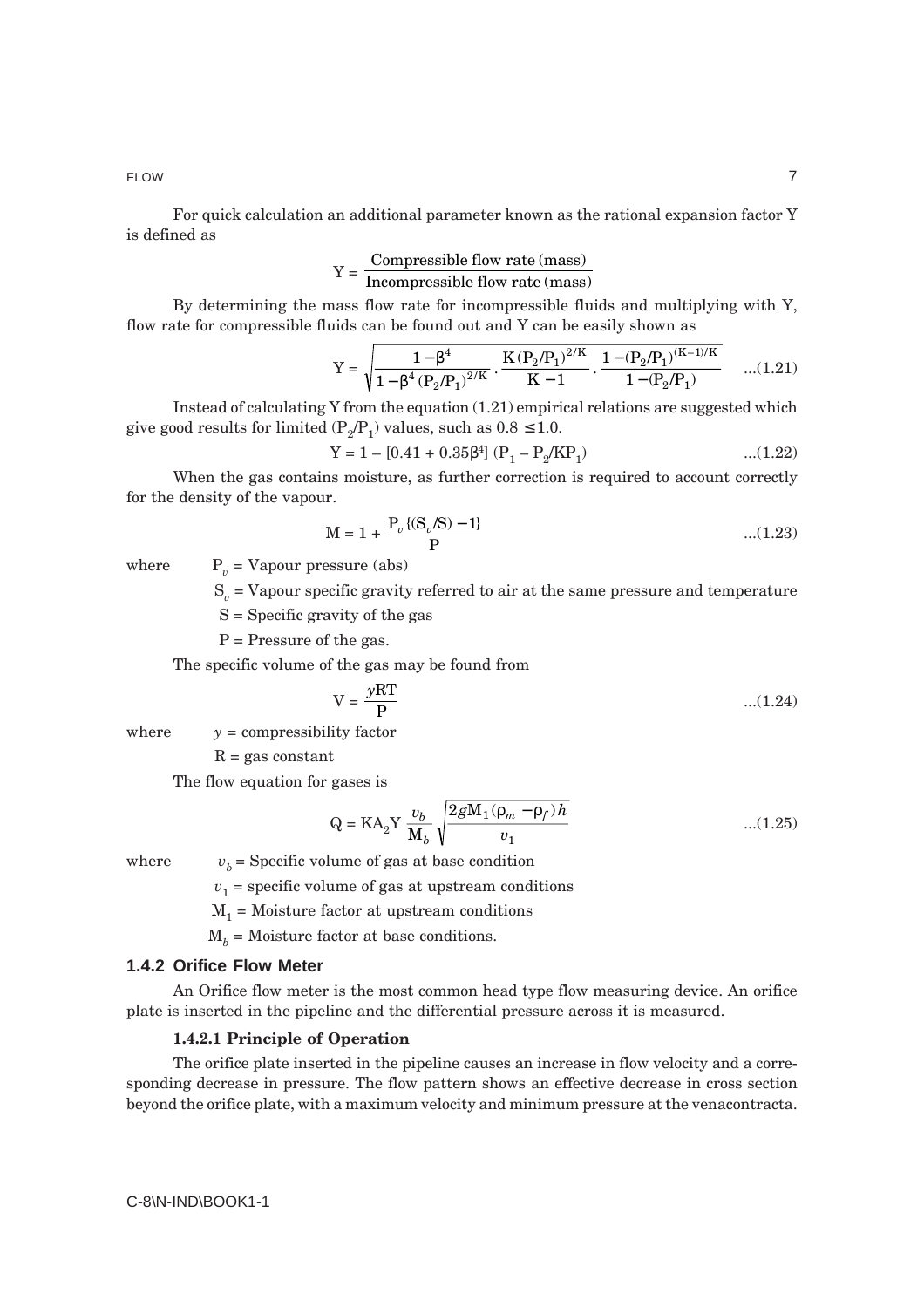For quick calculation an additional parameter known as the rational expansion factor Y is defined as

$$Y = \frac{\text{Compressible flow rate (mass)}}{\text{Incompressible flow rate (mass)}}$$

By determining the mass flow rate for incompressible fluids and multiplying with Y, flow rate for compressible fluids can be found out and Y can be easily shown as

$$Y = \sqrt{\frac{1-\beta^4}{1-\beta^4 (P_2/P_1)^{2/K}} \cdot \frac{K(P_2/P_1)^{2/K}}{K-1} \cdot \frac{1-(P_2/P_1)^{(K-1)/K}}{1-(P_2/P_1)}} \quad ...(1.21)$$

Instead of calculating Y from the equation (1.21) empirical relations are suggested which give good results for limited $(P_2/P_1)$ values, such as $0.8 \le 1.0$.

$$Y = 1 - [0.41 + 0.35\beta^4]\,(P_1 - P_2/KP_1) \quad ...(1.22)$$

When the gas contains moisture, as further correction is required to account correctly for the density of the vapour.

$$M = 1 + \frac{P_v\{(S_v/S) - 1\}}{P} \quad ...(1.23)$$

where $P_v$ = Vapour pressure (abs)

$S_v$ = Vapour specific gravity referred to air at the same pressure and temperature

$S$ = Specific gravity of the gas

$P$ = Pressure of the gas.

The specific volume of the gas may be found from

$$V = \frac{yRT}{P} \quad ...(1.24)$$

where $y$ = compressibility factor

$R$ = gas constant

The flow equation for gases is

$$Q = KA_2Y \frac{v_b}{M_b} \sqrt{\frac{2gM_1(\rho_m - \rho_f)h}{v_1}} \quad ...(1.25)$$

where $v_b$ = Specific volume of gas at base condition

$v_1$ = specific volume of gas at upstream conditions

$M_1$ = Moisture factor at upstream conditions

$M_b$ = Moisture factor at base conditions.

### 1.4.2 Orifice Flow Meter

An Orifice flow meter is the most common head type flow measuring device. An orifice plate is inserted in the pipeline and the differential pressure across it is measured.

#### 1.4.2.1 Principle of Operation

The orifice plate inserted in the pipeline causes an increase in flow velocity and a corresponding decrease in pressure. The flow pattern shows an effective decrease in cross section beyond the orifice plate, with a maximum velocity and minimum pressure at the venacontracta.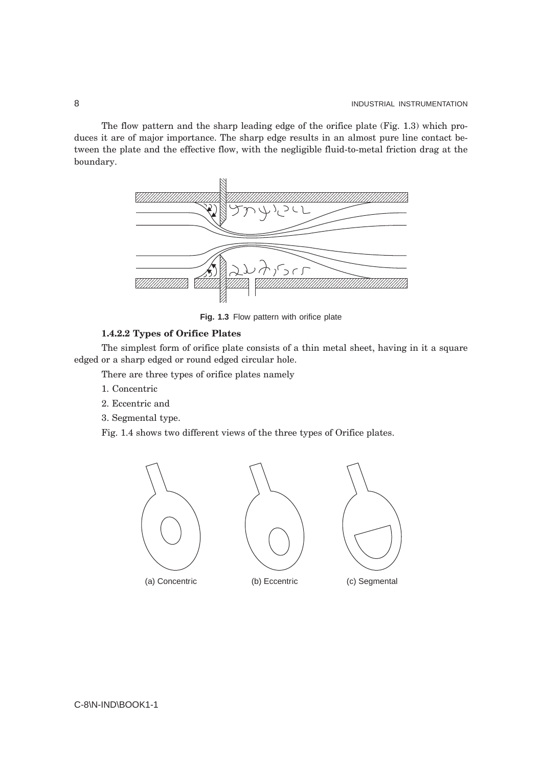The flow pattern and the sharp leading edge of the orifice plate (Fig. 1.3) which produces it are of major importance. The sharp edge results in an almost pure line contact between the plate and the effective flow, with the negligible fluid-to-metal friction drag at the boundary.

**Fig. 1.3** Flow pattern with orifice plate

### 1.4.2.2 Types of Orifice Plates

The simplest form of orifice plate consists of a thin metal sheet, having in it a square edged or a sharp edged or round edged circular hole.

There are three types of orifice plates namely

1. Concentric
2. Eccentric and
3. Segmental type.

Fig. 1.4 shows two different views of the three types of Orifice plates.

(a) Concentric

(b) Eccentric

(c) Segmental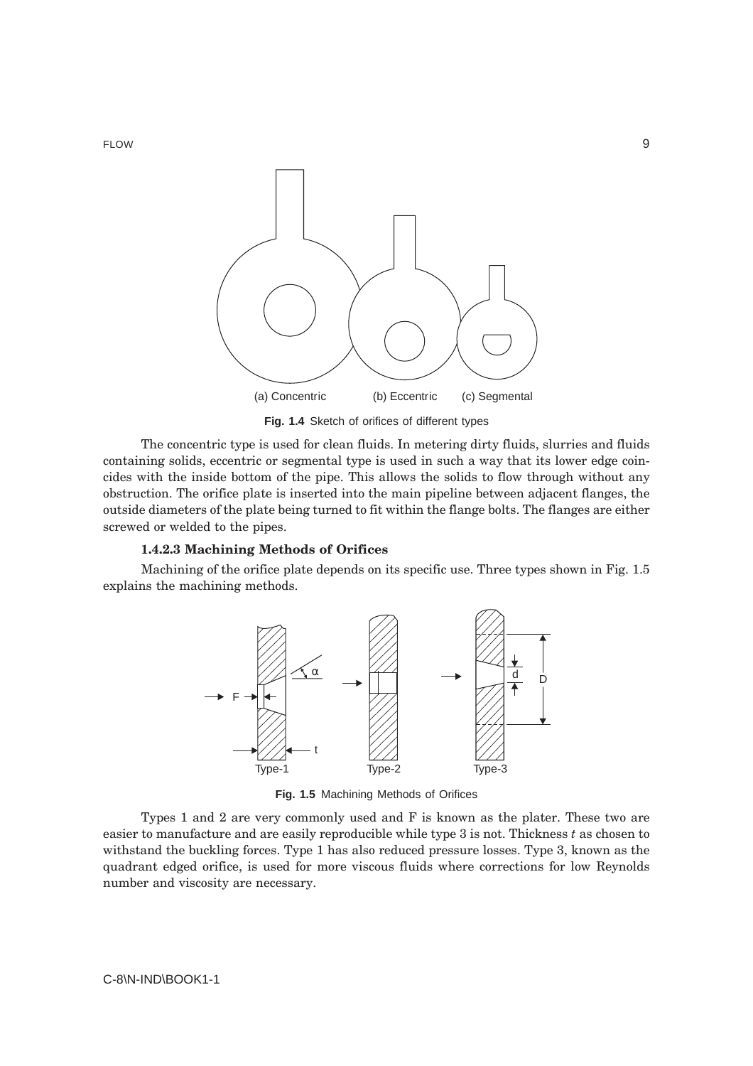Fig. 1.4 Sketch of orifices of different types

The concentric type is used for clean fluids. In metering dirty fluids, slurries and fluids containing solids, eccentric or segmental type is used in such a way that its lower edge coincides with the inside bottom of the pipe. This allows the solids to flow through without any obstruction. The orifice plate is inserted into the main pipeline between adjacent flanges, the outside diameters of the plate being turned to fit within the flange bolts. The flanges are either screwed or welded to the pipes.

### 1.4.2.3 Machining Methods of Orifices

Machining of the orifice plate depends on its specific use. Three types shown in Fig. 1.5 explains the machining methods.

Fig. 1.5 Machining Methods of Orifices

Types 1 and 2 are very commonly used and F is known as the plater. These two are easier to manufacture and are easily reproducible while type 3 is not. Thickness $t$ as chosen to withstand the buckling forces. Type 1 has also reduced pressure losses. Type 3, known as the quadrant edged orifice, is used for more viscous fluids where corrections for low Reynolds number and viscosity are necessary.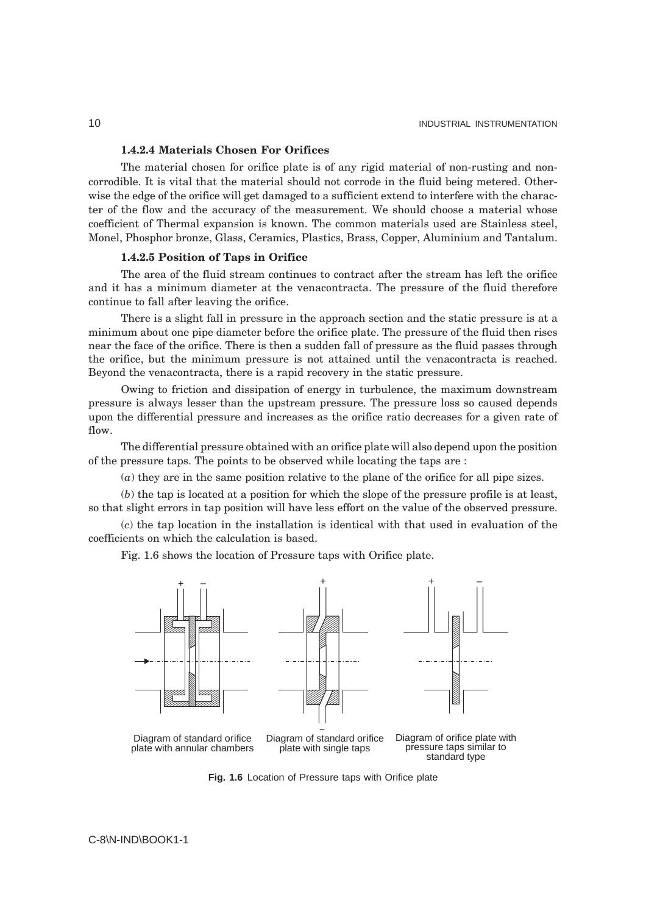### 1.4.2.4 Materials Chosen For Orifices

The material chosen for orifice plate is of any rigid material of non-rusting and non-corrodible. It is vital that the material should not corrode in the fluid being metered. Otherwise the edge of the orifice will get damaged to a sufficient extend to interfere with the character of the flow and the accuracy of the measurement. We should choose a material whose coefficient of Thermal expansion is known. The common materials used are Stainless steel, Monel, Phosphor bronze, Glass, Ceramics, Plastics, Brass, Copper, Aluminium and Tantalum.

### 1.4.2.5 Position of Taps in Orifice

The area of the fluid stream continues to contract after the stream has left the orifice and it has a minimum diameter at the venacontracta. The pressure of the fluid therefore continue to fall after leaving the orifice.

There is a slight fall in pressure in the approach section and the static pressure is at a minimum about one pipe diameter before the orifice plate. The pressure of the fluid then rises near the face of the orifice. There is then a sudden fall of pressure as the fluid passes through the orifice, but the minimum pressure is not attained until the venacontracta is reached. Beyond the venacontracta, there is a rapid recovery in the static pressure.

Owing to friction and dissipation of energy in turbulence, the maximum downstream pressure is always lesser than the upstream pressure. The pressure loss so caused depends upon the differential pressure and increases as the orifice ratio decreases for a given rate of flow.

The differential pressure obtained with an orifice plate will also depend upon the position of the pressure taps. The points to be observed while locating the taps are :

(*a*) they are in the same position relative to the plane of the orifice for all pipe sizes.

(*b*) the tap is located at a position for which the slope of the pressure profile is at least, so that slight errors in tap position will have less effort on the value of the observed pressure.

(*c*) the tap location in the installation is identical with that used in evaluation of the coefficients on which the calculation is based.

Fig. 1.6 shows the location of Pressure taps with Orifice plate.

+ –

Diagram of standard orifice plate with annular chambers

+

–

Diagram of standard orifice plate with single taps

+ –

Diagram of orifice plate with pressure taps similar to standard type

**Fig. 1.6** Location of Pressure taps with Orifice plate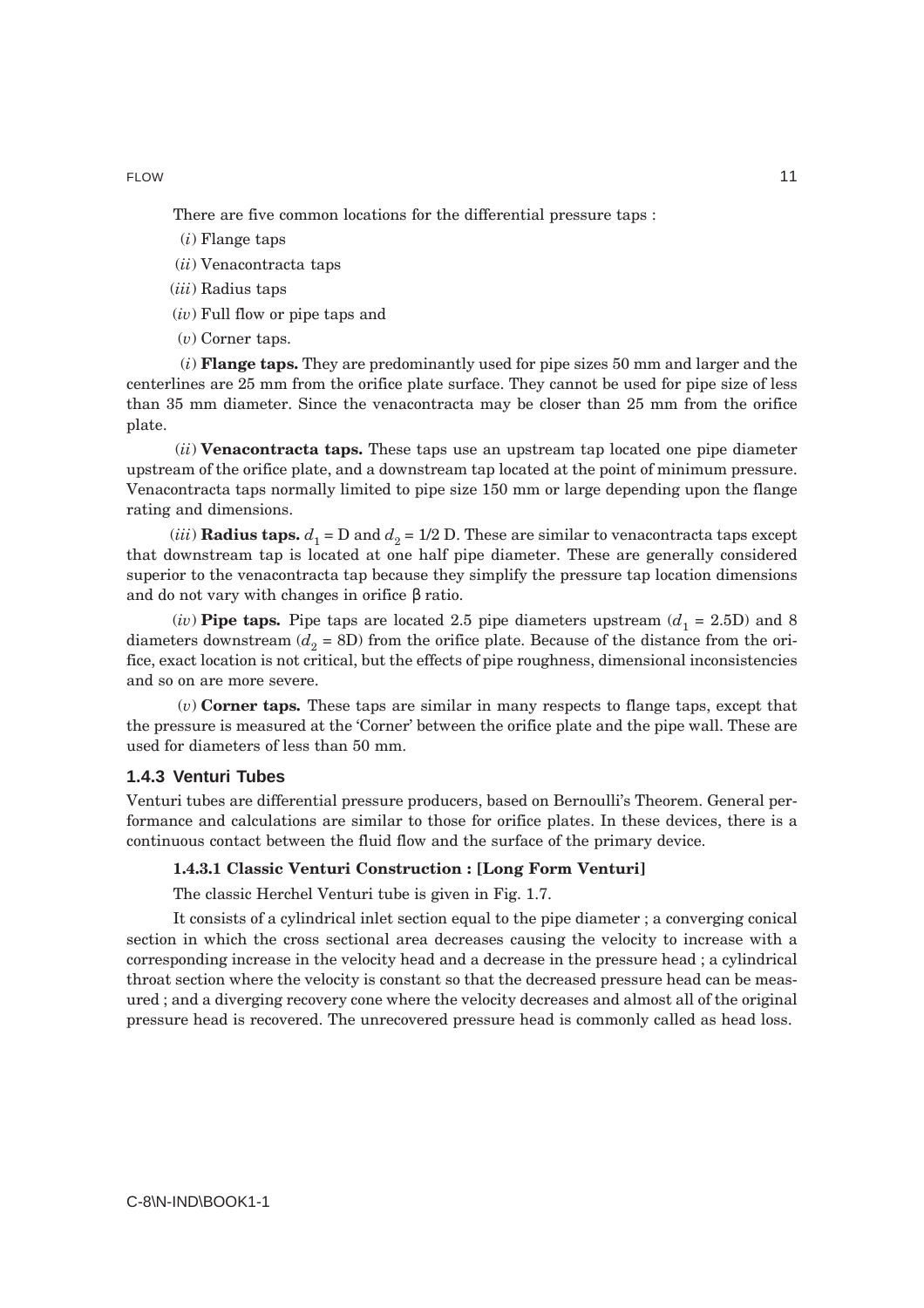There are five common locations for the differential pressure taps :

(*i*) Flange taps

(*ii*) Venacontracta taps

(*iii*) Radius taps

(*iv*) Full flow or pipe taps and

(*v*) Corner taps.

(*i*) **Flange taps.** They are predominantly used for pipe sizes 50 mm and larger and the centerlines are 25 mm from the orifice plate surface. They cannot be used for pipe size of less than 35 mm diameter. Since the venacontracta may be closer than 25 mm from the orifice plate.

(*ii*) **Venacontracta taps.** These taps use an upstream tap located one pipe diameter upstream of the orifice plate, and a downstream tap located at the point of minimum pressure. Venacontracta taps normally limited to pipe size 150 mm or large depending upon the flange rating and dimensions.

(*iii*) **Radius taps.** $d_1$ = D and $d_2$ = 1/2 D. These are similar to venacontracta taps except that downstream tap is located at one half pipe diameter. These are generally considered superior to the venacontracta tap because they simplify the pressure tap location dimensions and do not vary with changes in orifice β ratio.

(*iv*) **Pipe taps.** Pipe taps are located 2.5 pipe diameters upstream ($d_1$ = 2.5D) and 8 diameters downstream ($d_2$ = 8D) from the orifice plate. Because of the distance from the orifice, exact location is not critical, but the effects of pipe roughness, dimensional inconsistencies and so on are more severe.

(*v*) **Corner taps.** These taps are similar in many respects to flange taps, except that the pressure is measured at the 'Corner' between the orifice plate and the pipe wall. These are used for diameters of less than 50 mm.

### 1.4.3 Venturi Tubes

Venturi tubes are differential pressure producers, based on Bernoulli's Theorem. General performance and calculations are similar to those for orifice plates. In these devices, there is a continuous contact between the fluid flow and the surface of the primary device.

#### 1.4.3.1 Classic Venturi Construction : [Long Form Venturi]

The classic Herchel Venturi tube is given in Fig. 1.7.

It consists of a cylindrical inlet section equal to the pipe diameter ; a converging conical section in which the cross sectional area decreases causing the velocity to increase with a corresponding increase in the velocity head and a decrease in the pressure head ; a cylindrical throat section where the velocity is constant so that the decreased pressure head can be measured ; and a diverging recovery cone where the velocity decreases and almost all of the original pressure head is recovered. The unrecovered pressure head is commonly called as head loss.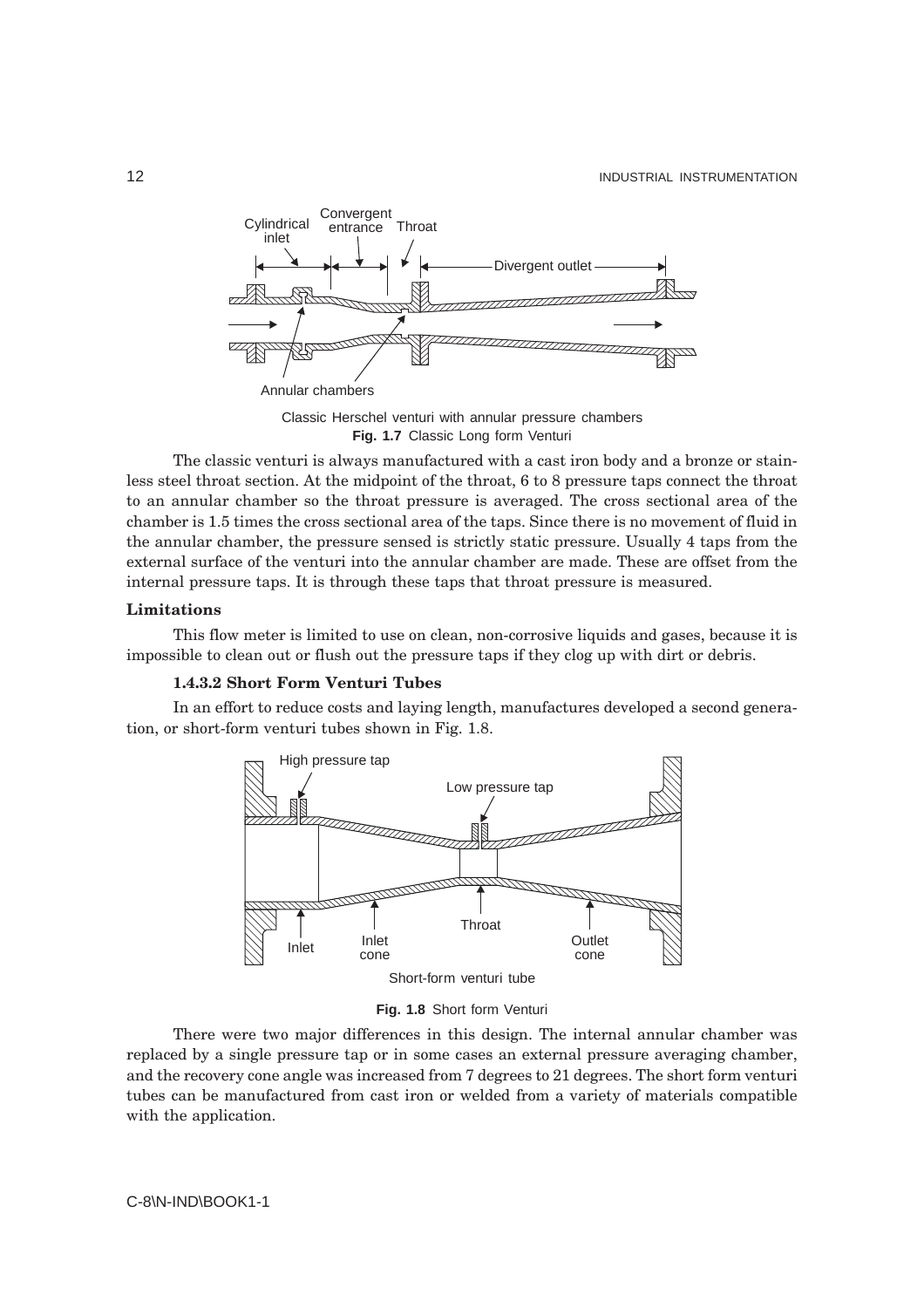Classic Herschel venturi with annular pressure chambers

**Fig. 1.7** Classic Long form Venturi

The classic venturi is always manufactured with a cast iron body and a bronze or stainless steel throat section. At the midpoint of the throat, 6 to 8 pressure taps connect the throat to an annular chamber so the throat pressure is averaged. The cross sectional area of the chamber is 1.5 times the cross sectional area of the taps. Since there is no movement of fluid in the annular chamber, the pressure sensed is strictly static pressure. Usually 4 taps from the external surface of the venturi into the annular chamber are made. These are offset from the internal pressure taps. It is through these taps that throat pressure is measured.

**Limitations**

This flow meter is limited to use on clean, non-corrosive liquids and gases, because it is impossible to clean out or flush out the pressure taps if they clog up with dirt or debris.

#### 1.4.3.2 Short Form Venturi Tubes

In an effort to reduce costs and laying length, manufactures developed a second generation, or short-form venturi tubes shown in Fig. 1.8.

Short-form venturi tube

**Fig. 1.8** Short form Venturi

There were two major differences in this design. The internal annular chamber was replaced by a single pressure tap or in some cases an external pressure averaging chamber, and the recovery cone angle was increased from 7 degrees to 21 degrees. The short form venturi tubes can be manufactured from cast iron or welded from a variety of materials compatible with the application.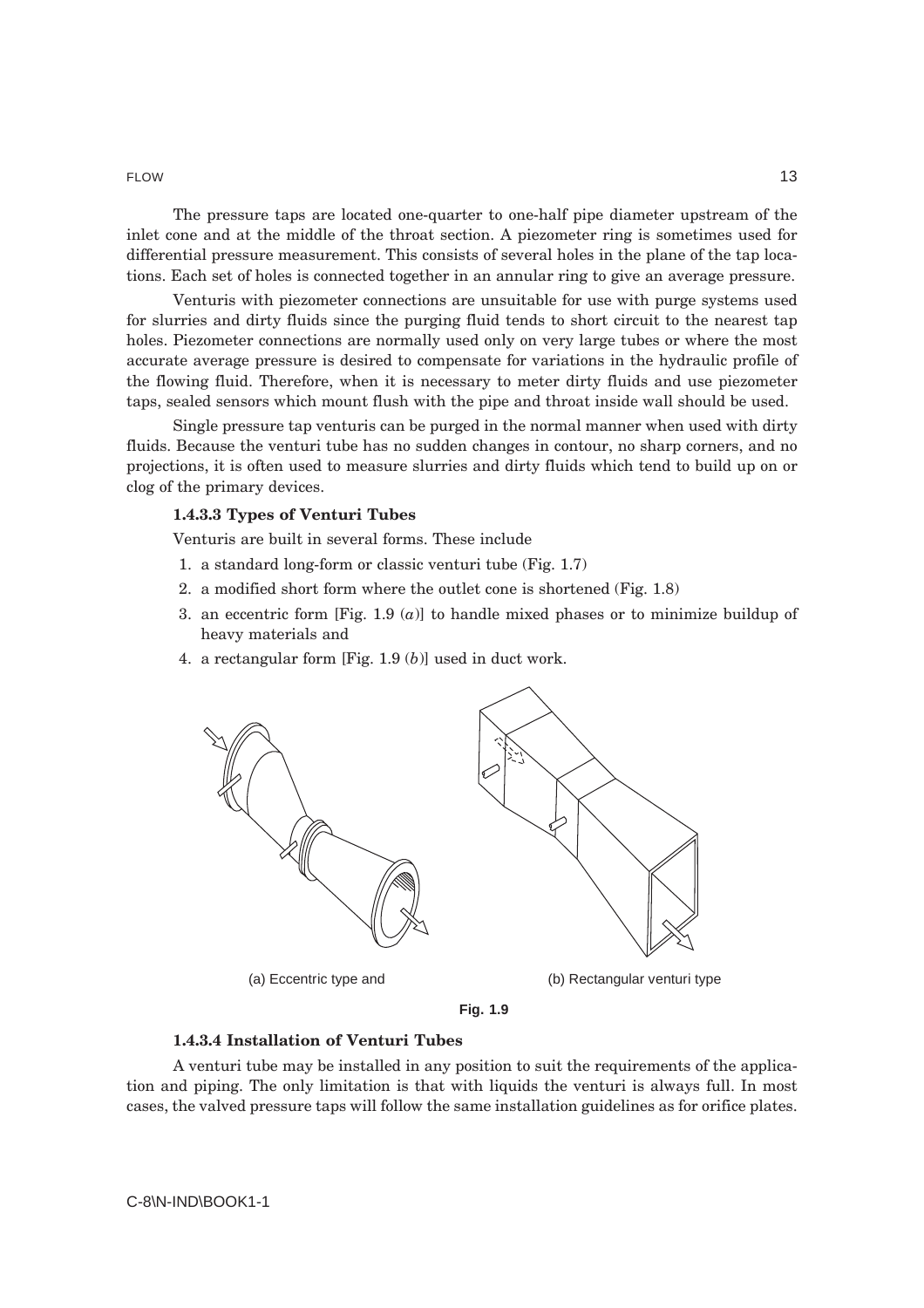The pressure taps are located one-quarter to one-half pipe diameter upstream of the inlet cone and at the middle of the throat section. A piezometer ring is sometimes used for differential pressure measurement. This consists of several holes in the plane of the tap locations. Each set of holes is connected together in an annular ring to give an average pressure.

Venturis with piezometer connections are unsuitable for use with purge systems used for slurries and dirty fluids since the purging fluid tends to short circuit to the nearest tap holes. Piezometer connections are normally used only on very large tubes or where the most accurate average pressure is desired to compensate for variations in the hydraulic profile of the flowing fluid. Therefore, when it is necessary to meter dirty fluids and use piezometer taps, sealed sensors which mount flush with the pipe and throat inside wall should be used.

Single pressure tap venturis can be purged in the normal manner when used with dirty fluids. Because the venturi tube has no sudden changes in contour, no sharp corners, and no projections, it is often used to measure slurries and dirty fluids which tend to build up on or clog of the primary devices.

#### 1.4.3.3 Types of Venturi Tubes

Venturis are built in several forms. These include

1. a standard long-form or classic venturi tube (Fig. 1.7)
2. a modified short form where the outlet cone is shortened (Fig. 1.8)
3. an eccentric form [Fig. 1.9 (*a*)] to handle mixed phases or to minimize buildup of heavy materials and
4. a rectangular form [Fig. 1.9 (*b*)] used in duct work.

(a) Eccentric type and

(b) Rectangular venturi type

**Fig. 1.9**

#### 1.4.3.4 Installation of Venturi Tubes

A venturi tube may be installed in any position to suit the requirements of the application and piping. The only limitation is that with liquids the venturi is always full. In most cases, the valved pressure taps will follow the same installation guidelines as for orifice plates.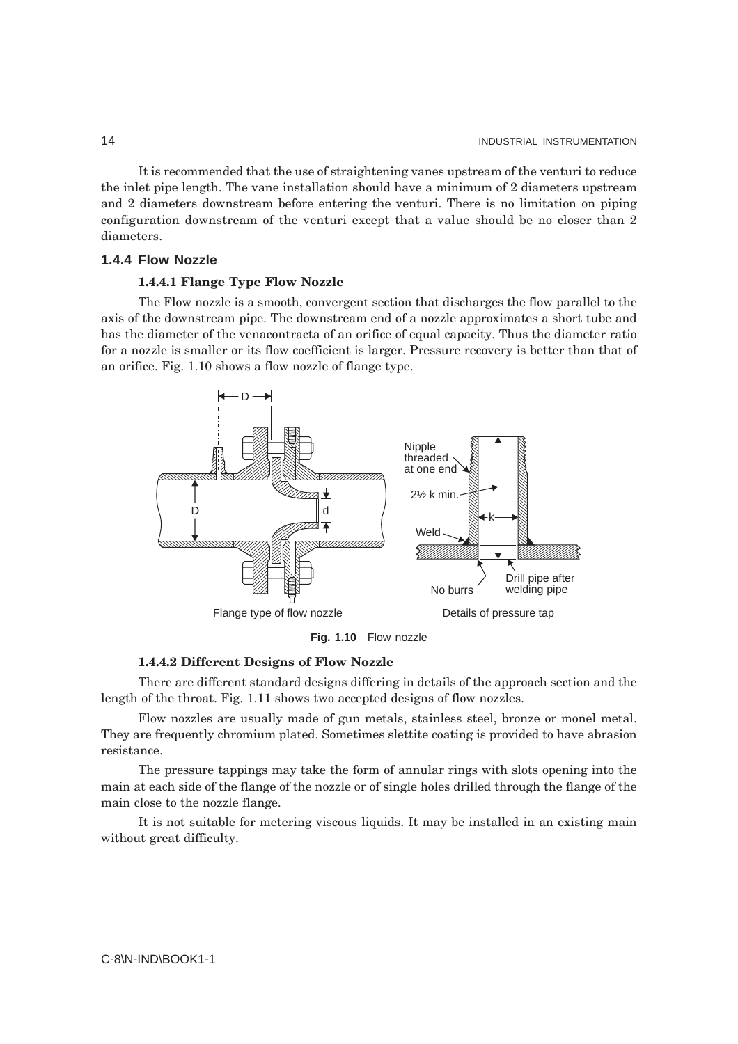It is recommended that the use of straightening vanes upstream of the venturi to reduce the inlet pipe length. The vane installation should have a minimum of 2 diameters upstream and 2 diameters downstream before entering the venturi. There is no limitation on piping configuration downstream of the venturi except that a value should be no closer than 2 diameters.

### 1.4.4 Flow Nozzle

#### 1.4.4.1 Flange Type Flow Nozzle

The Flow nozzle is a smooth, convergent section that discharges the flow parallel to the axis of the downstream pipe. The downstream end of a nozzle approximates a short tube and has the diameter of the venacontracta of an orifice of equal capacity. Thus the diameter ratio for a nozzle is smaller or its flow coefficient is larger. Pressure recovery is better than that of an orifice. Fig. 1.10 shows a flow nozzle of flange type.

D

D

d

Flange type of flow nozzle

Nipple threaded at one end

2½ k min.

k

Weld

No burrs

Drill pipe after welding pipe

Details of pressure tap

**Fig. 1.10** Flow nozzle

#### 1.4.4.2 Different Designs of Flow Nozzle

There are different standard designs differing in details of the approach section and the length of the throat. Fig. 1.11 shows two accepted designs of flow nozzles.

Flow nozzles are usually made of gun metals, stainless steel, bronze or monel metal. They are frequently chromium plated. Sometimes slettite coating is provided to have abrasion resistance.

The pressure tappings may take the form of annular rings with slots opening into the main at each side of the flange of the nozzle or of single holes drilled through the flange of the main close to the nozzle flange.

It is not suitable for metering viscous liquids. It may be installed in an existing main without great difficulty.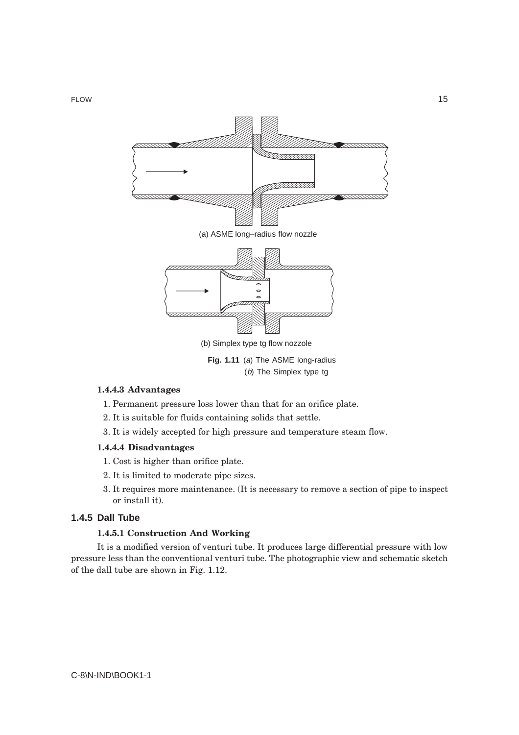(a) ASME long–radius flow nozzle

(b) Simplex type tg flow nozzole

**Fig. 1.11** (*a*) The ASME long-radius
(*b*) The Simplex type tg

#### 1.4.4.3 Advantages

1. Permanent pressure loss lower than that for an orifice plate.
2. It is suitable for fluids containing solids that settle.
3. It is widely accepted for high pressure and temperature steam flow.

#### 1.4.4.4 Disadvantages

1. Cost is higher than orifice plate.
2. It is limited to moderate pipe sizes.
3. It requires more maintenance. (It is necessary to remove a section of pipe to inspect or install it).

### 1.4.5 Dall Tube

#### 1.4.5.1 Construction And Working

It is a modified version of venturi tube. It produces large differential pressure with low pressure less than the conventional venturi tube. The photographic view and schematic sketch of the dall tube are shown in Fig. 1.12.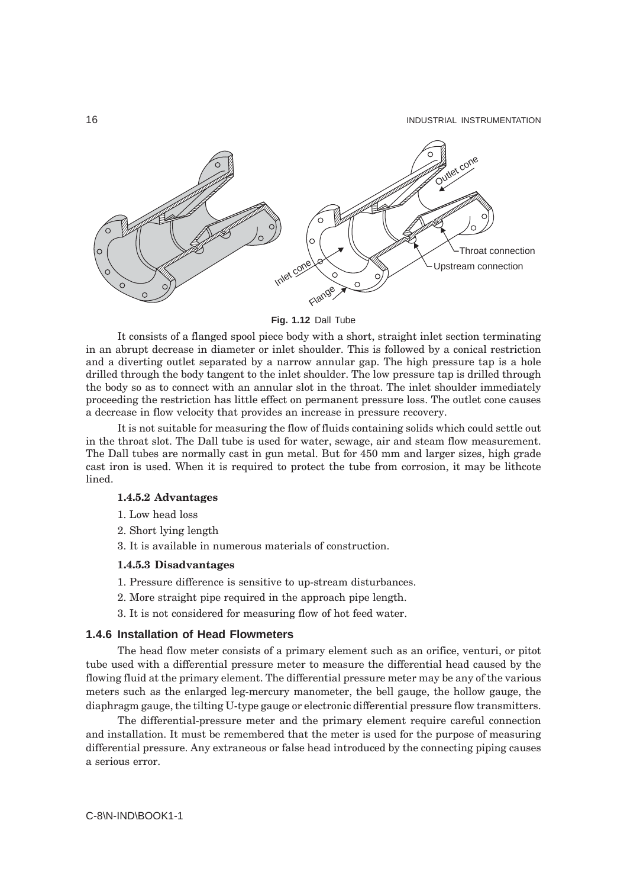Outlet cone

Throat connection

Upstream connection

Inlet cone

Flange

**Fig. 1.12** Dall Tube

It consists of a flanged spool piece body with a short, straight inlet section terminating in an abrupt decrease in diameter or inlet shoulder. This is followed by a conical restriction and a diverting outlet separated by a narrow annular gap. The high pressure tap is a hole drilled through the body tangent to the inlet shoulder. The low pressure tap is drilled through the body so as to connect with an annular slot in the throat. The inlet shoulder immediately proceeding the restriction has little effect on permanent pressure loss. The outlet cone causes a decrease in flow velocity that provides an increase in pressure recovery.

It is not suitable for measuring the flow of fluids containing solids which could settle out in the throat slot. The Dall tube is used for water, sewage, air and steam flow measurement. The Dall tubes are normally cast in gun metal. But for 450 mm and larger sizes, high grade cast iron is used. When it is required to protect the tube from corrosion, it may be lithcote lined.

#### 1.4.5.2 Advantages

1. Low head loss
2. Short lying length
3. It is available in numerous materials of construction.

#### 1.4.5.3 Disadvantages

1. Pressure difference is sensitive to up-stream disturbances.
2. More straight pipe required in the approach pipe length.
3. It is not considered for measuring flow of hot feed water.

### 1.4.6 Installation of Head Flowmeters

The head flow meter consists of a primary element such as an orifice, venturi, or pitot tube used with a differential pressure meter to measure the differential head caused by the flowing fluid at the primary element. The differential pressure meter may be any of the various meters such as the enlarged leg-mercury manometer, the bell gauge, the hollow gauge, the diaphragm gauge, the tilting U-type gauge or electronic differential pressure flow transmitters.

The differential-pressure meter and the primary element require careful connection and installation. It must be remembered that the meter is used for the purpose of measuring differential pressure. Any extraneous or false head introduced by the connecting piping causes a serious error.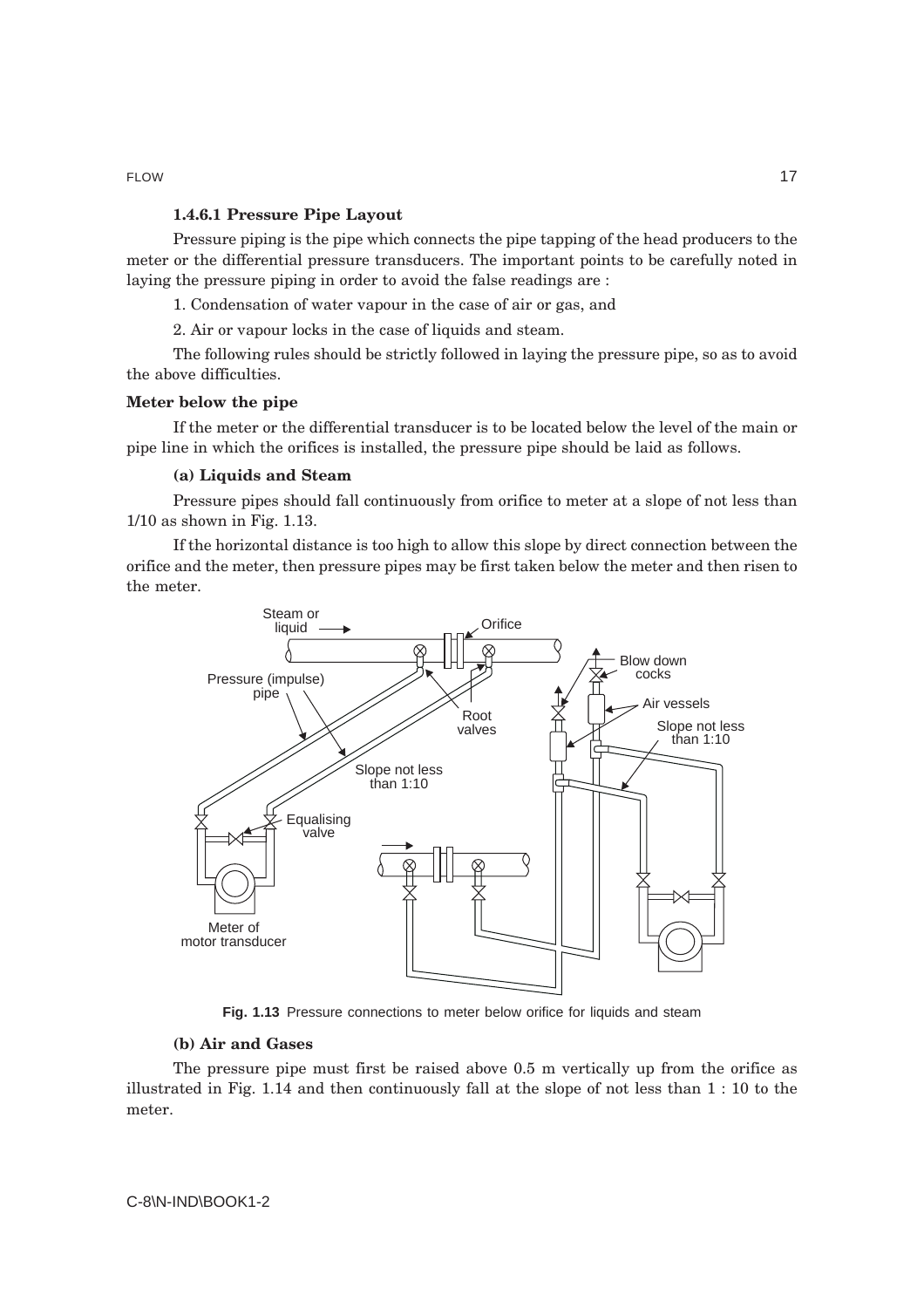#### 1.4.6.1 Pressure Pipe Layout

Pressure piping is the pipe which connects the pipe tapping of the head producers to the meter or the differential pressure transducers. The important points to be carefully noted in laying the pressure piping in order to avoid the false readings are :

1. Condensation of water vapour in the case of air or gas, and

2. Air or vapour locks in the case of liquids and steam.

The following rules should be strictly followed in laying the pressure pipe, so as to avoid the above difficulties.

**Meter below the pipe**

If the meter or the differential transducer is to be located below the level of the main or pipe line in which the orifices is installed, the pressure pipe should be laid as follows.

**(a) Liquids and Steam**

Pressure pipes should fall continuously from orifice to meter at a slope of not less than 1/10 as shown in Fig. 1.13.

If the horizontal distance is too high to allow this slope by direct connection between the orifice and the meter, then pressure pipes may be first taken below the meter and then risen to the meter.

Steam or liquid
Orifice
Pressure (impulse) pipe
Root valves
Blow down cocks
Air vessels
Slope not less than 1:10
Slope not less than 1:10
Equalising valve
Meter of motor transducer

**Fig. 1.13** Pressure connections to meter below orifice for liquids and steam

**(b) Air and Gases**

The pressure pipe must first be raised above 0.5 m vertically up from the orifice as illustrated in Fig. 1.14 and then continuously fall at the slope of not less than 1 : 10 to the meter.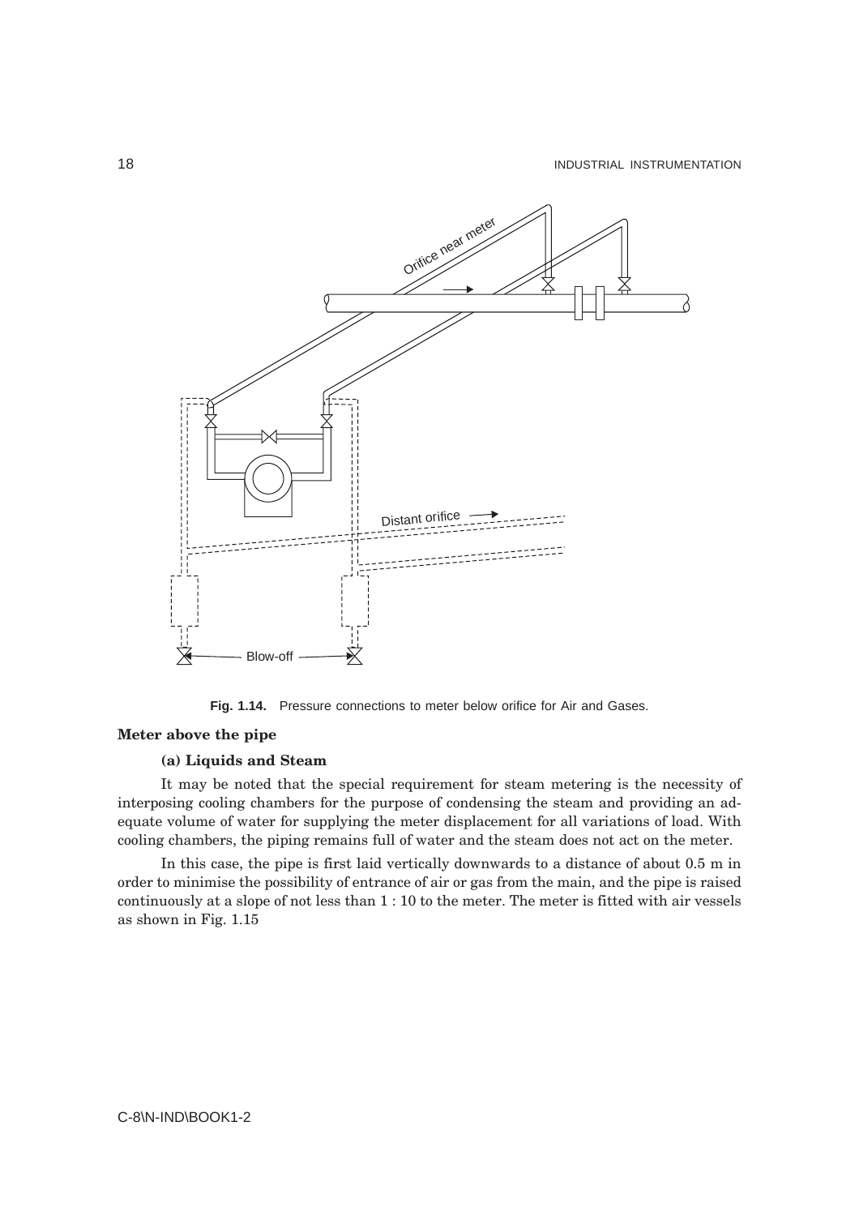Orifice near meter

Distant orifice

Blow-off

**Fig. 1.14.** Pressure connections to meter below orifice for Air and Gases.

### Meter above the pipe

#### (a) Liquids and Steam

It may be noted that the special requirement for steam metering is the necessity of interposing cooling chambers for the purpose of condensing the steam and providing an adequate volume of water for supplying the meter displacement for all variations of load. With cooling chambers, the piping remains full of water and the steam does not act on the meter.

In this case, the pipe is first laid vertically downwards to a distance of about 0.5 m in order to minimise the possibility of entrance of air or gas from the main, and the pipe is raised continuously at a slope of not less than 1 : 10 to the meter. The meter is fitted with air vessels as shown in Fig. 1.15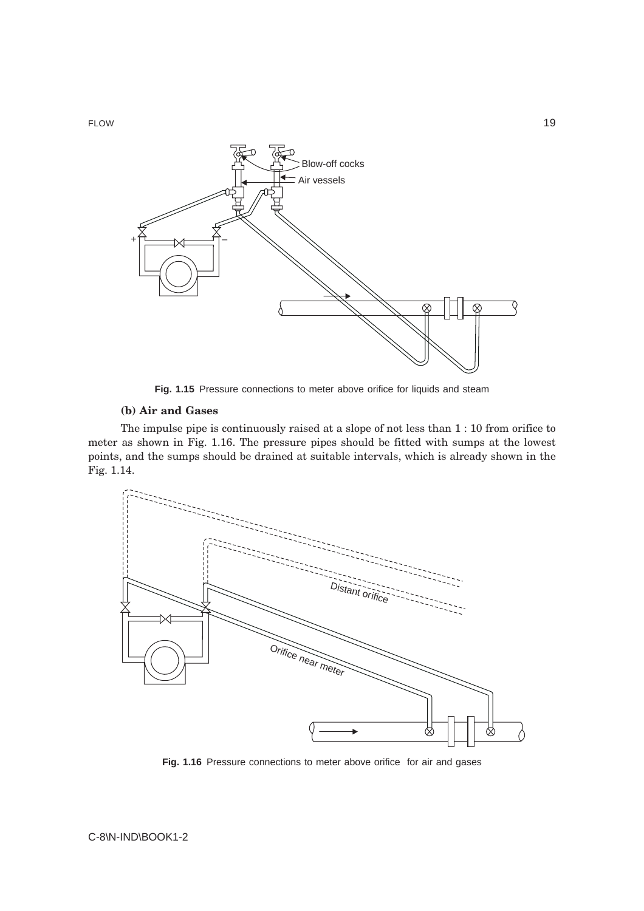Blow-off cocks

Air vessels

+

–

**Fig. 1.15** Pressure connections to meter above orifice for liquids and steam

**(b) Air and Gases**

The impulse pipe is continuously raised at a slope of not less than 1 : 10 from orifice to meter as shown in Fig. 1.16. The pressure pipes should be fitted with sumps at the lowest points, and the sumps should be drained at suitable intervals, which is already shown in the Fig. 1.14.

Distant orifice

Orifice near meter

**Fig. 1.16** Pressure connections to meter above orifice for air and gases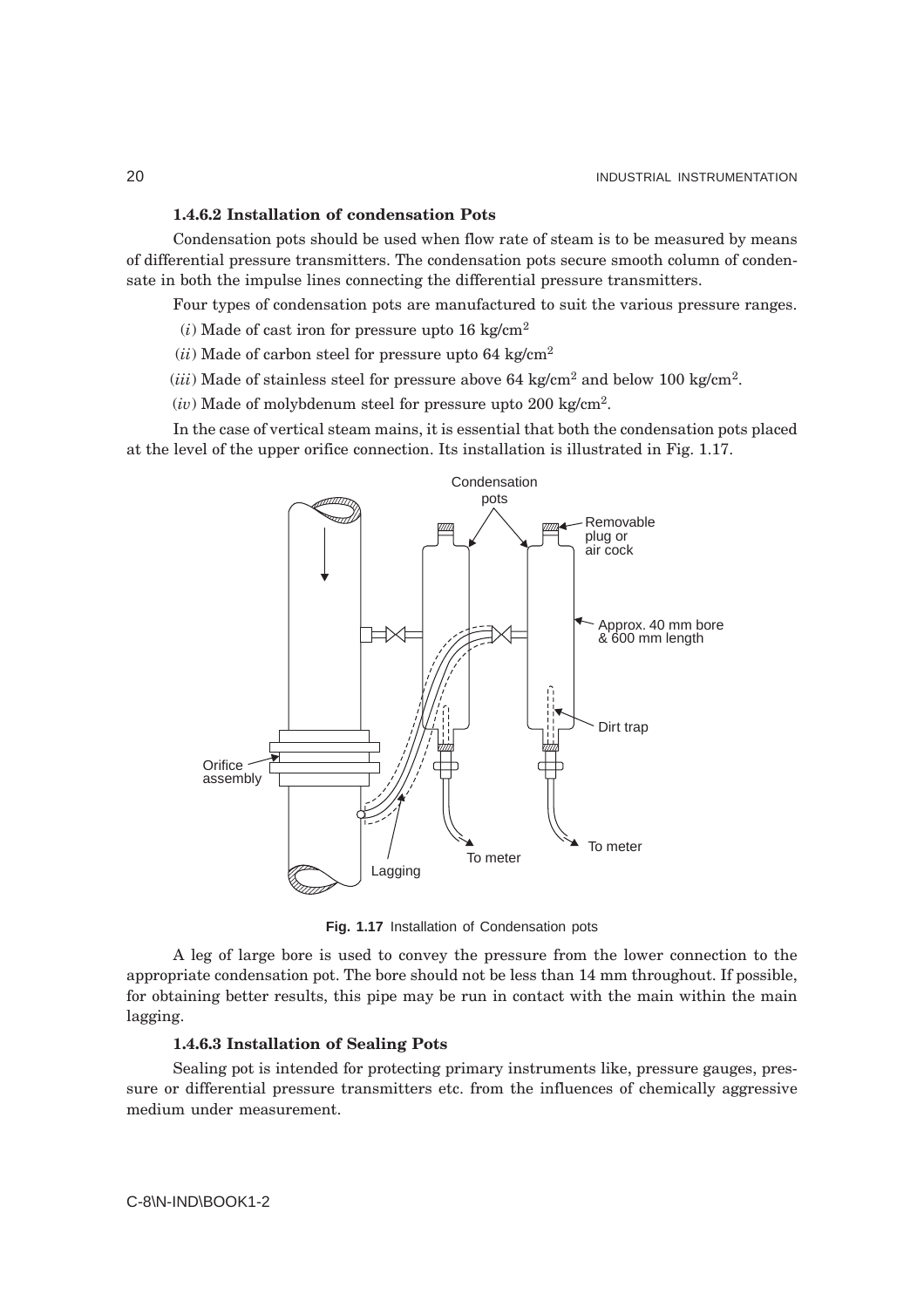### 1.4.6.2 Installation of condensation Pots

Condensation pots should be used when flow rate of steam is to be measured by means of differential pressure transmitters. The condensation pots secure smooth column of condensate in both the impulse lines connecting the differential pressure transmitters.

Four types of condensation pots are manufactured to suit the various pressure ranges.

(*i*) Made of cast iron for pressure upto 16 kg/cm$^2$

(*ii*) Made of carbon steel for pressure upto 64 kg/cm$^2$

(*iii*) Made of stainless steel for pressure above 64 kg/cm$^2$ and below 100 kg/cm$^2$.

(*iv*) Made of molybdenum steel for pressure upto 200 kg/cm$^2$.

In the case of vertical steam mains, it is essential that both the condensation pots placed at the level of the upper orifice connection. Its installation is illustrated in Fig. 1.17.

Condensation pots

Removable plug or air cock

Approx. 40 mm bore & 600 mm length

Dirt trap

Orifice assembly

To meter

To meter

Lagging

**Fig. 1.17** Installation of Condensation pots

A leg of large bore is used to convey the pressure from the lower connection to the appropriate condensation pot. The bore should not be less than 14 mm throughout. If possible, for obtaining better results, this pipe may be run in contact with the main within the main lagging.

### 1.4.6.3 Installation of Sealing Pots

Sealing pot is intended for protecting primary instruments like, pressure gauges, pressure or differential pressure transmitters etc. from the influences of chemically aggressive medium under measurement.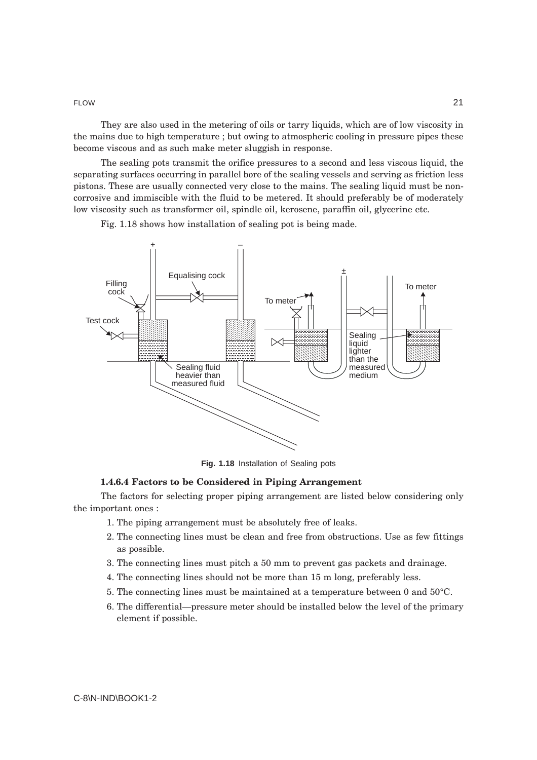They are also used in the metering of oils or tarry liquids, which are of low viscosity in the mains due to high temperature ; but owing to atmospheric cooling in pressure pipes these become viscous and as such make meter sluggish in response.

The sealing pots transmit the orifice pressures to a second and less viscous liquid, the separating surfaces occurring in parallel bore of the sealing vessels and serving as friction less pistons. These are usually connected very close to the mains. The sealing liquid must be non-corrosive and immiscible with the fluid to be metered. It should preferably be of moderately low viscosity such as transformer oil, spindle oil, kerosene, paraffin oil, glycerine etc.

Fig. 1.18 shows how installation of sealing pot is being made.

+
–
Filling cock
Equalising cock
Test cock
Sealing fluid heavier than measured fluid
±
To meter
To meter
Sealing liquid lighter than the measured medium

**Fig. 1.18** Installation of Sealing pots

#### 1.4.6.4 Factors to be Considered in Piping Arrangement

The factors for selecting proper piping arrangement are listed below considering only the important ones :

1. The piping arrangement must be absolutely free of leaks.
2. The connecting lines must be clean and free from obstructions. Use as few fittings as possible.
3. The connecting lines must pitch a 50 mm to prevent gas packets and drainage.
4. The connecting lines should not be more than 15 m long, preferably less.
5. The connecting lines must be maintained at a temperature between 0 and 50°C.
6. The differential—pressure meter should be installed below the level of the primary element if possible.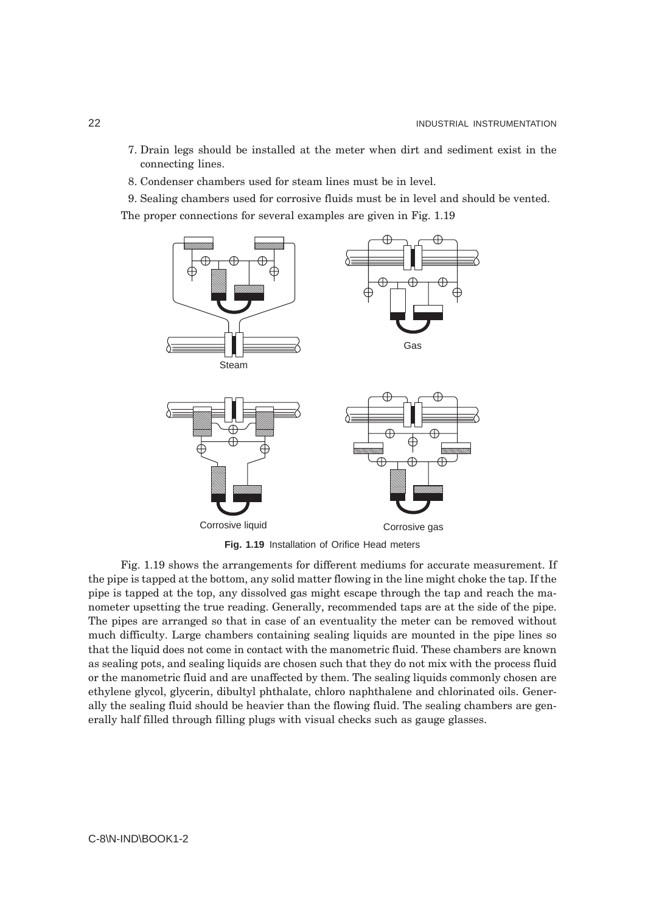7. Drain legs should be installed at the meter when dirt and sediment exist in the connecting lines.
8. Condenser chambers used for steam lines must be in level.
9. Sealing chambers used for corrosive fluids must be in level and should be vented.

The proper connections for several examples are given in Fig. 1.19

Steam

Gas

Corrosive liquid

Corrosive gas

**Fig. 1.19** Installation of Orifice Head meters

Fig. 1.19 shows the arrangements for different mediums for accurate measurement. If the pipe is tapped at the bottom, any solid matter flowing in the line might choke the tap. If the pipe is tapped at the top, any dissolved gas might escape through the tap and reach the manometer upsetting the true reading. Generally, recommended taps are at the side of the pipe. The pipes are arranged so that in case of an eventuality the meter can be removed without much difficulty. Large chambers containing sealing liquids are mounted in the pipe lines so that the liquid does not come in contact with the manometric fluid. These chambers are known as sealing pots, and sealing liquids are chosen such that they do not mix with the process fluid or the manometric fluid and are unaffected by them. The sealing liquids commonly chosen are ethylene glycol, glycerin, dibultyl phthalate, chloro naphthalene and chlorinated oils. Generally the sealing fluid should be heavier than the flowing fluid. The sealing chambers are generally half filled through filling plugs with visual checks such as gauge glasses.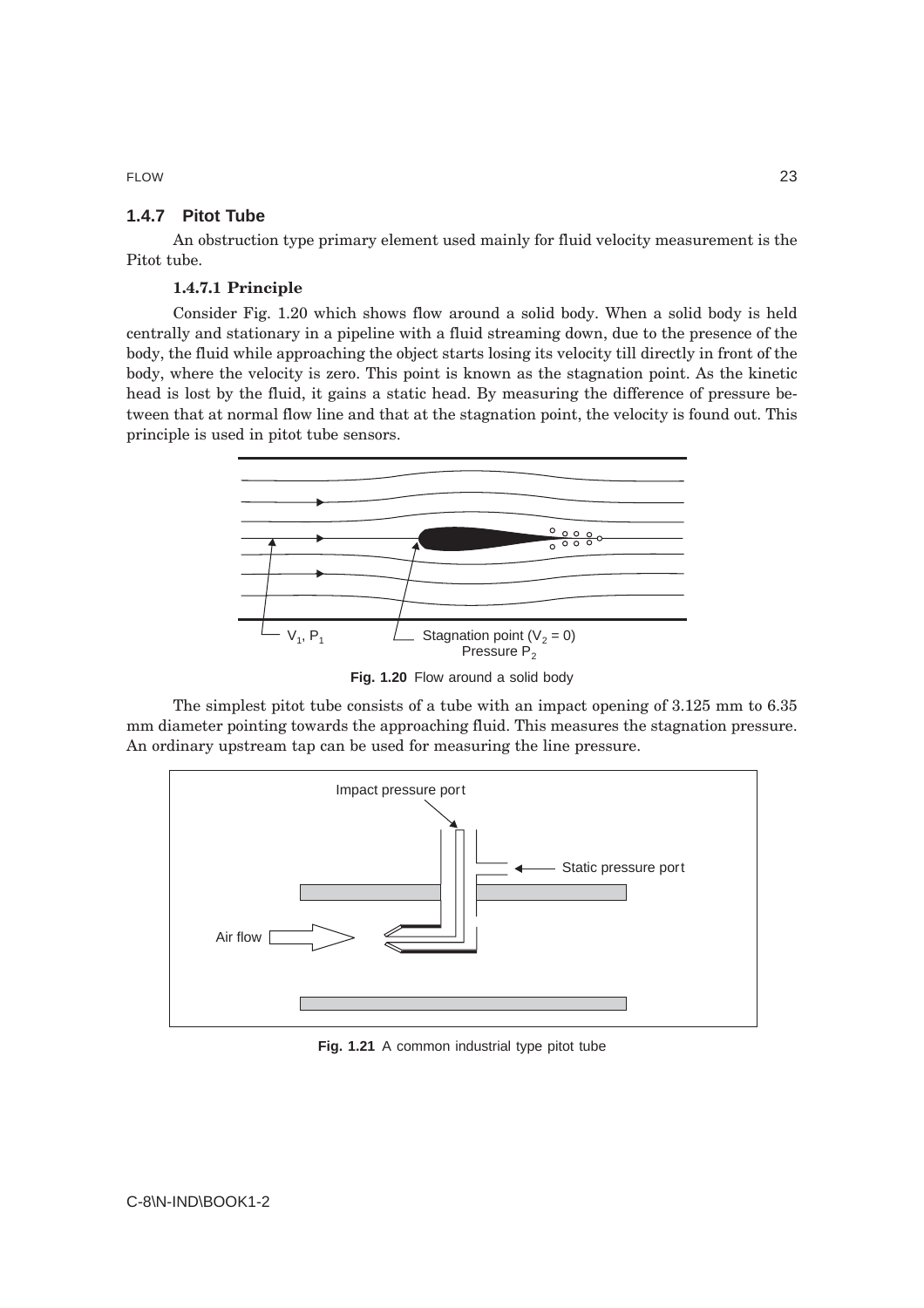### 1.4.7 Pitot Tube

An obstruction type primary element used mainly for fluid velocity measurement is the Pitot tube.

#### 1.4.7.1 Principle

Consider Fig. 1.20 which shows flow around a solid body. When a solid body is held centrally and stationary in a pipeline with a fluid streaming down, due to the presence of the body, the fluid while approaching the object starts losing its velocity till directly in front of the body, where the velocity is zero. This point is known as the stagnation point. As the kinetic head is lost by the fluid, it gains a static head. By measuring the difference of pressure between that at normal flow line and that at the stagnation point, the velocity is found out. This principle is used in pitot tube sensors.

$V_1$, $P_1$

Stagnation point ($V_2 = 0$)
Pressure $P_2$

**Fig. 1.20** Flow around a solid body

The simplest pitot tube consists of a tube with an impact opening of 3.125 mm to 6.35 mm diameter pointing towards the approaching fluid. This measures the stagnation pressure. An ordinary upstream tap can be used for measuring the line pressure.

Impact pressure port

Static pressure port

Air flow

**Fig. 1.21** A common industrial type pitot tube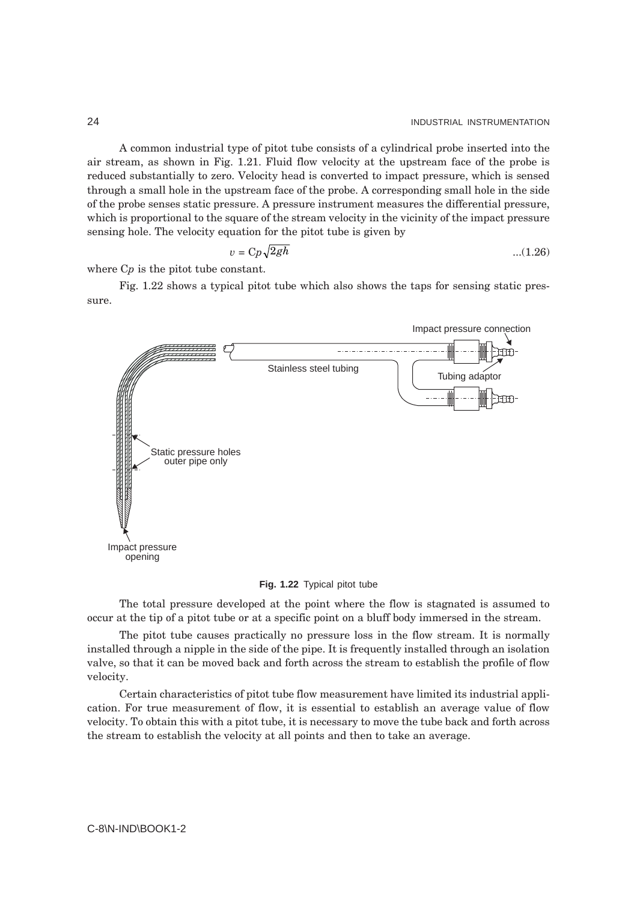A common industrial type of pitot tube consists of a cylindrical probe inserted into the air stream, as shown in Fig. 1.21. Fluid flow velocity at the upstream face of the probe is reduced substantially to zero. Velocity head is converted to impact pressure, which is sensed through a small hole in the upstream face of the probe. A corresponding small hole in the side of the probe senses static pressure. A pressure instrument measures the differential pressure, which is proportional to the square of the stream velocity in the vicinity of the impact pressure sensing hole. The velocity equation for the pitot tube is given by

$$v = C_p \sqrt{2gh} \qquad \text{...(1.26)}$$

where $C_p$ is the pitot tube constant.

Fig. 1.22 shows a typical pitot tube which also shows the taps for sensing static pressure.

Impact pressure connection

Stainless steel tubing

Tubing adaptor

Static pressure holes outer pipe only

Impact pressure opening

**Fig. 1.22** Typical pitot tube

The total pressure developed at the point where the flow is stagnated is assumed to occur at the tip of a pitot tube or at a specific point on a bluff body immersed in the stream.

The pitot tube causes practically no pressure loss in the flow stream. It is normally installed through a nipple in the side of the pipe. It is frequently installed through an isolation valve, so that it can be moved back and forth across the stream to establish the profile of flow velocity.

Certain characteristics of pitot tube flow measurement have limited its industrial application. For true measurement of flow, it is essential to establish an average value of flow velocity. To obtain this with a pitot tube, it is necessary to move the tube back and forth across the stream to establish the velocity at all points and then to take an average.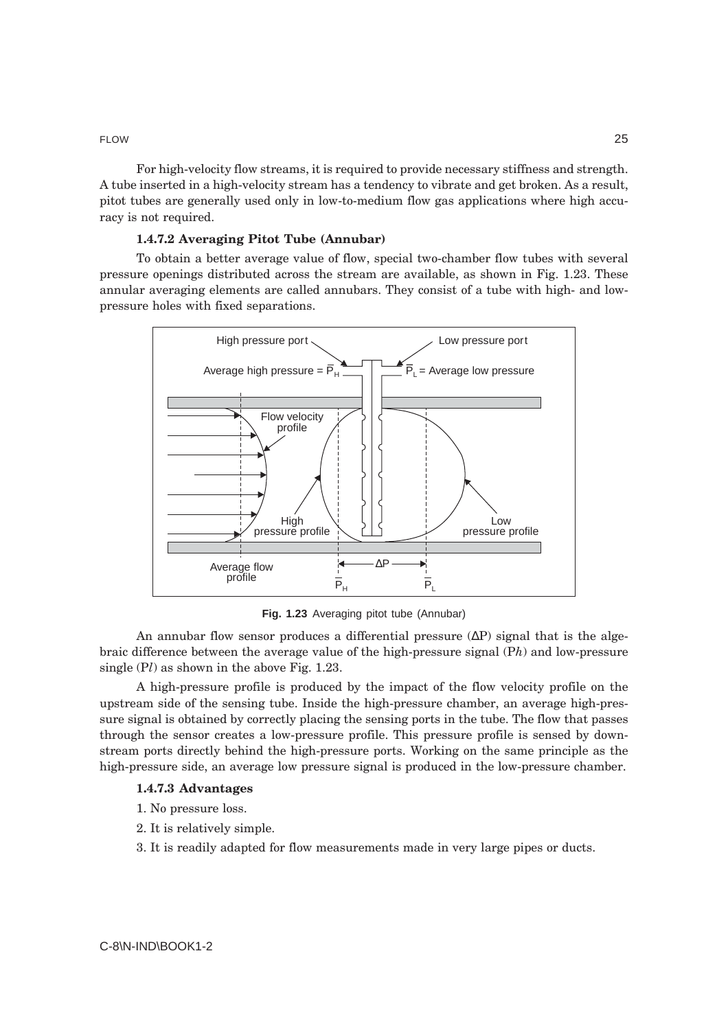For high-velocity flow streams, it is required to provide necessary stiffness and strength. A tube inserted in a high-velocity stream has a tendency to vibrate and get broken. As a result, pitot tubes are generally used only in low-to-medium flow gas applications where high accuracy is not required.

### 1.4.7.2 Averaging Pitot Tube (Annubar)

To obtain a better average value of flow, special two-chamber flow tubes with several pressure openings distributed across the stream are available, as shown in Fig. 1.23. These annular averaging elements are called annubars. They consist of a tube with high- and low-pressure holes with fixed separations.

High pressure port

Low pressure port

Average high pressure = $\bar{P}_H$

$\bar{P}_L$ = Average low pressure

Flow velocity profile

High pressure profile

Low pressure profile

Average flow profile

$\Delta P$

$\bar{P}_H$

$\bar{P}_L$

**Fig. 1.23** Averaging pitot tube (Annubar)

An annubar flow sensor produces a differential pressure ($\Delta P$) signal that is the algebraic difference between the average value of the high-pressure signal ($Ph$) and low-pressure single ($Pl$) as shown in the above Fig. 1.23.

A high-pressure profile is produced by the impact of the flow velocity profile on the upstream side of the sensing tube. Inside the high-pressure chamber, an average high-pressure signal is obtained by correctly placing the sensing ports in the tube. The flow that passes through the sensor creates a low-pressure profile. This pressure profile is sensed by downstream ports directly behind the high-pressure ports. Working on the same principle as the high-pressure side, an average low pressure signal is produced in the low-pressure chamber.

### 1.4.7.3 Advantages

1. No pressure loss.
2. It is relatively simple.
3. It is readily adapted for flow measurements made in very large pipes or ducts.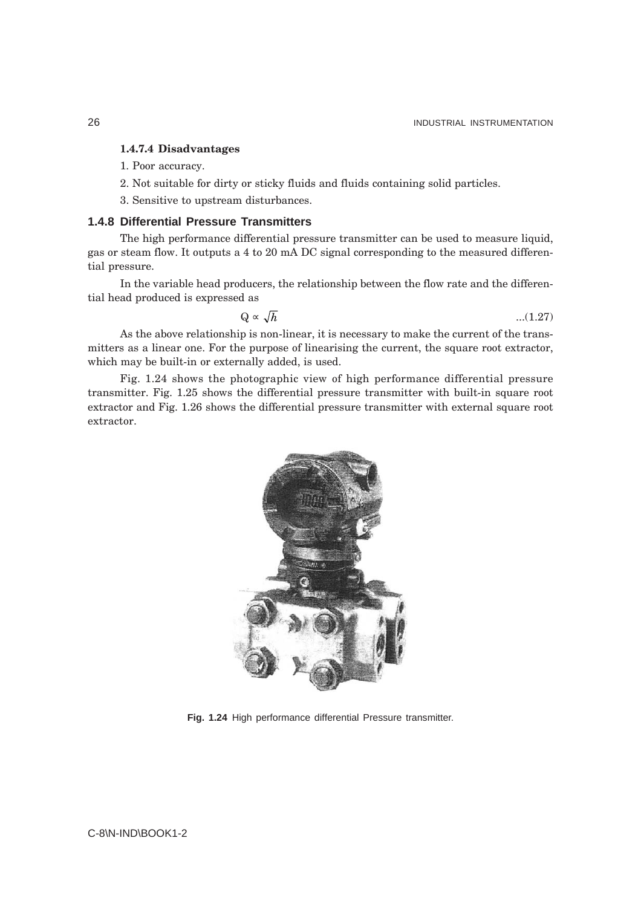#### 1.4.7.4 Disadvantages

1. Poor accuracy.
2. Not suitable for dirty or sticky fluids and fluids containing solid particles.
3. Sensitive to upstream disturbances.

### 1.4.8 Differential Pressure Transmitters

The high performance differential pressure transmitter can be used to measure liquid, gas or steam flow. It outputs a 4 to 20 mA DC signal corresponding to the measured differential pressure.

In the variable head producers, the relationship between the flow rate and the differential head produced is expressed as

$$Q \propto \sqrt{h} \qquad \text{...(1.27)}$$

As the above relationship is non-linear, it is necessary to make the current of the transmitters as a linear one. For the purpose of linearising the current, the square root extractor, which may be built-in or externally added, is used.

Fig. 1.24 shows the photographic view of high performance differential pressure transmitter. Fig. 1.25 shows the differential pressure transmitter with built-in square root extractor and Fig. 1.26 shows the differential pressure transmitter with external square root extractor.

**Fig. 1.24** High performance differential Pressure transmitter.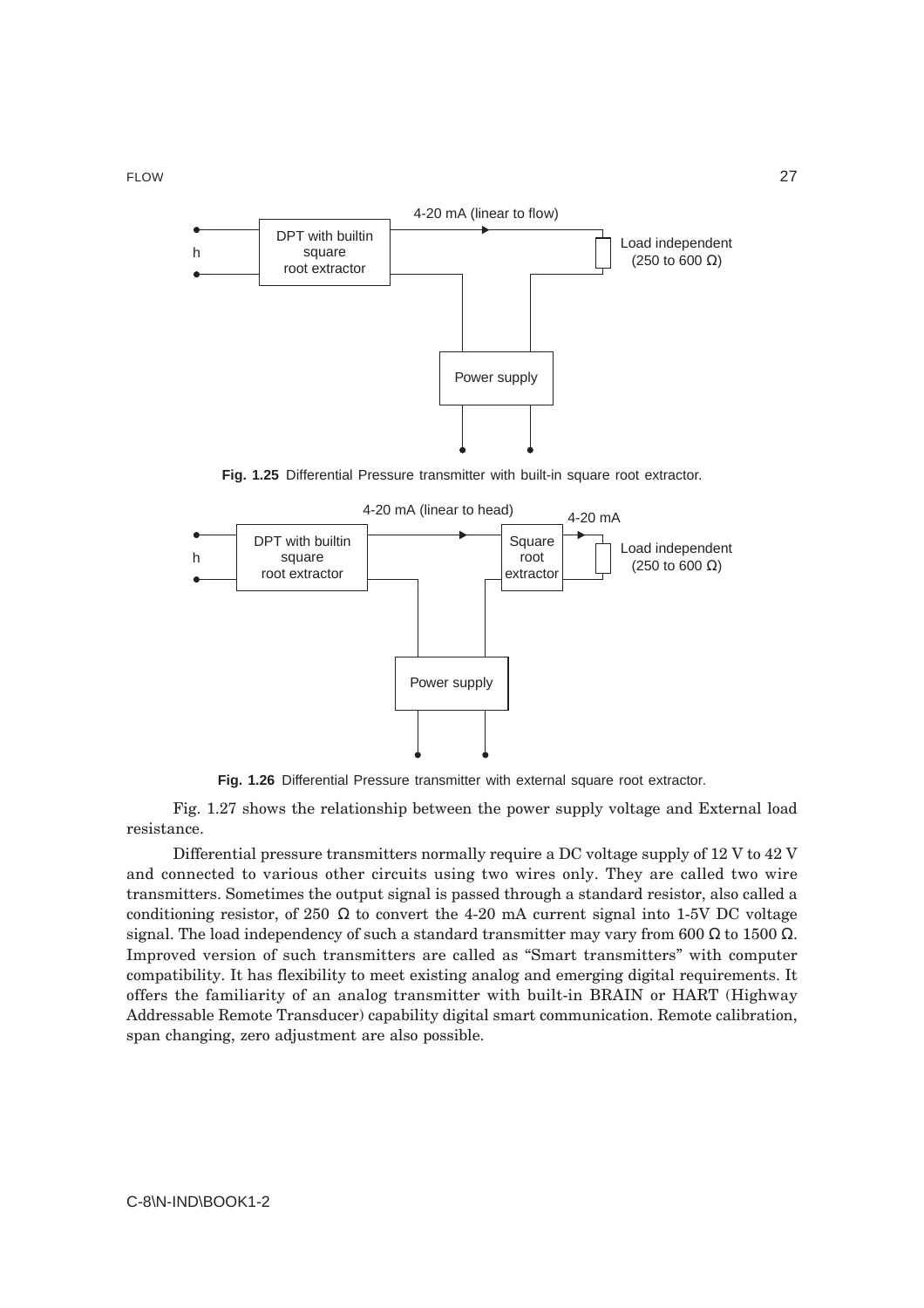4-20 mA (linear to flow)

h

DPT with builtin square root extractor

Load independent (250 to 600 Ω)

Power supply

**Fig. 1.25** Differential Pressure transmitter with built-in square root extractor.

4-20 mA (linear to head)

4-20 mA

h

DPT with builtin square root extractor

Square root extractor

Load independent (250 to 600 Ω)

Power supply

**Fig. 1.26** Differential Pressure transmitter with external square root extractor.

Fig. 1.27 shows the relationship between the power supply voltage and External load resistance.

Differential pressure transmitters normally require a DC voltage supply of 12 V to 42 V and connected to various other circuits using two wires only. They are called two wire transmitters. Sometimes the output signal is passed through a standard resistor, also called a conditioning resistor, of 250 Ω to convert the 4-20 mA current signal into 1-5V DC voltage signal. The load independency of such a standard transmitter may vary from 600 Ω to 1500 Ω. Improved version of such transmitters are called as "Smart transmitters" with computer compatibility. It has flexibility to meet existing analog and emerging digital requirements. It offers the familiarity of an analog transmitter with built-in BRAIN or HART (Highway Addressable Remote Transducer) capability digital smart communication. Remote calibration, span changing, zero adjustment are also possible.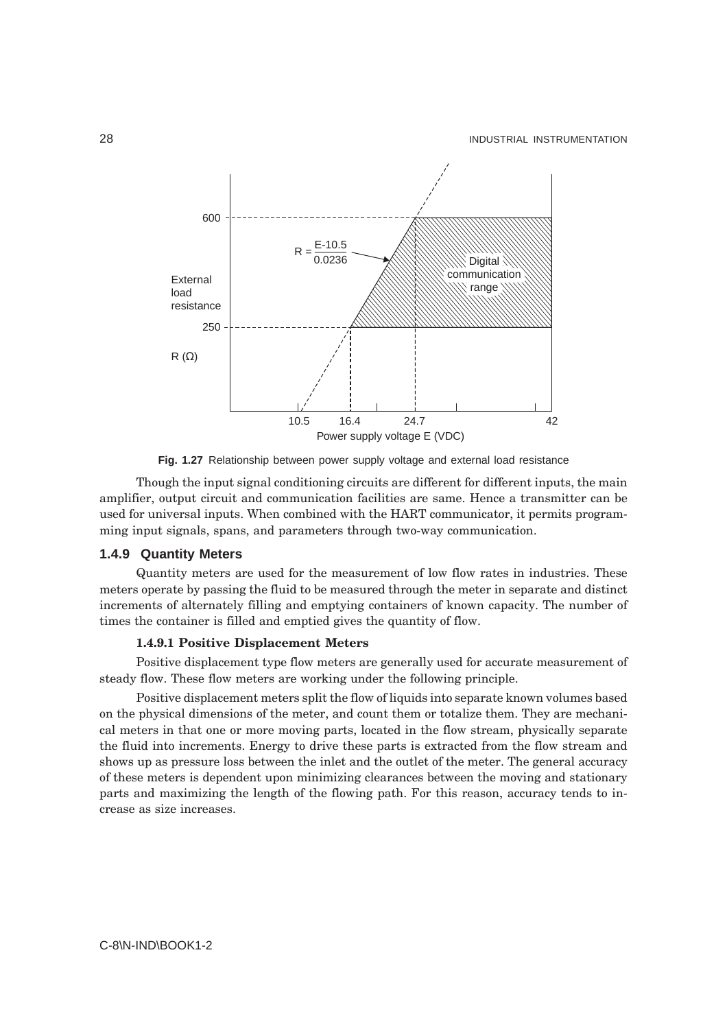600

250

External load resistance

R (Ω)

$R = \frac{E-10.5}{0.0236}$

Digital communication range

10.5    16.4    24.7    42

Power supply voltage E (VDC)

**Fig. 1.27** Relationship between power supply voltage and external load resistance

Though the input signal conditioning circuits are different for different inputs, the main amplifier, output circuit and communication facilities are same. Hence a transmitter can be used for universal inputs. When combined with the HART communicator, it permits programming input signals, spans, and parameters through two-way communication.

### 1.4.9 Quantity Meters

Quantity meters are used for the measurement of low flow rates in industries. These meters operate by passing the fluid to be measured through the meter in separate and distinct increments of alternately filling and emptying containers of known capacity. The number of times the container is filled and emptied gives the quantity of flow.

#### 1.4.9.1 Positive Displacement Meters

Positive displacement type flow meters are generally used for accurate measurement of steady flow. These flow meters are working under the following principle.

Positive displacement meters split the flow of liquids into separate known volumes based on the physical dimensions of the meter, and count them or totalize them. They are mechanical meters in that one or more moving parts, located in the flow stream, physically separate the fluid into increments. Energy to drive these parts is extracted from the flow stream and shows up as pressure loss between the inlet and the outlet of the meter. The general accuracy of these meters is dependent upon minimizing clearances between the moving and stationary parts and maximizing the length of the flowing path. For this reason, accuracy tends to increase as size increases.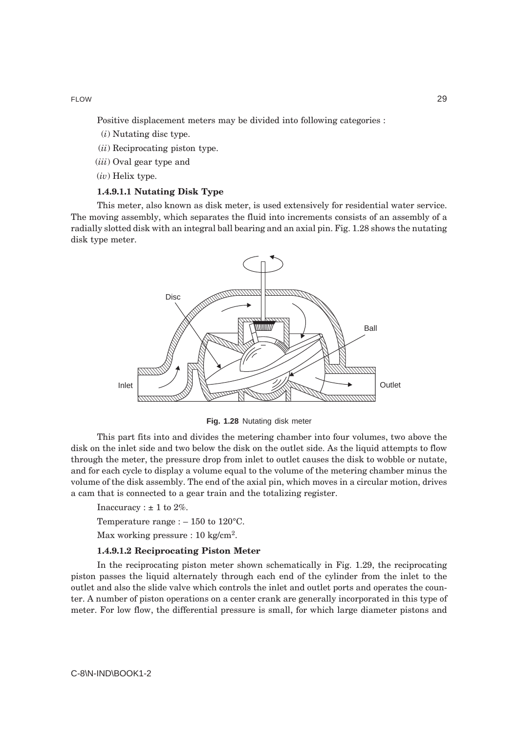Positive displacement meters may be divided into following categories :

(*i*) Nutating disc type.

(*ii*) Reciprocating piston type.

(*iii*) Oval gear type and

(*iv*) Helix type.

**1.4.9.1.1 Nutating Disk Type**

This meter, also known as disk meter, is used extensively for residential water service. The moving assembly, which separates the fluid into increments consists of an assembly of a radially slotted disk with an integral ball bearing and an axial pin. Fig. 1.28 shows the nutating disk type meter.

Disc

Ball

Inlet

Outlet

**Fig. 1.28** Nutating disk meter

This part fits into and divides the metering chamber into four volumes, two above the disk on the inlet side and two below the disk on the outlet side. As the liquid attempts to flow through the meter, the pressure drop from inlet to outlet causes the disk to wobble or nutate, and for each cycle to display a volume equal to the volume of the metering chamber minus the volume of the disk assembly. The end of the axial pin, which moves in a circular motion, drives a cam that is connected to a gear train and the totalizing register.

Inaccuracy : ± 1 to 2%.

Temperature range : – 150 to 120°C.

Max working pressure : 10 kg/cm$^2$.

**1.4.9.1.2 Reciprocating Piston Meter**

In the reciprocating piston meter shown schematically in Fig. 1.29, the reciprocating piston passes the liquid alternately through each end of the cylinder from the inlet to the outlet and also the slide valve which controls the inlet and outlet ports and operates the counter. A number of piston operations on a center crank are generally incorporated in this type of meter. For low flow, the differential pressure is small, for which large diameter pistons and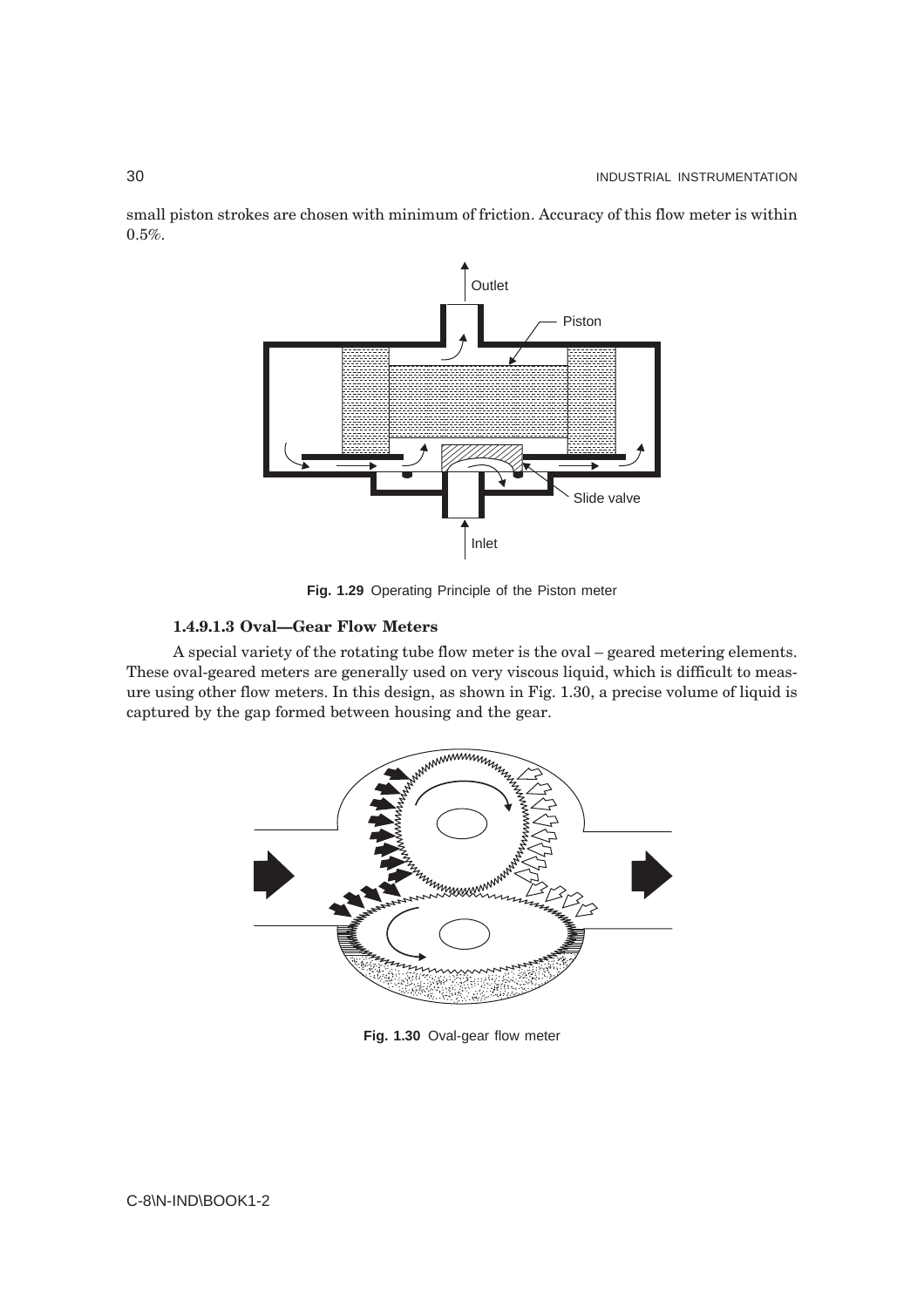small piston strokes are chosen with minimum of friction. Accuracy of this flow meter is within 0.5%.

Outlet

Piston

Slide valve

Inlet

**Fig. 1.29** Operating Principle of the Piston meter

#### 1.4.9.1.3 Oval—Gear Flow Meters

A special variety of the rotating tube flow meter is the oval – geared metering elements. These oval-geared meters are generally used on very viscous liquid, which is difficult to measure using other flow meters. In this design, as shown in Fig. 1.30, a precise volume of liquid is captured by the gap formed between housing and the gear.

**Fig. 1.30** Oval-gear flow meter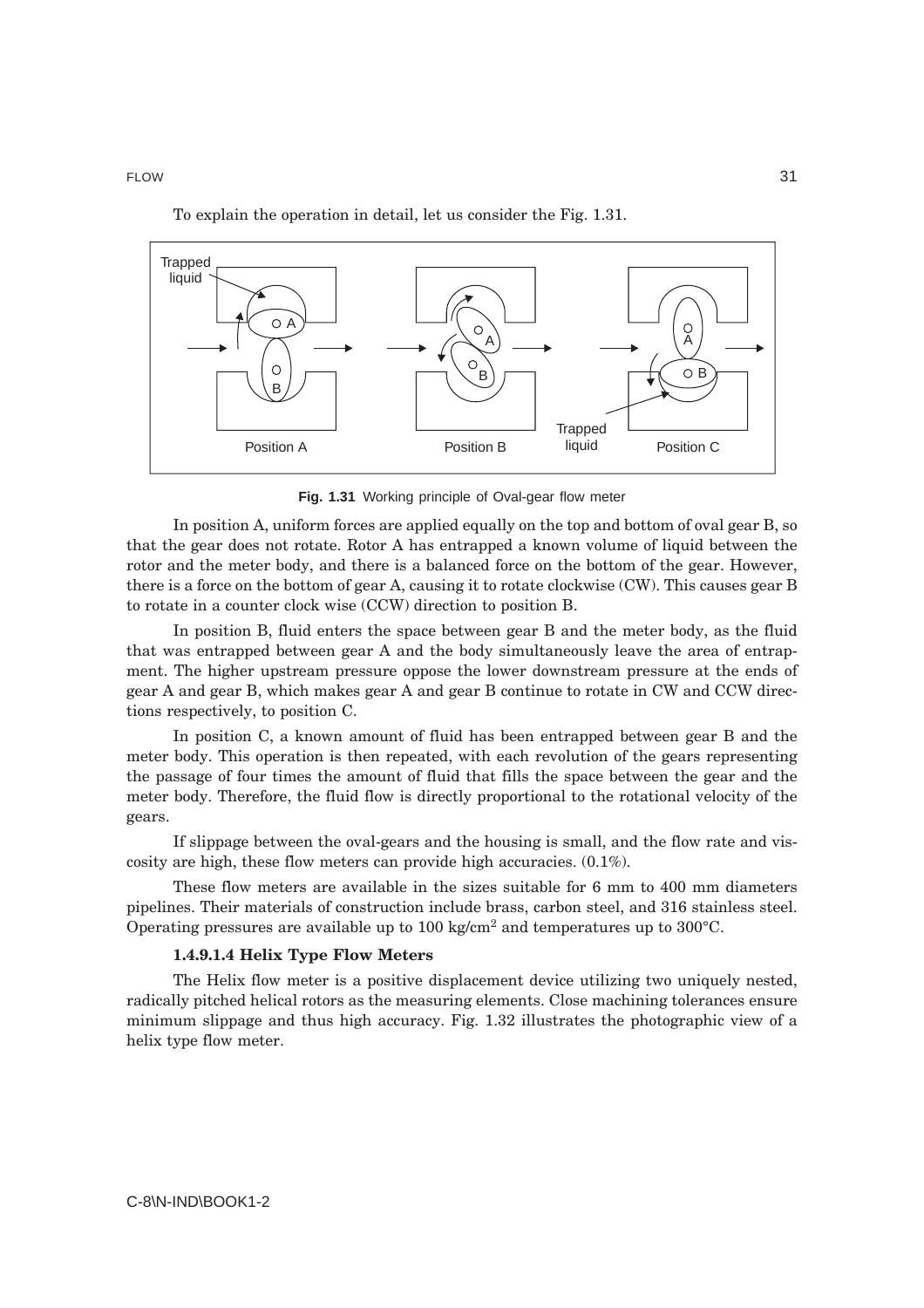To explain the operation in detail, let us consider the Fig. 1.31.

Trapped liquid

A

B

Position A

A

B

Position B

Trapped liquid

A

B

Position C

**Fig. 1.31** Working principle of Oval-gear flow meter

In position A, uniform forces are applied equally on the top and bottom of oval gear B, so that the gear does not rotate. Rotor A has entrapped a known volume of liquid between the rotor and the meter body, and there is a balanced force on the bottom of the gear. However, there is a force on the bottom of gear A, causing it to rotate clockwise (CW). This causes gear B to rotate in a counter clock wise (CCW) direction to position B.

In position B, fluid enters the space between gear B and the meter body, as the fluid that was entrapped between gear A and the body simultaneously leave the area of entrapment. The higher upstream pressure oppose the lower downstream pressure at the ends of gear A and gear B, which makes gear A and gear B continue to rotate in CW and CCW directions respectively, to position C.

In position C, a known amount of fluid has been entrapped between gear B and the meter body. This operation is then repeated, with each revolution of the gears representing the passage of four times the amount of fluid that fills the space between the gear and the meter body. Therefore, the fluid flow is directly proportional to the rotational velocity of the gears.

If slippage between the oval-gears and the housing is small, and the flow rate and viscosity are high, these flow meters can provide high accuracies. (0.1%).

These flow meters are available in the sizes suitable for 6 mm to 400 mm diameters pipelines. Their materials of construction include brass, carbon steel, and 316 stainless steel. Operating pressures are available up to 100 kg/cm$^2$ and temperatures up to 300°C.

#### 1.4.9.1.4 Helix Type Flow Meters

The Helix flow meter is a positive displacement device utilizing two uniquely nested, radically pitched helical rotors as the measuring elements. Close machining tolerances ensure minimum slippage and thus high accuracy. Fig. 1.32 illustrates the photographic view of a helix type flow meter.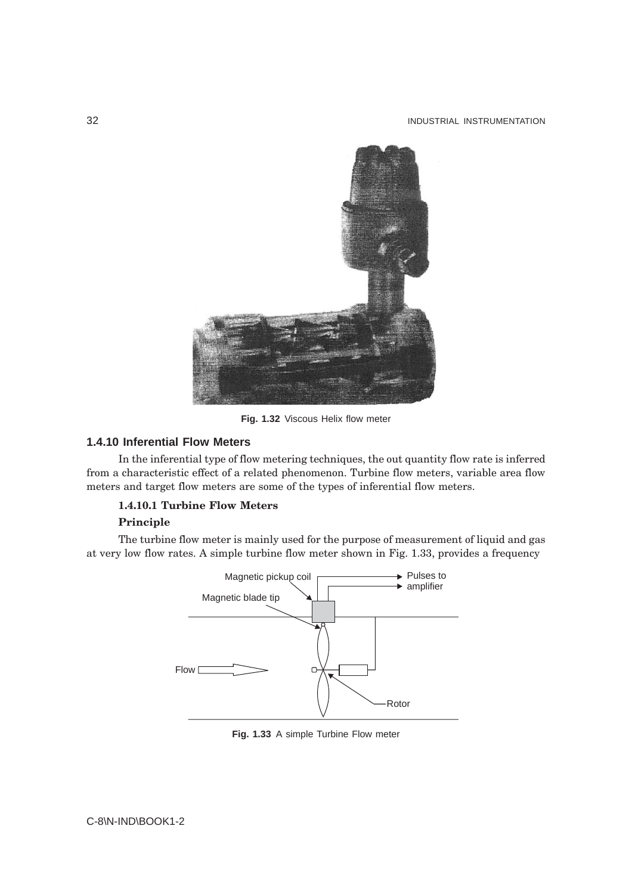Fig. 1.32 Viscous Helix flow meter

### 1.4.10 Inferential Flow Meters

In the inferential type of flow metering techniques, the out quantity flow rate is inferred from a characteristic effect of a related phenomenon. Turbine flow meters, variable area flow meters and target flow meters are some of the types of inferential flow meters.

#### 1.4.10.1 Turbine Flow Meters

**Principle**

The turbine flow meter is mainly used for the purpose of measurement of liquid and gas at very low flow rates. A simple turbine flow meter shown in Fig. 1.33, provides a frequency

Magnetic pickup coil

Pulses to amplifier

Magnetic blade tip

Flow

Rotor

Fig. 1.33 A simple Turbine Flow meter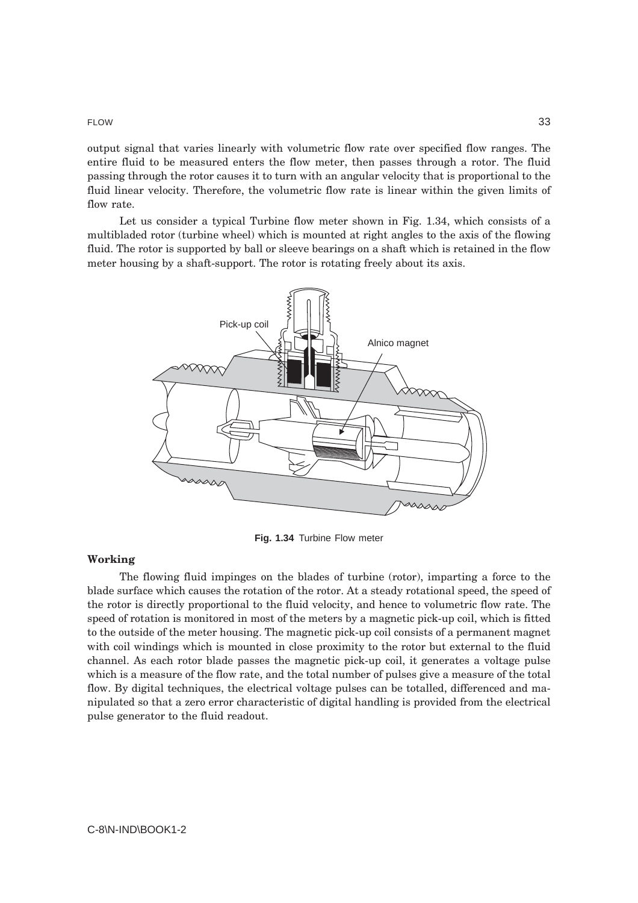output signal that varies linearly with volumetric flow rate over specified flow ranges. The entire fluid to be measured enters the flow meter, then passes through a rotor. The fluid passing through the rotor causes it to turn with an angular velocity that is proportional to the fluid linear velocity. Therefore, the volumetric flow rate is linear within the given limits of flow rate.

Let us consider a typical Turbine flow meter shown in Fig. 1.34, which consists of a multibladed rotor (turbine wheel) which is mounted at right angles to the axis of the flowing fluid. The rotor is supported by ball or sleeve bearings on a shaft which is retained in the flow meter housing by a shaft-support. The rotor is rotating freely about its axis.

Pick-up coil

Alnico magnet

**Fig. 1.34** Turbine Flow meter

**Working**

The flowing fluid impinges on the blades of turbine (rotor), imparting a force to the blade surface which causes the rotation of the rotor. At a steady rotational speed, the speed of the rotor is directly proportional to the fluid velocity, and hence to volumetric flow rate. The speed of rotation is monitored in most of the meters by a magnetic pick-up coil, which is fitted to the outside of the meter housing. The magnetic pick-up coil consists of a permanent magnet with coil windings which is mounted in close proximity to the rotor but external to the fluid channel. As each rotor blade passes the magnetic pick-up coil, it generates a voltage pulse which is a measure of the flow rate, and the total number of pulses give a measure of the total flow. By digital techniques, the electrical voltage pulses can be totalled, differenced and manipulated so that a zero error characteristic of digital handling is provided from the electrical pulse generator to the fluid readout.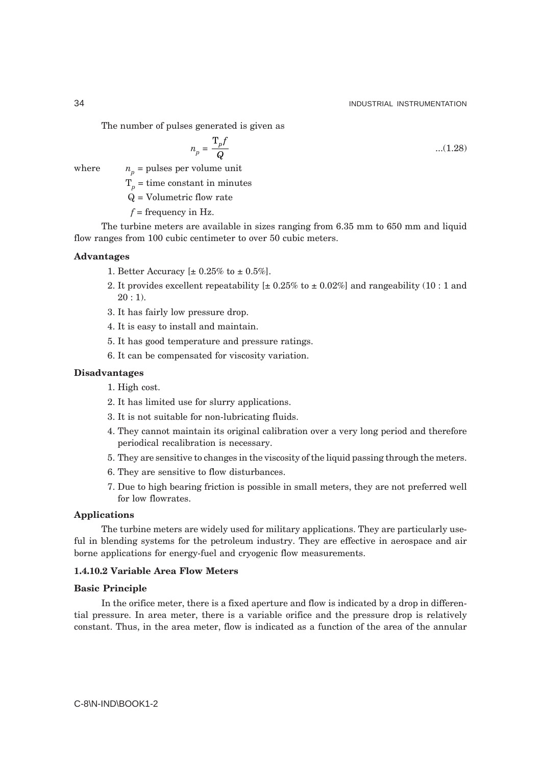The number of pulses generated is given as

$$n_p = \frac{T_p f}{Q} \qquad ...(1.28)$$

where $n_p$ = pulses per volume unit

$T_p$ = time constant in minutes

Q = Volumetric flow rate

$f$ = frequency in Hz.

The turbine meters are available in sizes ranging from 6.35 mm to 650 mm and liquid flow ranges from 100 cubic centimeter to over 50 cubic meters.

**Advantages**

1. Better Accuracy [± 0.25% to ± 0.5%].
2. It provides excellent repeatability [± 0.25% to ± 0.02%] and rangeability (10 : 1 and 20 : 1).
3. It has fairly low pressure drop.
4. It is easy to install and maintain.
5. It has good temperature and pressure ratings.
6. It can be compensated for viscosity variation.

**Disadvantages**

1. High cost.
2. It has limited use for slurry applications.
3. It is not suitable for non-lubricating fluids.
4. They cannot maintain its original calibration over a very long period and therefore periodical recalibration is necessary.
5. They are sensitive to changes in the viscosity of the liquid passing through the meters.
6. They are sensitive to flow disturbances.
7. Due to high bearing friction is possible in small meters, they are not preferred well for low flowrates.

**Applications**

The turbine meters are widely used for military applications. They are particularly useful in blending systems for the petroleum industry. They are effective in aerospace and air borne applications for energy-fuel and cryogenic flow measurements.

#### 1.4.10.2 Variable Area Flow Meters

**Basic Principle**

In the orifice meter, there is a fixed aperture and flow is indicated by a drop in differential pressure. In area meter, there is a variable orifice and the pressure drop is relatively constant. Thus, in the area meter, flow is indicated as a function of the area of the annular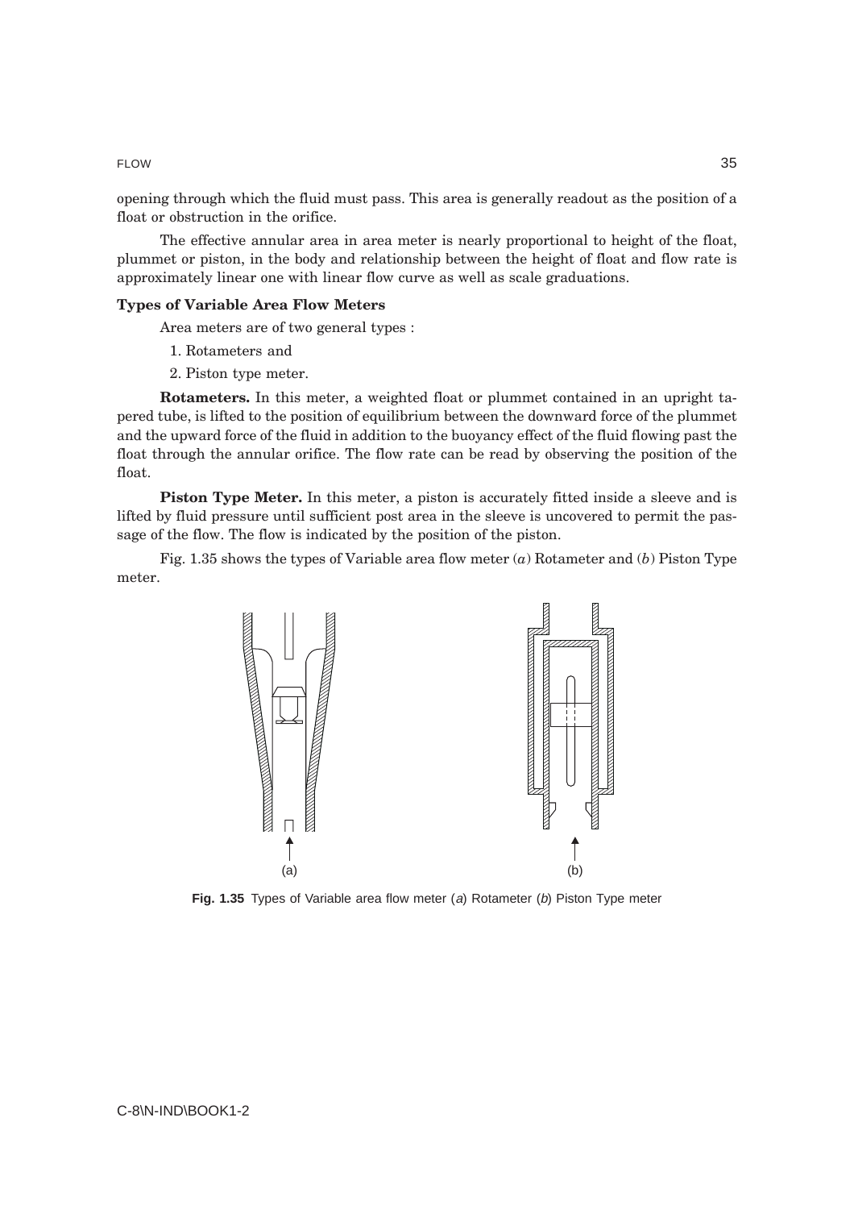opening through which the fluid must pass. This area is generally readout as the position of a float or obstruction in the orifice.

The effective annular area in area meter is nearly proportional to height of the float, plummet or piston, in the body and relationship between the height of float and flow rate is approximately linear one with linear flow curve as well as scale graduations.

**Types of Variable Area Flow Meters**

Area meters are of two general types :

1. Rotameters and
2. Piston type meter.

**Rotameters.** In this meter, a weighted float or plummet contained in an upright tapered tube, is lifted to the position of equilibrium between the downward force of the plummet and the upward force of the fluid in addition to the buoyancy effect of the fluid flowing past the float through the annular orifice. The flow rate can be read by observing the position of the float.

**Piston Type Meter.** In this meter, a piston is accurately fitted inside a sleeve and is lifted by fluid pressure until sufficient post area in the sleeve is uncovered to permit the passage of the flow. The flow is indicated by the position of the piston.

Fig. 1.35 shows the types of Variable area flow meter (*a*) Rotameter and (*b*) Piston Type meter.

(a)

(b)

**Fig. 1.35** Types of Variable area flow meter (*a*) Rotameter (*b*) Piston Type meter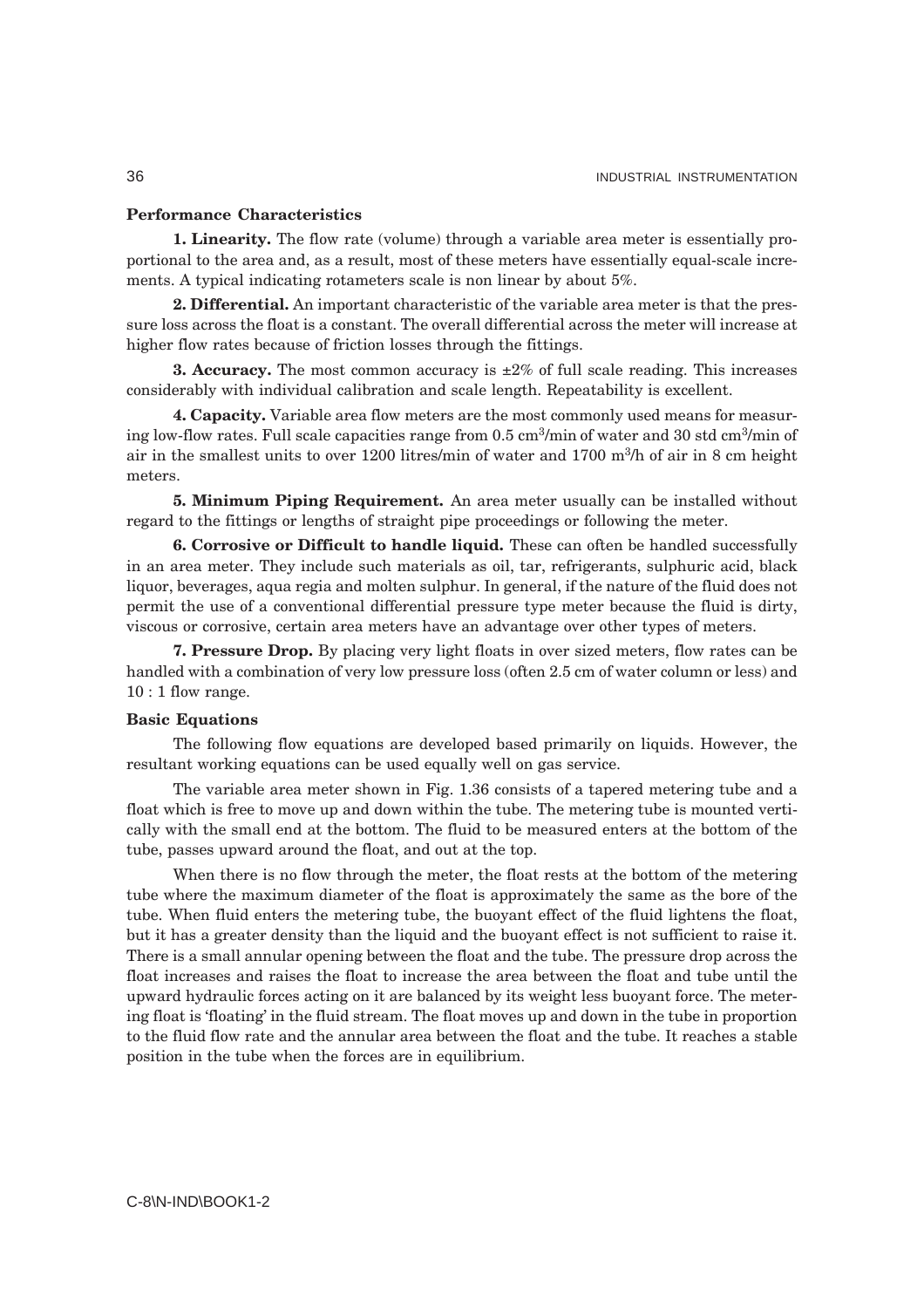**Performance Characteristics**

**1. Linearity.** The flow rate (volume) through a variable area meter is essentially proportional to the area and, as a result, most of these meters have essentially equal-scale increments. A typical indicating rotameters scale is non linear by about 5%.

**2. Differential.** An important characteristic of the variable area meter is that the pressure loss across the float is a constant. The overall differential across the meter will increase at higher flow rates because of friction losses through the fittings.

**3. Accuracy.** The most common accuracy is ±2% of full scale reading. This increases considerably with individual calibration and scale length. Repeatability is excellent.

**4. Capacity.** Variable area flow meters are the most commonly used means for measuring low-flow rates. Full scale capacities range from 0.5 $cm^3$/min of water and 30 std $cm^3$/min of air in the smallest units to over 1200 litres/min of water and 1700 $m^3$/h of air in 8 cm height meters.

**5. Minimum Piping Requirement.** An area meter usually can be installed without regard to the fittings or lengths of straight pipe proceedings or following the meter.

**6. Corrosive or Difficult to handle liquid.** These can often be handled successfully in an area meter. They include such materials as oil, tar, refrigerants, sulphuric acid, black liquor, beverages, aqua regia and molten sulphur. In general, if the nature of the fluid does not permit the use of a conventional differential pressure type meter because the fluid is dirty, viscous or corrosive, certain area meters have an advantage over other types of meters.

**7. Pressure Drop.** By placing very light floats in over sized meters, flow rates can be handled with a combination of very low pressure loss (often 2.5 cm of water column or less) and 10 : 1 flow range.

**Basic Equations**

The following flow equations are developed based primarily on liquids. However, the resultant working equations can be used equally well on gas service.

The variable area meter shown in Fig. 1.36 consists of a tapered metering tube and a float which is free to move up and down within the tube. The metering tube is mounted vertically with the small end at the bottom. The fluid to be measured enters at the bottom of the tube, passes upward around the float, and out at the top.

When there is no flow through the meter, the float rests at the bottom of the metering tube where the maximum diameter of the float is approximately the same as the bore of the tube. When fluid enters the metering tube, the buoyant effect of the fluid lightens the float, but it has a greater density than the liquid and the buoyant effect is not sufficient to raise it. There is a small annular opening between the float and the tube. The pressure drop across the float increases and raises the float to increase the area between the float and tube until the upward hydraulic forces acting on it are balanced by its weight less buoyant force. The metering float is 'floating' in the fluid stream. The float moves up and down in the tube in proportion to the fluid flow rate and the annular area between the float and the tube. It reaches a stable position in the tube when the forces are in equilibrium.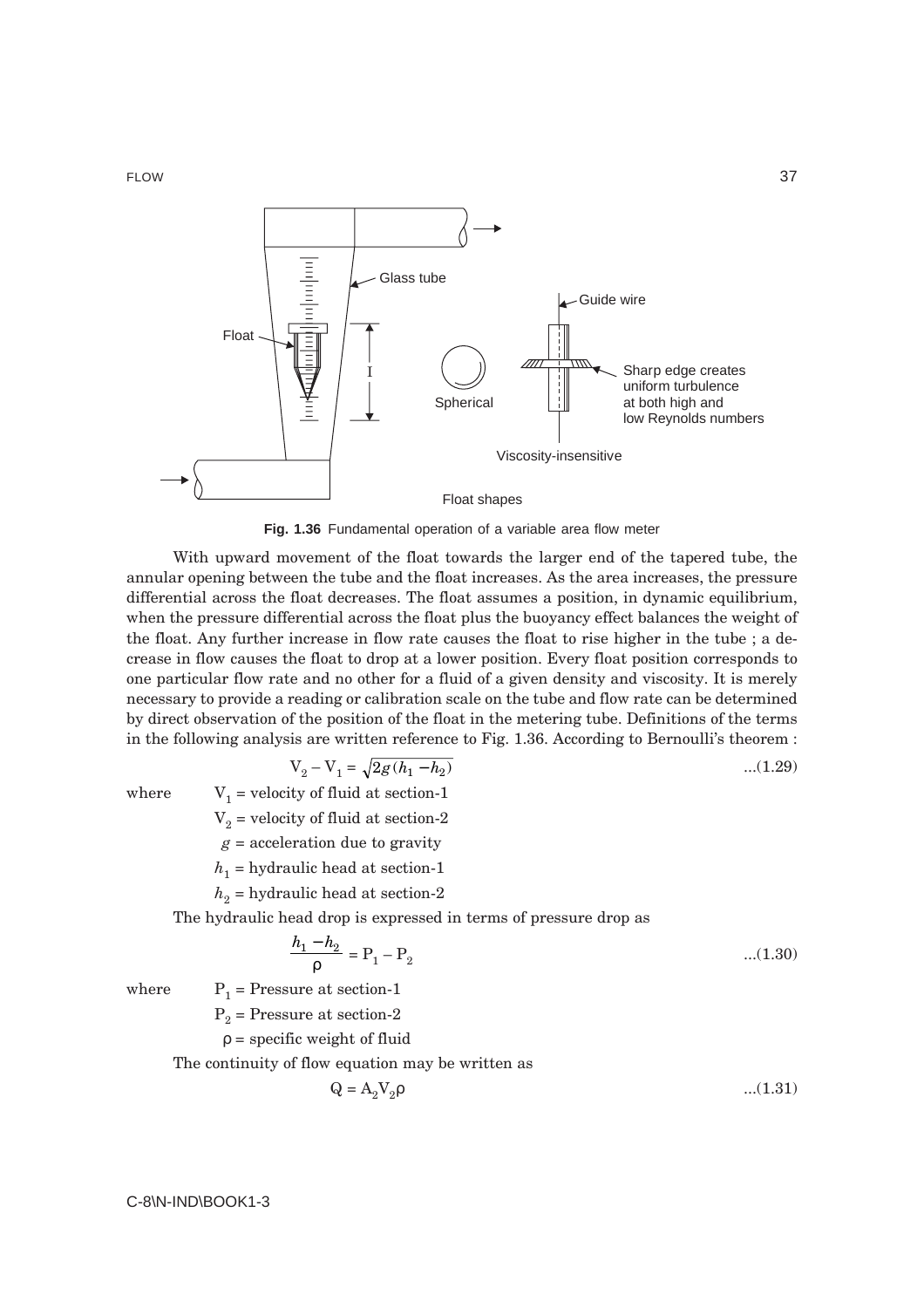Glass tube

Float

I

Guide wire

Spherical

Sharp edge creates uniform turbulence at both high and low Reynolds numbers

Viscosity-insensitive

Float shapes

**Fig. 1.36** Fundamental operation of a variable area flow meter

With upward movement of the float towards the larger end of the tapered tube, the annular opening between the tube and the float increases. As the area increases, the pressure differential across the float decreases. The float assumes a position, in dynamic equilibrium, when the pressure differential across the float plus the buoyancy effect balances the weight of the float. Any further increase in flow rate causes the float to rise higher in the tube ; a decrease in flow causes the float to drop at a lower position. Every float position corresponds to one particular flow rate and no other for a fluid of a given density and viscosity. It is merely necessary to provide a reading or calibration scale on the tube and flow rate can be determined by direct observation of the position of the float in the metering tube. Definitions of the terms in the following analysis are written reference to Fig. 1.36. According to Bernoulli's theorem :

$$V_2 - V_1 = \sqrt{2g(h_1 - h_2)} \qquad ...(1.29)$$

where $V_1$ = velocity of fluid at section-1

$V_2$ = velocity of fluid at section-2

$g$ = acceleration due to gravity

$h_1$ = hydraulic head at section-1

$h_2$ = hydraulic head at section-2

The hydraulic head drop is expressed in terms of pressure drop as

$$\frac{h_1 - h_2}{\rho} = P_1 - P_2 \qquad ...(1.30)$$

where $P_1$ = Pressure at section-1

$P_2$ = Pressure at section-2

$\rho$ = specific weight of fluid

The continuity of flow equation may be written as

$$Q = A_2 V_2 \rho \qquad ...(1.31)$$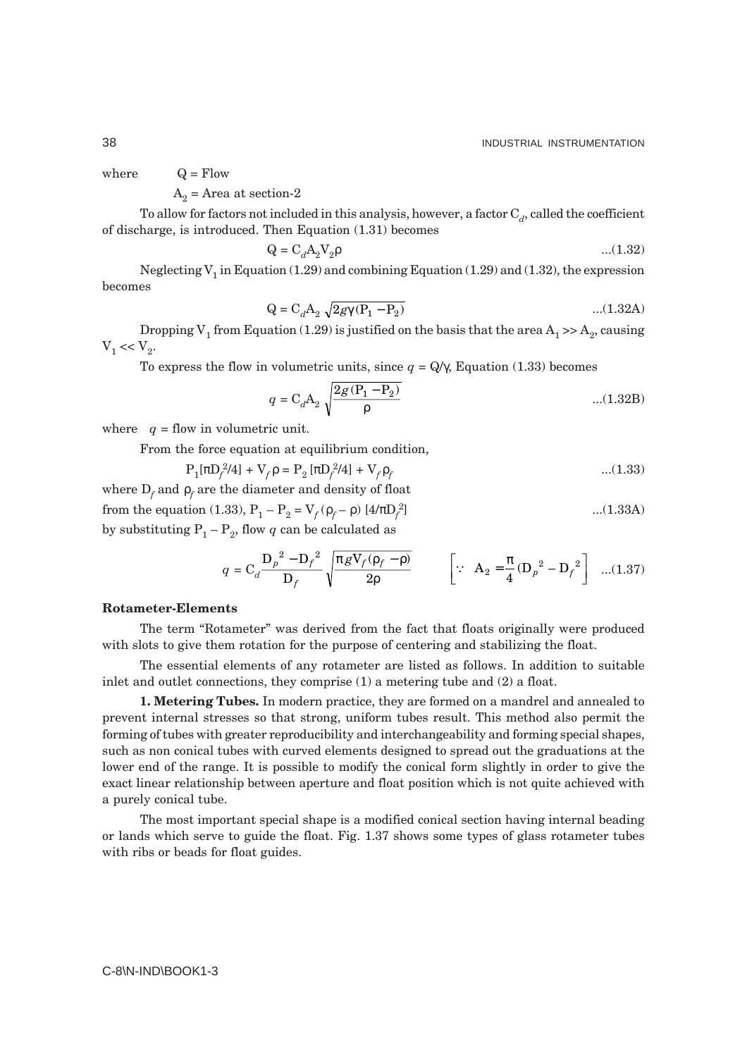where $Q$ = Flow

$A_2$ = Area at section-2

To allow for factors not included in this analysis, however, a factor $C_d$, called the coefficient of discharge, is introduced. Then Equation (1.31) becomes

$$Q = C_d A_2 V_2 \rho \qquad ...(1.32)$$

Neglecting $V_1$ in Equation (1.29) and combining Equation (1.29) and (1.32), the expression becomes

$$Q = C_d A_2 \sqrt{2g\gamma(P_1 - P_2)} \qquad ...(1.32A)$$

Dropping $V_1$ from Equation (1.29) is justified on the basis that the area $A_1 >> A_2$, causing $V_1 << V_2$.

To express the flow in volumetric units, since $q = Q/\gamma$, Equation (1.33) becomes

$$q = C_d A_2 \sqrt{\frac{2g(P_1 - P_2)}{\rho}} \qquad ...(1.32B)$$

where $q$ = flow in volumetric unit.

From the force equation at equilibrium condition,

$$P_1[\pi D_f^2/4] + V_f \rho = P_2 [\pi D_f^2/4] + V_f \rho_f \qquad ...(1.33)$$

where $D_f$ and $\rho_f$ are the diameter and density of float

from the equation (1.33), $P_1 - P_2 = V_f(\rho_f - \rho)\,[4/\pi D_f^2]$ ...(1.33A)

by substituting $P_1 - P_2$, flow $q$ can be calculated as

$$q = C_d \frac{D_p^2 - D_f^2}{D_f} \sqrt{\frac{\pi g V_f (\rho_f - \rho)}{2\rho}} \qquad \left[\because \; A_2 = \frac{\pi}{4}(D_p^2 - D_f^2\right] \quad ...(1.37)$$

**Rotameter-Elements**

The term "Rotameter" was derived from the fact that floats originally were produced with slots to give them rotation for the purpose of centering and stabilizing the float.

The essential elements of any rotameter are listed as follows. In addition to suitable inlet and outlet connections, they comprise (1) a metering tube and (2) a float.

**1. Metering Tubes.** In modern practice, they are formed on a mandrel and annealed to prevent internal stresses so that strong, uniform tubes result. This method also permit the forming of tubes with greater reproducibility and interchangeability and forming special shapes, such as non conical tubes with curved elements designed to spread out the graduations at the lower end of the range. It is possible to modify the conical form slightly in order to give the exact linear relationship between aperture and float position which is not quite achieved with a purely conical tube.

The most important special shape is a modified conical section having internal beading or lands which serve to guide the float. Fig. 1.37 shows some types of glass rotameter tubes with ribs or beads for float guides.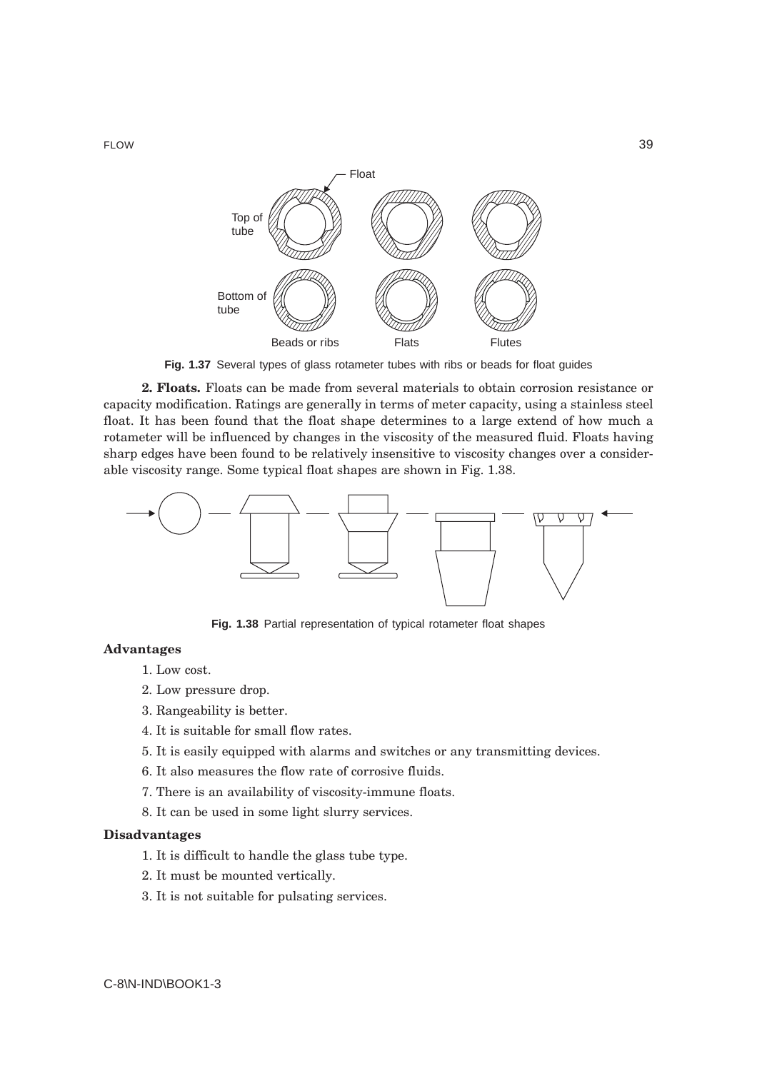Float

Top of tube

Bottom of tube

Beads or ribs

Flats

Flutes

**Fig. 1.37** Several types of glass rotameter tubes with ribs or beads for float guides

**2. Floats.** Floats can be made from several materials to obtain corrosion resistance or capacity modification. Ratings are generally in terms of meter capacity, using a stainless steel float. It has been found that the float shape determines to a large extend of how much a rotameter will be influenced by changes in the viscosity of the measured fluid. Floats having sharp edges have been found to be relatively insensitive to viscosity changes over a considerable viscosity range. Some typical float shapes are shown in Fig. 1.38.

**Fig. 1.38** Partial representation of typical rotameter float shapes

### Advantages

1. Low cost.
2. Low pressure drop.
3. Rangeability is better.
4. It is suitable for small flow rates.
5. It is easily equipped with alarms and switches or any transmitting devices.
6. It also measures the flow rate of corrosive fluids.
7. There is an availability of viscosity-immune floats.
8. It can be used in some light slurry services.

### Disadvantages

1. It is difficult to handle the glass tube type.
2. It must be mounted vertically.
3. It is not suitable for pulsating services.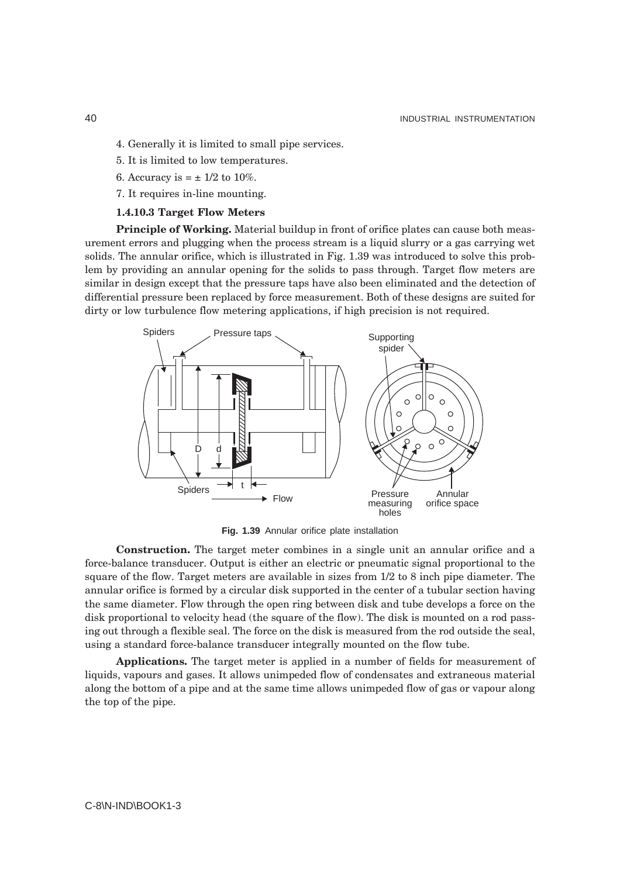4. Generally it is limited to small pipe services.

5. It is limited to low temperatures.

6. Accuracy is = ± 1/2 to 10%.

7. It requires in-line mounting.

### 1.4.10.3 Target Flow Meters

**Principle of Working.** Material buildup in front of orifice plates can cause both measurement errors and plugging when the process stream is a liquid slurry or a gas carrying wet solids. The annular orifice, which is illustrated in Fig. 1.39 was introduced to solve this problem by providing an annular opening for the solids to pass through. Target flow meters are similar in design except that the pressure taps have also been eliminated and the detection of differential pressure been replaced by force measurement. Both of these designs are suited for dirty or low turbulence flow metering applications, if high precision is not required.

Spiders
Pressure taps
D
d
t
Spiders
Flow
Supporting spider
Pressure measuring holes
Annular orifice space

**Fig. 1.39** Annular orifice plate installation

**Construction.** The target meter combines in a single unit an annular orifice and a force-balance transducer. Output is either an electric or pneumatic signal proportional to the square of the flow. Target meters are available in sizes from 1/2 to 8 inch pipe diameter. The annular orifice is formed by a circular disk supported in the center of a tubular section having the same diameter. Flow through the open ring between disk and tube develops a force on the disk proportional to velocity head (the square of the flow). The disk is mounted on a rod passing out through a flexible seal. The force on the disk is measured from the rod outside the seal, using a standard force-balance transducer integrally mounted on the flow tube.

**Applications.** The target meter is applied in a number of fields for measurement of liquids, vapours and gases. It allows unimpeded flow of condensates and extraneous material along the bottom of a pipe and at the same time allows unimpeded flow of gas or vapour along the top of the pipe.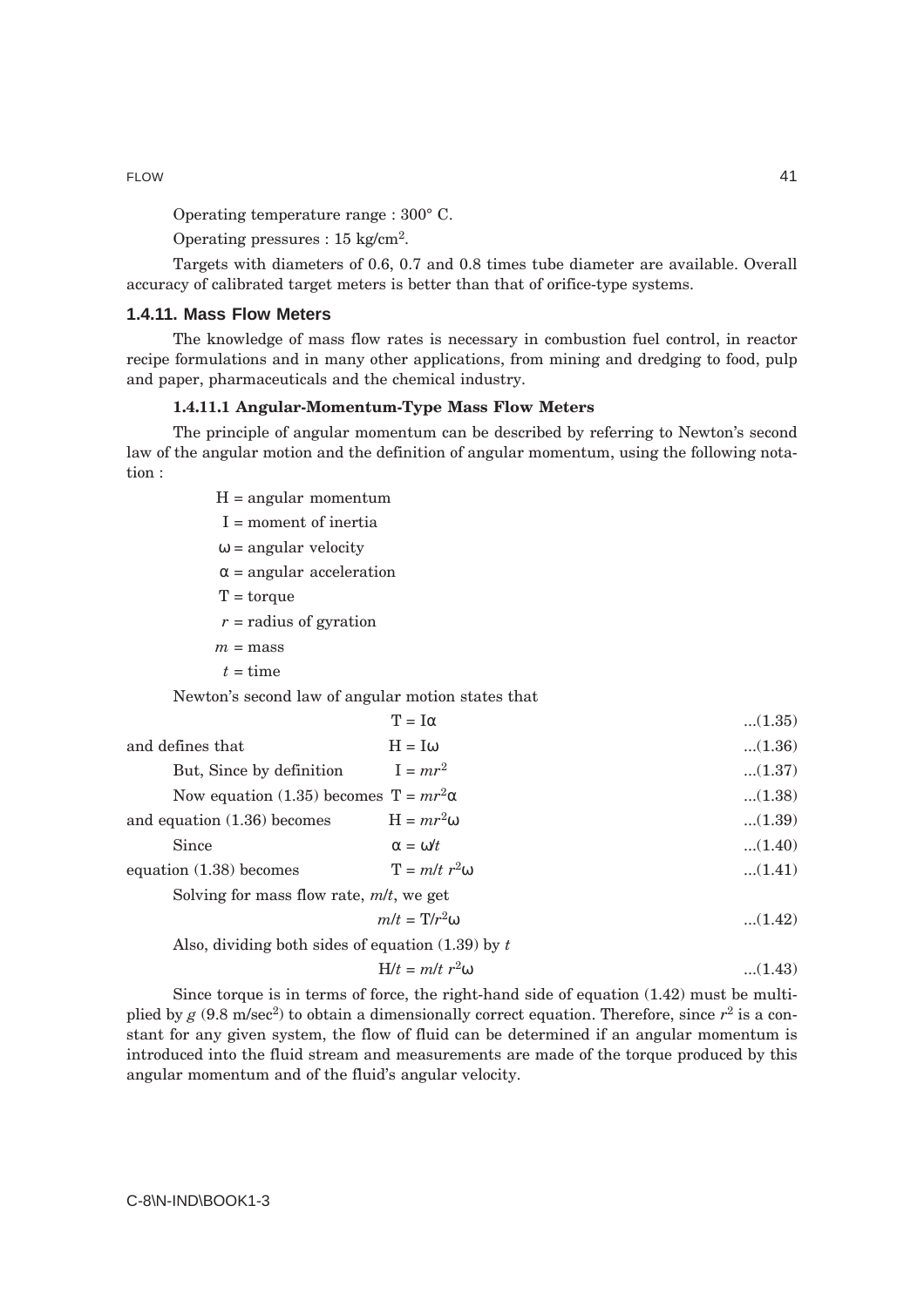Operating temperature range : 300° C.

Operating pressures : 15 kg/cm$^2$.

Targets with diameters of 0.6, 0.7 and 0.8 times tube diameter are available. Overall accuracy of calibrated target meters is better than that of orifice-type systems.

### 1.4.11. Mass Flow Meters

The knowledge of mass flow rates is necessary in combustion fuel control, in reactor recipe formulations and in many other applications, from mining and dredging to food, pulp and paper, pharmaceuticals and the chemical industry.

#### 1.4.11.1 Angular-Momentum-Type Mass Flow Meters

The principle of angular momentum can be described by referring to Newton's second law of the angular motion and the definition of angular momentum, using the following notation :

- H = angular momentum
- I = moment of inertia
- $\omega$ = angular velocity
- $\alpha$ = angular acceleration
- T = torque
- $r$ = radius of gyration
- $m$ = mass
- $t$ = time

Newton's second law of angular motion states that

$$T = I\alpha \quad ...(1.35)$$

and defines that

$$H = I\omega \quad ...(1.36)$$

But, Since by definition

$$I = mr^2 \quad ...(1.37)$$

Now equation (1.35) becomes

$$T = mr^2\alpha \quad ...(1.38)$$

and equation (1.36) becomes

$$H = mr^2\omega \quad ...(1.39)$$

Since

$$\alpha = \omega/t \quad ...(1.40)$$

equation (1.38) becomes

$$T = m/t \; r^2\omega \quad ...(1.41)$$

Solving for mass flow rate, $m/t$, we get

$$m/t = T/r^2\omega \quad ...(1.42)$$

Also, dividing both sides of equation (1.39) by $t$

$$H/t = m/t \; r^2\omega \quad ...(1.43)$$

Since torque is in terms of force, the right-hand side of equation (1.42) must be multiplied by $g$ (9.8 m/sec$^2$) to obtain a dimensionally correct equation. Therefore, since $r^2$ is a constant for any given system, the flow of fluid can be determined if an angular momentum is introduced into the fluid stream and measurements are made of the torque produced by this angular momentum and of the fluid's angular velocity.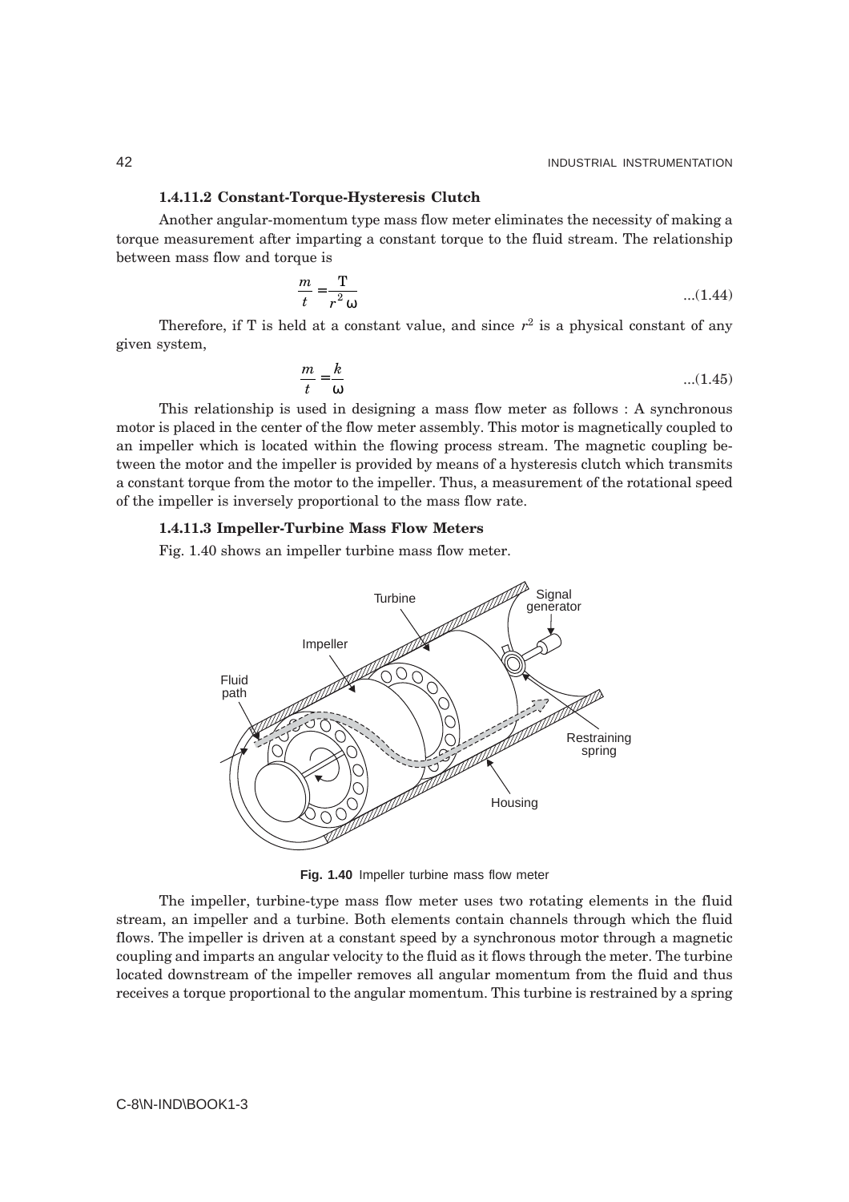#### 1.4.11.2 Constant-Torque-Hysteresis Clutch

Another angular-momentum type mass flow meter eliminates the necessity of making a torque measurement after imparting a constant torque to the fluid stream. The relationship between mass flow and torque is

$$\frac{m}{t} = \frac{\mathrm{T}}{r^2 \omega} \qquad \text{...(1.44)}$$

Therefore, if T is held at a constant value, and since $r^2$ is a physical constant of any given system,

$$\frac{m}{t} = \frac{k}{\omega} \qquad \text{...(1.45)}$$

This relationship is used in designing a mass flow meter as follows : A synchronous motor is placed in the center of the flow meter assembly. This motor is magnetically coupled to an impeller which is located within the flowing process stream. The magnetic coupling between the motor and the impeller is provided by means of a hysteresis clutch which transmits a constant torque from the motor to the impeller. Thus, a measurement of the rotational speed of the impeller is inversely proportional to the mass flow rate.

#### 1.4.11.3 Impeller-Turbine Mass Flow Meters

Fig. 1.40 shows an impeller turbine mass flow meter.

Turbine

Signal generator

Impeller

Fluid path

Restraining spring

Housing

**Fig. 1.40** Impeller turbine mass flow meter

The impeller, turbine-type mass flow meter uses two rotating elements in the fluid stream, an impeller and a turbine. Both elements contain channels through which the fluid flows. The impeller is driven at a constant speed by a synchronous motor through a magnetic coupling and imparts an angular velocity to the fluid as it flows through the meter. The turbine located downstream of the impeller removes all angular momentum from the fluid and thus receives a torque proportional to the angular momentum. This turbine is restrained by a spring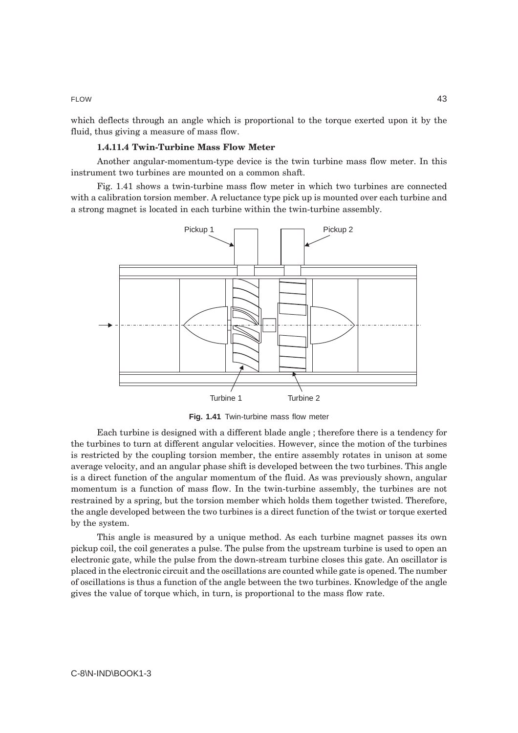which deflects through an angle which is proportional to the torque exerted upon it by the fluid, thus giving a measure of mass flow.

#### 1.4.11.4 Twin-Turbine Mass Flow Meter

Another angular-momentum-type device is the twin turbine mass flow meter. In this instrument two turbines are mounted on a common shaft.

Fig. 1.41 shows a twin-turbine mass flow meter in which two turbines are connected with a calibration torsion member. A reluctance type pick up is mounted over each turbine and a strong magnet is located in each turbine within the twin-turbine assembly.

Pickup 1

Pickup 2

Turbine 1

Turbine 2

**Fig. 1.41** Twin-turbine mass flow meter

Each turbine is designed with a different blade angle ; therefore there is a tendency for the turbines to turn at different angular velocities. However, since the motion of the turbines is restricted by the coupling torsion member, the entire assembly rotates in unison at some average velocity, and an angular phase shift is developed between the two turbines. This angle is a direct function of the angular momentum of the fluid. As was previously shown, angular momentum is a function of mass flow. In the twin-turbine assembly, the turbines are not restrained by a spring, but the torsion member which holds them together twisted. Therefore, the angle developed between the two turbines is a direct function of the twist or torque exerted by the system.

This angle is measured by a unique method. As each turbine magnet passes its own pickup coil, the coil generates a pulse. The pulse from the upstream turbine is used to open an electronic gate, while the pulse from the down-stream turbine closes this gate. An oscillator is placed in the electronic circuit and the oscillations are counted while gate is opened. The number of oscillations is thus a function of the angle between the two turbines. Knowledge of the angle gives the value of torque which, in turn, is proportional to the mass flow rate.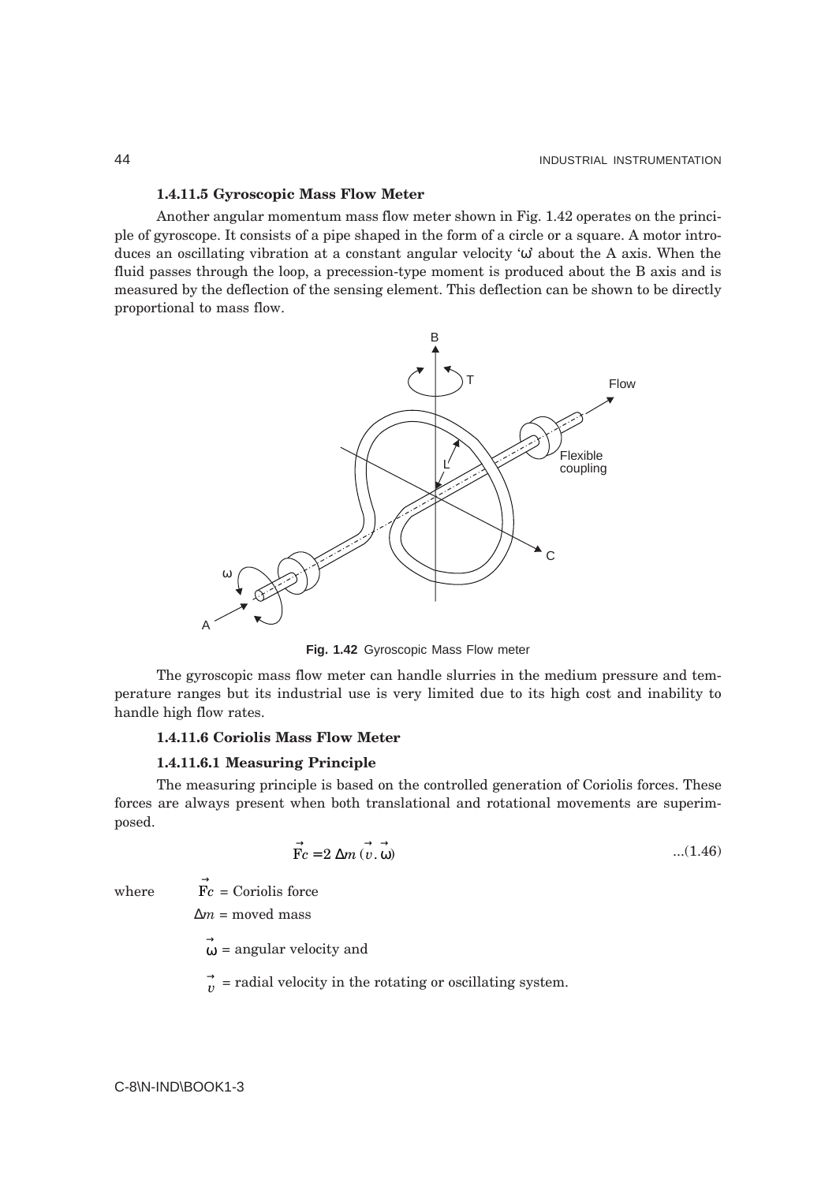### 1.4.11.5 Gyroscopic Mass Flow Meter

Another angular momentum mass flow meter shown in Fig. 1.42 operates on the principle of gyroscope. It consists of a pipe shaped in the form of a circle or a square. A motor introduces an oscillating vibration at a constant angular velocity '$\omega$' about the A axis. When the fluid passes through the loop, a precession-type moment is produced about the B axis and is measured by the deflection of the sensing element. This deflection can be shown to be directly proportional to mass flow.

B
T
Flow
L
Flexible coupling
C
ω
A

**Fig. 1.42** Gyroscopic Mass Flow meter

The gyroscopic mass flow meter can handle slurries in the medium pressure and temperature ranges but its industrial use is very limited due to its high cost and inability to handle high flow rates.

### 1.4.11.6 Coriolis Mass Flow Meter

#### 1.4.11.6.1 Measuring Principle

The measuring principle is based on the controlled generation of Coriolis forces. These forces are always present when both translational and rotational movements are superimposed.

$$\vec{F}c = 2\,\Delta m\,(\vec{v}\,.\,\vec{\omega}) \qquad \text{...(1.46)}$$

where $\vec{F}c$ = Coriolis force

$\Delta m$ = moved mass

$\vec{\omega}$ = angular velocity and

$\vec{v}$ = radial velocity in the rotating or oscillating system.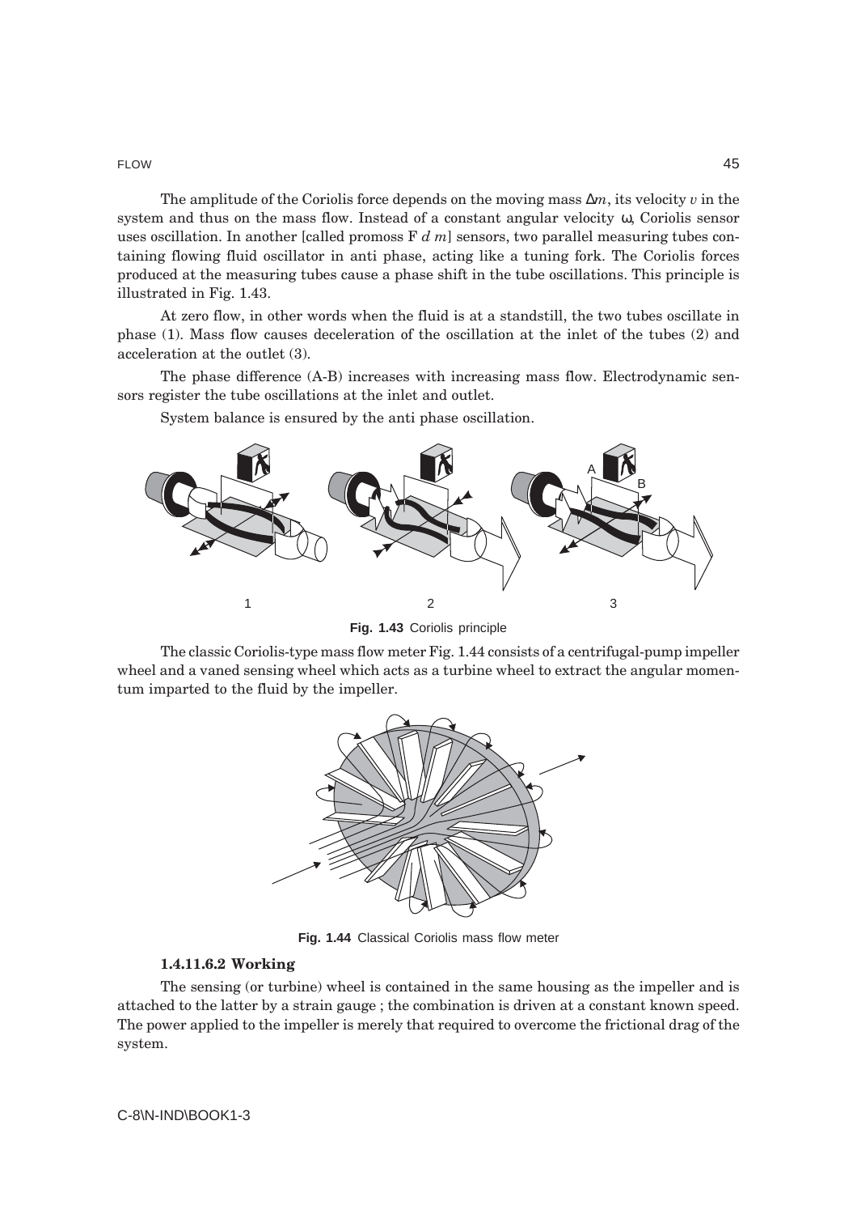The amplitude of the Coriolis force depends on the moving mass $\Delta m$, its velocity $v$ in the system and thus on the mass flow. Instead of a constant angular velocity $\omega$, Coriolis sensor uses oscillation. In another [called promoss F $d$ $m$] sensors, two parallel measuring tubes containing flowing fluid oscillator in anti phase, acting like a tuning fork. The Coriolis forces produced at the measuring tubes cause a phase shift in the tube oscillations. This principle is illustrated in Fig. 1.43.

At zero flow, in other words when the fluid is at a standstill, the two tubes oscillate in phase (1). Mass flow causes deceleration of the oscillation at the inlet of the tubes (2) and acceleration at the outlet (3).

The phase difference (A-B) increases with increasing mass flow. Electrodynamic sensors register the tube oscillations at the inlet and outlet.

System balance is ensured by the anti phase oscillation.

**Fig. 1.43** Coriolis principle

The classic Coriolis-type mass flow meter Fig. 1.44 consists of a centrifugal-pump impeller wheel and a vaned sensing wheel which acts as a turbine wheel to extract the angular momentum imparted to the fluid by the impeller.

**Fig. 1.44** Classical Coriolis mass flow meter

#### 1.4.11.6.2 Working

The sensing (or turbine) wheel is contained in the same housing as the impeller and is attached to the latter by a strain gauge ; the combination is driven at a constant known speed. The power applied to the impeller is merely that required to overcome the frictional drag of the system.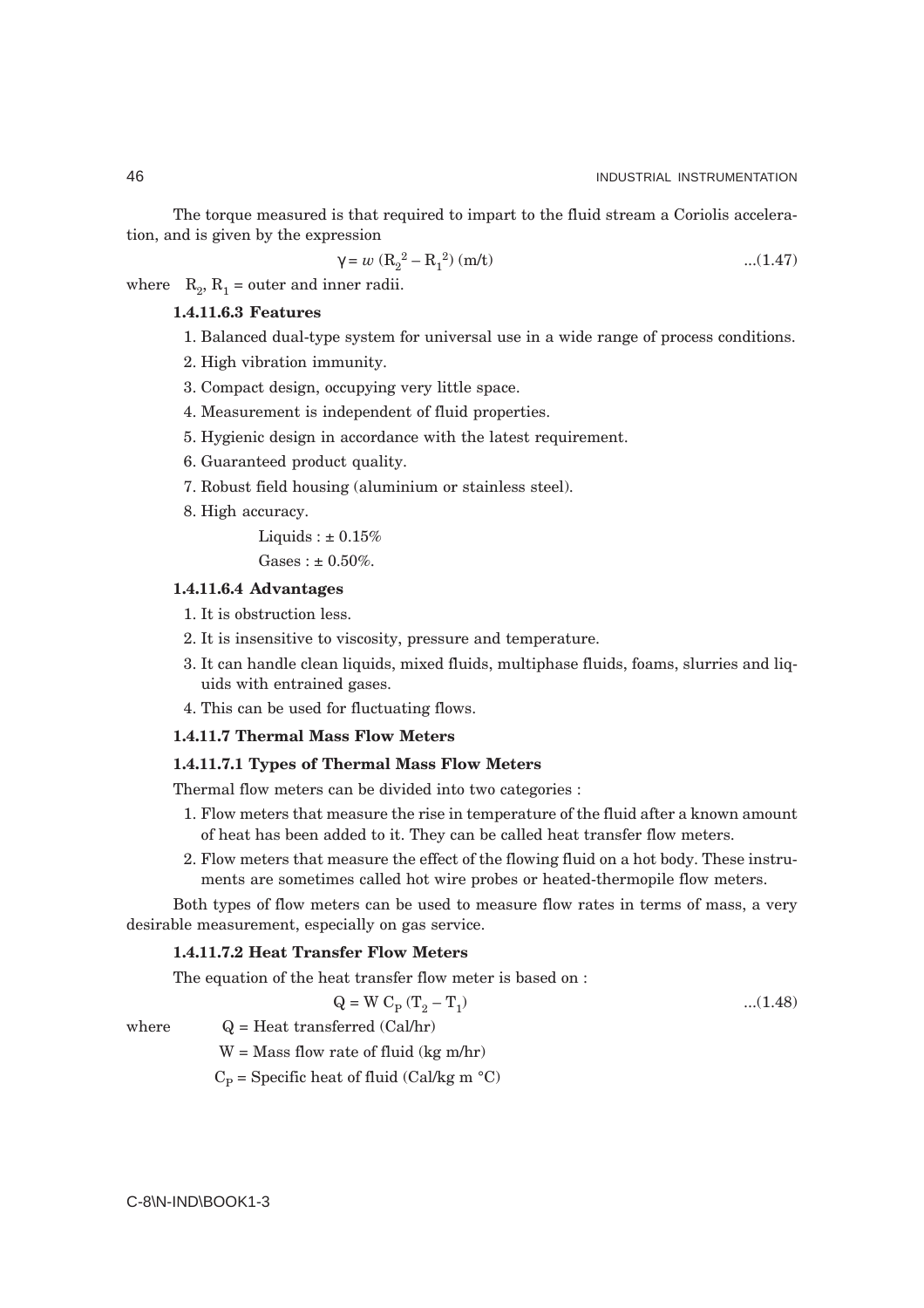The torque measured is that required to impart to the fluid stream a Coriolis acceleration, and is given by the expression

$$\gamma = w\,(R_2^{\,2} - R_1^{\,2})\ (m/t) \qquad ...(1.47)$$

where $R_2$, $R_1$ = outer and inner radii.

#### 1.4.11.6.3 Features

1. Balanced dual-type system for universal use in a wide range of process conditions.
2. High vibration immunity.
3. Compact design, occupying very little space.
4. Measurement is independent of fluid properties.
5. Hygienic design in accordance with the latest requirement.
6. Guaranteed product quality.
7. Robust field housing (aluminium or stainless steel).
8. High accuracy.

   Liquids : ± 0.15%

   Gases : ± 0.50%.

#### 1.4.11.6.4 Advantages

1. It is obstruction less.
2. It is insensitive to viscosity, pressure and temperature.
3. It can handle clean liquids, mixed fluids, multiphase fluids, foams, slurries and liquids with entrained gases.
4. This can be used for fluctuating flows.

#### 1.4.11.7 Thermal Mass Flow Meters

#### 1.4.11.7.1 Types of Thermal Mass Flow Meters

Thermal flow meters can be divided into two categories :

1. Flow meters that measure the rise in temperature of the fluid after a known amount of heat has been added to it. They can be called heat transfer flow meters.
2. Flow meters that measure the effect of the flowing fluid on a hot body. These instruments are sometimes called hot wire probes or heated-thermopile flow meters.

Both types of flow meters can be used to measure flow rates in terms of mass, a very desirable measurement, especially on gas service.

#### 1.4.11.7.2 Heat Transfer Flow Meters

The equation of the heat transfer flow meter is based on :

$$Q = W\,C_P\,(T_2 - T_1) \qquad ...(1.48)$$

where $Q$ = Heat transferred (Cal/hr)

$W$ = Mass flow rate of fluid (kg m/hr)

$C_P$ = Specific heat of fluid (Cal/kg m °C)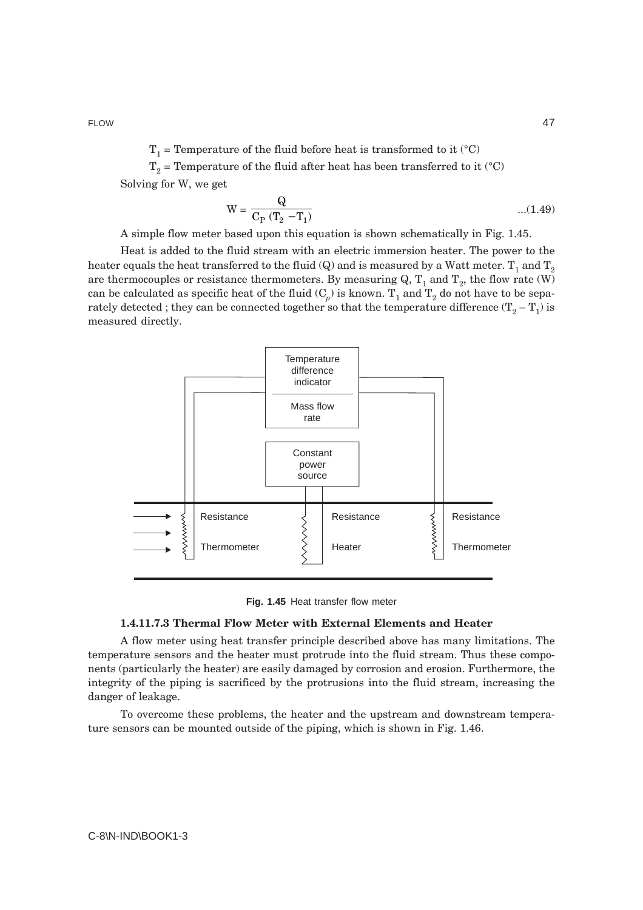$T_1$ = Temperature of the fluid before heat is transformed to it (°C)

$T_2$ = Temperature of the fluid after heat has been transferred to it (°C)

Solving for W, we get

$$W = \frac{Q}{C_P (T_2 - T_1)} \quad ...(1.49)$$

A simple flow meter based upon this equation is shown schematically in Fig. 1.45.

Heat is added to the fluid stream with an electric immersion heater. The power to the heater equals the heat transferred to the fluid (Q) and is measured by a Watt meter. $T_1$ and $T_2$ are thermocouples or resistance thermometers. By measuring Q, $T_1$ and $T_2$, the flow rate (W) can be calculated as specific heat of the fluid ($C_p$) is known. $T_1$ and $T_2$ do not have to be separately detected ; they can be connected together so that the temperature difference ($T_2 - T_1$) is measured directly.

Temperature difference indicator

Mass flow rate

Constant power source

Resistance Thermometer

Resistance Heater

Resistance Thermometer

**Fig. 1.45** Heat transfer flow meter

### 1.4.11.7.3 Thermal Flow Meter with External Elements and Heater

A flow meter using heat transfer principle described above has many limitations. The temperature sensors and the heater must protrude into the fluid stream. Thus these components (particularly the heater) are easily damaged by corrosion and erosion. Furthermore, the integrity of the piping is sacrificed by the protrusions into the fluid stream, increasing the danger of leakage.

To overcome these problems, the heater and the upstream and downstream temperature sensors can be mounted outside of the piping, which is shown in Fig. 1.46.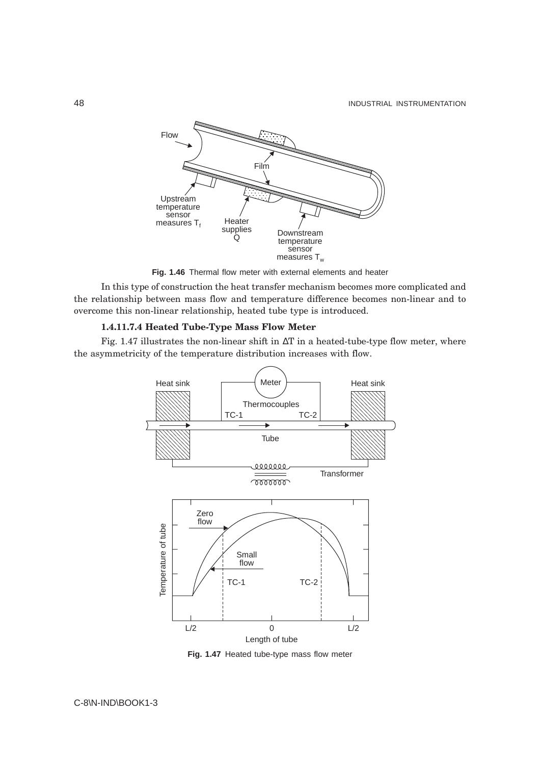Flow

Film

Upstream temperature sensor measures $T_f$

Heater supplies Q

Downstream temperature sensor measures $T_w$

**Fig. 1.46** Thermal flow meter with external elements and heater

In this type of construction the heat transfer mechanism becomes more complicated and the relationship between mass flow and temperature difference becomes non-linear and to overcome this non-linear relationship, heated tube type is introduced.

### 1.4.11.7.4 Heated Tube-Type Mass Flow Meter

Fig. 1.47 illustrates the non-linear shift in $\Delta T$ in a heated-tube-type flow meter, where the asymmetricity of the temperature distribution increases with flow.

Heat sink

Meter

Heat sink

Thermocouples

TC-1

TC-2

Tube

Transformer

Zero flow

Small flow

Temperature of tube

TC-1

TC-2

L/2

0

L/2

Length of tube

**Fig. 1.47** Heated tube-type mass flow meter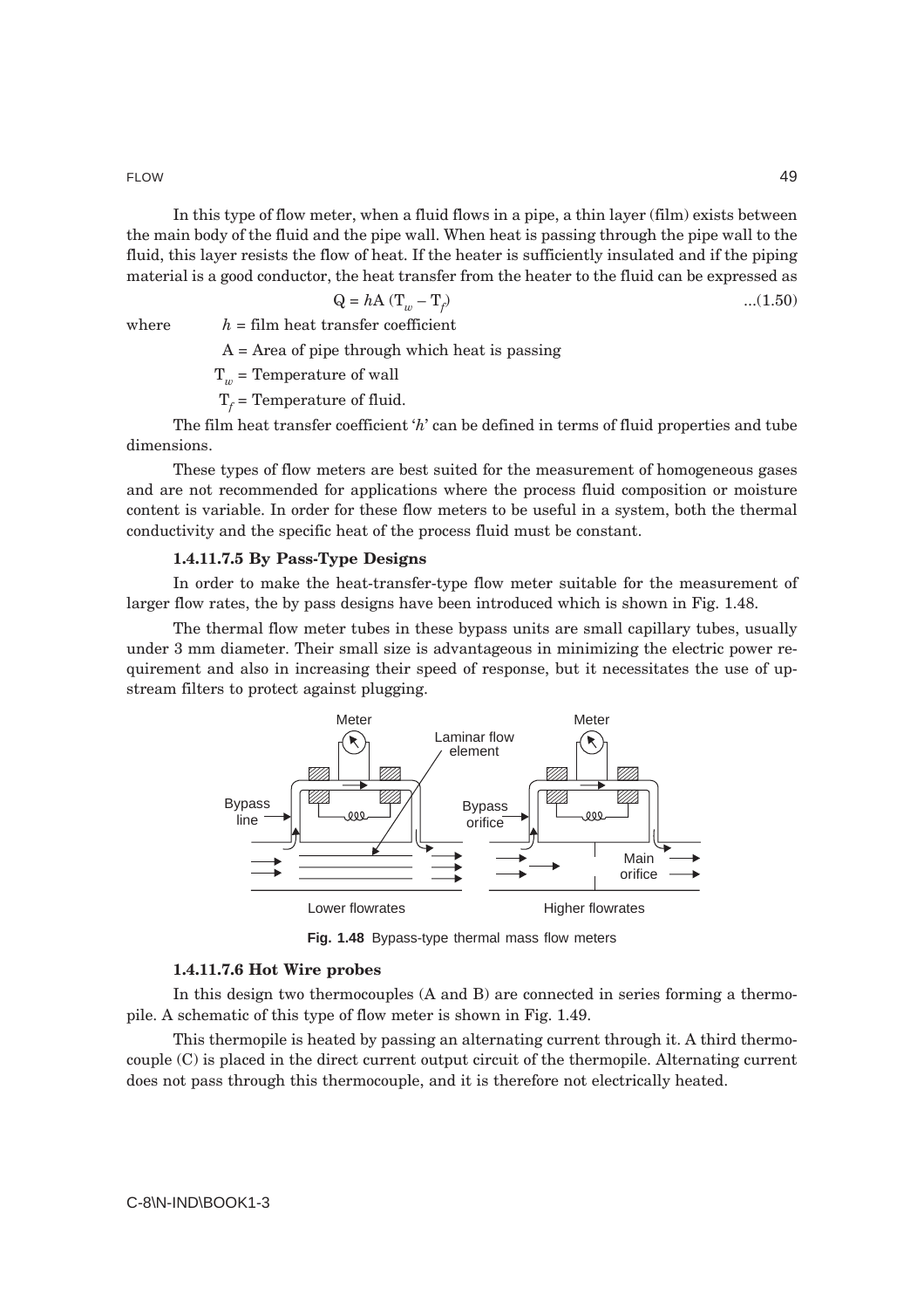In this type of flow meter, when a fluid flows in a pipe, a thin layer (film) exists between the main body of the fluid and the pipe wall. When heat is passing through the pipe wall to the fluid, this layer resists the flow of heat. If the heater is sufficiently insulated and if the piping material is a good conductor, the heat transfer from the heater to the fluid can be expressed as

$$Q = hA\,(T_w - T_f) \qquad ...(1.50)$$

where $h$ = film heat transfer coefficient

A = Area of pipe through which heat is passing

$T_w$ = Temperature of wall

$T_f$ = Temperature of fluid.

The film heat transfer coefficient '$h$' can be defined in terms of fluid properties and tube dimensions.

These types of flow meters are best suited for the measurement of homogeneous gases and are not recommended for applications where the process fluid composition or moisture content is variable. In order for these flow meters to be useful in a system, both the thermal conductivity and the specific heat of the process fluid must be constant.

### 1.4.11.7.5 By Pass-Type Designs

In order to make the heat-transfer-type flow meter suitable for the measurement of larger flow rates, the by pass designs have been introduced which is shown in Fig. 1.48.

The thermal flow meter tubes in these bypass units are small capillary tubes, usually under 3 mm diameter. Their small size is advantageous in minimizing the electric power requirement and also in increasing their speed of response, but it necessitates the use of upstream filters to protect against plugging.

Meter

Laminar flow element

Meter

Bypass line

Bypass orifice

Main orifice

Lower flowrates

Higher flowrates

**Fig. 1.48** Bypass-type thermal mass flow meters

### 1.4.11.7.6 Hot Wire probes

In this design two thermocouples (A and B) are connected in series forming a thermopile. A schematic of this type of flow meter is shown in Fig. 1.49.

This thermopile is heated by passing an alternating current through it. A third thermocouple (C) is placed in the direct current output circuit of the thermopile. Alternating current does not pass through this thermocouple, and it is therefore not electrically heated.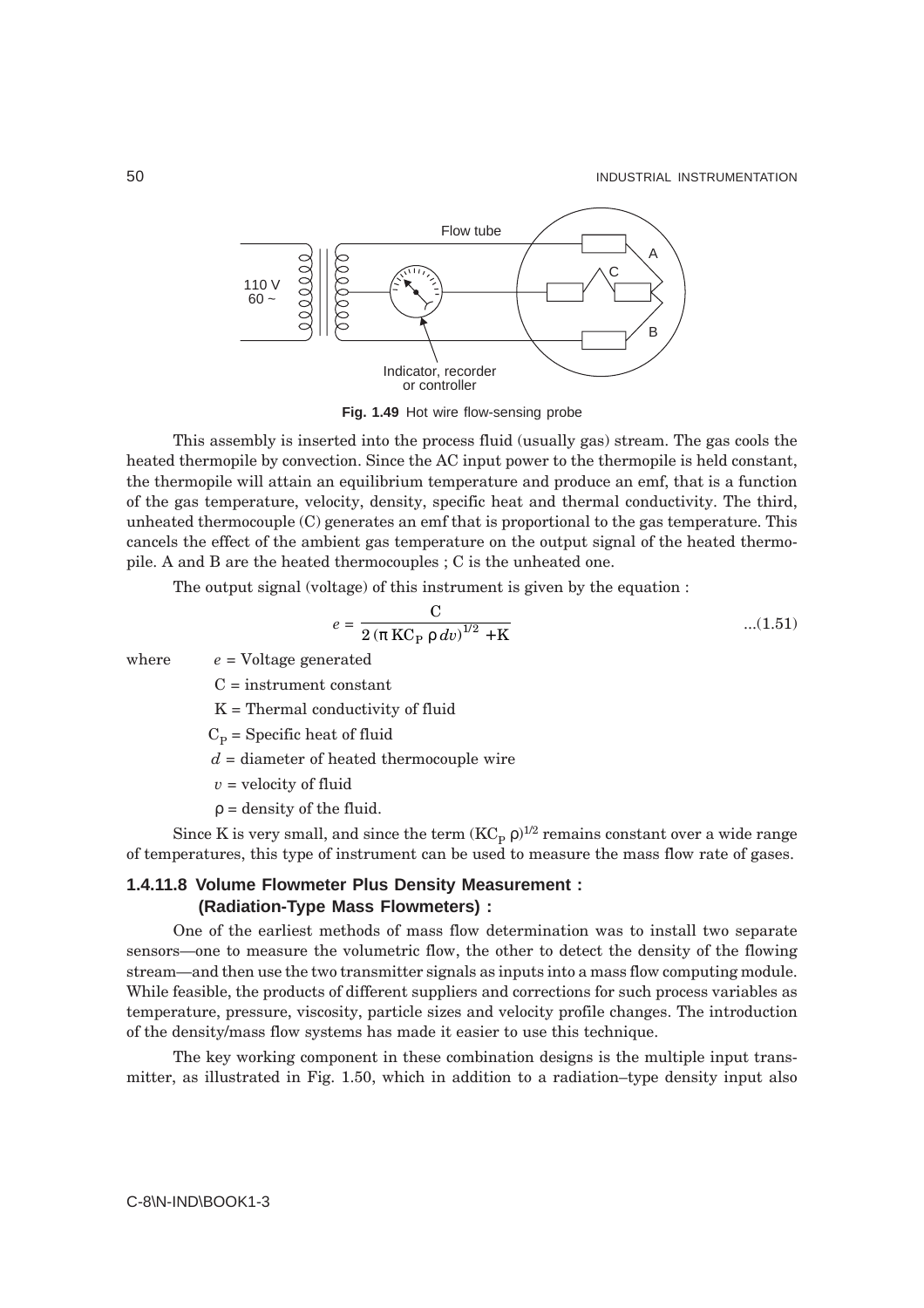Flow tube

A

C

110 V
60 ~

B

Indicator, recorder
or controller

**Fig. 1.49** Hot wire flow-sensing probe

This assembly is inserted into the process fluid (usually gas) stream. The gas cools the heated thermopile by convection. Since the AC input power to the thermopile is held constant, the thermopile will attain an equilibrium temperature and produce an emf, that is a function of the gas temperature, velocity, density, specific heat and thermal conductivity. The third, unheated thermocouple (C) generates an emf that is proportional to the gas temperature. This cancels the effect of the ambient gas temperature on the output signal of the heated thermopile. A and B are the heated thermocouples ; C is the unheated one.

The output signal (voltage) of this instrument is given by the equation :

$$e = \frac{C}{2(\pi K C_P \rho d v)^{1/2} + K} \qquad \text{...(1.51)}$$

where $e$ = Voltage generated

C = instrument constant

K = Thermal conductivity of fluid

$C_P$ = Specific heat of fluid

$d$ = diameter of heated thermocouple wire

$v$ = velocity of fluid

$\rho$ = density of the fluid.

Since K is very small, and since the term $(KC_P \rho)^{1/2}$ remains constant over a wide range of temperatures, this type of instrument can be used to measure the mass flow rate of gases.

### 1.4.11.8 Volume Flowmeter Plus Density Measurement : (Radiation-Type Mass Flowmeters) :

One of the earliest methods of mass flow determination was to install two separate sensors—one to measure the volumetric flow, the other to detect the density of the flowing stream—and then use the two transmitter signals as inputs into a mass flow computing module. While feasible, the products of different suppliers and corrections for such process variables as temperature, pressure, viscosity, particle sizes and velocity profile changes. The introduction of the density/mass flow systems has made it easier to use this technique.

The key working component in these combination designs is the multiple input transmitter, as illustrated in Fig. 1.50, which in addition to a radiation–type density input also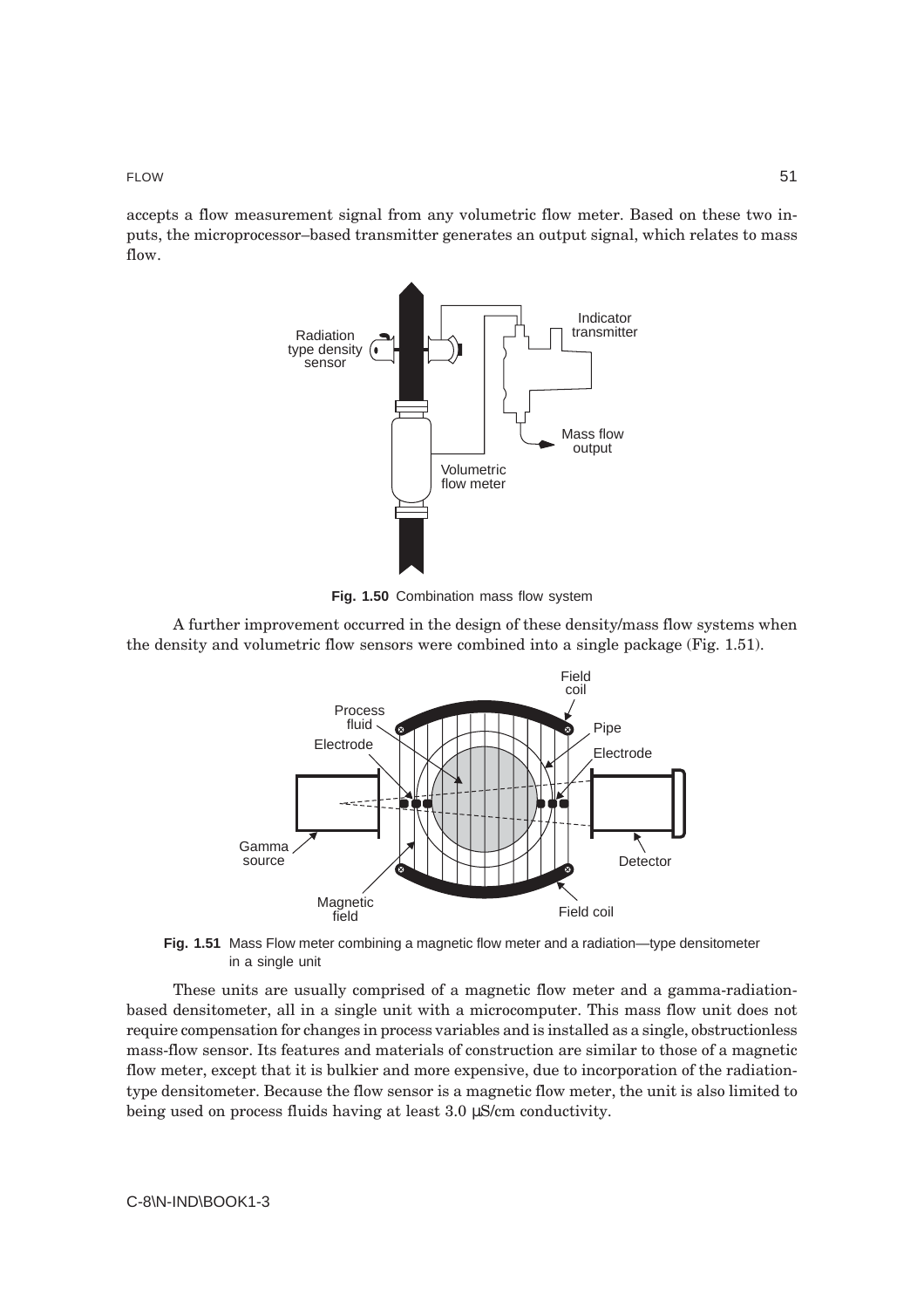accepts a flow measurement signal from any volumetric flow meter. Based on these two inputs, the microprocessor–based transmitter generates an output signal, which relates to mass flow.

Radiation type density sensor

Indicator transmitter

Mass flow output

Volumetric flow meter

**Fig. 1.50** Combination mass flow system

A further improvement occurred in the design of these density/mass flow systems when the density and volumetric flow sensors were combined into a single package (Fig. 1.51).

Field coil

Process fluid

Pipe

Electrode

Electrode

Gamma source

Detector

Magnetic field

Field coil

**Fig. 1.51** Mass Flow meter combining a magnetic flow meter and a radiation—type densitometer in a single unit

These units are usually comprised of a magnetic flow meter and a gamma-radiation-based densitometer, all in a single unit with a microcomputer. This mass flow unit does not require compensation for changes in process variables and is installed as a single, obstructionless mass-flow sensor. Its features and materials of construction are similar to those of a magnetic flow meter, except that it is bulkier and more expensive, due to incorporation of the radiation-type densitometer. Because the flow sensor is a magnetic flow meter, the unit is also limited to being used on process fluids having at least 3.0 μS/cm conductivity.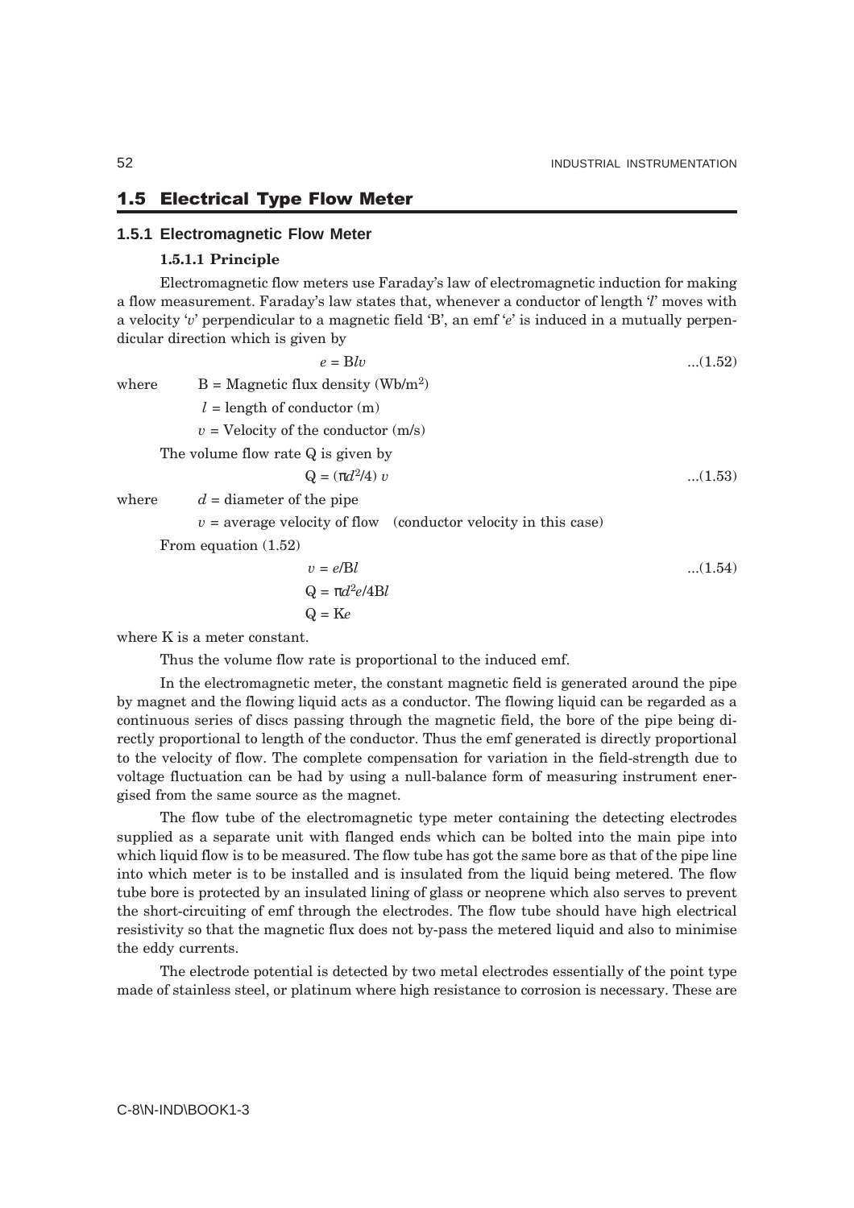## 1.5 Electrical Type Flow Meter

### 1.5.1 Electromagnetic Flow Meter

#### 1.5.1.1 Principle

Electromagnetic flow meters use Faraday's law of electromagnetic induction for making a flow measurement. Faraday's law states that, whenever a conductor of length '$l$' moves with a velocity '$v$' perpendicular to a magnetic field 'B', an emf '$e$' is induced in a mutually perpendicular direction which is given by

$$e = Blv \qquad \text{...(1.52)}$$

where B = Magnetic flux density ($Wb/m^2$)

$l$ = length of conductor (m)

$v$ = Velocity of the conductor (m/s)

The volume flow rate Q is given by

$$Q = (\pi d^2/4)\, v \qquad \text{...(1.53)}$$

where $d$ = diameter of the pipe

$v$ = average velocity of flow (conductor velocity in this case)

From equation (1.52)

$$v = e/Bl \qquad \text{...(1.54)}$$

$$Q = \pi d^2 e/4Bl$$

$$Q = Ke$$

where K is a meter constant.

Thus the volume flow rate is proportional to the induced emf.

In the electromagnetic meter, the constant magnetic field is generated around the pipe by magnet and the flowing liquid acts as a conductor. The flowing liquid can be regarded as a continuous series of discs passing through the magnetic field, the bore of the pipe being directly proportional to length of the conductor. Thus the emf generated is directly proportional to the velocity of flow. The complete compensation for variation in the field-strength due to voltage fluctuation can be had by using a null-balance form of measuring instrument energised from the same source as the magnet.

The flow tube of the electromagnetic type meter containing the detecting electrodes supplied as a separate unit with flanged ends which can be bolted into the main pipe into which liquid flow is to be measured. The flow tube has got the same bore as that of the pipe line into which meter is to be installed and is insulated from the liquid being metered. The flow tube bore is protected by an insulated lining of glass or neoprene which also serves to prevent the short-circuiting of emf through the electrodes. The flow tube should have high electrical resistivity so that the magnetic flux does not by-pass the metered liquid and also to minimise the eddy currents.

The electrode potential is detected by two metal electrodes essentially of the point type made of stainless steel, or platinum where high resistance to corrosion is necessary. These are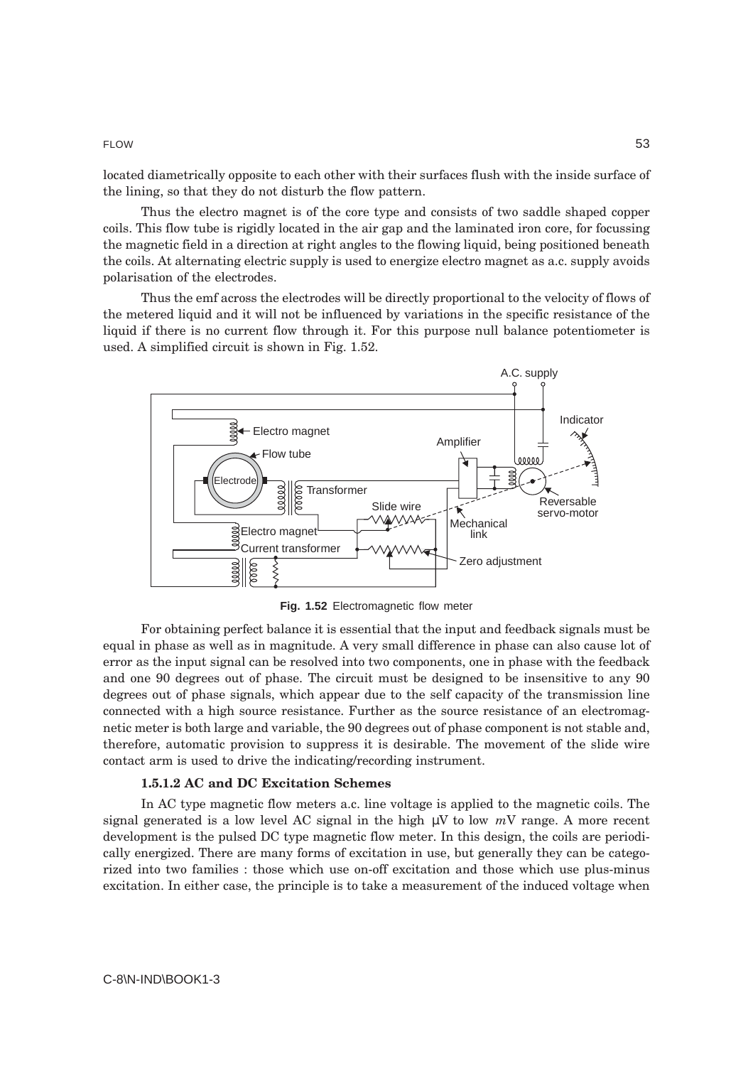located diametrically opposite to each other with their surfaces flush with the inside surface of the lining, so that they do not disturb the flow pattern.

Thus the electro magnet is of the core type and consists of two saddle shaped copper coils. This flow tube is rigidly located in the air gap and the laminated iron core, for focussing the magnetic field in a direction at right angles to the flowing liquid, being positioned beneath the coils. At alternating electric supply is used to energize electro magnet as a.c. supply avoids polarisation of the electrodes.

Thus the emf across the electrodes will be directly proportional to the velocity of flows of the metered liquid and it will not be influenced by variations in the specific resistance of the liquid if there is no current flow through it. For this purpose null balance potentiometer is used. A simplified circuit is shown in Fig. 1.52.

A.C. supply
Indicator
Electro magnet
Amplifier
Flow tube
Electrode
Transformer
Reversable servo-motor
Slide wire
Mechanical link
Electro magnet
Current transformer
Zero adjustment

**Fig. 1.52** Electromagnetic flow meter

For obtaining perfect balance it is essential that the input and feedback signals must be equal in phase as well as in magnitude. A very small difference in phase can also cause lot of error as the input signal can be resolved into two components, one in phase with the feedback and one 90 degrees out of phase. The circuit must be designed to be insensitive to any 90 degrees out of phase signals, which appear due to the self capacity of the transmission line connected with a high source resistance. Further as the source resistance of an electromagnetic meter is both large and variable, the 90 degrees out of phase component is not stable and, therefore, automatic provision to suppress it is desirable. The movement of the slide wire contact arm is used to drive the indicating/recording instrument.

#### 1.5.1.2 AC and DC Excitation Schemes

In AC type magnetic flow meters a.c. line voltage is applied to the magnetic coils. The signal generated is a low level AC signal in the high μV to low *m*V range. A more recent development is the pulsed DC type magnetic flow meter. In this design, the coils are periodically energized. There are many forms of excitation in use, but generally they can be categorized into two families : those which use on-off excitation and those which use plus-minus excitation. In either case, the principle is to take a measurement of the induced voltage when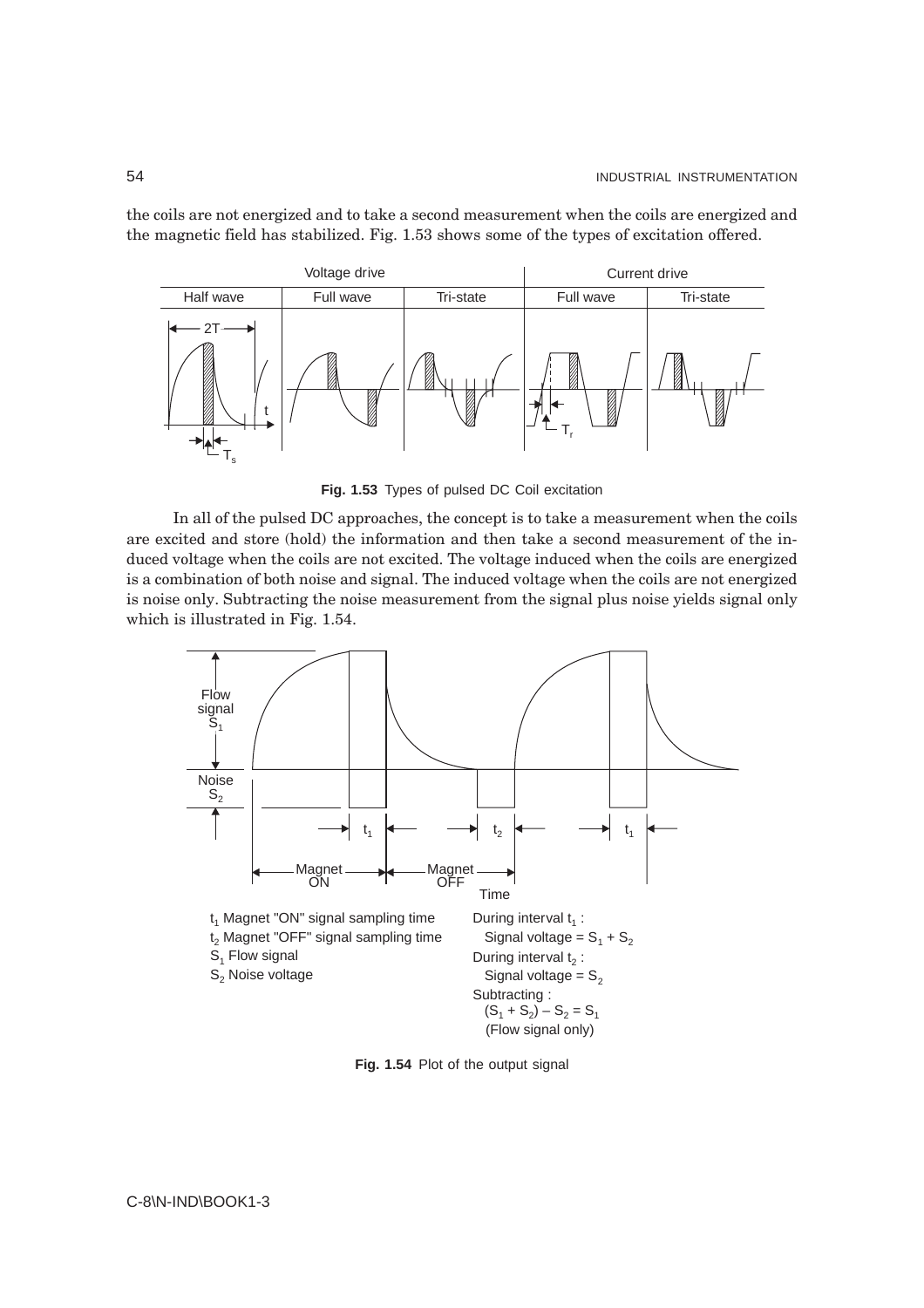the coils are not energized and to take a second measurement when the coils are energized and the magnetic field has stabilized. Fig. 1.53 shows some of the types of excitation offered.

Voltage drive
Current drive
Half wave
Full wave
Tri-state
Full wave
Tri-state
2T
t
$T_s$
$T_r$

**Fig. 1.53** Types of pulsed DC Coil excitation

In all of the pulsed DC approaches, the concept is to take a measurement when the coils are excited and store (hold) the information and then take a second measurement of the induced voltage when the coils are not excited. The voltage induced when the coils are energized is a combination of both noise and signal. The induced voltage when the coils are not energized is noise only. Subtracting the noise measurement from the signal plus noise yields signal only which is illustrated in Fig. 1.54.

Flow signal $S_1$
Noise $S_2$
$t_1$
$t_2$
$t_1$
Magnet ON
Magnet OFF
Time

$t_1$ Magnet "ON" signal sampling time
$t_2$ Magnet "OFF" signal sampling time
$S_1$ Flow signal
$S_2$ Noise voltage

During interval $t_1$ :
Signal voltage = $S_1 + S_2$
During interval $t_2$ :
Signal voltage = $S_2$
Subtracting :
$(S_1 + S_2) - S_2 = S_1$
(Flow signal only)

**Fig. 1.54** Plot of the output signal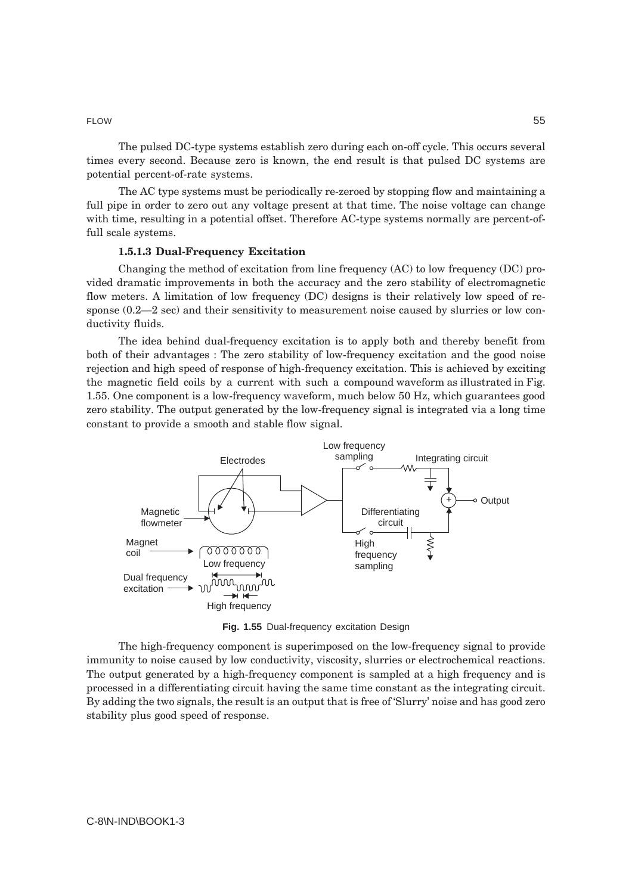The pulsed DC-type systems establish zero during each on-off cycle. This occurs several times every second. Because zero is known, the end result is that pulsed DC systems are potential percent-of-rate systems.

The AC type systems must be periodically re-zeroed by stopping flow and maintaining a full pipe in order to zero out any voltage present at that time. The noise voltage can change with time, resulting in a potential offset. Therefore AC-type systems normally are percent-of-full scale systems.

#### 1.5.1.3 Dual-Frequency Excitation

Changing the method of excitation from line frequency (AC) to low frequency (DC) provided dramatic improvements in both the accuracy and the zero stability of electromagnetic flow meters. A limitation of low frequency (DC) designs is their relatively low speed of response (0.2—2 sec) and their sensitivity to measurement noise caused by slurries or low conductivity fluids.

The idea behind dual-frequency excitation is to apply both and thereby benefit from both of their advantages : The zero stability of low-frequency excitation and the good noise rejection and high speed of response of high-frequency excitation. This is achieved by exciting the magnetic field coils by a current with such a compound waveform as illustrated in Fig. 1.55. One component is a low-frequency waveform, much below 50 Hz, which guarantees good zero stability. The output generated by the low-frequency signal is integrated via a long time constant to provide a smooth and stable flow signal.

Electrodes

Low frequency sampling

Integrating circuit

Output

Magnetic flowmeter

Differentiating circuit

Magnet coil

Low frequency

High frequency sampling

Dual frequency excitation

High frequency

**Fig. 1.55** Dual-frequency excitation Design

The high-frequency component is superimposed on the low-frequency signal to provide immunity to noise caused by low conductivity, viscosity, slurries or electrochemical reactions. The output generated by a high-frequency component is sampled at a high frequency and is processed in a differentiating circuit having the same time constant as the integrating circuit. By adding the two signals, the result is an output that is free of 'Slurry' noise and has good zero stability plus good speed of response.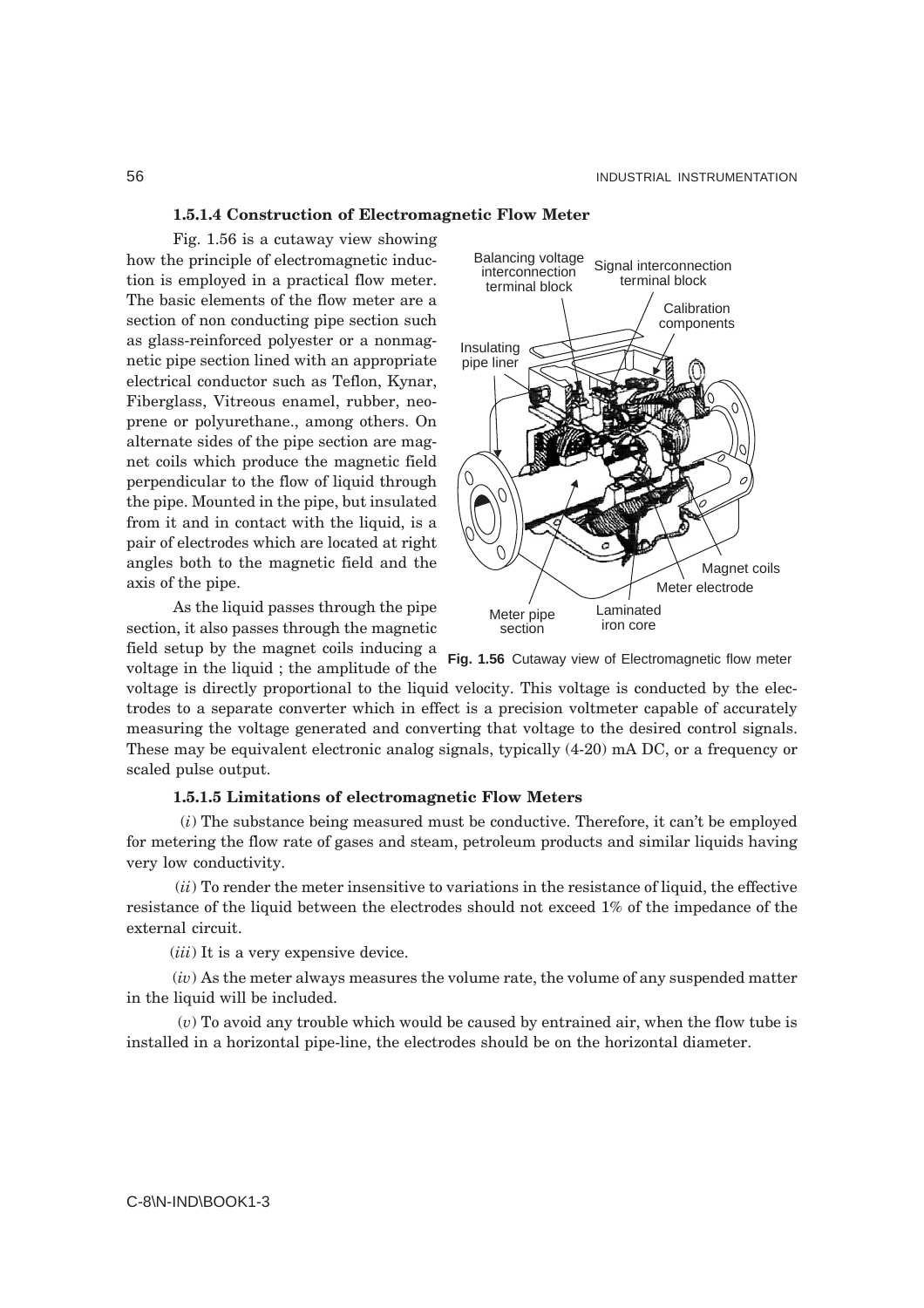### 1.5.1.4 Construction of Electromagnetic Flow Meter

Fig. 1.56 is a cutaway view showing how the principle of electromagnetic induction is employed in a practical flow meter. The basic elements of the flow meter are a section of non conducting pipe section such as glass-reinforced polyester or a nonmagnetic pipe section lined with an appropriate electrical conductor such as Teflon, Kynar, Fiberglass, Vitreous enamel, rubber, neoprene or polyurethane., among others. On alternate sides of the pipe section are magnet coils which produce the magnetic field perpendicular to the flow of liquid through the pipe. Mounted in the pipe, but insulated from it and in contact with the liquid, is a pair of electrodes which are located at right angles both to the magnetic field and the axis of the pipe.

**Fig. 1.56** Cutaway view of Electromagnetic flow meter

As the liquid passes through the pipe section, it also passes through the magnetic field setup by the magnet coils inducing a voltage in the liquid ; the amplitude of the voltage is directly proportional to the liquid velocity. This voltage is conducted by the electrodes to a separate converter which in effect is a precision voltmeter capable of accurately measuring the voltage generated and converting that voltage to the desired control signals. These may be equivalent electronic analog signals, typically (4-20) mA DC, or a frequency or scaled pulse output.

### 1.5.1.5 Limitations of electromagnetic Flow Meters

(*i*) The substance being measured must be conductive. Therefore, it can't be employed for metering the flow rate of gases and steam, petroleum products and similar liquids having very low conductivity.

(*ii*) To render the meter insensitive to variations in the resistance of liquid, the effective resistance of the liquid between the electrodes should not exceed 1% of the impedance of the external circuit.

(*iii*) It is a very expensive device.

(*iv*) As the meter always measures the volume rate, the volume of any suspended matter in the liquid will be included.

(*v*) To avoid any trouble which would be caused by entrained air, when the flow tube is installed in a horizontal pipe-line, the electrodes should be on the horizontal diameter.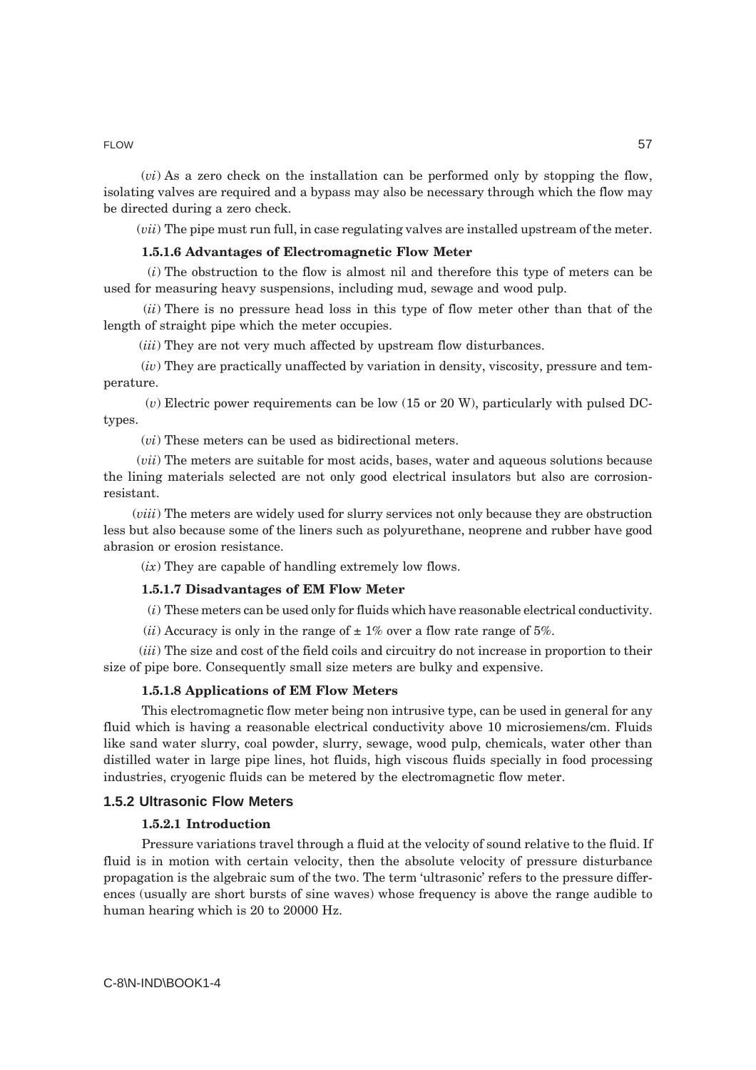(*vi*) As a zero check on the installation can be performed only by stopping the flow, isolating valves are required and a bypass may also be necessary through which the flow may be directed during a zero check.

(*vii*) The pipe must run full, in case regulating valves are installed upstream of the meter.

#### 1.5.1.6 Advantages of Electromagnetic Flow Meter

(*i*) The obstruction to the flow is almost nil and therefore this type of meters can be used for measuring heavy suspensions, including mud, sewage and wood pulp.

(*ii*) There is no pressure head loss in this type of flow meter other than that of the length of straight pipe which the meter occupies.

(*iii*) They are not very much affected by upstream flow disturbances.

(*iv*) They are practically unaffected by variation in density, viscosity, pressure and temperature.

(*v*) Electric power requirements can be low (15 or 20 W), particularly with pulsed DC-types.

(*vi*) These meters can be used as bidirectional meters.

(*vii*) The meters are suitable for most acids, bases, water and aqueous solutions because the lining materials selected are not only good electrical insulators but also are corrosion-resistant.

(*viii*) The meters are widely used for slurry services not only because they are obstruction less but also because some of the liners such as polyurethane, neoprene and rubber have good abrasion or erosion resistance.

(*ix*) They are capable of handling extremely low flows.

#### 1.5.1.7 Disadvantages of EM Flow Meter

(*i*) These meters can be used only for fluids which have reasonable electrical conductivity.

(*ii*) Accuracy is only in the range of ± 1% over a flow rate range of 5%.

(*iii*) The size and cost of the field coils and circuitry do not increase in proportion to their size of pipe bore. Consequently small size meters are bulky and expensive.

#### 1.5.1.8 Applications of EM Flow Meters

This electromagnetic flow meter being non intrusive type, can be used in general for any fluid which is having a reasonable electrical conductivity above 10 microsiemens/cm. Fluids like sand water slurry, coal powder, slurry, sewage, wood pulp, chemicals, water other than distilled water in large pipe lines, hot fluids, high viscous fluids specially in food processing industries, cryogenic fluids can be metered by the electromagnetic flow meter.

### 1.5.2 Ultrasonic Flow Meters

#### 1.5.2.1 Introduction

Pressure variations travel through a fluid at the velocity of sound relative to the fluid. If fluid is in motion with certain velocity, then the absolute velocity of pressure disturbance propagation is the algebraic sum of the two. The term 'ultrasonic' refers to the pressure differences (usually are short bursts of sine waves) whose frequency is above the range audible to human hearing which is 20 to 20000 Hz.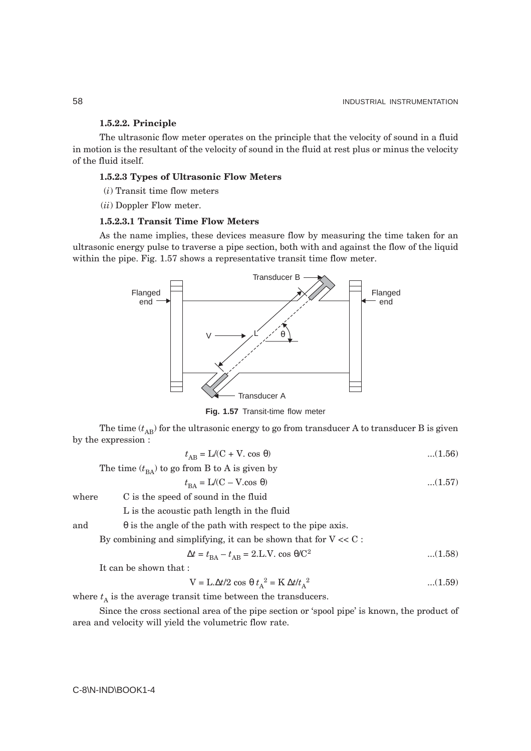### 1.5.2.2. Principle

The ultrasonic flow meter operates on the principle that the velocity of sound in a fluid in motion is the resultant of the velocity of sound in the fluid at rest plus or minus the velocity of the fluid itself.

### 1.5.2.3 Types of Ultrasonic Flow Meters

(*i*) Transit time flow meters

(*ii*) Doppler Flow meter.

#### 1.5.2.3.1 Transit Time Flow Meters

As the name implies, these devices measure flow by measuring the time taken for an ultrasonic energy pulse to traverse a pipe section, both with and against the flow of the liquid within the pipe. Fig. 1.57 shows a representative transit time flow meter.

**Fig. 1.57** Transit-time flow meter

The time ($t_{AB}$) for the ultrasonic energy to go from transducer A to transducer B is given by the expression :

$$t_{AB} = L/(C + V.\cos\theta) \qquad ...(1.56)$$

The time ($t_{BA}$) to go from B to A is given by

$$t_{BA} = L/(C - V.\cos\theta) \qquad ...(1.57)$$

where C is the speed of sound in the fluid

L is the acoustic path length in the fluid

and $\theta$ is the angle of the path with respect to the pipe axis.

By combining and simplifying, it can be shown that for $V << C$ :

$$\Delta t = t_{BA} - t_{AB} = 2.L.V.\cos\theta/C^2 \qquad ...(1.58)$$

It can be shown that :

$$V = L.\Delta t/2\cos\theta\, t_A^2 = K\,\Delta t/t_A^2 \qquad ...(1.59)$$

where $t_A$ is the average transit time between the transducers.

Since the cross sectional area of the pipe section or 'spool pipe' is known, the product of area and velocity will yield the volumetric flow rate.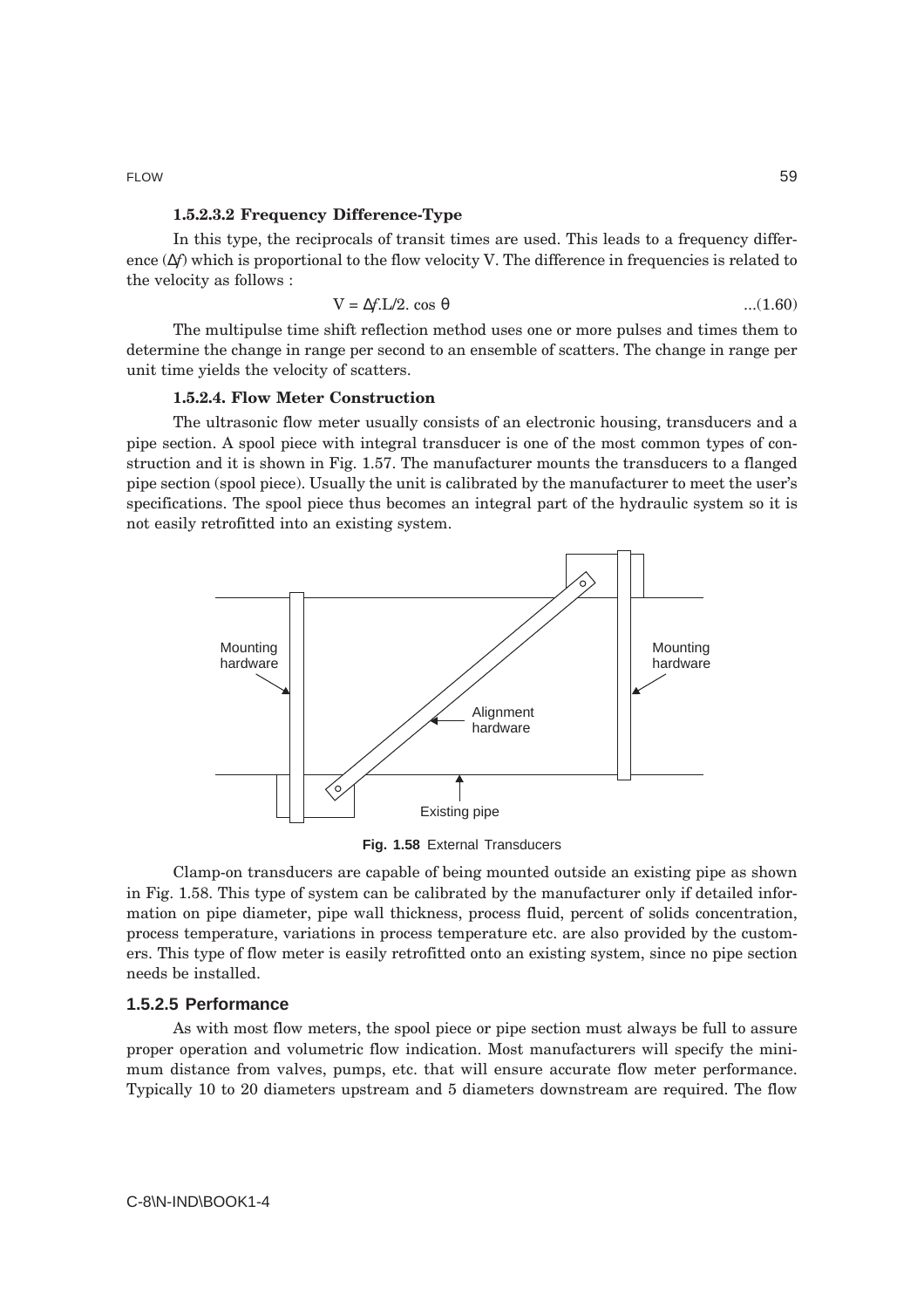#### 1.5.2.3.2 Frequency Difference-Type

In this type, the reciprocals of transit times are used. This leads to a frequency difference ($\Delta f$) which is proportional to the flow velocity V. The difference in frequencies is related to the velocity as follows :

$$V = \Delta f . L/2. \cos \theta \qquad ...(1.60)$$

The multipulse time shift reflection method uses one or more pulses and times them to determine the change in range per second to an ensemble of scatters. The change in range per unit time yields the velocity of scatters.

#### 1.5.2.4. Flow Meter Construction

The ultrasonic flow meter usually consists of an electronic housing, transducers and a pipe section. A spool piece with integral transducer is one of the most common types of construction and it is shown in Fig. 1.57. The manufacturer mounts the transducers to a flanged pipe section (spool piece). Usually the unit is calibrated by the manufacturer to meet the user's specifications. The spool piece thus becomes an integral part of the hydraulic system so it is not easily retrofitted into an existing system.

Mounting hardware

Mounting hardware

Alignment hardware

Existing pipe

**Fig. 1.58** External Transducers

Clamp-on transducers are capable of being mounted outside an existing pipe as shown in Fig. 1.58. This type of system can be calibrated by the manufacturer only if detailed information on pipe diameter, pipe wall thickness, process fluid, percent of solids concentration, process temperature, variations in process temperature etc. are also provided by the customers. This type of flow meter is easily retrofitted onto an existing system, since no pipe section needs be installed.

### 1.5.2.5 Performance

As with most flow meters, the spool piece or pipe section must always be full to assure proper operation and volumetric flow indication. Most manufacturers will specify the minimum distance from valves, pumps, etc. that will ensure accurate flow meter performance. Typically 10 to 20 diameters upstream and 5 diameters downstream are required. The flow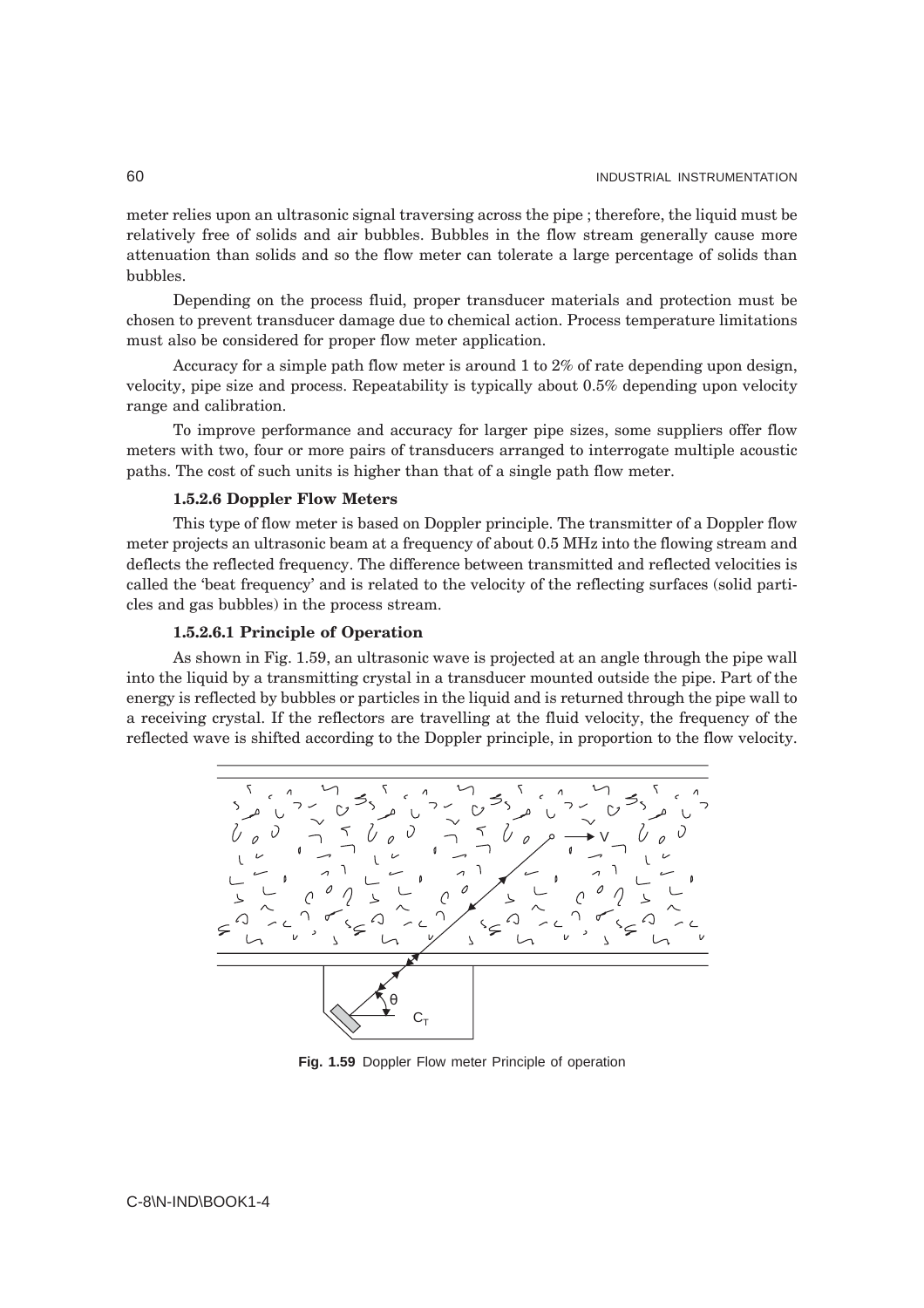meter relies upon an ultrasonic signal traversing across the pipe ; therefore, the liquid must be relatively free of solids and air bubbles. Bubbles in the flow stream generally cause more attenuation than solids and so the flow meter can tolerate a large percentage of solids than bubbles.

Depending on the process fluid, proper transducer materials and protection must be chosen to prevent transducer damage due to chemical action. Process temperature limitations must also be considered for proper flow meter application.

Accuracy for a simple path flow meter is around 1 to 2% of rate depending upon design, velocity, pipe size and process. Repeatability is typically about 0.5% depending upon velocity range and calibration.

To improve performance and accuracy for larger pipe sizes, some suppliers offer flow meters with two, four or more pairs of transducers arranged to interrogate multiple acoustic paths. The cost of such units is higher than that of a single path flow meter.

### 1.5.2.6 Doppler Flow Meters

This type of flow meter is based on Doppler principle. The transmitter of a Doppler flow meter projects an ultrasonic beam at a frequency of about 0.5 MHz into the flowing stream and deflects the reflected frequency. The difference between transmitted and reflected velocities is called the 'beat frequency' and is related to the velocity of the reflecting surfaces (solid particles and gas bubbles) in the process stream.

#### 1.5.2.6.1 Principle of Operation

As shown in Fig. 1.59, an ultrasonic wave is projected at an angle through the pipe wall into the liquid by a transmitting crystal in a transducer mounted outside the pipe. Part of the energy is reflected by bubbles or particles in the liquid and is returned through the pipe wall to a receiving crystal. If the reflectors are travelling at the fluid velocity, the frequency of the reflected wave is shifted according to the Doppler principle, in proportion to the flow velocity.

V

θ

$C_T$

**Fig. 1.59** Doppler Flow meter Principle of operation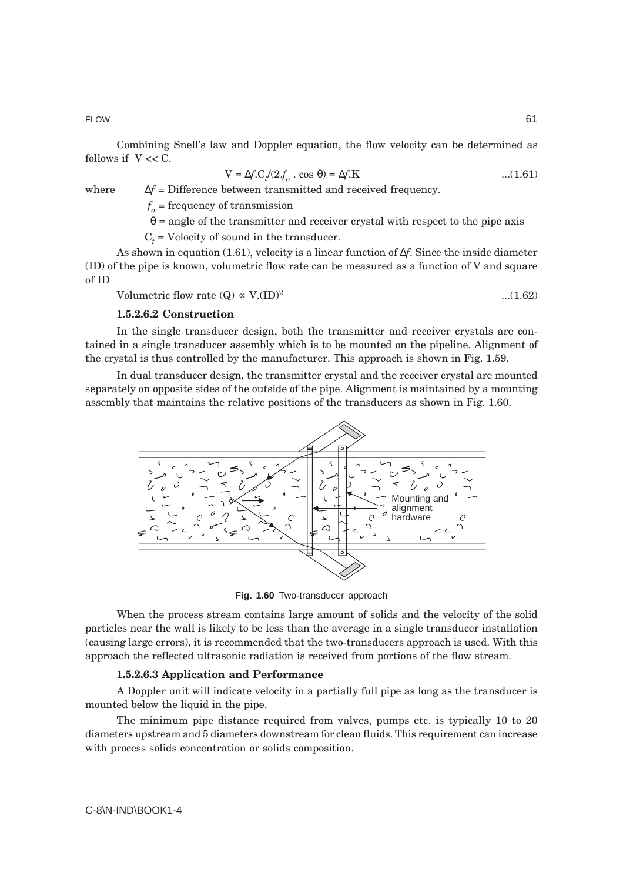Combining Snell's law and Doppler equation, the flow velocity can be determined as follows if $V << C$.

$$V = \Delta f . C_t / (2 . f_o \ . \cos \theta) = \Delta f . K \qquad ...(1.61)$$

where $\Delta f$ = Difference between transmitted and received frequency.

$f_o$ = frequency of transmission

$\theta$ = angle of the transmitter and receiver crystal with respect to the pipe axis

$C_t$ = Velocity of sound in the transducer.

As shown in equation (1.61), velocity is a linear function of $\Delta f$. Since the inside diameter (ID) of the pipe is known, volumetric flow rate can be measured as a function of V and square of ID

$$\text{Volumetric flow rate (Q)} \propto V.(ID)^2 \qquad ...(1.62)$$

#### 1.5.2.6.2 Construction

In the single transducer design, both the transmitter and receiver crystals are contained in a single transducer assembly which is to be mounted on the pipeline. Alignment of the crystal is thus controlled by the manufacturer. This approach is shown in Fig. 1.59.

In dual transducer design, the transmitter crystal and the receiver crystal are mounted separately on opposite sides of the outside of the pipe. Alignment is maintained by a mounting assembly that maintains the relative positions of the transducers as shown in Fig. 1.60.

Mounting and alignment hardware

**Fig. 1.60** Two-transducer approach

When the process stream contains large amount of solids and the velocity of the solid particles near the wall is likely to be less than the average in a single transducer installation (causing large errors), it is recommended that the two-transducers approach is used. With this approach the reflected ultrasonic radiation is received from portions of the flow stream.

#### 1.5.2.6.3 Application and Performance

A Doppler unit will indicate velocity in a partially full pipe as long as the transducer is mounted below the liquid in the pipe.

The minimum pipe distance required from valves, pumps etc. is typically 10 to 20 diameters upstream and 5 diameters downstream for clean fluids. This requirement can increase with process solids concentration or solids composition.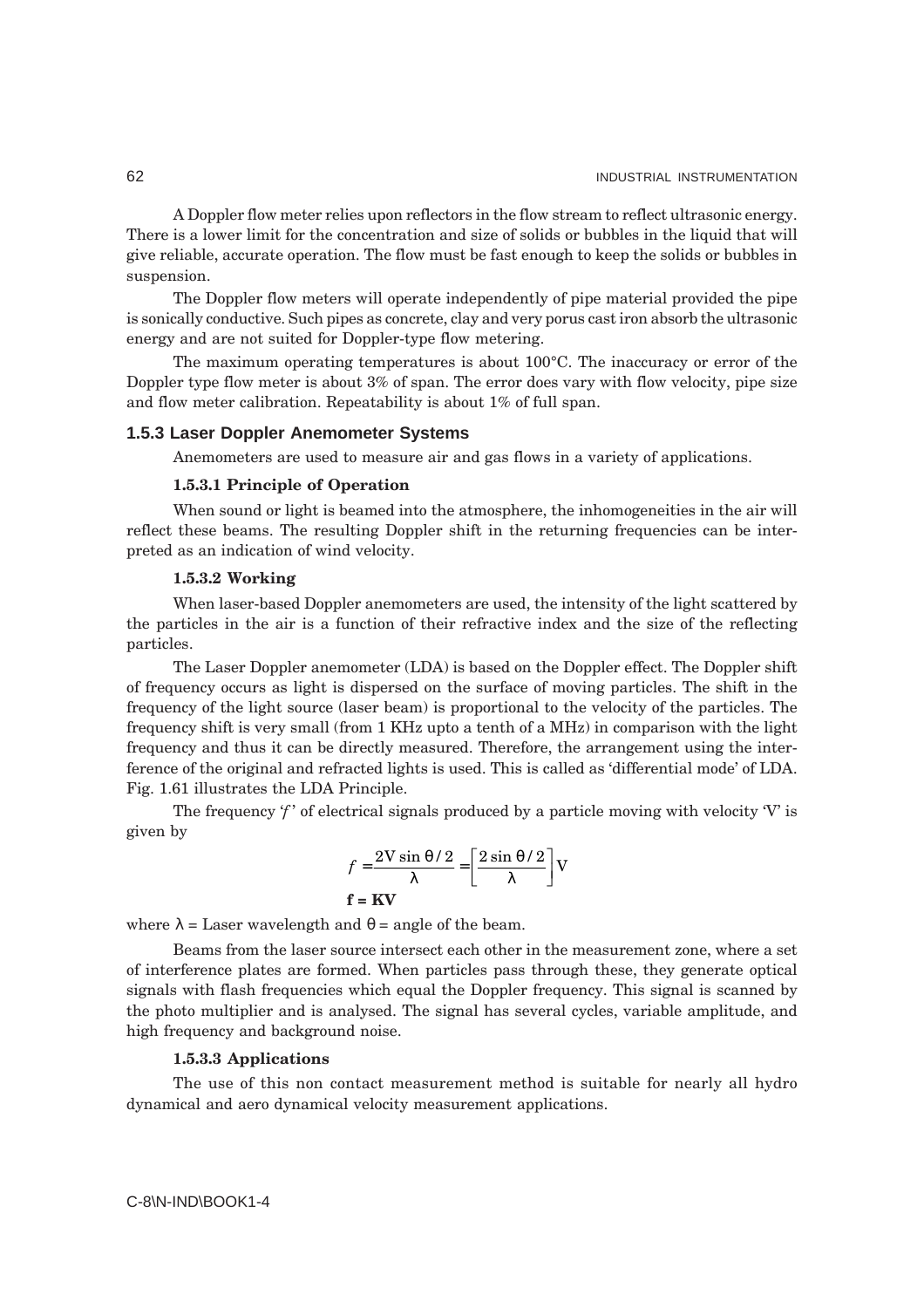A Doppler flow meter relies upon reflectors in the flow stream to reflect ultrasonic energy. There is a lower limit for the concentration and size of solids or bubbles in the liquid that will give reliable, accurate operation. The flow must be fast enough to keep the solids or bubbles in suspension.

The Doppler flow meters will operate independently of pipe material provided the pipe is sonically conductive. Such pipes as concrete, clay and very porus cast iron absorb the ultrasonic energy and are not suited for Doppler-type flow metering.

The maximum operating temperatures is about 100°C. The inaccuracy or error of the Doppler type flow meter is about 3% of span. The error does vary with flow velocity, pipe size and flow meter calibration. Repeatability is about 1% of full span.

### 1.5.3 Laser Doppler Anemometer Systems

Anemometers are used to measure air and gas flows in a variety of applications.

#### 1.5.3.1 Principle of Operation

When sound or light is beamed into the atmosphere, the inhomogeneities in the air will reflect these beams. The resulting Doppler shift in the returning frequencies can be interpreted as an indication of wind velocity.

#### 1.5.3.2 Working

When laser-based Doppler anemometers are used, the intensity of the light scattered by the particles in the air is a function of their refractive index and the size of the reflecting particles.

The Laser Doppler anemometer (LDA) is based on the Doppler effect. The Doppler shift of frequency occurs as light is dispersed on the surface of moving particles. The shift in the frequency of the light source (laser beam) is proportional to the velocity of the particles. The frequency shift is very small (from 1 KHz upto a tenth of a MHz) in comparison with the light frequency and thus it can be directly measured. Therefore, the arrangement using the interference of the original and refracted lights is used. This is called as 'differential mode' of LDA. Fig. 1.61 illustrates the LDA Principle.

The frequency '$f$' of electrical signals produced by a particle moving with velocity 'V' is given by

$$f = \frac{2V \sin \theta/2}{\lambda} = \left[\frac{2 \sin \theta/2}{\lambda}\right] V$$

$$\mathbf{f = KV}$$

where $\lambda$ = Laser wavelength and $\theta$ = angle of the beam.

Beams from the laser source intersect each other in the measurement zone, where a set of interference plates are formed. When particles pass through these, they generate optical signals with flash frequencies which equal the Doppler frequency. This signal is scanned by the photo multiplier and is analysed. The signal has several cycles, variable amplitude, and high frequency and background noise.

#### 1.5.3.3 Applications

The use of this non contact measurement method is suitable for nearly all hydro dynamical and aero dynamical velocity measurement applications.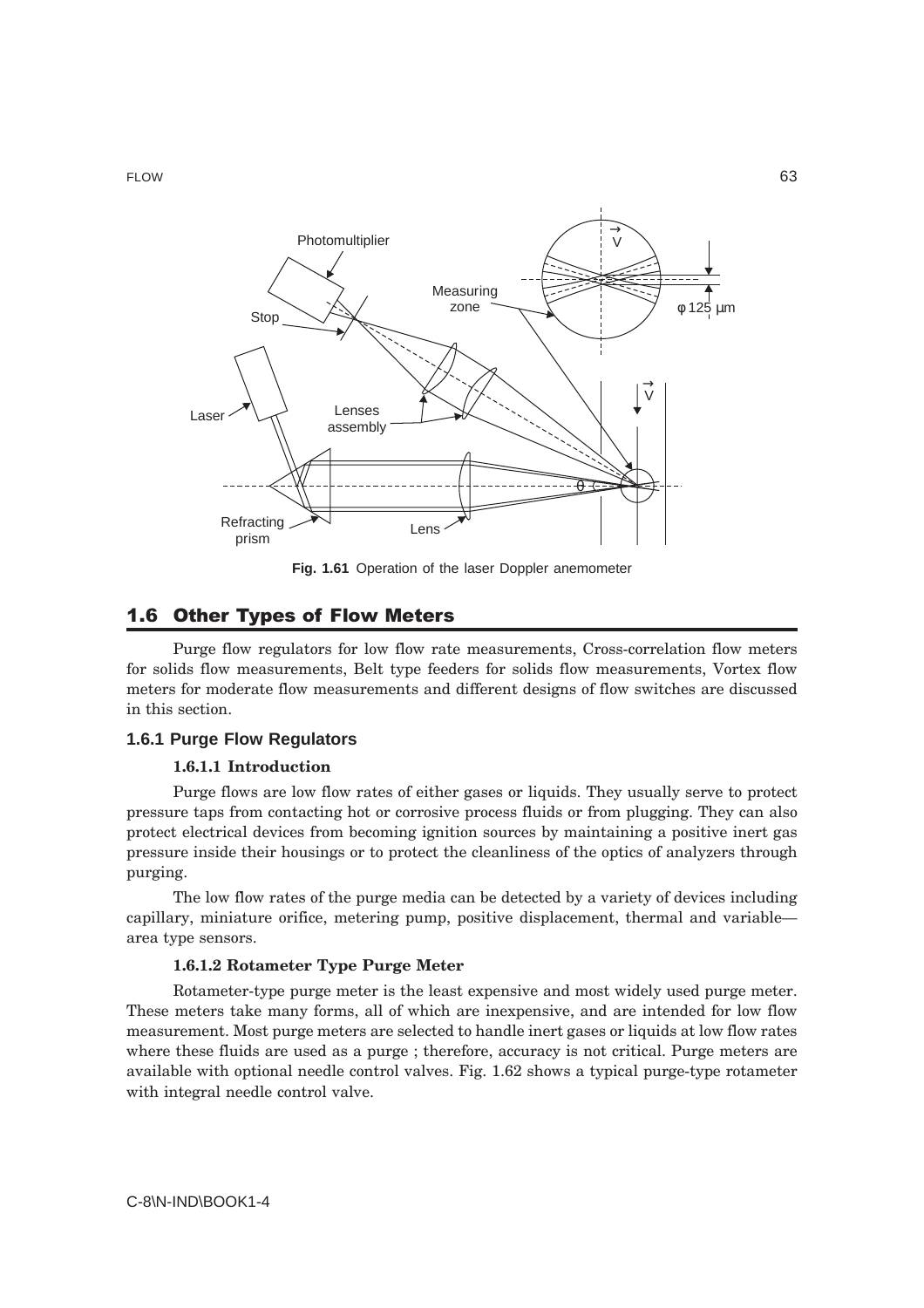Photomultiplier

Stop

Measuring zone

$\vec{V}$

φ 125 μm

Laser

Lenses assembly

$\vec{V}$

θ

Refracting prism

Lens

**Fig. 1.61** Operation of the laser Doppler anemometer

## 1.6 Other Types of Flow Meters

Purge flow regulators for low flow rate measurements, Cross-correlation flow meters for solids flow measurements, Belt type feeders for solids flow measurements, Vortex flow meters for moderate flow measurements and different designs of flow switches are discussed in this section.

### 1.6.1 Purge Flow Regulators

#### 1.6.1.1 Introduction

Purge flows are low flow rates of either gases or liquids. They usually serve to protect pressure taps from contacting hot or corrosive process fluids or from plugging. They can also protect electrical devices from becoming ignition sources by maintaining a positive inert gas pressure inside their housings or to protect the cleanliness of the optics of analyzers through purging.

The low flow rates of the purge media can be detected by a variety of devices including capillary, miniature orifice, metering pump, positive displacement, thermal and variable—area type sensors.

#### 1.6.1.2 Rotameter Type Purge Meter

Rotameter-type purge meter is the least expensive and most widely used purge meter. These meters take many forms, all of which are inexpensive, and are intended for low flow measurement. Most purge meters are selected to handle inert gases or liquids at low flow rates where these fluids are used as a purge ; therefore, accuracy is not critical. Purge meters are available with optional needle control valves. Fig. 1.62 shows a typical purge-type rotameter with integral needle control valve.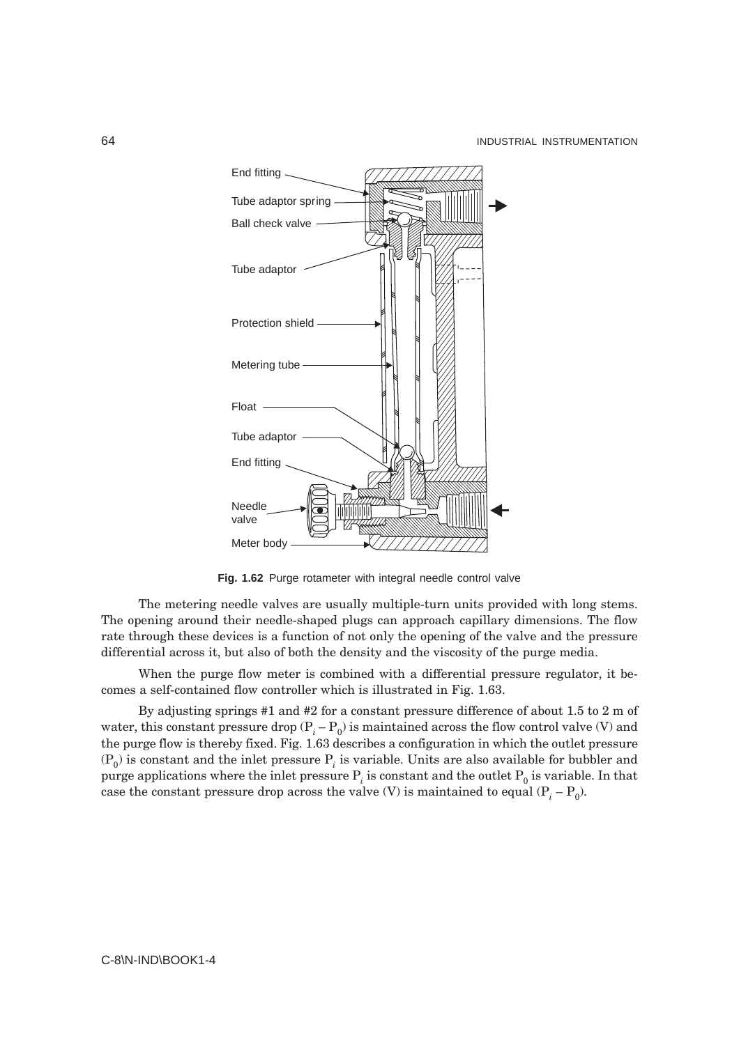End fitting
Tube adaptor spring
Ball check valve
Tube adaptor
Protection shield
Metering tube
Float
Tube adaptor
End fitting
Needle valve
Meter body

**Fig. 1.62** Purge rotameter with integral needle control valve

The metering needle valves are usually multiple-turn units provided with long stems. The opening around their needle-shaped plugs can approach capillary dimensions. The flow rate through these devices is a function of not only the opening of the valve and the pressure differential across it, but also of both the density and the viscosity of the purge media.

When the purge flow meter is combined with a differential pressure regulator, it becomes a self-contained flow controller which is illustrated in Fig. 1.63.

By adjusting springs #1 and #2 for a constant pressure difference of about 1.5 to 2 m of water, this constant pressure drop $(P_i - P_0)$ is maintained across the flow control valve (V) and the purge flow is thereby fixed. Fig. 1.63 describes a configuration in which the outlet pressure $(P_0)$ is constant and the inlet pressure $P_i$ is variable. Units are also available for bubbler and purge applications where the inlet pressure $P_i$ is constant and the outlet $P_0$ is variable. In that case the constant pressure drop across the valve (V) is maintained to equal $(P_i - P_0)$.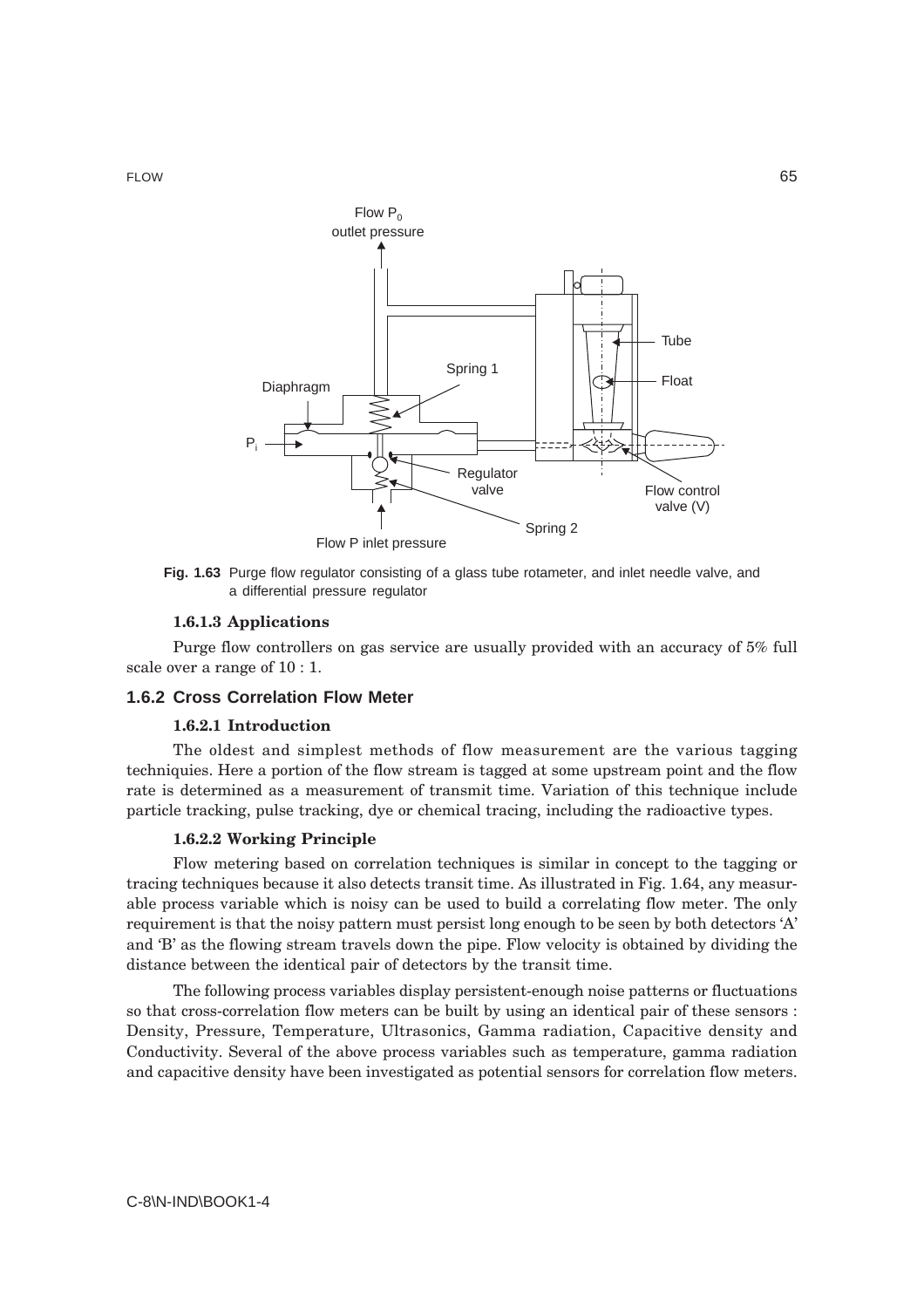**Fig. 1.63** Purge flow regulator consisting of a glass tube rotameter, and inlet needle valve, and a differential pressure regulator

#### 1.6.1.3 Applications

Purge flow controllers on gas service are usually provided with an accuracy of 5% full scale over a range of 10 : 1.

### 1.6.2 Cross Correlation Flow Meter

#### 1.6.2.1 Introduction

The oldest and simplest methods of flow measurement are the various tagging techniques. Here a portion of the flow stream is tagged at some upstream point and the flow rate is determined as a measurement of transmit time. Variation of this technique include particle tracking, pulse tracking, dye or chemical tracing, including the radioactive types.

#### 1.6.2.2 Working Principle

Flow metering based on correlation techniques is similar in concept to the tagging or tracing techniques because it also detects transit time. As illustrated in Fig. 1.64, any measurable process variable which is noisy can be used to build a correlating flow meter. The only requirement is that the noisy pattern must persist long enough to be seen by both detectors 'A' and 'B' as the flowing stream travels down the pipe. Flow velocity is obtained by dividing the distance between the identical pair of detectors by the transit time.

The following process variables display persistent-enough noise patterns or fluctuations so that cross-correlation flow meters can be built by using an identical pair of these sensors : Density, Pressure, Temperature, Ultrasonics, Gamma radiation, Capacitive density and Conductivity. Several of the above process variables such as temperature, gamma radiation and capacitive density have been investigated as potential sensors for correlation flow meters.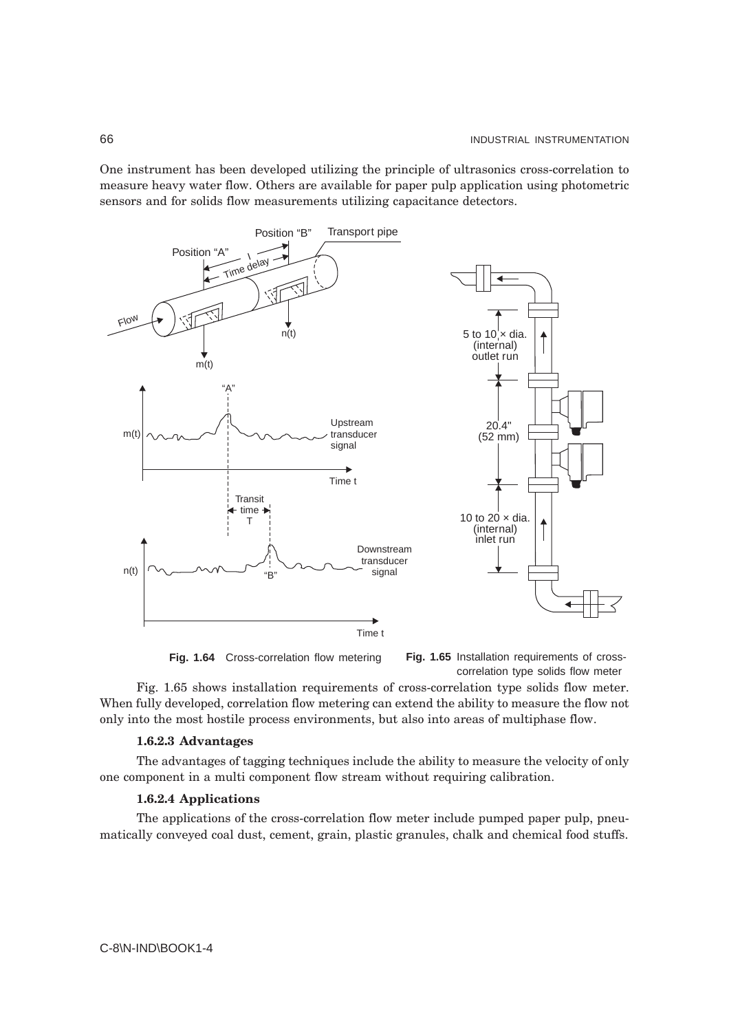One instrument has been developed utilizing the principle of ultrasonics cross-correlation to measure heavy water flow. Others are available for paper pulp application using photometric sensors and for solids flow measurements utilizing capacitance detectors.

Position "A"

Position "B"

Transport pipe

Time delay

Flow

m(t)

n(t)

"A"

m(t)

Upstream transducer signal

Time t

Transit time T

n(t)

"B"

Downstream transducer signal

Time t

5 to 10 × dia. (internal) outlet run

20.4" (52 mm)

10 to 20 × dia. (internal) inlet run

**Fig. 1.64** Cross-correlation flow metering

**Fig. 1.65** Installation requirements of cross-correlation type solids flow meter

Fig. 1.65 shows installation requirements of cross-correlation type solids flow meter. When fully developed, correlation flow metering can extend the ability to measure the flow not only into the most hostile process environments, but also into areas of multiphase flow.

### 1.6.2.3 Advantages

The advantages of tagging techniques include the ability to measure the velocity of only one component in a multi component flow stream without requiring calibration.

### 1.6.2.4 Applications

The applications of the cross-correlation flow meter include pumped paper pulp, pneumatically conveyed coal dust, cement, grain, plastic granules, chalk and chemical food stuffs.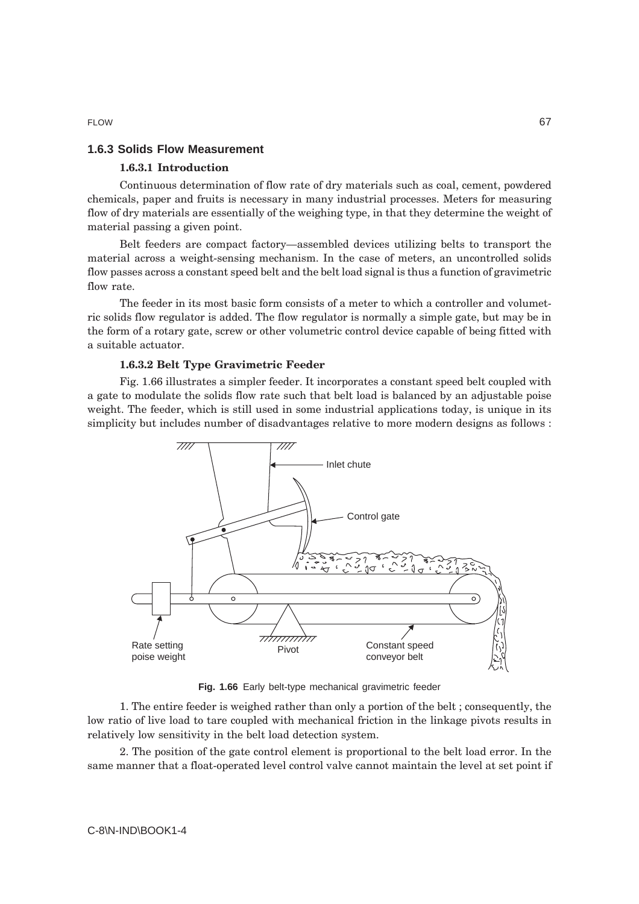## 1.6.3 Solids Flow Measurement

### 1.6.3.1 Introduction

Continuous determination of flow rate of dry materials such as coal, cement, powdered chemicals, paper and fruits is necessary in many industrial processes. Meters for measuring flow of dry materials are essentially of the weighing type, in that they determine the weight of material passing a given point.

Belt feeders are compact factory—assembled devices utilizing belts to transport the material across a weight-sensing mechanism. In the case of meters, an uncontrolled solids flow passes across a constant speed belt and the belt load signal is thus a function of gravimetric flow rate.

The feeder in its most basic form consists of a meter to which a controller and volumetric solids flow regulator is added. The flow regulator is normally a simple gate, but may be in the form of a rotary gate, screw or other volumetric control device capable of being fitted with a suitable actuator.

### 1.6.3.2 Belt Type Gravimetric Feeder

Fig. 1.66 illustrates a simpler feeder. It incorporates a constant speed belt coupled with a gate to modulate the solids flow rate such that belt load is balanced by an adjustable poise weight. The feeder, which is still used in some industrial applications today, is unique in its simplicity but includes number of disadvantages relative to more modern designs as follows :

Inlet chute

Control gate

Rate setting poise weight

Pivot

Constant speed conveyor belt

**Fig. 1.66** Early belt-type mechanical gravimetric feeder

1. The entire feeder is weighed rather than only a portion of the belt ; consequently, the low ratio of live load to tare coupled with mechanical friction in the linkage pivots results in relatively low sensitivity in the belt load detection system.

2. The position of the gate control element is proportional to the belt load error. In the same manner that a float-operated level control valve cannot maintain the level at set point if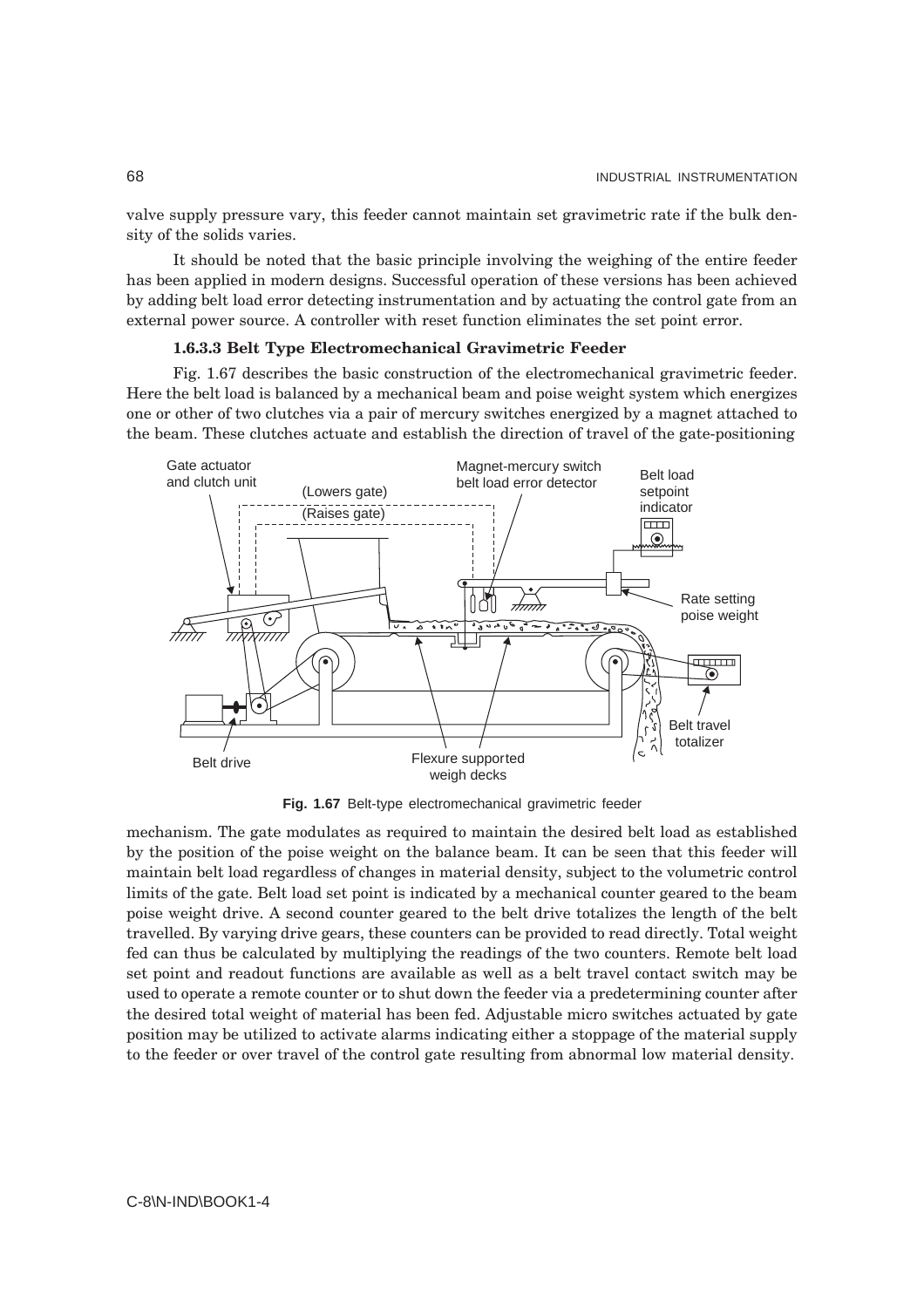valve supply pressure vary, this feeder cannot maintain set gravimetric rate if the bulk density of the solids varies.

It should be noted that the basic principle involving the weighing of the entire feeder has been applied in modern designs. Successful operation of these versions has been achieved by adding belt load error detecting instrumentation and by actuating the control gate from an external power source. A controller with reset function eliminates the set point error.

#### 1.6.3.3 Belt Type Electromechanical Gravimetric Feeder

Fig. 1.67 describes the basic construction of the electromechanical gravimetric feeder. Here the belt load is balanced by a mechanical beam and poise weight system which energizes one or other of two clutches via a pair of mercury switches energized by a magnet attached to the beam. These clutches actuate and establish the direction of travel of the gate-positioning

Gate actuator and clutch unit
(Lowers gate)
(Raises gate)
Magnet-mercury switch belt load error detector
Belt load setpoint indicator
Rate setting poise weight
Belt travel totalizer
Belt drive
Flexure supported weigh decks

**Fig. 1.67** Belt-type electromechanical gravimetric feeder

mechanism. The gate modulates as required to maintain the desired belt load as established by the position of the poise weight on the balance beam. It can be seen that this feeder will maintain belt load regardless of changes in material density, subject to the volumetric control limits of the gate. Belt load set point is indicated by a mechanical counter geared to the beam poise weight drive. A second counter geared to the belt drive totalizes the length of the belt travelled. By varying drive gears, these counters can be provided to read directly. Total weight fed can thus be calculated by multiplying the readings of the two counters. Remote belt load set point and readout functions are available as well as a belt travel contact switch may be used to operate a remote counter or to shut down the feeder via a predetermining counter after the desired total weight of material has been fed. Adjustable micro switches actuated by gate position may be utilized to activate alarms indicating either a stoppage of the material supply to the feeder or over travel of the control gate resulting from abnormal low material density.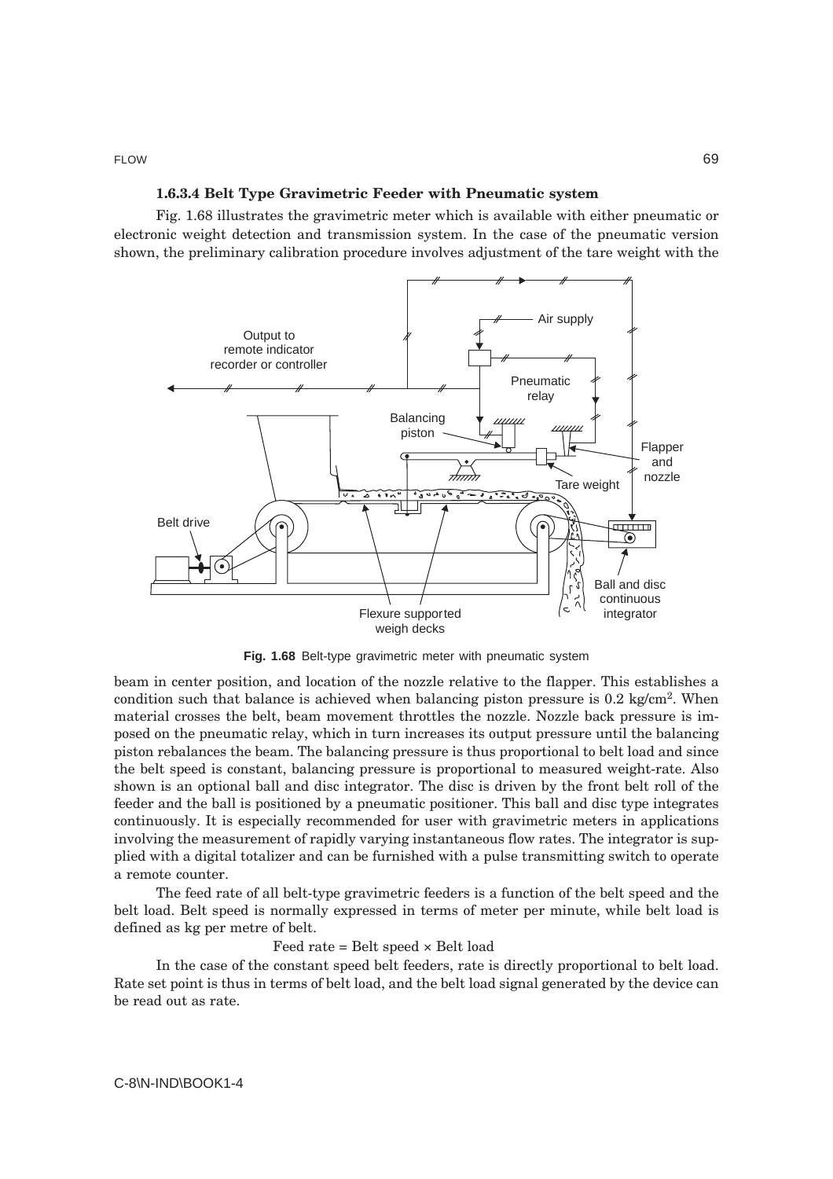#### 1.6.3.4 Belt Type Gravimetric Feeder with Pneumatic system

Fig. 1.68 illustrates the gravimetric meter which is available with either pneumatic or electronic weight detection and transmission system. In the case of the pneumatic version shown, the preliminary calibration procedure involves adjustment of the tare weight with the

Output to remote indicator recorder or controller

Air supply

Pneumatic relay

Balancing piston

Flapper and nozzle

Tare weight

Belt drive

Ball and disc continuous integrator

Flexure supported weigh decks

**Fig. 1.68** Belt-type gravimetric meter with pneumatic system

beam in center position, and location of the nozzle relative to the flapper. This establishes a condition such that balance is achieved when balancing piston pressure is 0.2 kg/cm$^2$. When material crosses the belt, beam movement throttles the nozzle. Nozzle back pressure is imposed on the pneumatic relay, which in turn increases its output pressure until the balancing piston rebalances the beam. The balancing pressure is thus proportional to belt load and since the belt speed is constant, balancing pressure is proportional to measured weight-rate. Also shown is an optional ball and disc integrator. The disc is driven by the front belt roll of the feeder and the ball is positioned by a pneumatic positioner. This ball and disc type integrates continuously. It is especially recommended for user with gravimetric meters in applications involving the measurement of rapidly varying instantaneous flow rates. The integrator is supplied with a digital totalizer and can be furnished with a pulse transmitting switch to operate a remote counter.

The feed rate of all belt-type gravimetric feeders is a function of the belt speed and the belt load. Belt speed is normally expressed in terms of meter per minute, while belt load is defined as kg per metre of belt.

$$\text{Feed rate} = \text{Belt speed} \times \text{Belt load}$$

In the case of the constant speed belt feeders, rate is directly proportional to belt load. Rate set point is thus in terms of belt load, and the belt load signal generated by the device can be read out as rate.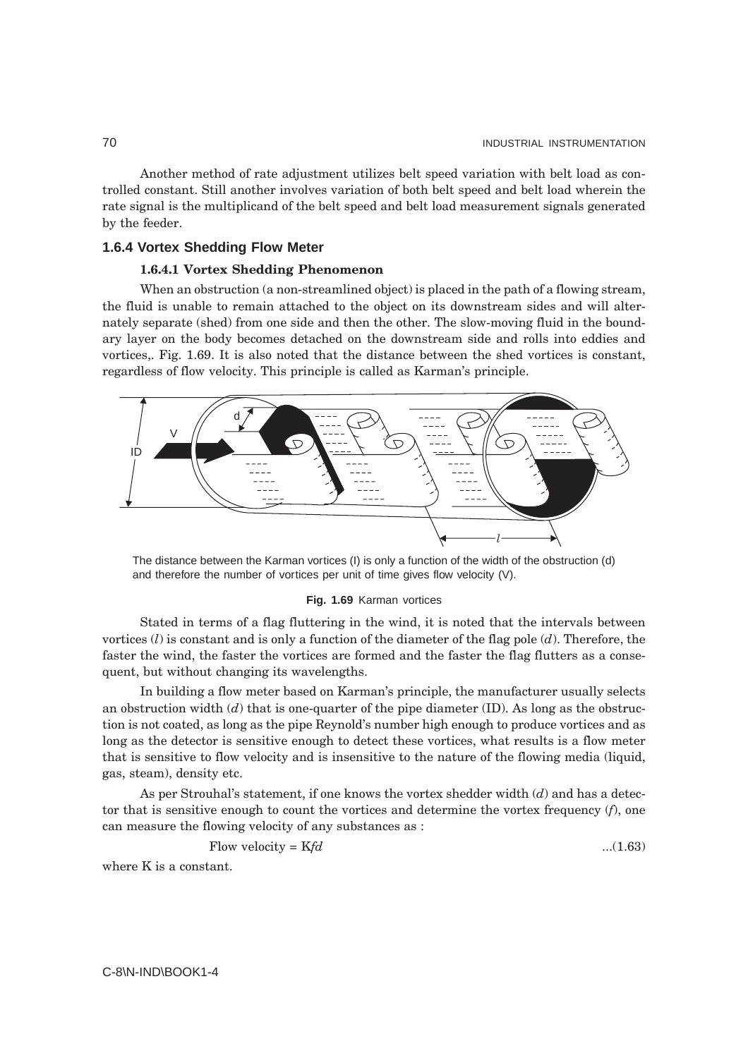Another method of rate adjustment utilizes belt speed variation with belt load as controlled constant. Still another involves variation of both belt speed and belt load wherein the rate signal is the multiplicand of the belt speed and belt load measurement signals generated by the feeder.

## 1.6.4 Vortex Shedding Flow Meter

### 1.6.4.1 Vortex Shedding Phenomenon

When an obstruction (a non-streamlined object) is placed in the path of a flowing stream, the fluid is unable to remain attached to the object on its downstream sides and will alternately separate (shed) from one side and then the other. The slow-moving fluid in the boundary layer on the body becomes detached on the downstream side and rolls into eddies and vortices,. Fig. 1.69. It is also noted that the distance between the shed vortices is constant, regardless of flow velocity. This principle is called as Karman's principle.

d

V

ID

$l$

The distance between the Karman vortices (l) is only a function of the width of the obstruction (d) and therefore the number of vortices per unit of time gives flow velocity (V).

**Fig. 1.69** Karman vortices

Stated in terms of a flag fluttering in the wind, it is noted that the intervals between vortices ($l$) is constant and is only a function of the diameter of the flag pole ($d$). Therefore, the faster the wind, the faster the vortices are formed and the faster the flag flutters as a consequent, but without changing its wavelengths.

In building a flow meter based on Karman's principle, the manufacturer usually selects an obstruction width ($d$) that is one-quarter of the pipe diameter (ID). As long as the obstruction is not coated, as long as the pipe Reynold's number high enough to produce vortices and as long as the detector is sensitive enough to detect these vortices, what results is a flow meter that is sensitive to flow velocity and is insensitive to the nature of the flowing media (liquid, gas, steam), density etc.

As per Strouhal's statement, if one knows the vortex shedder width ($d$) and has a detector that is sensitive enough to count the vortices and determine the vortex frequency ($f$), one can measure the flowing velocity of any substances as :

$$\text{Flow velocity} = Kfd \qquad ...(1.63)$$

where K is a constant.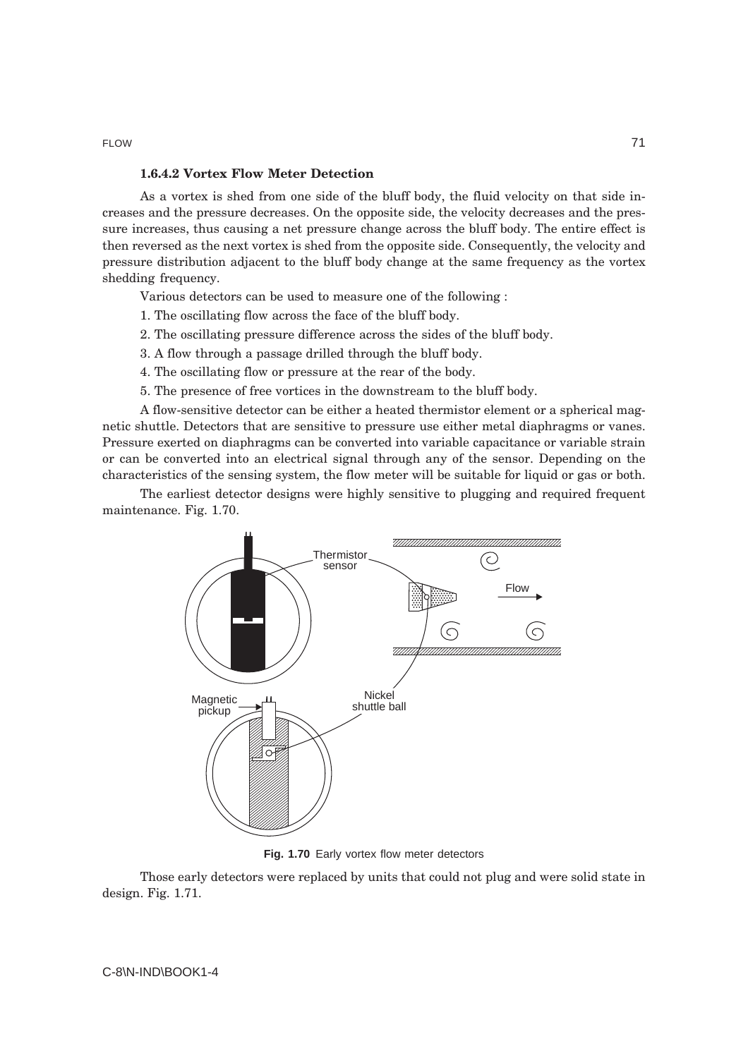#### 1.6.4.2 Vortex Flow Meter Detection

As a vortex is shed from one side of the bluff body, the fluid velocity on that side increases and the pressure decreases. On the opposite side, the velocity decreases and the pressure increases, thus causing a net pressure change across the bluff body. The entire effect is then reversed as the next vortex is shed from the opposite side. Consequently, the velocity and pressure distribution adjacent to the bluff body change at the same frequency as the vortex shedding frequency.

Various detectors can be used to measure one of the following :

1. The oscillating flow across the face of the bluff body.
2. The oscillating pressure difference across the sides of the bluff body.
3. A flow through a passage drilled through the bluff body.
4. The oscillating flow or pressure at the rear of the body.
5. The presence of free vortices in the downstream to the bluff body.

A flow-sensitive detector can be either a heated thermistor element or a spherical magnetic shuttle. Detectors that are sensitive to pressure use either metal diaphragms or vanes. Pressure exerted on diaphragms can be converted into variable capacitance or variable strain or can be converted into an electrical signal through any of the sensor. Depending on the characteristics of the sensing system, the flow meter will be suitable for liquid or gas or both.

The earliest detector designs were highly sensitive to plugging and required frequent maintenance. Fig. 1.70.

**Fig. 1.70** Early vortex flow meter detectors

Those early detectors were replaced by units that could not plug and were solid state in design. Fig. 1.71.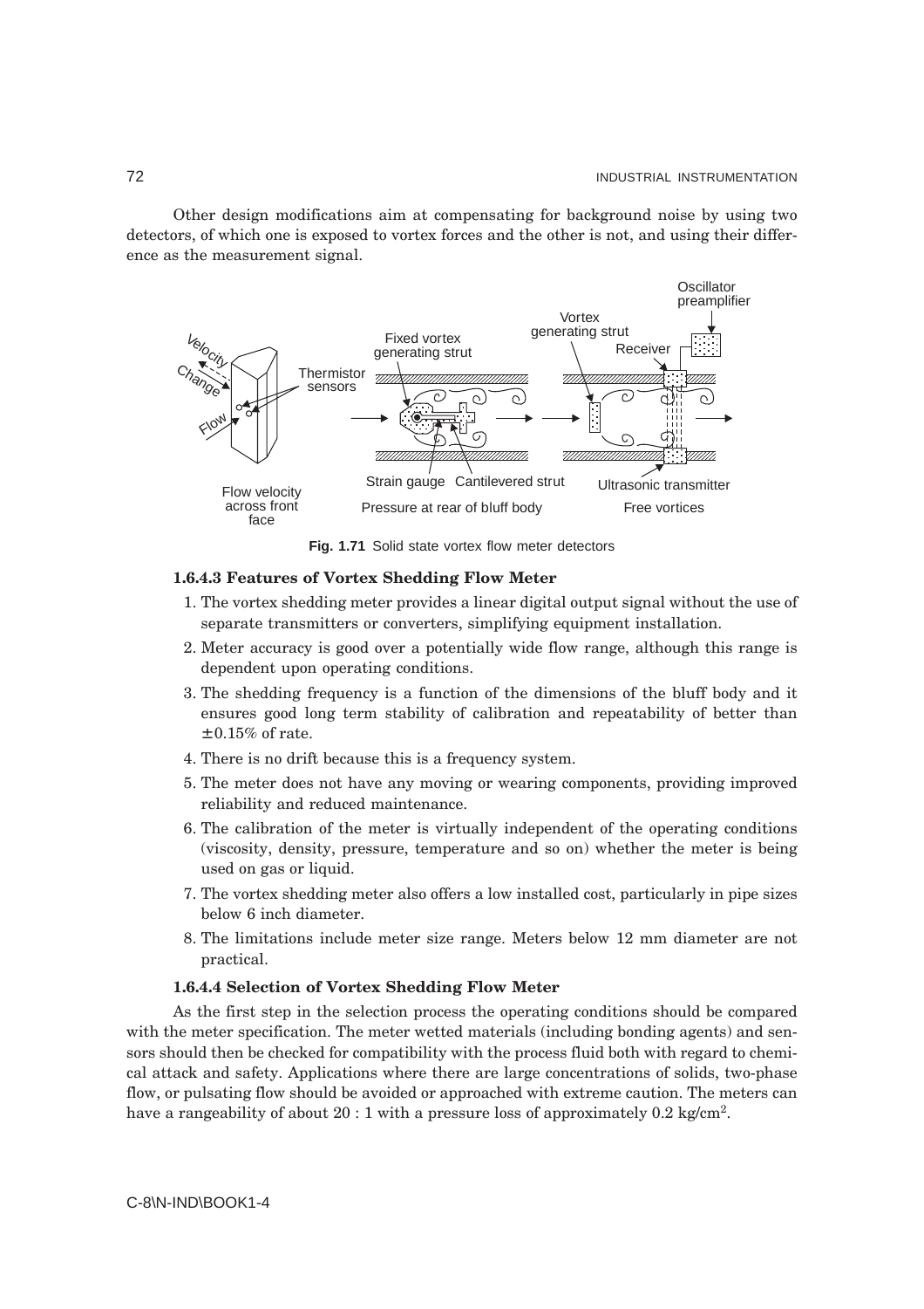Other design modifications aim at compensating for background noise by using two detectors, of which one is exposed to vortex forces and the other is not, and using their difference as the measurement signal.

Velocity
Change
Flow
Thermistor sensors
Flow velocity across front face
Fixed vortex generating strut
Strain gauge
Cantilevered strut
Pressure at rear of bluff body
Vortex generating strut
Oscillator preamplifier
Receiver
Ultrasonic transmitter
Free vortices

**Fig. 1.71** Solid state vortex flow meter detectors

### 1.6.4.3 Features of Vortex Shedding Flow Meter

1. The vortex shedding meter provides a linear digital output signal without the use of separate transmitters or converters, simplifying equipment installation.
2. Meter accuracy is good over a potentially wide flow range, although this range is dependent upon operating conditions.
3. The shedding frequency is a function of the dimensions of the bluff body and it ensures good long term stability of calibration and repeatability of better than ±0.15% of rate.
4. There is no drift because this is a frequency system.
5. The meter does not have any moving or wearing components, providing improved reliability and reduced maintenance.
6. The calibration of the meter is virtually independent of the operating conditions (viscosity, density, pressure, temperature and so on) whether the meter is being used on gas or liquid.
7. The vortex shedding meter also offers a low installed cost, particularly in pipe sizes below 6 inch diameter.
8. The limitations include meter size range. Meters below 12 mm diameter are not practical.

### 1.6.4.4 Selection of Vortex Shedding Flow Meter

As the first step in the selection process the operating conditions should be compared with the meter specification. The meter wetted materials (including bonding agents) and sensors should then be checked for compatibility with the process fluid both with regard to chemical attack and safety. Applications where there are large concentrations of solids, two-phase flow, or pulsating flow should be avoided or approached with extreme caution. The meters can have a rangeability of about 20 : 1 with a pressure loss of approximately 0.2 kg/cm$^2$.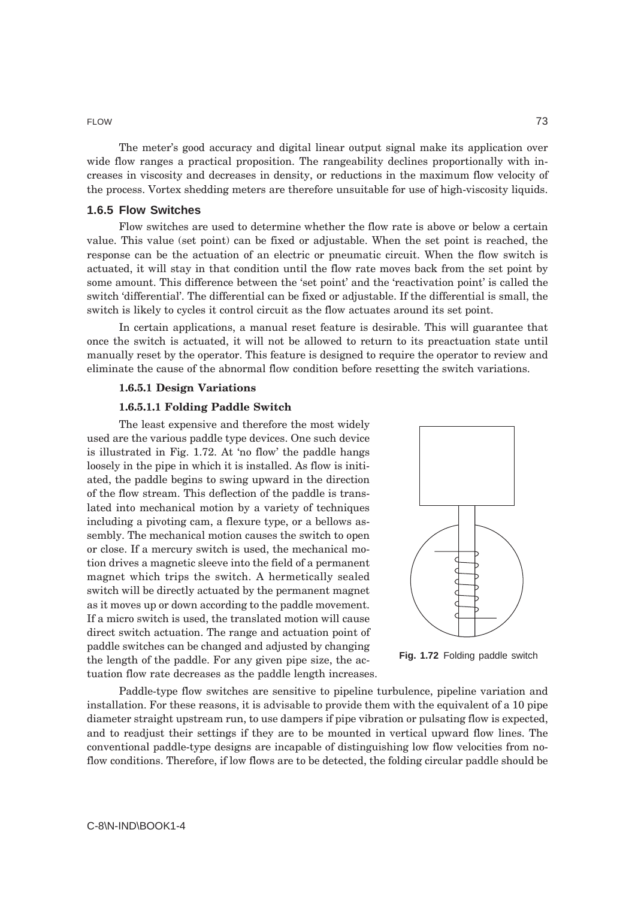The meter's good accuracy and digital linear output signal make its application over wide flow ranges a practical proposition. The rangeability declines proportionally with increases in viscosity and decreases in density, or reductions in the maximum flow velocity of the process. Vortex shedding meters are therefore unsuitable for use of high-viscosity liquids.

## 1.6.5 Flow Switches

Flow switches are used to determine whether the flow rate is above or below a certain value. This value (set point) can be fixed or adjustable. When the set point is reached, the response can be the actuation of an electric or pneumatic circuit. When the flow switch is actuated, it will stay in that condition until the flow rate moves back from the set point by some amount. This difference between the 'set point' and the 'reactivation point' is called the switch 'differential'. The differential can be fixed or adjustable. If the differential is small, the switch is likely to cycles it control circuit as the flow actuates around its set point.

In certain applications, a manual reset feature is desirable. This will guarantee that once the switch is actuated, it will not be allowed to return to its preactuation state until manually reset by the operator. This feature is designed to require the operator to review and eliminate the cause of the abnormal flow condition before resetting the switch variations.

### 1.6.5.1 Design Variations

#### 1.6.5.1.1 Folding Paddle Switch

The least expensive and therefore the most widely used are the various paddle type devices. One such device is illustrated in Fig. 1.72. At 'no flow' the paddle hangs loosely in the pipe in which it is installed. As flow is initiated, the paddle begins to swing upward in the direction of the flow stream. This deflection of the paddle is translated into mechanical motion by a variety of techniques including a pivoting cam, a flexure type, or a bellows assembly. The mechanical motion causes the switch to open or close. If a mercury switch is used, the mechanical motion drives a magnetic sleeve into the field of a permanent magnet which trips the switch. A hermetically sealed switch will be directly actuated by the permanent magnet as it moves up or down according to the paddle movement. If a micro switch is used, the translated motion will cause direct switch actuation. The range and actuation point of paddle switches can be changed and adjusted by changing the length of the paddle. For any given pipe size, the actuation flow rate decreases as the paddle length increases.

**Fig. 1.72** Folding paddle switch

Paddle-type flow switches are sensitive to pipeline turbulence, pipeline variation and installation. For these reasons, it is advisable to provide them with the equivalent of a 10 pipe diameter straight upstream run, to use dampers if pipe vibration or pulsating flow is expected, and to readjust their settings if they are to be mounted in vertical upward flow lines. The conventional paddle-type designs are incapable of distinguishing low flow velocities from no-flow conditions. Therefore, if low flows are to be detected, the folding circular paddle should be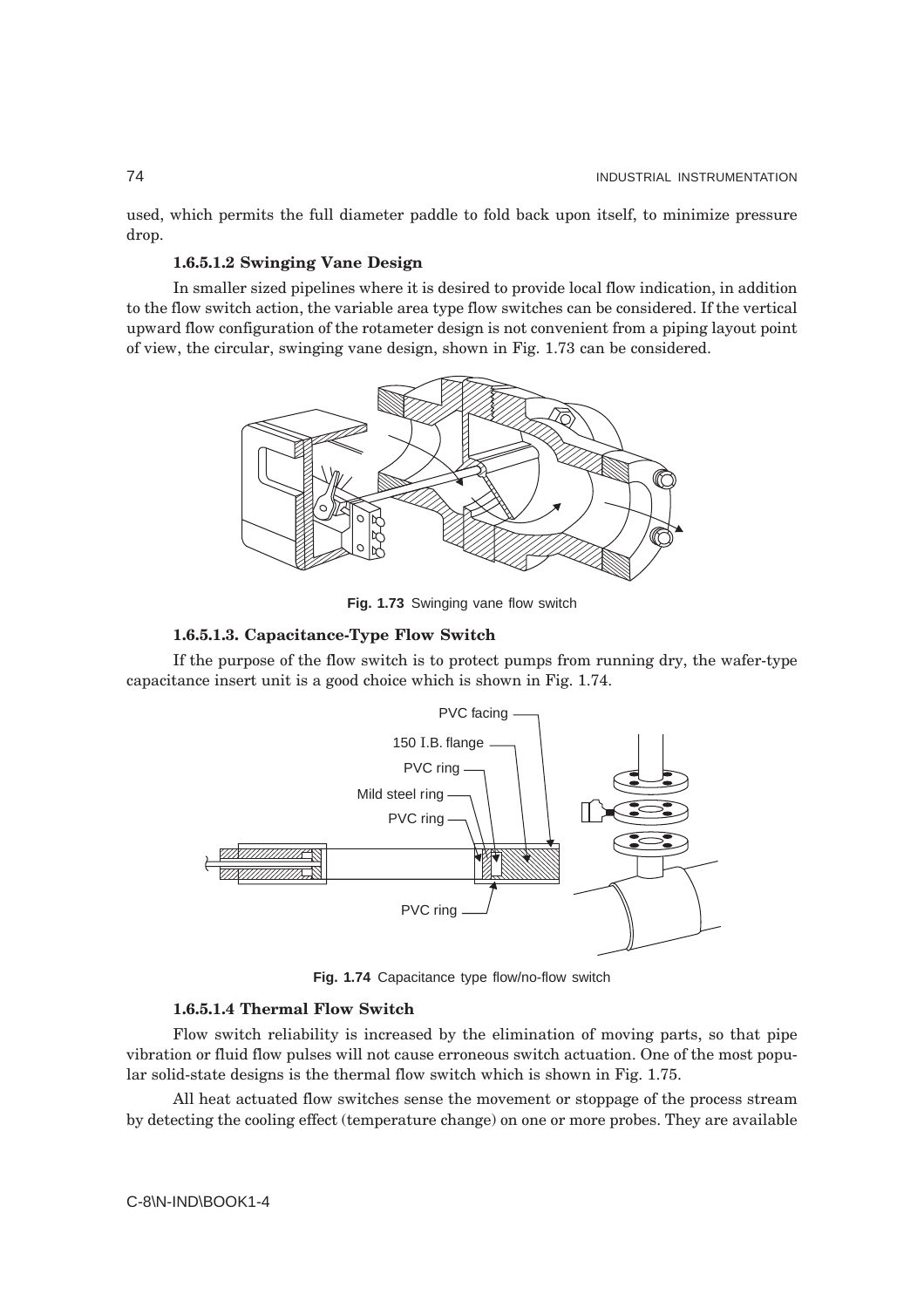used, which permits the full diameter paddle to fold back upon itself, to minimize pressure drop.

#### 1.6.5.1.2 Swinging Vane Design

In smaller sized pipelines where it is desired to provide local flow indication, in addition to the flow switch action, the variable area type flow switches can be considered. If the vertical upward flow configuration of the rotameter design is not convenient from a piping layout point of view, the circular, swinging vane design, shown in Fig. 1.73 can be considered.

**Fig. 1.73** Swinging vane flow switch

#### 1.6.5.1.3. Capacitance-Type Flow Switch

If the purpose of the flow switch is to protect pumps from running dry, the wafer-type capacitance insert unit is a good choice which is shown in Fig. 1.74.

PVC facing

150 I.B. flange

PVC ring

Mild steel ring

PVC ring

PVC ring

**Fig. 1.74** Capacitance type flow/no-flow switch

#### 1.6.5.1.4 Thermal Flow Switch

Flow switch reliability is increased by the elimination of moving parts, so that pipe vibration or fluid flow pulses will not cause erroneous switch actuation. One of the most popular solid-state designs is the thermal flow switch which is shown in Fig. 1.75.

All heat actuated flow switches sense the movement or stoppage of the process stream by detecting the cooling effect (temperature change) on one or more probes. They are available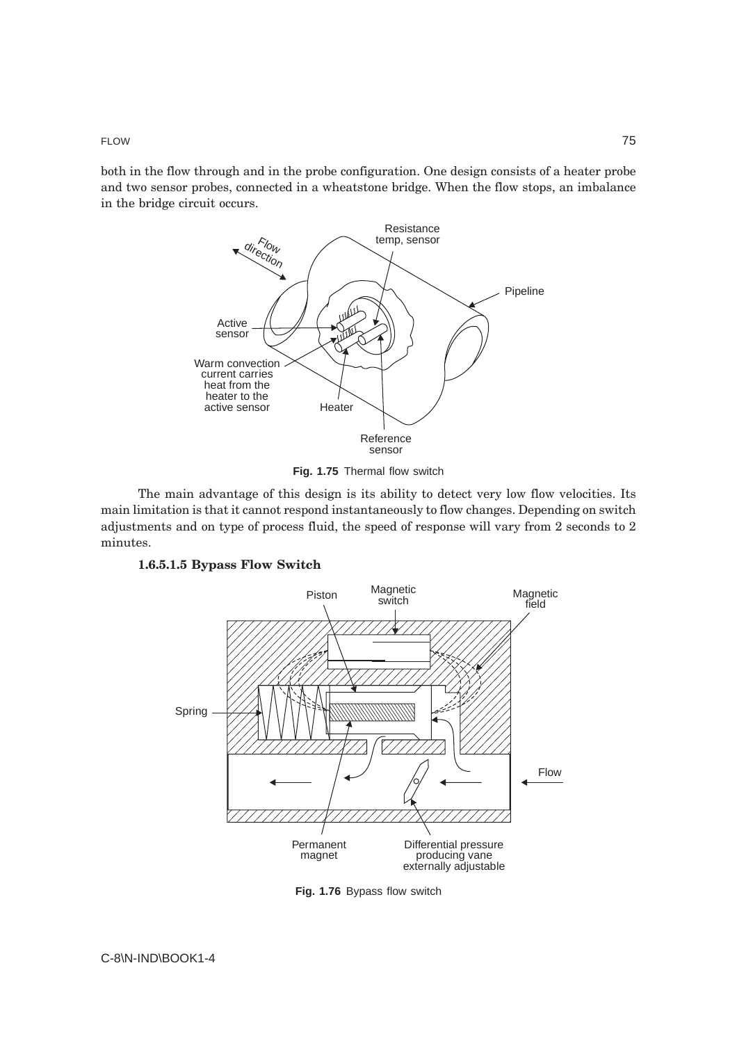both in the flow through and in the probe configuration. One design consists of a heater probe and two sensor probes, connected in a wheatstone bridge. When the flow stops, an imbalance in the bridge circuit occurs.

Flow direction

Resistance temp, sensor

Pipeline

Active sensor

Warm convection current carries heat from the heater to the active sensor

Heater

Reference sensor

**Fig. 1.75** Thermal flow switch

The main advantage of this design is its ability to detect very low flow velocities. Its main limitation is that it cannot respond instantaneously to flow changes. Depending on switch adjustments and on type of process fluid, the speed of response will vary from 2 seconds to 2 minutes.

#### 1.6.5.1.5 Bypass Flow Switch

Piston

Magnetic switch

Magnetic field

Spring

Flow

Permanent magnet

Differential pressure producing vane externally adjustable

**Fig. 1.76** Bypass flow switch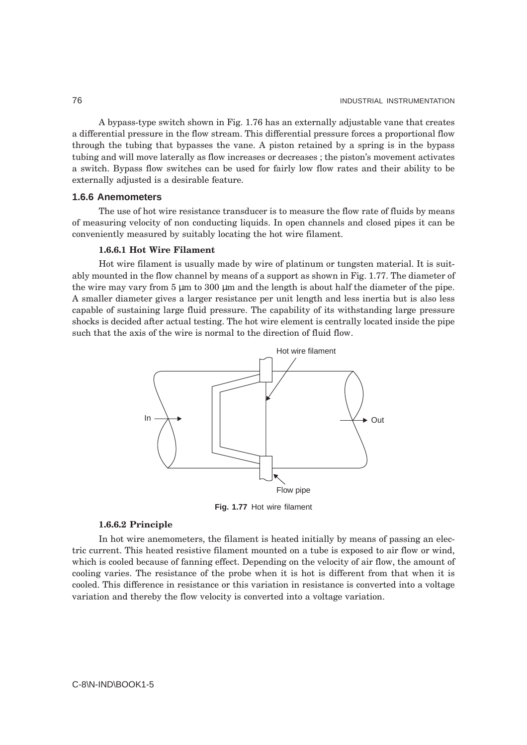A bypass-type switch shown in Fig. 1.76 has an externally adjustable vane that creates a differential pressure in the flow stream. This differential pressure forces a proportional flow through the tubing that bypasses the vane. A piston retained by a spring is in the bypass tubing and will move laterally as flow increases or decreases ; the piston's movement activates a switch. Bypass flow switches can be used for fairly low flow rates and their ability to be externally adjusted is a desirable feature.

### 1.6.6 Anemometers

The use of hot wire resistance transducer is to measure the flow rate of fluids by means of measuring velocity of non conducting liquids. In open channels and closed pipes it can be conveniently measured by suitably locating the hot wire filament.

#### 1.6.6.1 Hot Wire Filament

Hot wire filament is usually made by wire of platinum or tungsten material. It is suitably mounted in the flow channel by means of a support as shown in Fig. 1.77. The diameter of the wire may vary from 5 μm to 300 μm and the length is about half the diameter of the pipe. A smaller diameter gives a larger resistance per unit length and less inertia but is also less capable of sustaining large fluid pressure. The capability of its withstanding large pressure shocks is decided after actual testing. The hot wire element is centrally located inside the pipe such that the axis of the wire is normal to the direction of fluid flow.

Hot wire filament

In

Out

Flow pipe

**Fig. 1.77** Hot wire filament

#### 1.6.6.2 Principle

In hot wire anemometers, the filament is heated initially by means of passing an electric current. This heated resistive filament mounted on a tube is exposed to air flow or wind, which is cooled because of fanning effect. Depending on the velocity of air flow, the amount of cooling varies. The resistance of the probe when it is hot is different from that when it is cooled. This difference in resistance or this variation in resistance is converted into a voltage variation and thereby the flow velocity is converted into a voltage variation.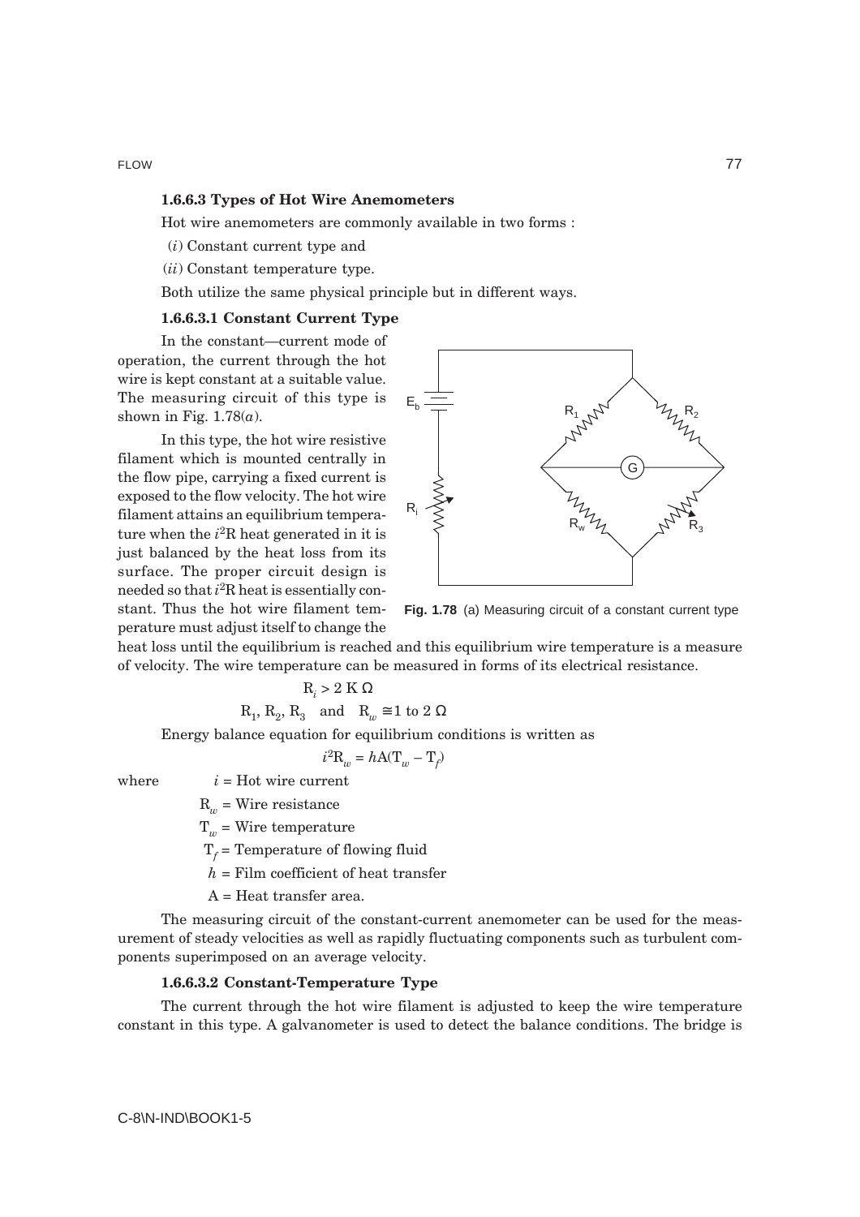### 1.6.6.3 Types of Hot Wire Anemometers

Hot wire anemometers are commonly available in two forms :

(*i*) Constant current type and

(*ii*) Constant temperature type.

Both utilize the same physical principle but in different ways.

#### 1.6.6.3.1 Constant Current Type

In the constant—current mode of operation, the current through the hot wire is kept constant at a suitable value. The measuring circuit of this type is shown in Fig. 1.78(*a*).

In this type, the hot wire resistive filament which is mounted centrally in the flow pipe, carrying a fixed current is exposed to the flow velocity. The hot wire filament attains an equilibrium temperature when the $i^2R$ heat generated in it is just balanced by the heat loss from its surface. The proper circuit design is needed so that $i^2R$ heat is essentially constant. Thus the hot wire filament temperature must adjust itself to change the heat loss until the equilibrium is reached and this equilibrium wire temperature is a measure of velocity. The wire temperature can be measured in forms of its electrical resistance.

$E_b$

$R_1$

$R_2$

G

$R_i$

$R_w$

$R_3$

**Fig. 1.78** (a) Measuring circuit of a constant current type

$$R_i > 2 \text{ K } \Omega$$

$$R_1, R_2, R_3 \quad \text{and} \quad R_w \cong 1 \text{ to } 2 \ \Omega$$

Energy balance equation for equilibrium conditions is written as

$$i^2 R_w = hA(T_w - T_f)$$

where $i$ = Hot wire current

$R_w$ = Wire resistance

$T_w$ = Wire temperature

$T_f$ = Temperature of flowing fluid

$h$ = Film coefficient of heat transfer

A = Heat transfer area.

The measuring circuit of the constant-current anemometer can be used for the measurement of steady velocities as well as rapidly fluctuating components such as turbulent components superimposed on an average velocity.

#### 1.6.6.3.2 Constant-Temperature Type

The current through the hot wire filament is adjusted to keep the wire temperature constant in this type. A galvanometer is used to detect the balance conditions. The bridge is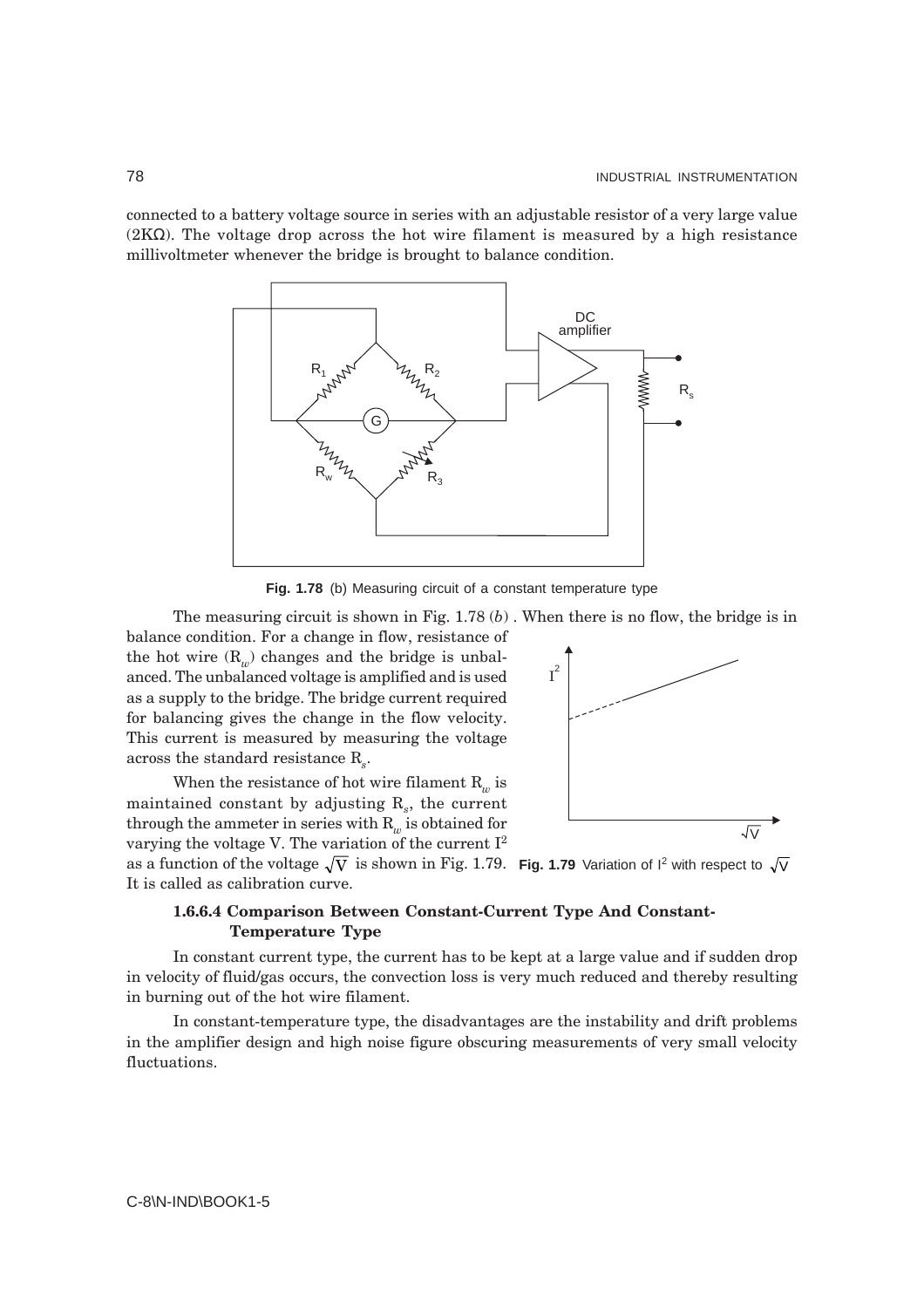connected to a battery voltage source in series with an adjustable resistor of a very large value (2KΩ). The voltage drop across the hot wire filament is measured by a high resistance millivoltmeter whenever the bridge is brought to balance condition.

DC amplifier

$R_1$ $R_2$ G $R_w$ $R_3$ $R_s$

**Fig. 1.78** (b) Measuring circuit of a constant temperature type

The measuring circuit is shown in Fig. 1.78 (*b*) . When there is no flow, the bridge is in balance condition. For a change in flow, resistance of the hot wire ($R_w$) changes and the bridge is unbalanced. The unbalanced voltage is amplified and is used as a supply to the bridge. The bridge current required for balancing gives the change in the flow velocity. This current is measured by measuring the voltage across the standard resistance $R_s$.

When the resistance of hot wire filament $R_w$ is maintained constant by adjusting $R_s$, the current through the ammeter in series with $R_w$ is obtained for varying the voltage V. The variation of the current $I^2$ as a function of the voltage $\sqrt{V}$ is shown in Fig. 1.79. It is called as calibration curve.

$I^2$

$\sqrt{V}$

**Fig. 1.79** Variation of $I^2$ with respect to $\sqrt{V}$

### 1.6.6.4 Comparison Between Constant-Current Type And Constant-Temperature Type

In constant current type, the current has to be kept at a large value and if sudden drop in velocity of fluid/gas occurs, the convection loss is very much reduced and thereby resulting in burning out of the hot wire filament.

In constant-temperature type, the disadvantages are the instability and drift problems in the amplifier design and high noise figure obscuring measurements of very small velocity fluctuations.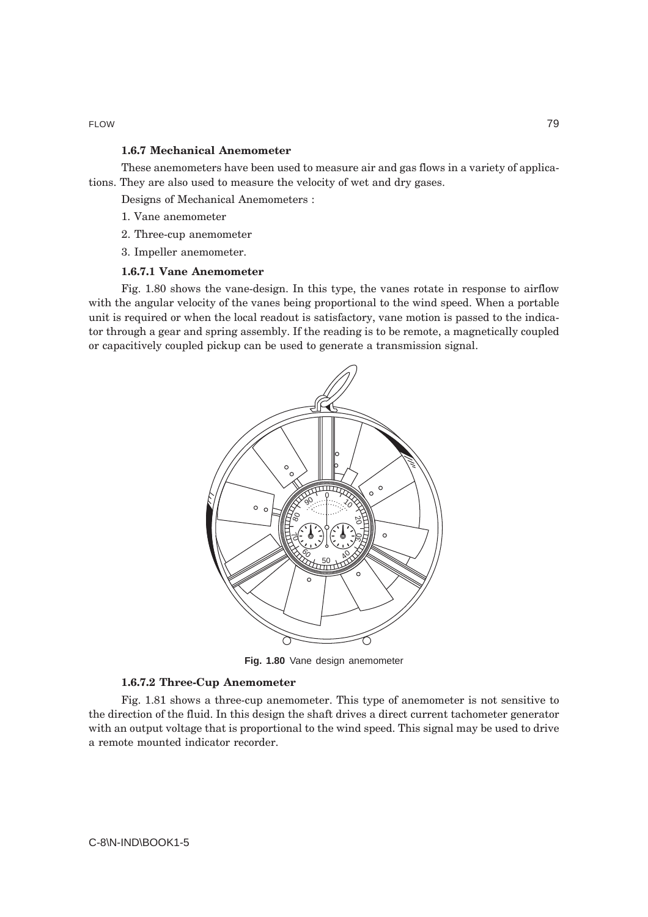### 1.6.7 Mechanical Anemometer

These anemometers have been used to measure air and gas flows in a variety of applications. They are also used to measure the velocity of wet and dry gases.

Designs of Mechanical Anemometers :

1. Vane anemometer
2. Three-cup anemometer
3. Impeller anemometer.

#### 1.6.7.1 Vane Anemometer

Fig. 1.80 shows the vane-design. In this type, the vanes rotate in response to airflow with the angular velocity of the vanes being proportional to the wind speed. When a portable unit is required or when the local readout is satisfactory, vane motion is passed to the indicator through a gear and spring assembly. If the reading is to be remote, a magnetically coupled or capacitively coupled pickup can be used to generate a transmission signal.

**Fig. 1.80** Vane design anemometer

#### 1.6.7.2 Three-Cup Anemometer

Fig. 1.81 shows a three-cup anemometer. This type of anemometer is not sensitive to the direction of the fluid. In this design the shaft drives a direct current tachometer generator with an output voltage that is proportional to the wind speed. This signal may be used to drive a remote mounted indicator recorder.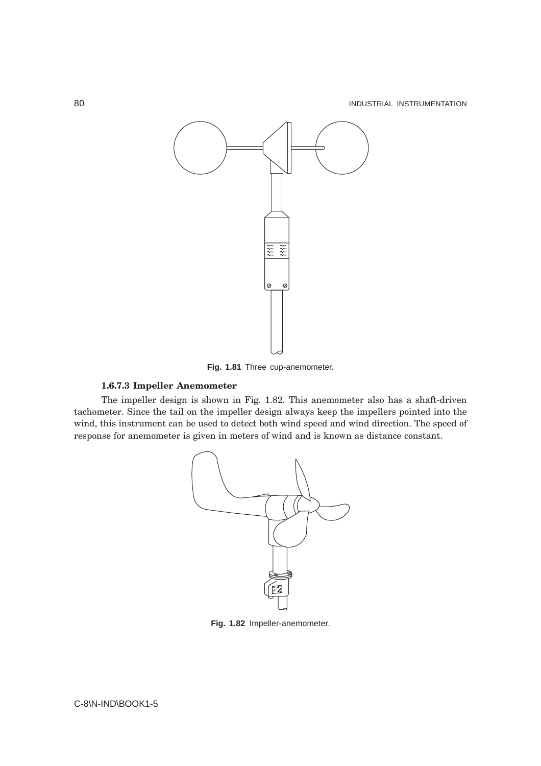Fig. 1.81 Three cup-anemometer.

#### 1.6.7.3 Impeller Anemometer

The impeller design is shown in Fig. 1.82. This anemometer also has a shaft-driven tachometer. Since the tail on the impeller design always keep the impellers pointed into the wind, this instrument can be used to detect both wind speed and wind direction. The speed of response for anemometer is given in meters of wind and is known as distance constant.

Fig. 1.82 Impeller-anemometer.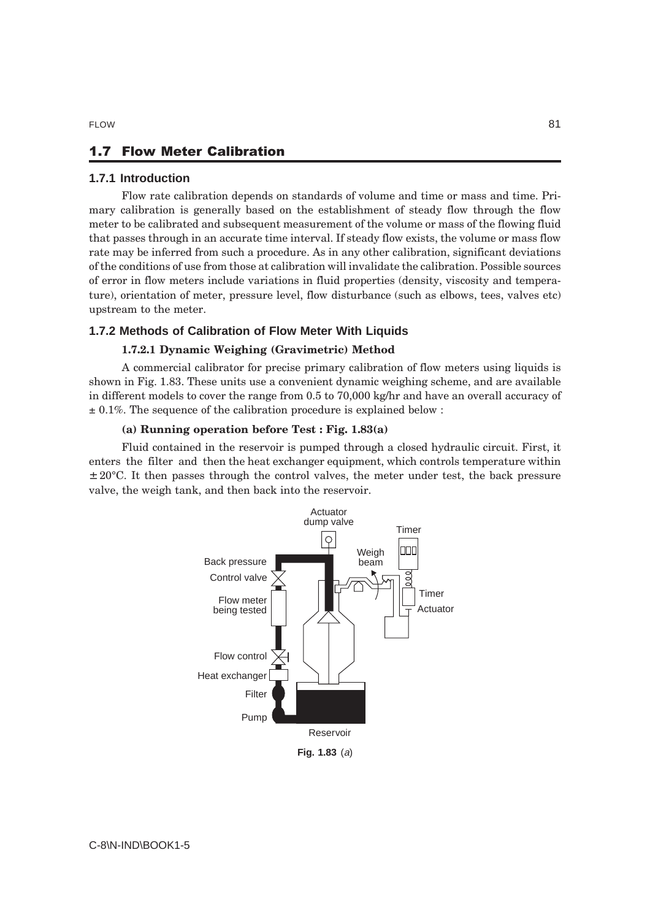## 1.7 Flow Meter Calibration

### 1.7.1 Introduction

Flow rate calibration depends on standards of volume and time or mass and time. Primary calibration is generally based on the establishment of steady flow through the flow meter to be calibrated and subsequent measurement of the volume or mass of the flowing fluid that passes through in an accurate time interval. If steady flow exists, the volume or mass flow rate may be inferred from such a procedure. As in any other calibration, significant deviations of the conditions of use from those at calibration will invalidate the calibration. Possible sources of error in flow meters include variations in fluid properties (density, viscosity and temperature), orientation of meter, pressure level, flow disturbance (such as elbows, tees, valves etc) upstream to the meter.

### 1.7.2 Methods of Calibration of Flow Meter With Liquids

#### 1.7.2.1 Dynamic Weighing (Gravimetric) Method

A commercial calibrator for precise primary calibration of flow meters using liquids is shown in Fig. 1.83. These units use a convenient dynamic weighing scheme, and are available in different models to cover the range from 0.5 to 70,000 kg/hr and have an overall accuracy of ± 0.1%. The sequence of the calibration procedure is explained below :

**(a) Running operation before Test : Fig. 1.83(a)**

Fluid contained in the reservoir is pumped through a closed hydraulic circuit. First, it enters the filter and then the heat exchanger equipment, which controls temperature within ± 20°C. It then passes through the control valves, the meter under test, the back pressure valve, the weigh tank, and then back into the reservoir.

Actuator dump valve

Timer

Weigh beam

Back pressure

Control valve

Flow meter being tested

Timer

Actuator

Flow control

Heat exchanger

Filter

Pump

Reservoir

**Fig. 1.83** (*a*)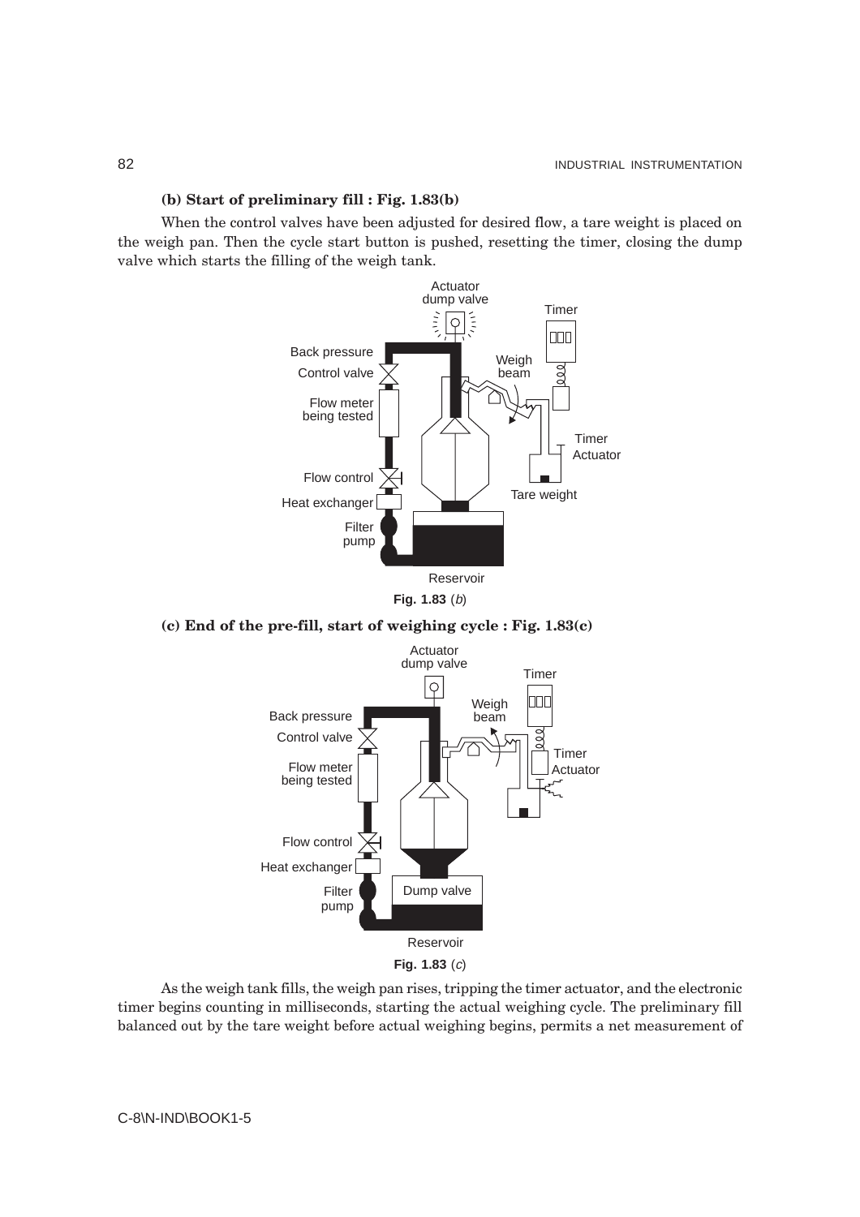**(b) Start of preliminary fill : Fig. 1.83(b)**

When the control valves have been adjusted for desired flow, a tare weight is placed on the weigh pan. Then the cycle start button is pushed, resetting the timer, closing the dump valve which starts the filling of the weigh tank.

Actuator
dump valve
Timer
Back pressure
Control valve
Weigh
beam
Flow meter
being tested
Timer
Actuator
Flow control
Tare weight
Heat exchanger
Filter
pump
Reservoir

**Fig. 1.83** (*b*)

**(c) End of the pre-fill, start of weighing cycle : Fig. 1.83(c)**

Actuator
dump valve
Timer
Weigh
beam
Back pressure
Control valve
Timer
Actuator
Flow meter
being tested
Flow control
Heat exchanger
Filter
pump
Dump valve
Reservoir

**Fig. 1.83** (*c*)

As the weigh tank fills, the weigh pan rises, tripping the timer actuator, and the electronic timer begins counting in milliseconds, starting the actual weighing cycle. The preliminary fill balanced out by the tare weight before actual weighing begins, permits a net measurement of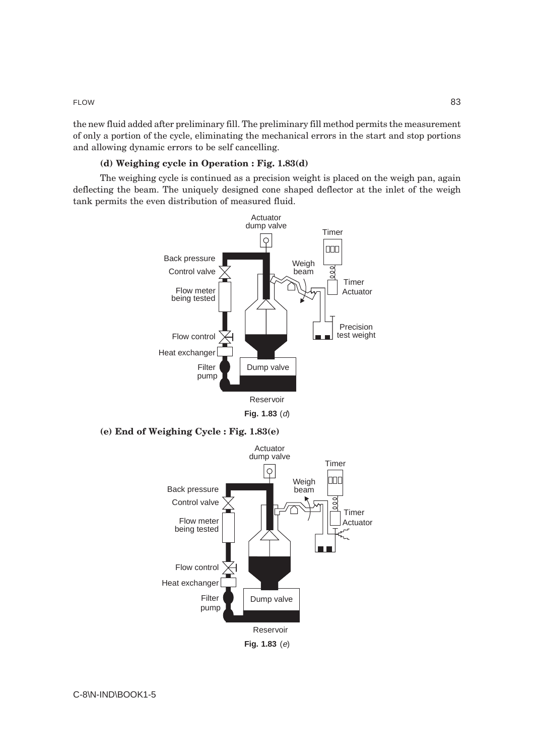the new fluid added after preliminary fill. The preliminary fill method permits the measurement of only a portion of the cycle, eliminating the mechanical errors in the start and stop portions and allowing dynamic errors to be self cancelling.

**(d) Weighing cycle in Operation : Fig. 1.83(d)**

The weighing cycle is continued as a precision weight is placed on the weigh pan, again deflecting the beam. The uniquely designed cone shaped deflector at the inlet of the weigh tank permits the even distribution of measured fluid.

Actuator dump valve
Timer
Back pressure
Control valve
Weigh beam
Timer Actuator
Flow meter being tested
Precision test weight
Flow control
Heat exchanger
Filter pump
Dump valve
Reservoir

**Fig. 1.83** (*d*)

**(e) End of Weighing Cycle : Fig. 1.83(e)**

Actuator dump valve
Timer
Weigh beam
Back pressure
Control valve
Timer Actuator
Flow meter being tested
Flow control
Heat exchanger
Filter pump
Dump valve
Reservoir

**Fig. 1.83** (*e*)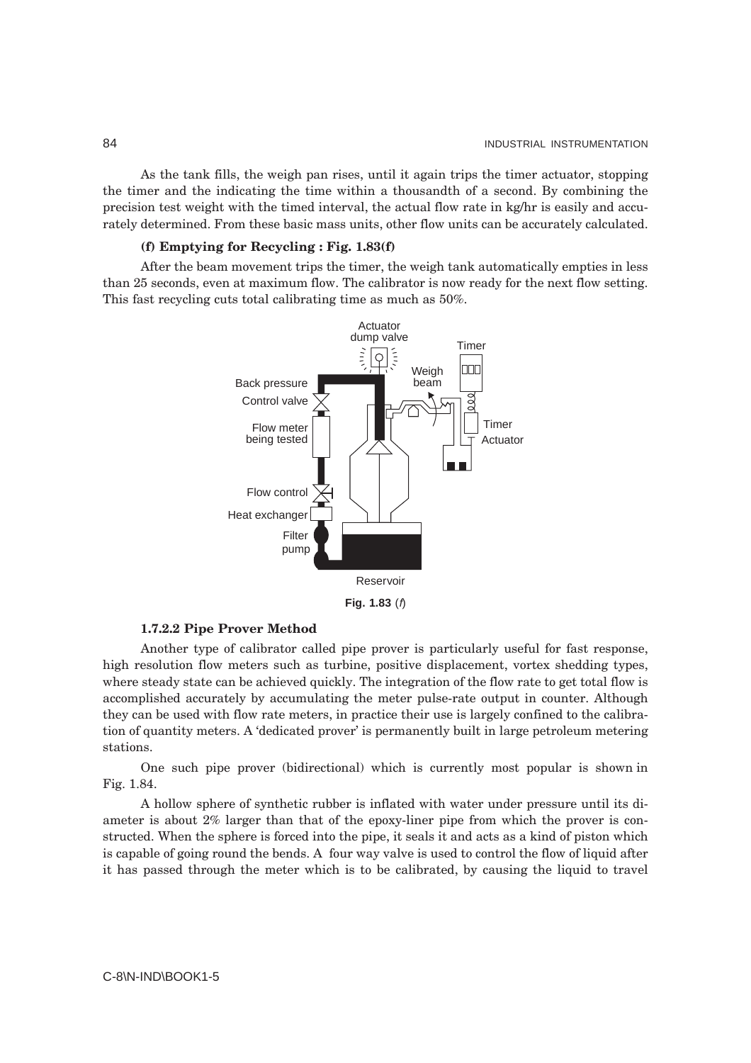As the tank fills, the weigh pan rises, until it again trips the timer actuator, stopping the timer and the indicating the time within a thousandth of a second. By combining the precision test weight with the timed interval, the actual flow rate in kg/hr is easily and accurately determined. From these basic mass units, other flow units can be accurately calculated.

**(f) Emptying for Recycling : Fig. 1.83(f)**

After the beam movement trips the timer, the weigh tank automatically empties in less than 25 seconds, even at maximum flow. The calibrator is now ready for the next flow setting. This fast recycling cuts total calibrating time as much as 50%.

Actuator
dump valve
Timer
Weigh
beam
Back pressure
Control valve
Flow meter
being tested
Timer
Actuator
Flow control
Heat exchanger
Filter
pump
Reservoir

**Fig. 1.83** (*f*)

### 1.7.2.2 Pipe Prover Method

Another type of calibrator called pipe prover is particularly useful for fast response, high resolution flow meters such as turbine, positive displacement, vortex shedding types, where steady state can be achieved quickly. The integration of the flow rate to get total flow is accomplished accurately by accumulating the meter pulse-rate output in counter. Although they can be used with flow rate meters, in practice their use is largely confined to the calibration of quantity meters. A 'dedicated prover' is permanently built in large petroleum metering stations.

One such pipe prover (bidirectional) which is currently most popular is shown in Fig. 1.84.

A hollow sphere of synthetic rubber is inflated with water under pressure until its diameter is about 2% larger than that of the epoxy-liner pipe from which the prover is constructed. When the sphere is forced into the pipe, it seals it and acts as a kind of piston which is capable of going round the bends. A four way valve is used to control the flow of liquid after it has passed through the meter which is to be calibrated, by causing the liquid to travel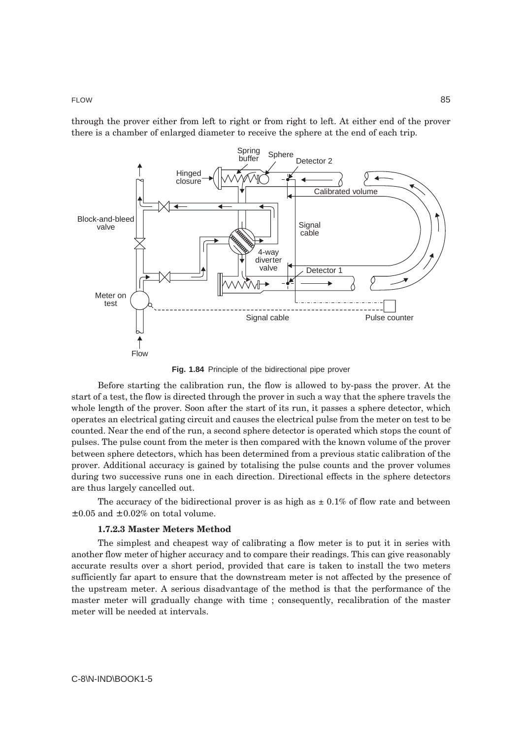through the prover either from left to right or from right to left. At either end of the prover there is a chamber of enlarged diameter to receive the sphere at the end of each trip.

Spring buffer
Sphere
Detector 2
Hinged closure
Calibrated volume
Block-and-bleed valve
Signal cable
4-way diverter valve
Detector 1
Meter on test
Signal cable
Pulse counter
Flow

**Fig. 1.84** Principle of the bidirectional pipe prover

Before starting the calibration run, the flow is allowed to by-pass the prover. At the start of a test, the flow is directed through the prover in such a way that the sphere travels the whole length of the prover. Soon after the start of its run, it passes a sphere detector, which operates an electrical gating circuit and causes the electrical pulse from the meter on test to be counted. Near the end of the run, a second sphere detector is operated which stops the count of pulses. The pulse count from the meter is then compared with the known volume of the prover between sphere detectors, which has been determined from a previous static calibration of the prover. Additional accuracy is gained by totalising the pulse counts and the prover volumes during two successive runs one in each direction. Directional effects in the sphere detectors are thus largely cancelled out.

The accuracy of the bidirectional prover is as high as $\pm$ 0.1% of flow rate and between $\pm$0.05 and $\pm$0.02% on total volume.

### 1.7.2.3 Master Meters Method

The simplest and cheapest way of calibrating a flow meter is to put it in series with another flow meter of higher accuracy and to compare their readings. This can give reasonably accurate results over a short period, provided that care is taken to install the two meters sufficiently far apart to ensure that the downstream meter is not affected by the presence of the upstream meter. A serious disadvantage of the method is that the performance of the master meter will gradually change with time ; consequently, recalibration of the master meter will be needed at intervals.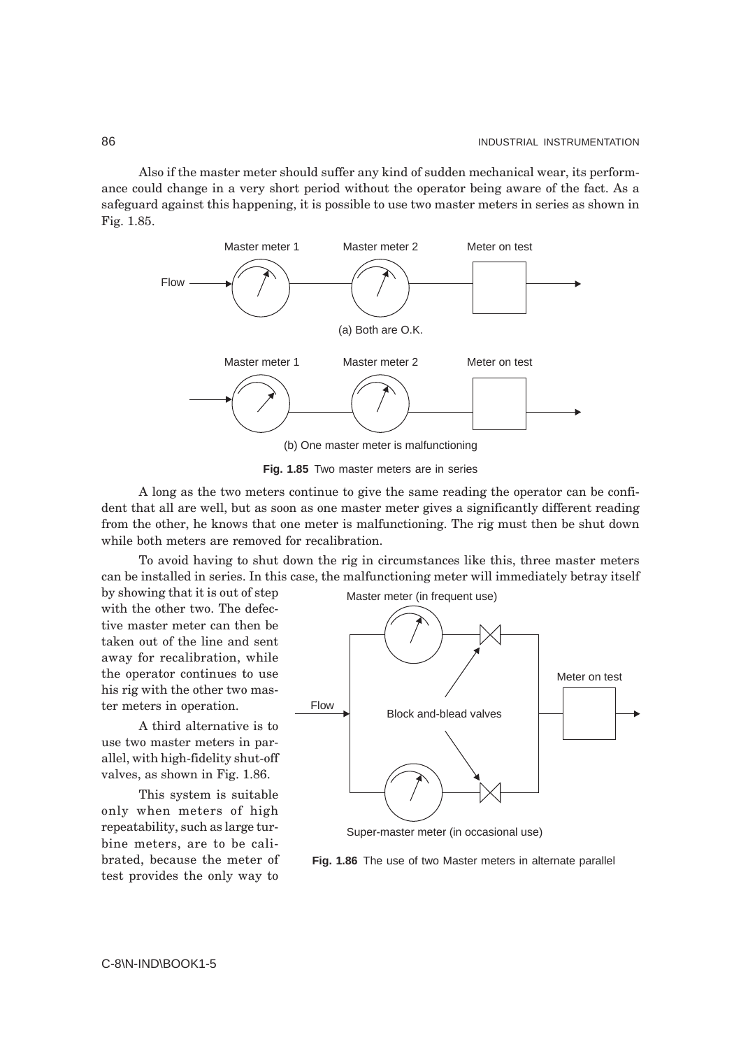Also if the master meter should suffer any kind of sudden mechanical wear, its performance could change in a very short period without the operator being aware of the fact. As a safeguard against this happening, it is possible to use two master meters in series as shown in Fig. 1.85.

Master meter 1
Master meter 2
Meter on test
Flow

(a) Both are O.K.

Master meter 1
Master meter 2
Meter on test

(b) One master meter is malfunctioning

**Fig. 1.85** Two master meters are in series

A long as the two meters continue to give the same reading the operator can be confident that all are well, but as soon as one master meter gives a significantly different reading from the other, he knows that one meter is malfunctioning. The rig must then be shut down while both meters are removed for recalibration.

To avoid having to shut down the rig in circumstances like this, three master meters can be installed in series. In this case, the malfunctioning meter will immediately betray itself by showing that it is out of step with the other two. The defective master meter can then be taken out of the line and sent away for recalibration, while the operator continues to use his rig with the other two master meters in operation.

A third alternative is to use two master meters in parallel, with high-fidelity shut-off valves, as shown in Fig. 1.86.

This system is suitable only when meters of high repeatability, such as large turbine meters, are to be calibrated, because the meter of test provides the only way to

Master meter (in frequent use)
Meter on test
Flow
Block and-blead valves
Super-master meter (in occasional use)

**Fig. 1.86** The use of two Master meters in alternate parallel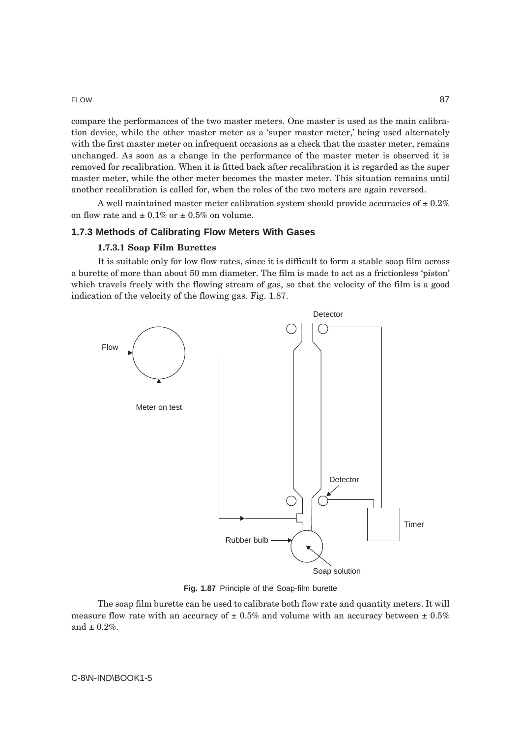compare the performances of the two master meters. One master is used as the main calibration device, while the other master meter as a 'super master meter,' being used alternately with the first master meter on infrequent occasions as a check that the master meter, remains unchanged. As soon as a change in the performance of the master meter is observed it is removed for recalibration. When it is fitted back after recalibration it is regarded as the super master meter, while the other meter becomes the master meter. This situation remains until another recalibration is called for, when the roles of the two meters are again reversed.

A well maintained master meter calibration system should provide accuracies of ± 0.2% on flow rate and ± 0.1% or ± 0.5% on volume.

### 1.7.3 Methods of Calibrating Flow Meters With Gases

#### 1.7.3.1 Soap Film Burettes

It is suitable only for low flow rates, since it is difficult to form a stable soap film across a burette of more than about 50 mm diameter. The film is made to act as a frictionless 'piston' which travels freely with the flowing stream of gas, so that the velocity of the film is a good indication of the velocity of the flowing gas. Fig. 1.87.

Detector

Flow

Meter on test

Detector

Timer

Rubber bulb

Soap solution

**Fig. 1.87** Principle of the Soap-film burette

The soap film burette can be used to calibrate both flow rate and quantity meters. It will measure flow rate with an accuracy of ± 0.5% and volume with an accuracy between ± 0.5% and ± 0.2%.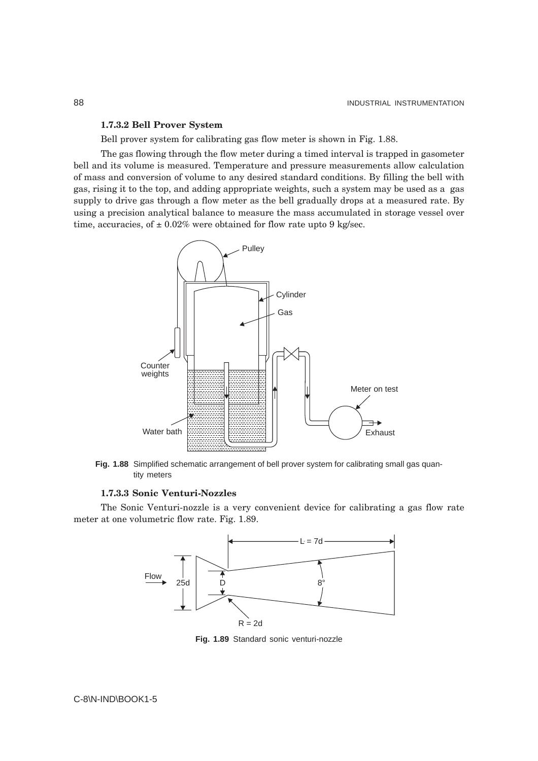### 1.7.3.2 Bell Prover System

Bell prover system for calibrating gas flow meter is shown in Fig. 1.88.

The gas flowing through the flow meter during a timed interval is trapped in gasometer bell and its volume is measured. Temperature and pressure measurements allow calculation of mass and conversion of volume to any desired standard conditions. By filling the bell with gas, rising it to the top, and adding appropriate weights, such a system may be used as a gas supply to drive gas through a flow meter as the bell gradually drops at a measured rate. By using a precision analytical balance to measure the mass accumulated in storage vessel over time, accuracies, of ± 0.02% were obtained for flow rate upto 9 kg/sec.

Pulley

Cylinder

Gas

Counter weights

Meter on test

Water bath

Exhaust

**Fig. 1.88** Simplified schematic arrangement of bell prover system for calibrating small gas quantity meters

### 1.7.3.3 Sonic Venturi-Nozzles

The Sonic Venturi-nozzle is a very convenient device for calibrating a gas flow rate meter at one volumetric flow rate. Fig. 1.89.

L = 7d

Flow

25d

D

8°

R = 2d

**Fig. 1.89** Standard sonic venturi-nozzle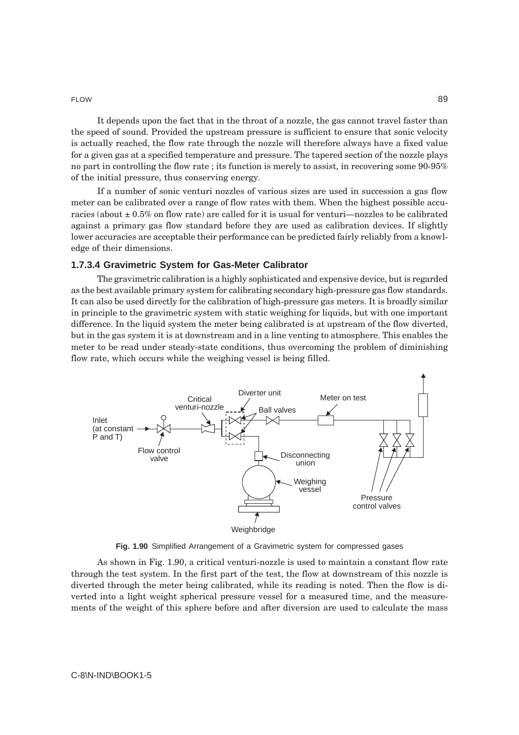It depends upon the fact that in the throat of a nozzle, the gas cannot travel faster than the speed of sound. Provided the upstream pressure is sufficient to ensure that sonic velocity is actually reached, the flow rate through the nozzle will therefore always have a fixed value for a given gas at a specified temperature and pressure. The tapered section of the nozzle plays no part in controlling the flow rate ; its function is merely to assist, in recovering some 90-95% of the initial pressure, thus conserving energy.

If a number of sonic venturi nozzles of various sizes are used in succession a gas flow meter can be calibrated over a range of flow rates with them. When the highest possible accuracies (about $\pm$ 0.5% on flow rate) are called for it is usual for venturi—nozzles to be calibrated against a primary gas flow standard before they are used as calibration devices. If slightly lower accuracies are acceptable their performance can be predicted fairly reliably from a knowledge of their dimensions.

#### 1.7.3.4 Gravimetric System for Gas-Meter Calibrator

The gravimetric calibration is a highly sophisticated and expensive device, but is regarded as the best available primary system for calibrating secondary high-pressure gas flow standards. It can also be used directly for the calibration of high-pressure gas meters. It is broadly similar in principle to the gravimetric system with static weighing for liquids, but with one important difference. In the liquid system the meter being calibrated is at upstream of the flow diverted, but in the gas system it is at downstream and in a line venting to atmosphere. This enables the meter to be read under steady-state conditions, thus overcoming the problem of diminishing flow rate, which occurs while the weighing vessel is being filled.

Inlet (at constant P and T)
Flow control valve
Critical venturi-nozzle
Diverter unit
Ball valves
Meter on test
Disconnecting union
Weighing vessel
Weighbridge
Pressure control valves

**Fig. 1.90** Simplified Arrangement of a Gravimetric system for compressed gases

As shown in Fig. 1.90, a critical venturi-nozzle is used to maintain a constant flow rate through the test system. In the first part of the test, the flow at downstream of this nozzle is diverted through the meter being calibrated, while its reading is noted. Then the flow is diverted into a light weight spherical pressure vessel for a measured time, and the measurements of the weight of this sphere before and after diversion are used to calculate the mass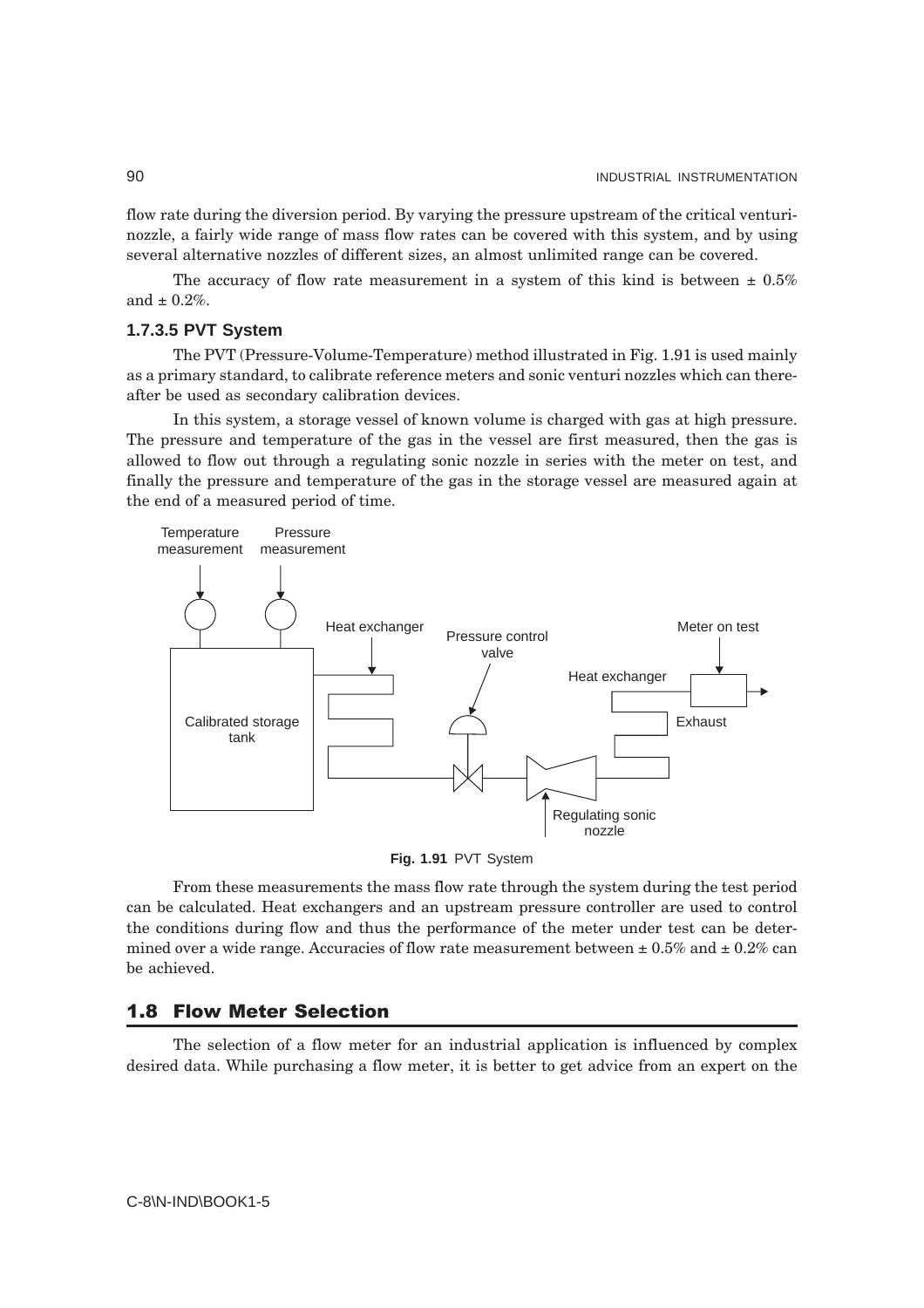flow rate during the diversion period. By varying the pressure upstream of the critical venturi-nozzle, a fairly wide range of mass flow rates can be covered with this system, and by using several alternative nozzles of different sizes, an almost unlimited range can be covered.

The accuracy of flow rate measurement in a system of this kind is between ± 0.5% and ± 0.2%.

### 1.7.3.5 PVT System

The PVT (Pressure-Volume-Temperature) method illustrated in Fig. 1.91 is used mainly as a primary standard, to calibrate reference meters and sonic venturi nozzles which can thereafter be used as secondary calibration devices.

In this system, a storage vessel of known volume is charged with gas at high pressure. The pressure and temperature of the gas in the vessel are first measured, then the gas is allowed to flow out through a regulating sonic nozzle in series with the meter on test, and finally the pressure and temperature of the gas in the storage vessel are measured again at the end of a measured period of time.

Temperature measurement
Pressure measurement
Heat exchanger
Pressure control valve
Meter on test
Heat exchanger
Calibrated storage tank
Exhaust
Regulating sonic nozzle

**Fig. 1.91** PVT System

From these measurements the mass flow rate through the system during the test period can be calculated. Heat exchangers and an upstream pressure controller are used to control the conditions during flow and thus the performance of the meter under test can be determined over a wide range. Accuracies of flow rate measurement between ± 0.5% and ± 0.2% can be achieved.

## 1.8 Flow Meter Selection

The selection of a flow meter for an industrial application is influenced by complex desired data. While purchasing a flow meter, it is better to get advice from an expert on the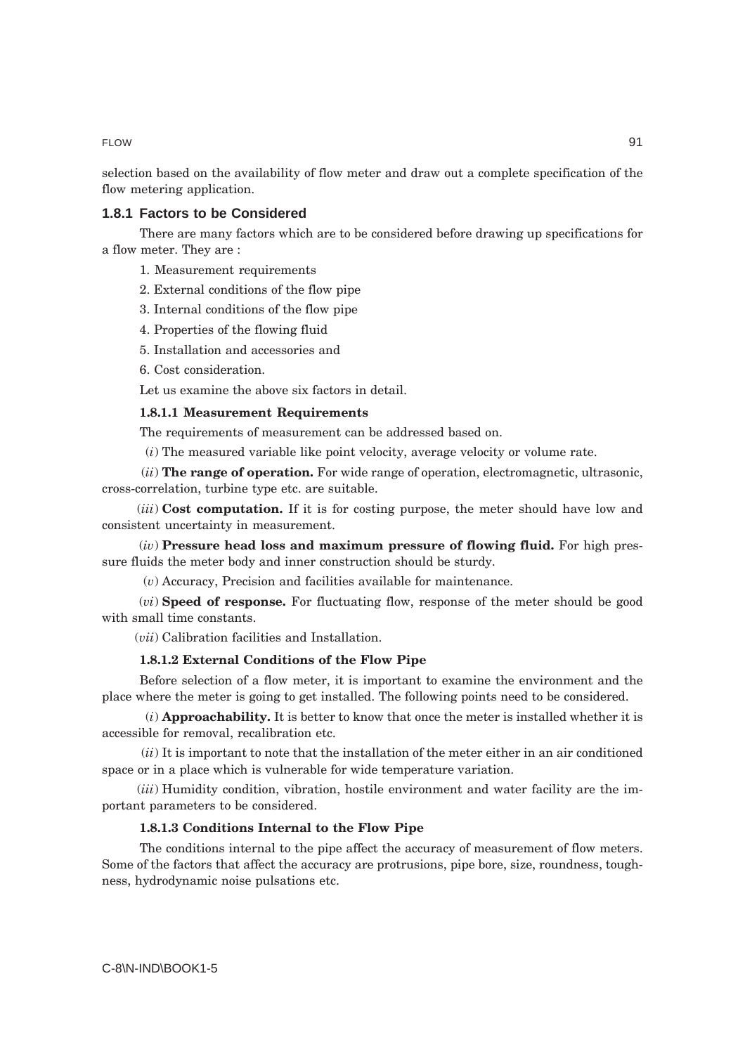selection based on the availability of flow meter and draw out a complete specification of the flow metering application.

### 1.8.1 Factors to be Considered

There are many factors which are to be considered before drawing up specifications for a flow meter. They are :

1. Measurement requirements
2. External conditions of the flow pipe
3. Internal conditions of the flow pipe
4. Properties of the flowing fluid
5. Installation and accessories and
6. Cost consideration.

Let us examine the above six factors in detail.

#### 1.8.1.1 Measurement Requirements

The requirements of measurement can be addressed based on.

(*i*) The measured variable like point velocity, average velocity or volume rate.

(*ii*) **The range of operation.** For wide range of operation, electromagnetic, ultrasonic, cross-correlation, turbine type etc. are suitable.

(*iii*) **Cost computation.** If it is for costing purpose, the meter should have low and consistent uncertainty in measurement.

(*iv*) **Pressure head loss and maximum pressure of flowing fluid.** For high pressure fluids the meter body and inner construction should be sturdy.

(*v*) Accuracy, Precision and facilities available for maintenance.

(*vi*) **Speed of response.** For fluctuating flow, response of the meter should be good with small time constants.

(*vii*) Calibration facilities and Installation.

#### 1.8.1.2 External Conditions of the Flow Pipe

Before selection of a flow meter, it is important to examine the environment and the place where the meter is going to get installed. The following points need to be considered.

(*i*) **Approachability.** It is better to know that once the meter is installed whether it is accessible for removal, recalibration etc.

(*ii*) It is important to note that the installation of the meter either in an air conditioned space or in a place which is vulnerable for wide temperature variation.

(*iii*) Humidity condition, vibration, hostile environment and water facility are the important parameters to be considered.

#### 1.8.1.3 Conditions Internal to the Flow Pipe

The conditions internal to the pipe affect the accuracy of measurement of flow meters. Some of the factors that affect the accuracy are protrusions, pipe bore, size, roundness, toughness, hydrodynamic noise pulsations etc.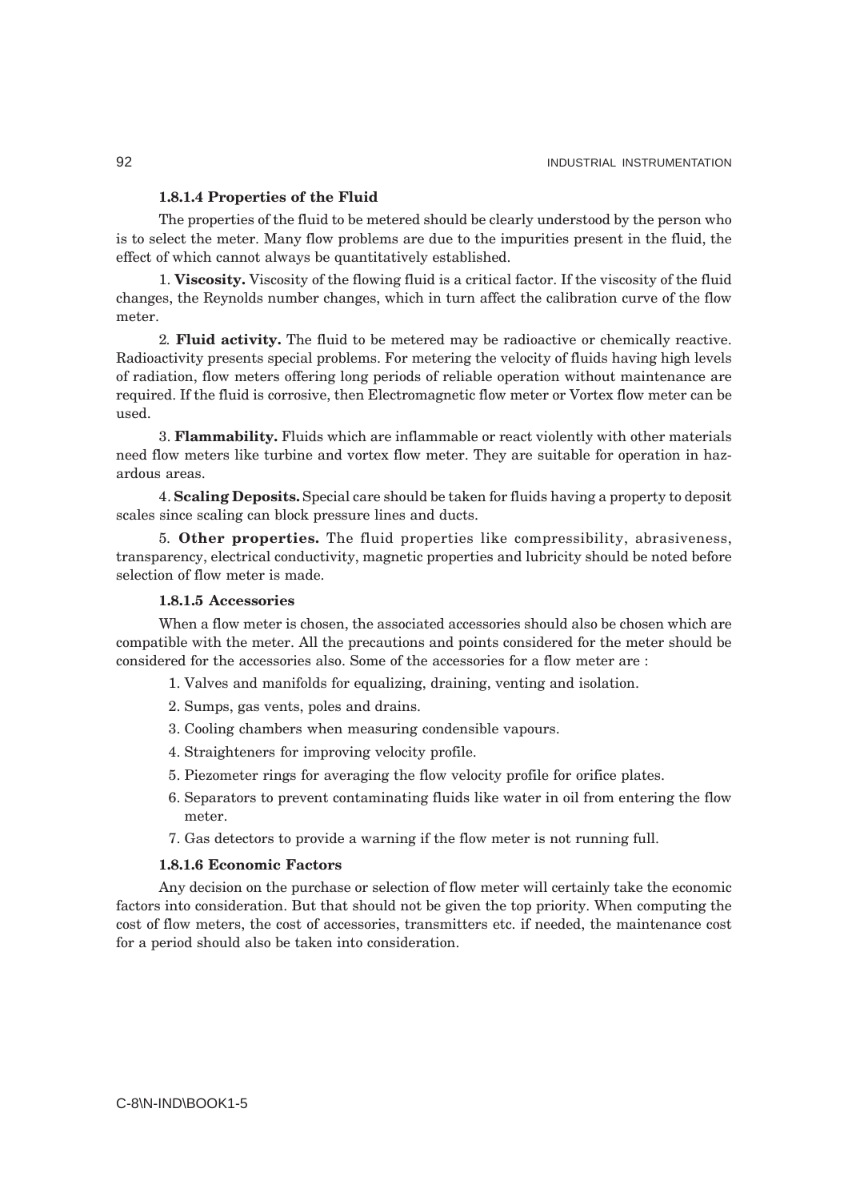#### 1.8.1.4 Properties of the Fluid

The properties of the fluid to be metered should be clearly understood by the person who is to select the meter. Many flow problems are due to the impurities present in the fluid, the effect of which cannot always be quantitatively established.

1. **Viscosity.** Viscosity of the flowing fluid is a critical factor. If the viscosity of the fluid changes, the Reynolds number changes, which in turn affect the calibration curve of the flow meter.

2. **Fluid activity.** The fluid to be metered may be radioactive or chemically reactive. Radioactivity presents special problems. For metering the velocity of fluids having high levels of radiation, flow meters offering long periods of reliable operation without maintenance are required. If the fluid is corrosive, then Electromagnetic flow meter or Vortex flow meter can be used.

3. **Flammability.** Fluids which are inflammable or react violently with other materials need flow meters like turbine and vortex flow meter. They are suitable for operation in hazardous areas.

4. **Scaling Deposits.** Special care should be taken for fluids having a property to deposit scales since scaling can block pressure lines and ducts.

5. **Other properties.** The fluid properties like compressibility, abrasiveness, transparency, electrical conductivity, magnetic properties and lubricity should be noted before selection of flow meter is made.

#### 1.8.1.5 Accessories

When a flow meter is chosen, the associated accessories should also be chosen which are compatible with the meter. All the precautions and points considered for the meter should be considered for the accessories also. Some of the accessories for a flow meter are :

1. Valves and manifolds for equalizing, draining, venting and isolation.
2. Sumps, gas vents, poles and drains.
3. Cooling chambers when measuring condensible vapours.
4. Straighteners for improving velocity profile.
5. Piezometer rings for averaging the flow velocity profile for orifice plates.
6. Separators to prevent contaminating fluids like water in oil from entering the flow meter.
7. Gas detectors to provide a warning if the flow meter is not running full.

#### 1.8.1.6 Economic Factors

Any decision on the purchase or selection of flow meter will certainly take the economic factors into consideration. But that should not be given the top priority. When computing the cost of flow meters, the cost of accessories, transmitters etc. if needed, the maintenance cost for a period should also be taken into consideration.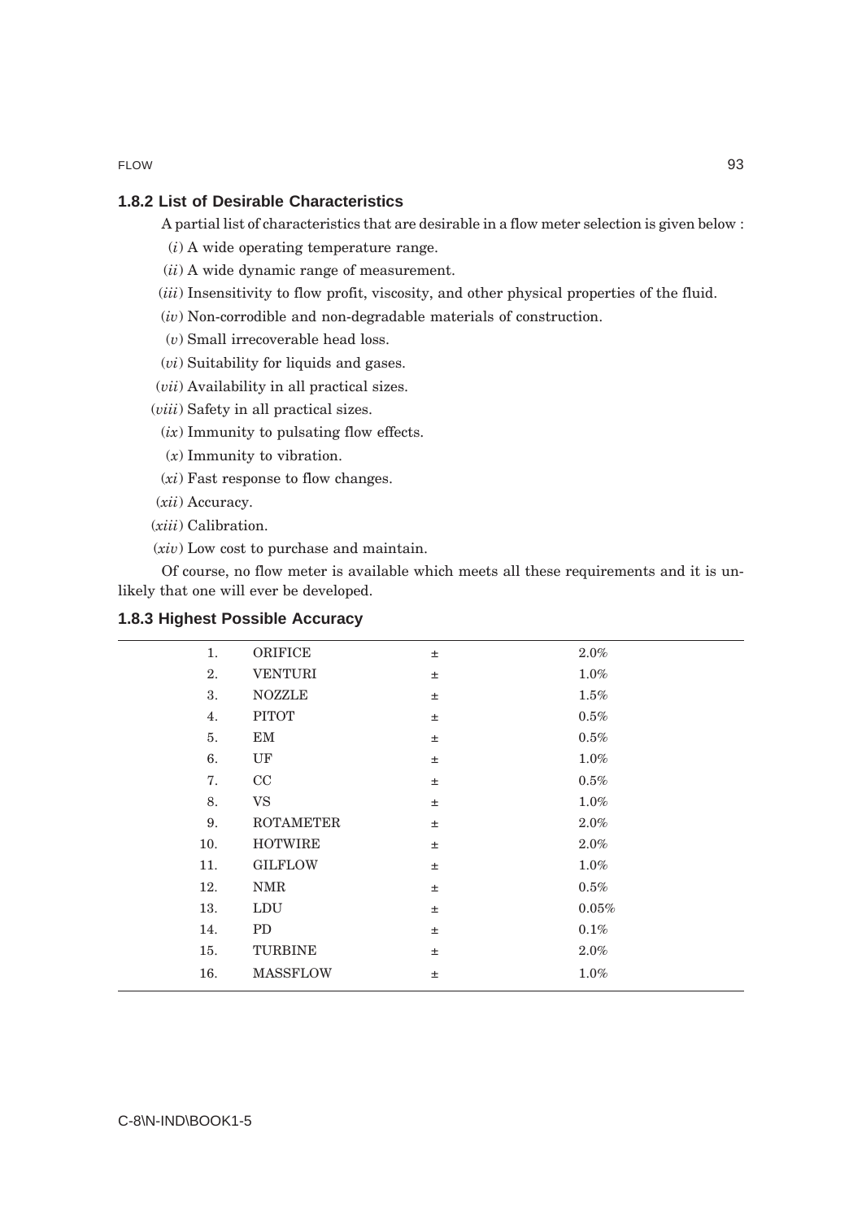### 1.8.2 List of Desirable Characteristics

A partial list of characteristics that are desirable in a flow meter selection is given below :

(*i*) A wide operating temperature range.

(*ii*) A wide dynamic range of measurement.

(*iii*) Insensitivity to flow profit, viscosity, and other physical properties of the fluid.

(*iv*) Non-corrodible and non-degradable materials of construction.

(*v*) Small irrecoverable head loss.

(*vi*) Suitability for liquids and gases.

(*vii*) Availability in all practical sizes.

(*viii*) Safety in all practical sizes.

(*ix*) Immunity to pulsating flow effects.

(*x*) Immunity to vibration.

(*xi*) Fast response to flow changes.

(*xii*) Accuracy.

(*xiii*) Calibration.

(*xiv*) Low cost to purchase and maintain.

Of course, no flow meter is available which meets all these requirements and it is unlikely that one will ever be developed.

### 1.8.3 Highest Possible Accuracy

| | | | |
|---|---|---|---|
| 1. | ORIFICE | ± | 2.0% |
| 2. | VENTURI | ± | 1.0% |
| 3. | NOZZLE | ± | 1.5% |
| 4. | PITOT | ± | 0.5% |
| 5. | EM | ± | 0.5% |
| 6. | UF | ± | 1.0% |
| 7. | CC | ± | 0.5% |
| 8. | VS | ± | 1.0% |
| 9. | ROTAMETER | ± | 2.0% |
| 10. | HOTWIRE | ± | 2.0% |
| 11. | GILFLOW | ± | 1.0% |
| 12. | NMR | ± | 0.5% |
| 13. | LDU | ± | 0.05% |
| 14. | PD | ± | 0.1% |
| 15. | TURBINE | ± | 2.0% |
| 16. | MASSFLOW | ± | 1.0% |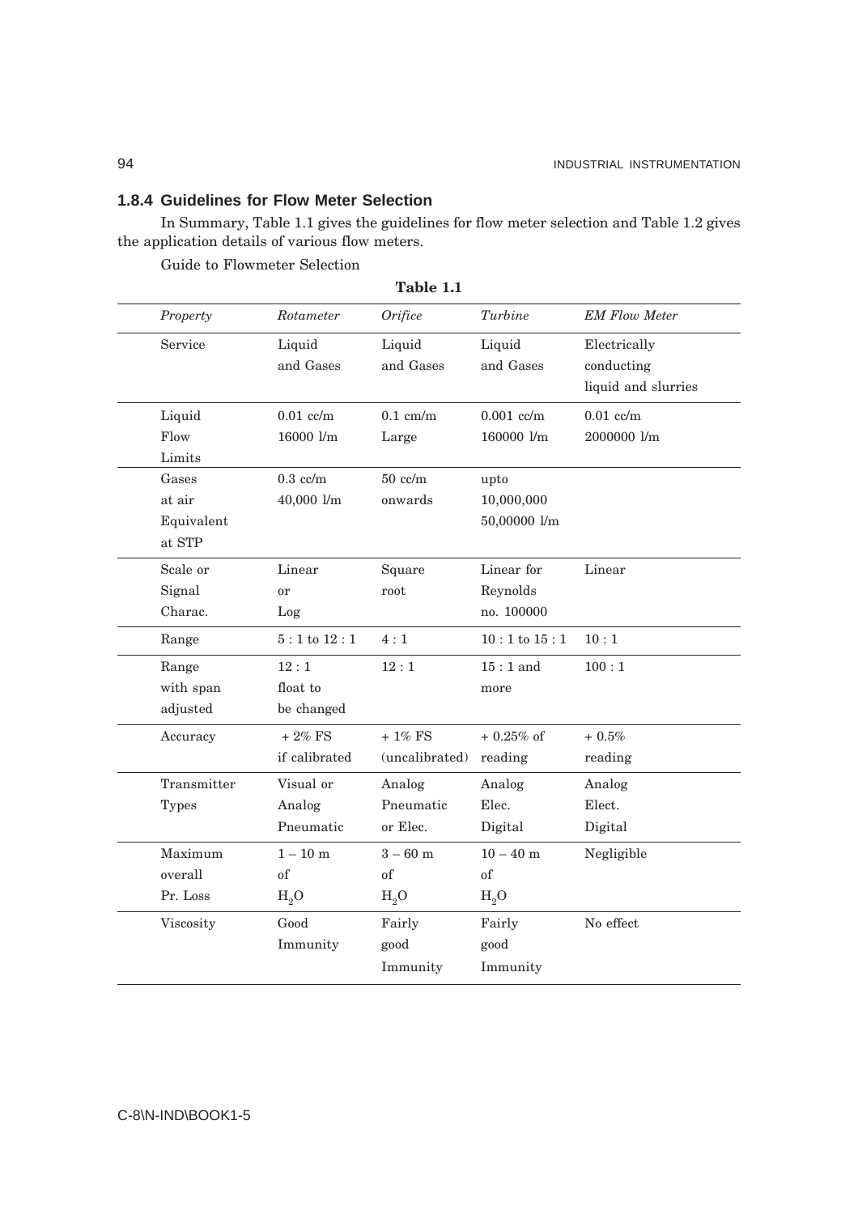### 1.8.4 Guidelines for Flow Meter Selection

In Summary, Table 1.1 gives the guidelines for flow meter selection and Table 1.2 gives the application details of various flow meters.

Guide to Flowmeter Selection

**Table 1.1**

| *Property* | *Rotameter* | *Orifice* | *Turbine* | *EM Flow Meter* |
|---|---|---|---|---|
| Service | Liquid and Gases | Liquid and Gases | Liquid and Gases | Electrically conducting liquid and slurries |
| Liquid Flow Limits | 0.01 cc/m 16000 l/m | 0.1 cm/m Large | 0.001 cc/m 160000 l/m | 0.01 cc/m 2000000 l/m |
| Gases at air Equivalent at STP | 0.3 cc/m 40,000 l/m | 50 cc/m onwards | upto 10,000,000 50,00000 l/m | |
| Scale or Signal Charac. | Linear or Log | Square root | Linear for Reynolds no. 100000 | Linear |
| Range | 5 : 1 to 12 : 1 | 4 : 1 | 10 : 1 to 15 : 1 | 10 : 1 |
| Range with span adjusted | 12 : 1 float to be changed | 12 : 1 | 15 : 1 and more | 100 : 1 |
| Accuracy | + 2% FS if calibrated | + 1% FS (uncalibrated) | + 0.25% of reading | + 0.5% reading |
| Transmitter Types | Visual or Analog Pneumatic | Analog Pneumatic or Elec. | Analog Elec. Digital | Analog Elect. Digital |
| Maximum overall Pr. Loss | 1 – 10 m of $H_2O$ | 3 – 60 m of $H_2O$ | 10 – 40 m of $H_2O$ | Negligible |
| Viscosity | Good Immunity | Fairly good Immunity | Fairly good Immunity | No effect |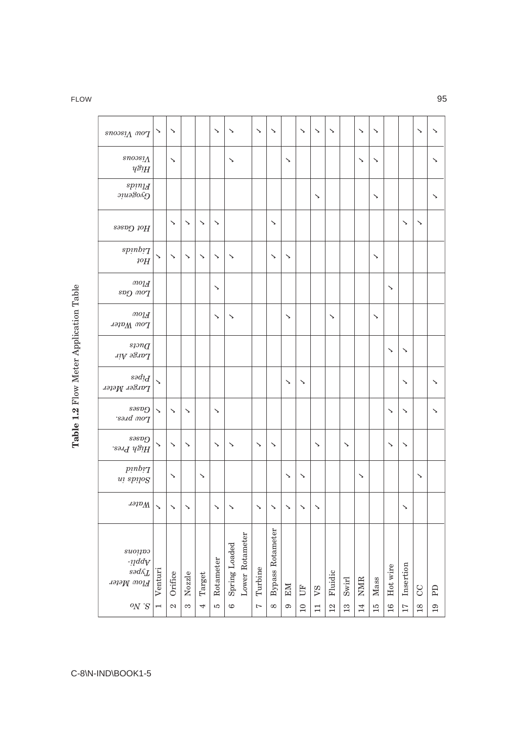**Table 1.2** Flow Meter Application Table

| *S. No* | *Flow Meter Types Appli-cations* | *Water* | *Solids in Liquid* | *High Pres. Gases* | *Low pres. Gases* | *Larger Meter Pipes* | *Large Air Ducts* | *Low Water Flow* | *Low Gas Flow* | *Hot Liquids* | *Hot Gases* | *Cryogenic Fluids* | *High Viscous* | *Low Viscous* |
|---|---|---|---|---|---|---|---|---|---|---|---|---|---|---|
| 1 | Venturi | ✓ | | ✓ | ✓ | ✓ | | | | ✓ | | | | ✓ |
| 2 | Orifice | ✓ | ✓ | ✓ | ✓ | | | | | ✓ | ✓ | | ✓ | ✓ |
| 3 | Nozzle | ✓ | | ✓ | ✓ | | | | | ✓ | ✓ | | | |
| 4 | Target | | ✓ | | | | | | | ✓ | ✓ | | | |
| 5 | Rotameter | ✓ | | ✓ | ✓ | | | ✓ | ✓ | ✓ | ✓ | | | ✓ |
| 6 | Spring Loaded Lower Rotameter | ✓ | | ✓ | | | | ✓ | | ✓ | | | ✓ | ✓ |
| 7 | Turbine | ✓ | | ✓ | | | | | | | | | | ✓ |
| 8 | Bypass Rotameter | ✓ | | ✓ | | | | | | ✓ | ✓ | | | ✓ |
| 9 | EM | ✓ | ✓ | | | ✓ | | ✓ | | ✓ | | | ✓ | |
| 10 | UF | ✓ | ✓ | | | ✓ | | | | | | | | ✓ |
| 11 | VS | ✓ | | ✓ | | | | | | | | ✓ | | ✓ |
| 12 | Fluidic | | | | | | | ✓ | | | | | | ✓ |
| 13 | Swirl | | | ✓ | | | | | | | | | | |
| 14 | NMR | | ✓ | | | | | | | | | | ✓ | ✓ |
| 15 | Mass | | | | | | | ✓ | | ✓ | | ✓ | ✓ | ✓ |
| 16 | Hot wire | | | ✓ | ✓ | | ✓ | | ✓ | | | | | |
| 17 | Insertion | ✓ | | ✓ | ✓ | ✓ | ✓ | | | | ✓ | | | |
| 18 | CC | | ✓ | | | | | | | | ✓ | | | ✓ |
| 19 | PD | | | | ✓ | ✓ | | | | | | ✓ | ✓ | ✓ |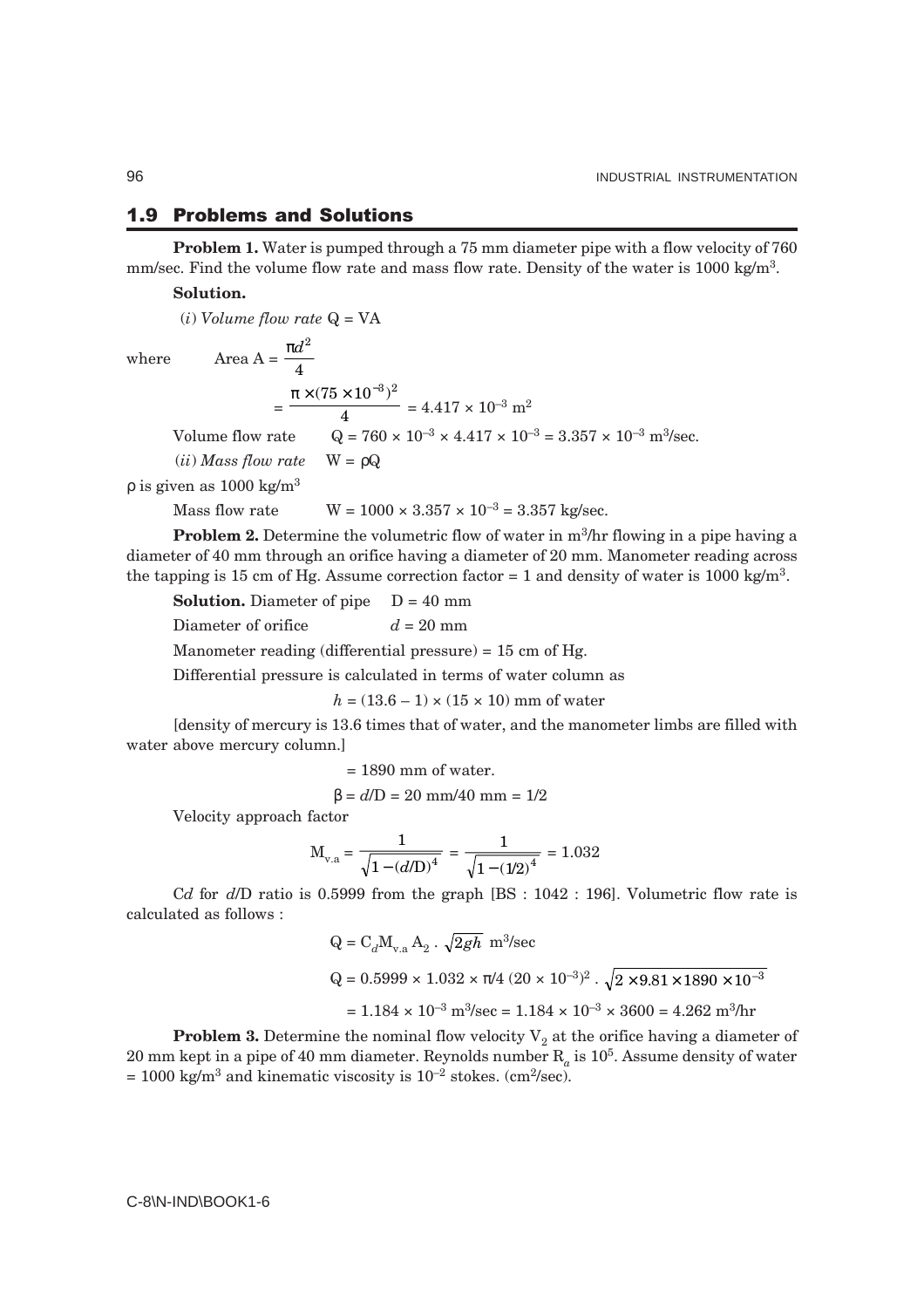## 1.9 Problems and Solutions

**Problem 1.** Water is pumped through a 75 mm diameter pipe with a flow velocity of 760 mm/sec. Find the volume flow rate and mass flow rate. Density of the water is 1000 kg/m$^3$.

**Solution.**

(*i*) *Volume flow rate* Q = VA

where Area $A = \frac{\pi d^2}{4}$

$$= \frac{\pi \times (75 \times 10^{-3})^2}{4} = 4.417 \times 10^{-3} \text{ m}^2$$

Volume flow rate $Q = 760 \times 10^{-3} \times 4.417 \times 10^{-3} = 3.357 \times 10^{-3}$ m$^3$/sec.

(*ii*) *Mass flow rate* $W = \rho Q$

$\rho$ is given as 1000 kg/m$^3$

Mass flow rate $W = 1000 \times 3.357 \times 10^{-3} = 3.357$ kg/sec.

**Problem 2.** Determine the volumetric flow of water in m$^3$/hr flowing in a pipe having a diameter of 40 mm through an orifice having a diameter of 20 mm. Manometer reading across the tapping is 15 cm of Hg. Assume correction factor = 1 and density of water is 1000 kg/m$^3$.

**Solution.** Diameter of pipe D = 40 mm

Diameter of orifice $d$ = 20 mm

Manometer reading (differential pressure) = 15 cm of Hg.

Differential pressure is calculated in terms of water column as

$$h = (13.6 - 1) \times (15 \times 10) \text{ mm of water}$$

[density of mercury is 13.6 times that of water, and the manometer limbs are filled with water above mercury column.]

$$= 1890 \text{ mm of water.}$$

$$\beta = d/D = 20 \text{ mm}/40 \text{ mm} = 1/2$$

Velocity approach factor

$$M_{v.a} = \frac{1}{\sqrt{1-(d/D)^4}} = \frac{1}{\sqrt{1-(1/2)^4}} = 1.032$$

C*d* for *d*/D ratio is 0.5999 from the graph [BS : 1042 : 196]. Volumetric flow rate is calculated as follows :

$$Q = C_d M_{v.a} A_2 \cdot \sqrt{2gh} \text{ m}^3\text{/sec}$$

$$Q = 0.5999 \times 1.032 \times \pi/4 \, (20 \times 10^{-3})^2 \cdot \sqrt{2 \times 9.81 \times 1890 \times 10^{-3}}$$

$$= 1.184 \times 10^{-3} \text{ m}^3\text{/sec} = 1.184 \times 10^{-3} \times 3600 = 4.262 \text{ m}^3\text{/hr}$$

**Problem 3.** Determine the nominal flow velocity $V_2$ at the orifice having a diameter of 20 mm kept in a pipe of 40 mm diameter. Reynolds number $R_a$ is $10^5$. Assume density of water = 1000 kg/m$^3$ and kinematic viscosity is $10^{-2}$ stokes. (cm$^2$/sec).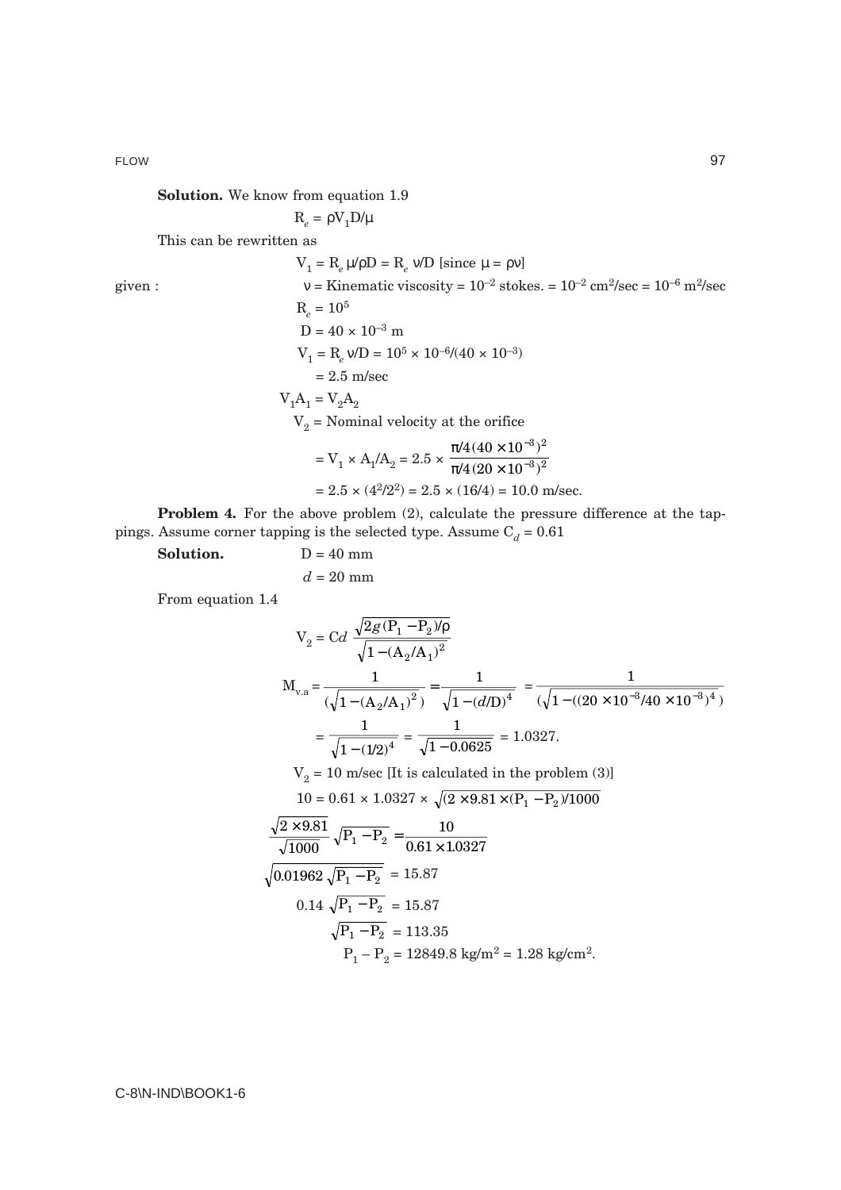**Solution.** We know from equation 1.9

$$R_e = \rho V_1 D/\mu$$

This can be rewritten as

$$V_1 = R_e\, \mu/\rho D = R_e\, \nu/D \text{ [since } \mu = \rho\nu]$$

given :

$$\nu = \text{Kinematic viscosity} = 10^{-2} \text{ stokes.} = 10^{-2} \text{ cm}^2/\text{sec} = 10^{-6} \text{ m}^2/\text{sec}$$

$$R_e = 10^5$$

$$D = 40 \times 10^{-3} \text{ m}$$

$$V_1 = R_e\, \nu/D = 10^5 \times 10^{-6}/(40 \times 10^{-3})$$

$$= 2.5 \text{ m/sec}$$

$$V_1 A_1 = V_2 A_2$$

$V_2$ = Nominal velocity at the orifice

$$= V_1 \times A_1/A_2 = 2.5 \times \frac{\pi/4(40 \times 10^{-3})^2}{\pi/4(20 \times 10^{-3})^2}$$

$$= 2.5 \times (4^2/2^2) = 2.5 \times (16/4) = 10.0 \text{ m/sec.}$$

**Problem 4.** For the above problem (2), calculate the pressure difference at the tappings. Assume corner tapping is the selected type. Assume $C_d = 0.61$

**Solution.** $D = 40$ mm

$d = 20$ mm

From equation 1.4

$$V_2 = Cd\, \frac{\sqrt{2g(P_1 - P_2)/\rho}}{\sqrt{1 - (A_2/A_1)^2}}$$

$$M_{v.a} = \frac{1}{(\sqrt{1 - (A_2/A_1)^2})} = \frac{1}{\sqrt{1 - (d/D)^4}} = \frac{1}{(\sqrt{1 - ((20 \times 10^{-3}/40 \times 10^{-3})^4})}$$

$$= \frac{1}{\sqrt{1 - (1/2)^4}} = \frac{1}{\sqrt{1 - 0.0625}} = 1.0327.$$

$V_2 = 10$ m/sec [It is calculated in the problem (3)]

$$10 = 0.61 \times 1.0327 \times \sqrt{(2 \times 9.81 \times (P_1 - P_2)/1000}$$

$$\frac{\sqrt{2 \times 9.81}}{\sqrt{1000}} \sqrt{P_1 - P_2} = \frac{10}{0.61 \times 1.0327}$$

$$\sqrt{0.01962}\, \sqrt{P_1 - P_2} = 15.87$$

$$0.14\, \sqrt{P_1 - P_2} = 15.87$$

$$\sqrt{P_1 - P_2} = 113.35$$

$$P_1 - P_2 = 12849.8 \text{ kg/m}^2 = 1.28 \text{ kg/cm}^2.$$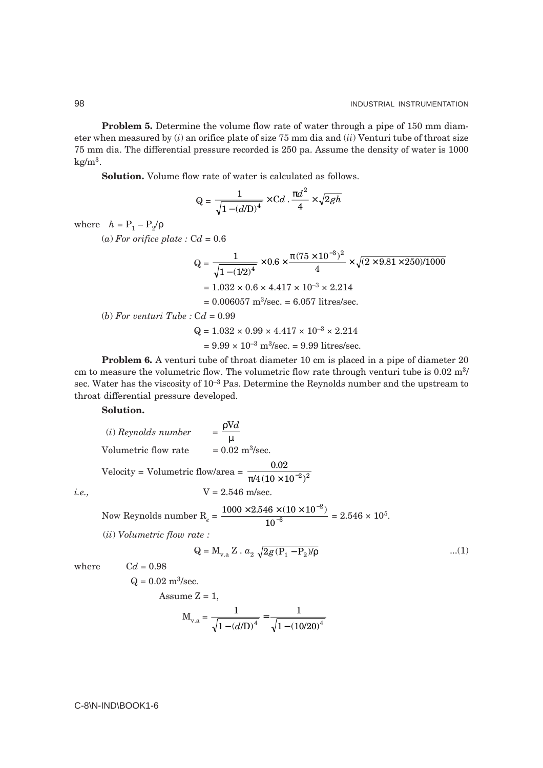**Problem 5.** Determine the volume flow rate of water through a pipe of 150 mm diameter when measured by (*i*) an orifice plate of size 75 mm dia and (*ii*) Venturi tube of throat size 75 mm dia. The differential pressure recorded is 250 pa. Assume the density of water is 1000 $kg/m^3$.

**Solution.** Volume flow rate of water is calculated as follows.

$$Q = \frac{1}{\sqrt{1-(d/D)^4}} \times Cd \cdot \frac{\pi d^2}{4} \times \sqrt{2gh}$$

where $h = P_1 - P_2/\rho$

(*a*) *For orifice plate :* $Cd = 0.6$

$$Q = \frac{1}{\sqrt{1-(1/2)^4}} \times 0.6 \times \frac{\pi(75 \times 10^{-3})^2}{4} \times \sqrt{(2 \times 9.81 \times 250)/1000}$$

$$= 1.032 \times 0.6 \times 4.417 \times 10^{-3} \times 2.214$$

$$= 0.006057 \text{ m}^3/\text{sec.} = 6.057 \text{ litres/sec.}$$

(*b*) *For venturi Tube :* $Cd = 0.99$

$$Q = 1.032 \times 0.99 \times 4.417 \times 10^{-3} \times 2.214$$

$$= 9.99 \times 10^{-3} \text{ m}^3/\text{sec.} = 9.99 \text{ litres/sec.}$$

**Problem 6.** A venturi tube of throat diameter 10 cm is placed in a pipe of diameter 20 cm to measure the volumetric flow. The volumetric flow rate through venturi tube is 0.02 $m^3$/sec. Water has the viscosity of $10^{-3}$ Pas. Determine the Reynolds number and the upstream to throat differential pressure developed.

**Solution.**

(*i*) *Reynolds number* $= \dfrac{\rho V d}{\mu}$

Volumetric flow rate $= 0.02$ $m^3$/sec.

Velocity = Volumetric flow/area $= \dfrac{0.02}{\pi/4(10 \times 10^{-2})^2}$

*i.e.,* $V = 2.546$ m/sec.

Now Reynolds number $R_e = \dfrac{1000 \times 2.546 \times (10 \times 10^{-2})}{10^{-3}} = 2.546 \times 10^5$.

(*ii*) *Volumetric flow rate :*

$$Q = M_{v.a}\, Z \,.\, a_2 \sqrt{2g(P_1 - P_2)/\rho} \qquad ...(1)$$

where $Cd = 0.98$

$Q = 0.02$ $m^3$/sec.

Assume $Z = 1$,

$$M_{v.a} = \frac{1}{\sqrt{1-(d/D)^4}} = \frac{1}{\sqrt{1-(10/20)^4}}$$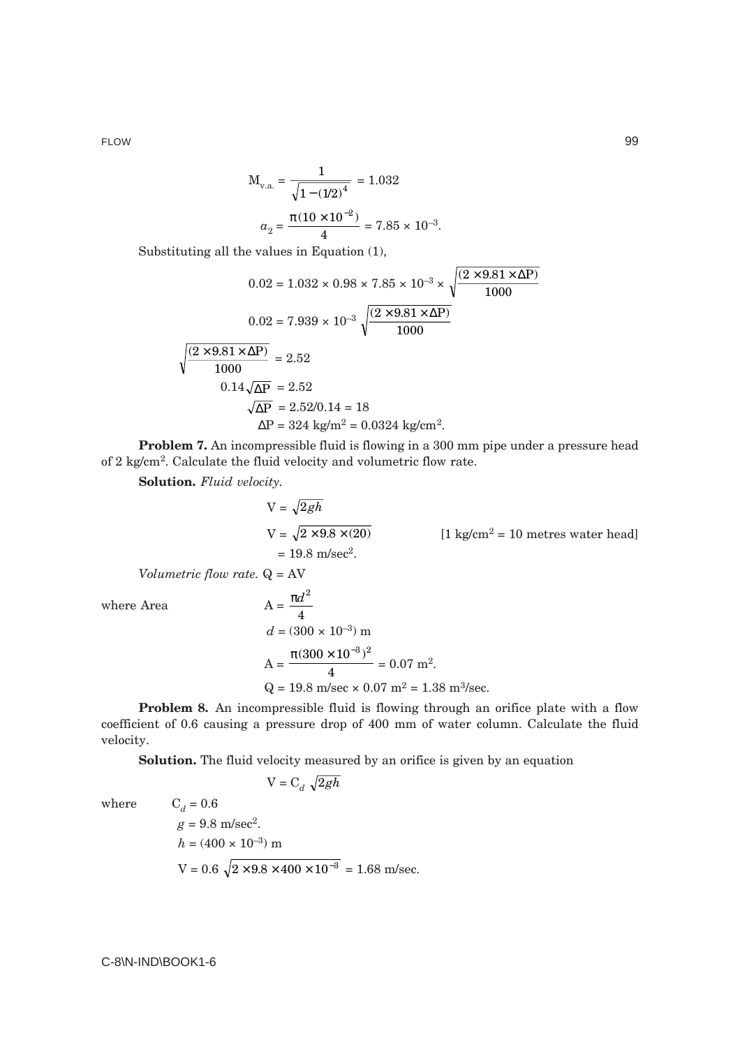$$M_{v.a.} = \frac{1}{\sqrt{1-(1/2)^4}} = 1.032$$

$$a_2 = \frac{\pi(10 \times 10^{-2})}{4} = 7.85 \times 10^{-3}.$$

Substituting all the values in Equation (1),

$$0.02 = 1.032 \times 0.98 \times 7.85 \times 10^{-3} \times \sqrt{\frac{(2 \times 9.81 \times \Delta P)}{1000}}$$

$$0.02 = 7.939 \times 10^{-3} \sqrt{\frac{(2 \times 9.81 \times \Delta P)}{1000}}$$

$$\sqrt{\frac{(2 \times 9.81 \times \Delta P)}{1000}} = 2.52$$

$$0.14\sqrt{\Delta P} = 2.52$$

$$\sqrt{\Delta P} = 2.52/0.14 = 18$$

$$\Delta P = 324 \text{ kg/m}^2 = 0.0324 \text{ kg/cm}^2.$$

**Problem 7.** An incompressible fluid is flowing in a 300 mm pipe under a pressure head of 2 kg/cm$^2$. Calculate the fluid velocity and volumetric flow rate.

**Solution.** *Fluid velocity.*

$$V = \sqrt{2gh}$$

$$V = \sqrt{2 \times 9.8 \times (20)} \qquad [1 \text{ kg/cm}^2 = 10 \text{ metres water head}]$$

$$= 19.8 \text{ m/sec}^2.$$

*Volumetric flow rate.* $Q = AV$

where Area
$$A = \frac{\pi d^2}{4}$$

$$d = (300 \times 10^{-3}) \text{ m}$$

$$A = \frac{\pi(300 \times 10^{-3})^2}{4} = 0.07 \text{ m}^2.$$

$$Q = 19.8 \text{ m/sec} \times 0.07 \text{ m}^2 = 1.38 \text{ m}^3\text{/sec}.$$

**Problem 8.** An incompressible fluid is flowing through an orifice plate with a flow coefficient of 0.6 causing a pressure drop of 400 mm of water column. Calculate the fluid velocity.

**Solution.** The fluid velocity measured by an orifice is given by an equation

$$V = C_d \sqrt{2gh}$$

where $C_d = 0.6$

$g = 9.8 \text{ m/sec}^2.$

$h = (400 \times 10^{-3}) \text{ m}$

$$V = 0.6 \sqrt{2 \times 9.8 \times 400 \times 10^{-3}} = 1.68 \text{ m/sec}.$$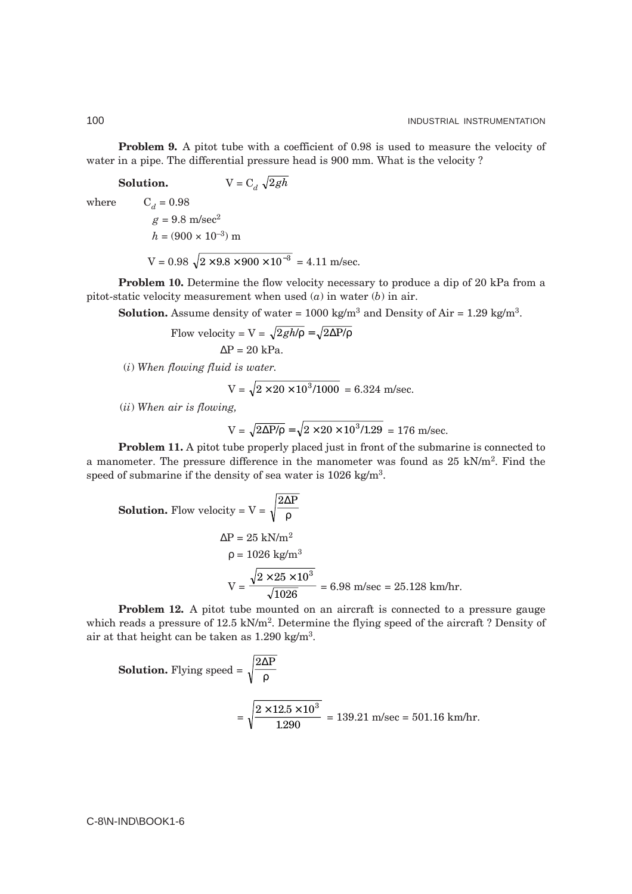**Problem 9.** A pitot tube with a coefficient of 0.98 is used to measure the velocity of water in a pipe. The differential pressure head is 900 mm. What is the velocity ?

**Solution.** $V = C_d \sqrt{2gh}$

where $C_d = 0.98$

$g = 9.8$ m/sec$^2$

$h = (900 \times 10^{-3})$ m

$$V = 0.98 \sqrt{2 \times 9.8 \times 900 \times 10^{-3}} = 4.11 \text{ m/sec.}$$

**Problem 10.** Determine the flow velocity necessary to produce a dip of 20 kPa from a pitot-static velocity measurement when used (*a*) in water (*b*) in air.

**Solution.** Assume density of water = 1000 kg/m$^3$ and Density of Air = 1.29 kg/m$^3$.

$$\text{Flow velocity} = V = \sqrt{2gh/\rho} = \sqrt{2\Delta P/\rho}$$

$$\Delta P = 20 \text{ kPa.}$$

(*i*) *When flowing fluid is water.*

$$V = \sqrt{2 \times 20 \times 10^3/1000} = 6.324 \text{ m/sec.}$$

(*ii*) *When air is flowing,*

$$V = \sqrt{2\Delta P/\rho} = \sqrt{2 \times 20 \times 10^3/1.29} = 176 \text{ m/sec.}$$

**Problem 11.** A pitot tube properly placed just in front of the submarine is connected to a manometer. The pressure difference in the manometer was found as 25 kN/m$^2$. Find the speed of submarine if the density of sea water is 1026 kg/m$^3$.

**Solution.** Flow velocity = $V = \sqrt{\dfrac{2\Delta P}{\rho}}$

$\Delta P = 25$ kN/m$^2$

$\rho = 1026$ kg/m$^3$

$$V = \frac{\sqrt{2 \times 25 \times 10^3}}{\sqrt{1026}} = 6.98 \text{ m/sec} = 25.128 \text{ km/hr.}$$

**Problem 12.** A pitot tube mounted on an aircraft is connected to a pressure gauge which reads a pressure of 12.5 kN/m$^2$. Determine the flying speed of the aircraft ? Density of air at that height can be taken as 1.290 kg/m$^3$.

**Solution.** Flying speed = $\sqrt{\dfrac{2\Delta P}{\rho}}$

$$= \sqrt{\frac{2 \times 12.5 \times 10^3}{1.290}} = 139.21 \text{ m/sec} = 501.16 \text{ km/hr.}$$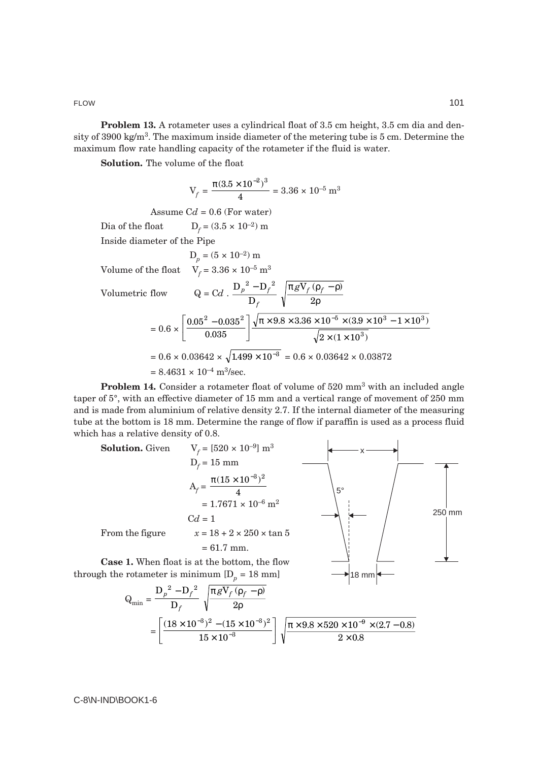**Problem 13.** A rotameter uses a cylindrical float of 3.5 cm height, 3.5 cm dia and density of 3900 kg/m$^3$. The maximum inside diameter of the metering tube is 5 cm. Determine the maximum flow rate handling capacity of the rotameter if the fluid is water.

**Solution.** The volume of the float

$$V_f = \frac{\pi(3.5 \times 10^{-2})^3}{4} = 3.36 \times 10^{-5} \text{ m}^3$$

Assume $Cd = 0.6$ (For water)

Dia of the float $D_f = (3.5 \times 10^{-2})$ m

Inside diameter of the Pipe

$$D_p = (5 \times 10^{-2}) \text{ m}$$

Volume of the float $V_f = 3.36 \times 10^{-5}$ m$^3$

Volumetric flow

$$Q = Cd \cdot \frac{D_p^2 - D_f^2}{D_f} \sqrt{\frac{\pi g V_f (\rho_f - \rho)}{2\rho}}$$

$$= 0.6 \times \left[\frac{0.05^2 - 0.035^2}{0.035}\right] \frac{\sqrt{\pi \times 9.8 \times 3.36 \times 10^{-5} \times (3.9 \times 10^3 - 1 \times 10^3)}}{\sqrt{2 \times (1 \times 10^3)}}$$

$$= 0.6 \times 0.03642 \times \sqrt{1.499 \times 10^{-3}} = 0.6 \times 0.03642 \times 0.03872$$

$$= 8.4631 \times 10^{-4} \text{ m}^3\text{/sec.}$$

**Problem 14.** Consider a rotameter float of volume of 520 mm$^3$ with an included angle taper of 5°, with an effective diameter of 15 mm and a vertical range of movement of 250 mm and is made from aluminium of relative density 2.7. If the internal diameter of the measuring tube at the bottom is 18 mm. Determine the range of flow if paraffin is used as a process fluid which has a relative density of 0.8.

**Solution.** Given

$$V_f = [520 \times 10^{-9}] \text{ m}^3$$

$$D_f = 15 \text{ mm}$$

$$A_f = \frac{\pi(15 \times 10^{-3})^2}{4} = 1.7671 \times 10^{-6} \text{ m}^2$$

$$Cd = 1$$

x

5°

250 mm

18 mm

From the figure

$$x = 18 + 2 \times 250 \times \tan 5 = 61.7 \text{ mm.}$$

**Case 1.** When float is at the bottom, the flow through the rotameter is minimum [$D_p = 18$ mm]

$$Q_{min} = \frac{D_p^2 - D_f^2}{D_f} \sqrt{\frac{\pi g V_f (\rho_f - \rho)}{2\rho}}$$

$$= \left[\frac{(18 \times 10^{-3})^2 - (15 \times 10^{-3})^2}{15 \times 10^{-3}}\right] \sqrt{\frac{\pi \times 9.8 \times 520 \times 10^{-9} \times (2.7 - 0.8)}{2 \times 0.8}}$$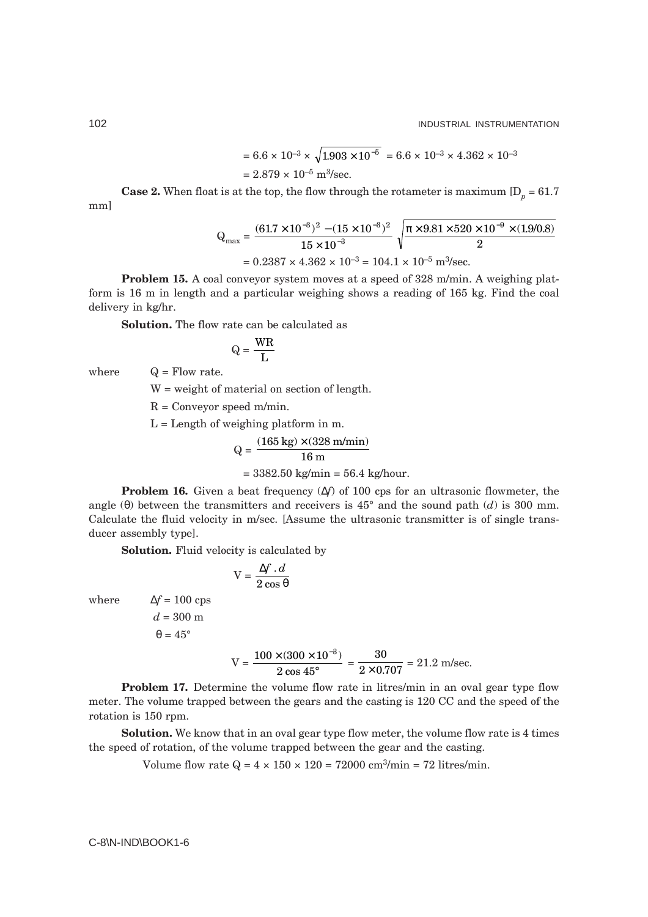$$= 6.6 \times 10^{-3} \times \sqrt{1.903 \times 10^{-6}} = 6.6 \times 10^{-3} \times 4.362 \times 10^{-3}$$

$$= 2.879 \times 10^{-5} \text{ m}^3\text{/sec.}$$

**Case 2.** When float is at the top, the flow through the rotameter is maximum [$D_p = 61.7$ mm]

$$Q_{max} = \frac{(61.7 \times 10^{-3})^2 - (15 \times 10^{-3})^2}{15 \times 10^{-3}} \sqrt{\frac{\pi \times 9.81 \times 520 \times 10^{-9} \times (1.9/0.8)}{2}}$$

$$= 0.2387 \times 4.362 \times 10^{-3} = 104.1 \times 10^{-5} \text{ m}^3\text{/sec.}$$

**Problem 15.** A coal conveyor system moves at a speed of 328 m/min. A weighing platform is 16 m in length and a particular weighing shows a reading of 165 kg. Find the coal delivery in kg/hr.

**Solution.** The flow rate can be calculated as

$$Q = \frac{WR}{L}$$

where $Q$ = Flow rate.

$W$ = weight of material on section of length.

$R$ = Conveyor speed m/min.

$L$ = Length of weighing platform in m.

$$Q = \frac{(165 \text{ kg}) \times (328 \text{ m/min})}{16 \text{ m}}$$

$$= 3382.50 \text{ kg/min} = 56.4 \text{ kg/hour.}$$

**Problem 16.** Given a beat frequency ($\Delta f$) of 100 cps for an ultrasonic flowmeter, the angle ($\theta$) between the transmitters and receivers is 45° and the sound path ($d$) is 300 mm. Calculate the fluid velocity in m/sec. [Assume the ultrasonic transmitter is of single transducer assembly type].

**Solution.** Fluid velocity is calculated by

$$V = \frac{\Delta f \cdot d}{2 \cos \theta}$$

where $\Delta f = 100$ cps

$d = 300$ m

$\theta = 45°$

$$V = \frac{100 \times (300 \times 10^{-3})}{2 \cos 45°} = \frac{30}{2 \times 0.707} = 21.2 \text{ m/sec.}$$

**Problem 17.** Determine the volume flow rate in litres/min in an oval gear type flow meter. The volume trapped between the gears and the casting is 120 CC and the speed of the rotation is 150 rpm.

**Solution.** We know that in an oval gear type flow meter, the volume flow rate is 4 times the speed of rotation, of the volume trapped between the gear and the casting.

Volume flow rate $Q = 4 \times 150 \times 120 = 72000 \text{ cm}^3\text{/min} = 72$ litres/min.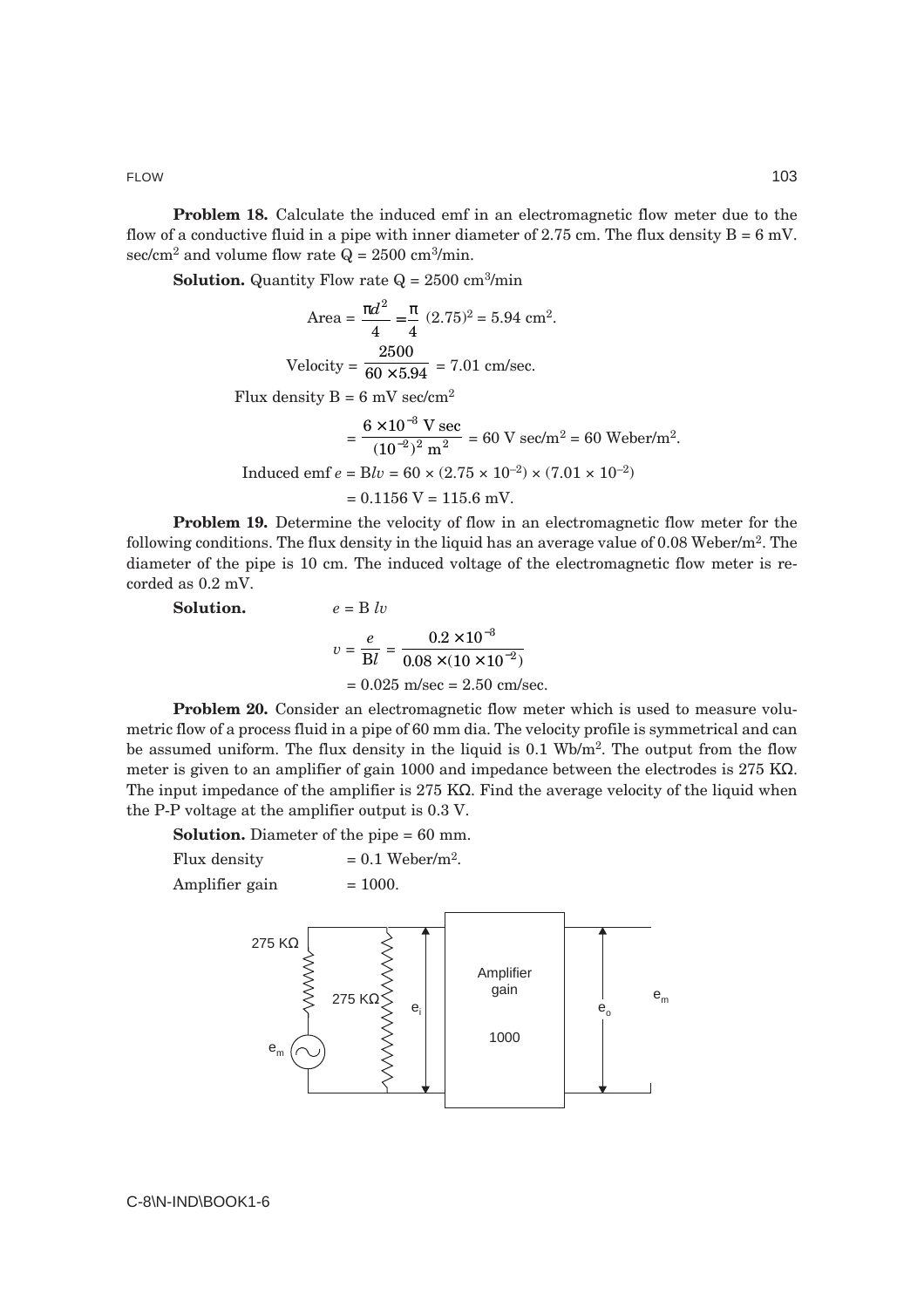**Problem 18.** Calculate the induced emf in an electromagnetic flow meter due to the flow of a conductive fluid in a pipe with inner diameter of 2.75 cm. The flux density B = 6 mV. sec/cm$^2$ and volume flow rate Q = 2500 cm$^3$/min.

**Solution.** Quantity Flow rate Q = 2500 cm$^3$/min

$$\text{Area} = \frac{\pi d^2}{4} = \frac{\pi}{4}\ (2.75)^2 = 5.94 \text{ cm}^2.$$

$$\text{Velocity} = \frac{2500}{60 \times 5.94} = 7.01 \text{ cm/sec.}$$

Flux density B = 6 mV sec/cm$^2$

$$= \frac{6 \times 10^{-3} \text{ V sec}}{(10^{-2})^2 \text{ m}^2} = 60 \text{ V sec/m}^2 = 60 \text{ Weber/m}^2.$$

Induced emf $e = Blv = 60 \times (2.75 \times 10^{-2}) \times (7.01 \times 10^{-2})$

$$= 0.1156 \text{ V} = 115.6 \text{ mV.}$$

**Problem 19.** Determine the velocity of flow in an electromagnetic flow meter for the following conditions. The flux density in the liquid has an average value of 0.08 Weber/m$^2$. The diameter of the pipe is 10 cm. The induced voltage of the electromagnetic flow meter is recorded as 0.2 mV.

**Solution.** $e = B\,lv$

$$v = \frac{e}{Bl} = \frac{0.2 \times 10^{-3}}{0.08 \times (10 \times 10^{-2})}$$

$$= 0.025 \text{ m/sec} = 2.50 \text{ cm/sec.}$$

**Problem 20.** Consider an electromagnetic flow meter which is used to measure volumetric flow of a process fluid in a pipe of 60 mm dia. The velocity profile is symmetrical and can be assumed uniform. The flux density in the liquid is 0.1 Wb/m$^2$. The output from the flow meter is given to an amplifier of gain 1000 and impedance between the electrodes is 275 KΩ. The input impedance of the amplifier is 275 KΩ. Find the average velocity of the liquid when the P-P voltage at the amplifier output is 0.3 V.

**Solution.** Diameter of the pipe = 60 mm.

Flux density = 0.1 Weber/m$^2$.

Amplifier gain = 1000.

275 KΩ

275 KΩ

$e_m$

$e_i$

Amplifier gain

1000

$e_o$

$e_m$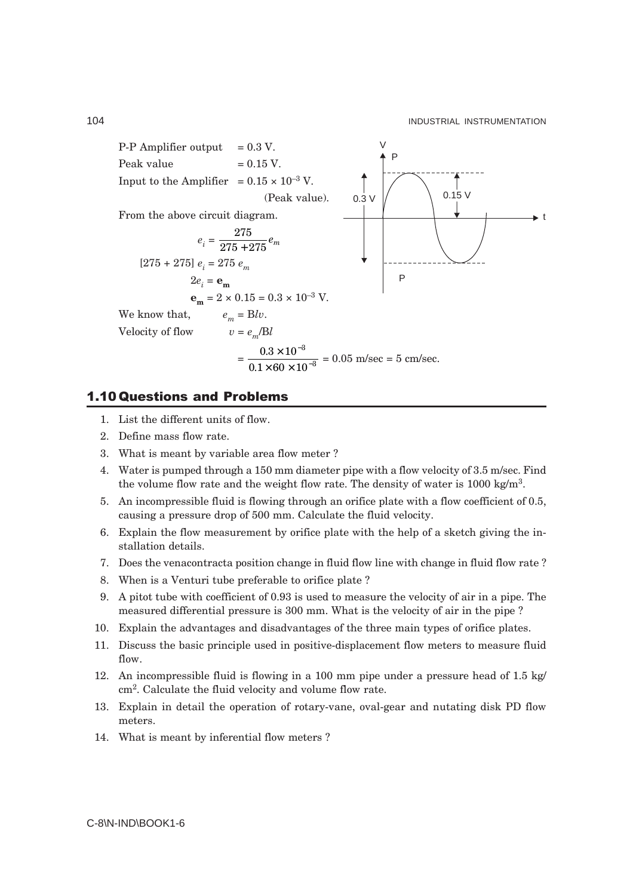P-P Amplifier output = 0.3 V.

Peak value = 0.15 V.

Input to the Amplifier = $0.15 \times 10^{-3}$ V. (Peak value).

V
P
0.3 V
0.15 V
t
P

From the above circuit diagram.

$$e_i = \frac{275}{275 + 275} e_m$$

$$[275 + 275]\, e_i = 275\, e_m$$

$$2e_i = \mathbf{e_m}$$

$$\mathbf{e_m} = 2 \times 0.15 = 0.3 \times 10^{-3} \text{ V.}$$

We know that, $e_m = \text{B}lv$.

Velocity of flow $v = e_m/\text{B}l$

$$= \frac{0.3 \times 10^{-3}}{0.1 \times 60 \times 10^{-3}} = 0.05 \text{ m/sec} = 5 \text{ cm/sec.}$$

## 1.10 Questions and Problems

1. List the different units of flow.
2. Define mass flow rate.
3. What is meant by variable area flow meter ?
4. Water is pumped through a 150 mm diameter pipe with a flow velocity of 3.5 m/sec. Find the volume flow rate and the weight flow rate. The density of water is 1000 kg/m$^3$.
5. An incompressible fluid is flowing through an orifice plate with a flow coefficient of 0.5, causing a pressure drop of 500 mm. Calculate the fluid velocity.
6. Explain the flow measurement by orifice plate with the help of a sketch giving the installation details.
7. Does the venacontracta position change in fluid flow line with change in fluid flow rate ?
8. When is a Venturi tube preferable to orifice plate ?
9. A pitot tube with coefficient of 0.93 is used to measure the velocity of air in a pipe. The measured differential pressure is 300 mm. What is the velocity of air in the pipe ?
10. Explain the advantages and disadvantages of the three main types of orifice plates.
11. Discuss the basic principle used in positive-displacement flow meters to measure fluid flow.
12. An incompressible fluid is flowing in a 100 mm pipe under a pressure head of 1.5 kg/cm$^2$. Calculate the fluid velocity and volume flow rate.
13. Explain in detail the operation of rotary-vane, oval-gear and nutating disk PD flow meters.
14. What is meant by inferential flow meters ?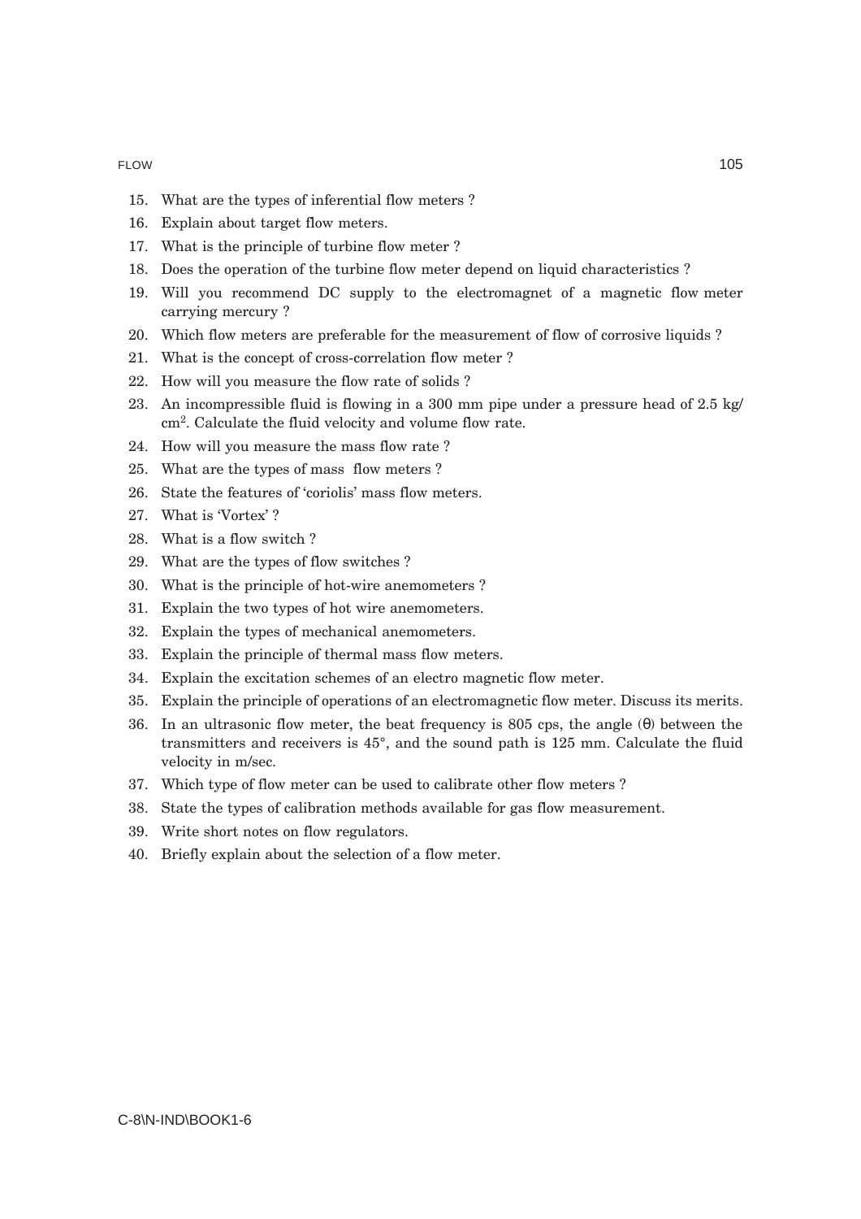15. What are the types of inferential flow meters ?
16. Explain about target flow meters.
17. What is the principle of turbine flow meter ?
18. Does the operation of the turbine flow meter depend on liquid characteristics ?
19. Will you recommend DC supply to the electromagnet of a magnetic flow meter carrying mercury ?
20. Which flow meters are preferable for the measurement of flow of corrosive liquids ?
21. What is the concept of cross-correlation flow meter ?
22. How will you measure the flow rate of solids ?
23. An incompressible fluid is flowing in a 300 mm pipe under a pressure head of 2.5 kg/ $cm^2$. Calculate the fluid velocity and volume flow rate.
24. How will you measure the mass flow rate ?
25. What are the types of mass flow meters ?
26. State the features of 'coriolis' mass flow meters.
27. What is 'Vortex' ?
28. What is a flow switch ?
29. What are the types of flow switches ?
30. What is the principle of hot-wire anemometers ?
31. Explain the two types of hot wire anemometers.
32. Explain the types of mechanical anemometers.
33. Explain the principle of thermal mass flow meters.
34. Explain the excitation schemes of an electro magnetic flow meter.
35. Explain the principle of operations of an electromagnetic flow meter. Discuss its merits.
36. In an ultrasonic flow meter, the beat frequency is 805 cps, the angle ($\theta$) between the transmitters and receivers is 45°, and the sound path is 125 mm. Calculate the fluid velocity in m/sec.
37. Which type of flow meter can be used to calibrate other flow meters ?
38. State the types of calibration methods available for gas flow measurement.
39. Write short notes on flow regulators.
40. Briefly explain about the selection of a flow meter.